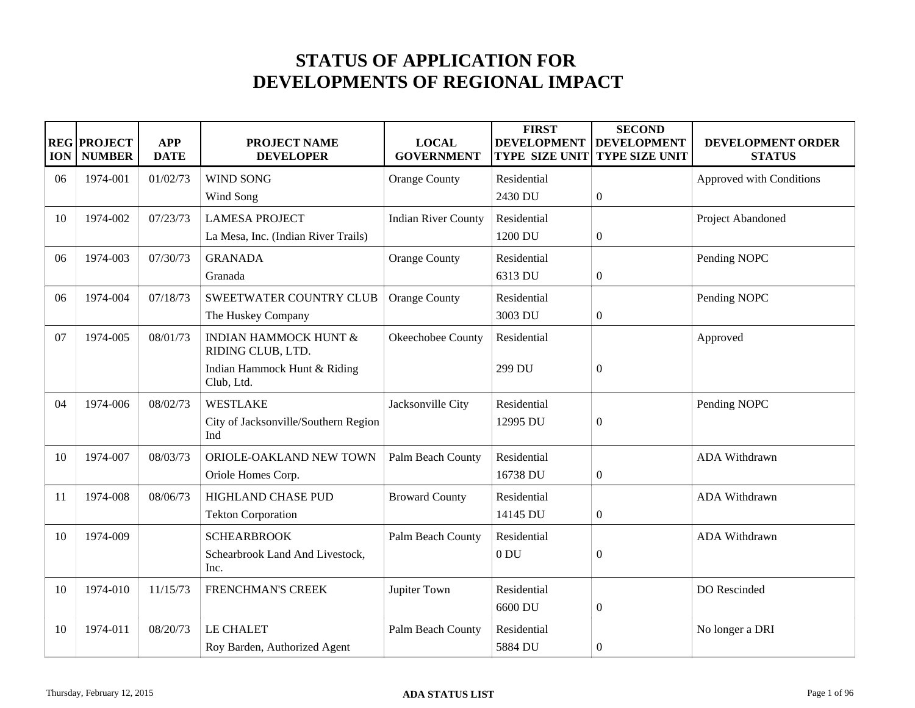# STATUS OF APPLICATION FOR DEVELOPMENTS OF REGIONAL IMPACT

| REGION | PROJECT NUMBER | APP DATE | PROJECT NAME DEVELOPER | LOCAL GOVERNMENT | FIRST DEVELOPMENT TYPE SIZE UNIT | SECOND DEVELOPMENT TYPE SIZE UNIT | DEVELOPMENT ORDER STATUS |
|---|---|---|---|---|---|---|---|
| 06 | 1974-001 | 01/02/73 | WIND SONG<br>Wind Song | Orange County | Residential<br>2430 DU | 0 | Approved with Conditions |
| 10 | 1974-002 | 07/23/73 | LAMESA PROJECT<br>La Mesa, Inc. (Indian River Trails) | Indian River County | Residential<br>1200 DU | 0 | Project Abandoned |
| 06 | 1974-003 | 07/30/73 | GRANADA<br>Granada | Orange County | Residential<br>6313 DU | 0 | Pending NOPC |
| 06 | 1974-004 | 07/18/73 | SWEETWATER COUNTRY CLUB<br>The Huskey Company | Orange County | Residential<br>3003 DU | 0 | Pending NOPC |
| 07 | 1974-005 | 08/01/73 | INDIAN HAMMOCK HUNT & RIDING CLUB, LTD.<br>Indian Hammock Hunt & Riding Club, Ltd. | Okeechobee County | Residential<br>299 DU | 0 | Approved |
| 04 | 1974-006 | 08/02/73 | WESTLAKE<br>City of Jacksonville/Southern Region Ind | Jacksonville City | Residential<br>12995 DU | 0 | Pending NOPC |
| 10 | 1974-007 | 08/03/73 | ORIOLE-OAKLAND NEW TOWN<br>Oriole Homes Corp. | Palm Beach County | Residential<br>16738 DU | 0 | ADA Withdrawn |
| 11 | 1974-008 | 08/06/73 | HIGHLAND CHASE PUD<br>Tekton Corporation | Broward County | Residential<br>14145 DU | 0 | ADA Withdrawn |
| 10 | 1974-009 | | SCHEARBROOK<br>Schearbrook Land And Livestock, Inc. | Palm Beach County | Residential<br>0 DU | 0 | ADA Withdrawn |
| 10 | 1974-010 | 11/15/73 | FRENCHMAN'S CREEK | Jupiter Town | Residential<br>6600 DU | 0 | DO Rescinded |
| 10 | 1974-011 | 08/20/73 | LE CHALET<br>Roy Barden, Authorized Agent | Palm Beach County | Residential<br>5884 DU | 0 | No longer a DRI |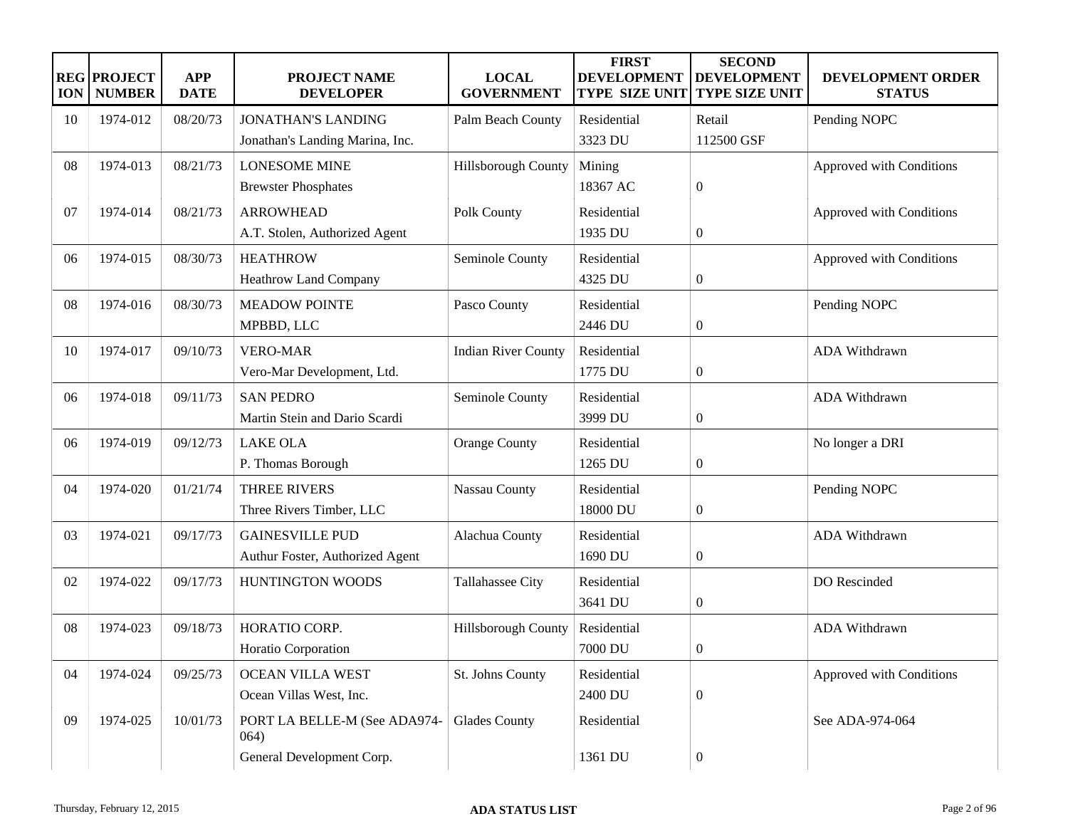| REGION | PROJECT NUMBER | APP DATE | PROJECT NAME DEVELOPER | LOCAL GOVERNMENT | FIRST DEVELOPMENT TYPE SIZE UNIT | SECOND DEVELOPMENT TYPE SIZE UNIT | DEVELOPMENT ORDER STATUS |
|---|---|---|---|---|---|---|---|
| 10 | 1974-012 | 08/20/73 | JONATHAN'S LANDING<br>Jonathan's Landing Marina, Inc. | Palm Beach County | Residential<br>3323 DU | Retail<br>112500 GSF | Pending NOPC |
| 08 | 1974-013 | 08/21/73 | LONESOME MINE<br>Brewster Phosphates | Hillsborough County | Mining<br>18367 AC | 0 | Approved with Conditions |
| 07 | 1974-014 | 08/21/73 | ARROWHEAD<br>A.T. Stolen, Authorized Agent | Polk County | Residential<br>1935 DU | 0 | Approved with Conditions |
| 06 | 1974-015 | 08/30/73 | HEATHROW<br>Heathrow Land Company | Seminole County | Residential<br>4325 DU | 0 | Approved with Conditions |
| 08 | 1974-016 | 08/30/73 | MEADOW POINTE<br>MPBBD, LLC | Pasco County | Residential<br>2446 DU | 0 | Pending NOPC |
| 10 | 1974-017 | 09/10/73 | VERO-MAR<br>Vero-Mar Development, Ltd. | Indian River County | Residential<br>1775 DU | 0 | ADA Withdrawn |
| 06 | 1974-018 | 09/11/73 | SAN PEDRO<br>Martin Stein and Dario Scardi | Seminole County | Residential<br>3999 DU | 0 | ADA Withdrawn |
| 06 | 1974-019 | 09/12/73 | LAKE OLA<br>P. Thomas Borough | Orange County | Residential<br>1265 DU | 0 | No longer a DRI |
| 04 | 1974-020 | 01/21/74 | THREE RIVERS<br>Three Rivers Timber, LLC | Nassau County | Residential<br>18000 DU | 0 | Pending NOPC |
| 03 | 1974-021 | 09/17/73 | GAINESVILLE PUD<br>Authur Foster, Authorized Agent | Alachua County | Residential<br>1690 DU | 0 | ADA Withdrawn |
| 02 | 1974-022 | 09/17/73 | HUNTINGTON WOODS | Tallahassee City | Residential<br>3641 DU | 0 | DO Rescinded |
| 08 | 1974-023 | 09/18/73 | HORATIO CORP.<br>Horatio Corporation | Hillsborough County | Residential<br>7000 DU | 0 | ADA Withdrawn |
| 04 | 1974-024 | 09/25/73 | OCEAN VILLA WEST<br>Ocean Villas West, Inc. | St. Johns County | Residential<br>2400 DU | 0 | Approved with Conditions |
| 09 | 1974-025 | 10/01/73 | PORT LA BELLE-M (See ADA974-064)<br>General Development Corp. | Glades County | Residential<br>1361 DU | 0 | See ADA-974-064 |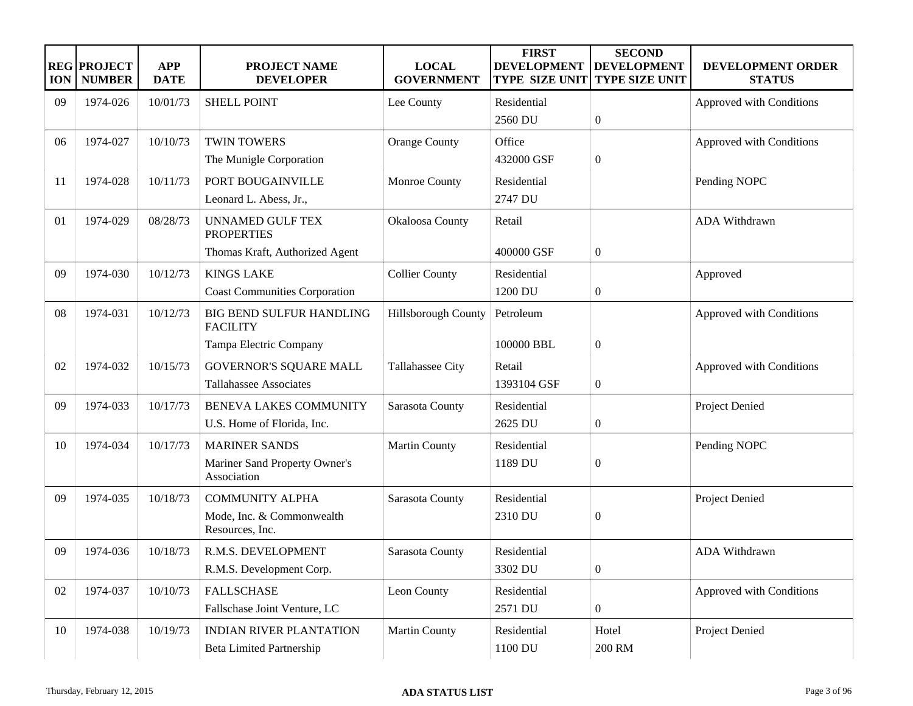| REGION | PROJECT NUMBER | APP DATE | PROJECT NAME DEVELOPER | LOCAL GOVERNMENT | FIRST DEVELOPMENT TYPE SIZE UNIT | SECOND DEVELOPMENT TYPE SIZE UNIT | DEVELOPMENT ORDER STATUS |
|---|---|---|---|---|---|---|---|
| 09 | 1974-026 | 10/01/73 | SHELL POINT | Lee County | Residential 2560 DU | 0 | Approved with Conditions |
| 06 | 1974-027 | 10/10/73 | TWIN TOWERS The Munigle Corporation | Orange County | Office 432000 GSF | 0 | Approved with Conditions |
| 11 | 1974-028 | 10/11/73 | PORT BOUGAINVILLE Leonard L. Abess, Jr., | Monroe County | Residential 2747 DU | | Pending NOPC |
| 01 | 1974-029 | 08/28/73 | UNNAMED GULF TEX PROPERTIES Thomas Kraft, Authorized Agent | Okaloosa County | Retail 400000 GSF | 0 | ADA Withdrawn |
| 09 | 1974-030 | 10/12/73 | KINGS LAKE Coast Communities Corporation | Collier County | Residential 1200 DU | 0 | Approved |
| 08 | 1974-031 | 10/12/73 | BIG BEND SULFUR HANDLING FACILITY Tampa Electric Company | Hillsborough County | Petroleum 100000 BBL | 0 | Approved with Conditions |
| 02 | 1974-032 | 10/15/73 | GOVERNOR'S SQUARE MALL Tallahassee Associates | Tallahassee City | Retail 1393104 GSF | 0 | Approved with Conditions |
| 09 | 1974-033 | 10/17/73 | BENEVA LAKES COMMUNITY U.S. Home of Florida, Inc. | Sarasota County | Residential 2625 DU | 0 | Project Denied |
| 10 | 1974-034 | 10/17/73 | MARINER SANDS Mariner Sand Property Owner's Association | Martin County | Residential 1189 DU | 0 | Pending NOPC |
| 09 | 1974-035 | 10/18/73 | COMMUNITY ALPHA Mode, Inc. & Commonwealth Resources, Inc. | Sarasota County | Residential 2310 DU | 0 | Project Denied |
| 09 | 1974-036 | 10/18/73 | R.M.S. DEVELOPMENT R.M.S. Development Corp. | Sarasota County | Residential 3302 DU | 0 | ADA Withdrawn |
| 02 | 1974-037 | 10/10/73 | FALLSCHASE Fallschase Joint Venture, LC | Leon County | Residential 2571 DU | 0 | Approved with Conditions |
| 10 | 1974-038 | 10/19/73 | INDIAN RIVER PLANTATION Beta Limited Partnership | Martin County | Residential 1100 DU | Hotel 200 RM | Project Denied |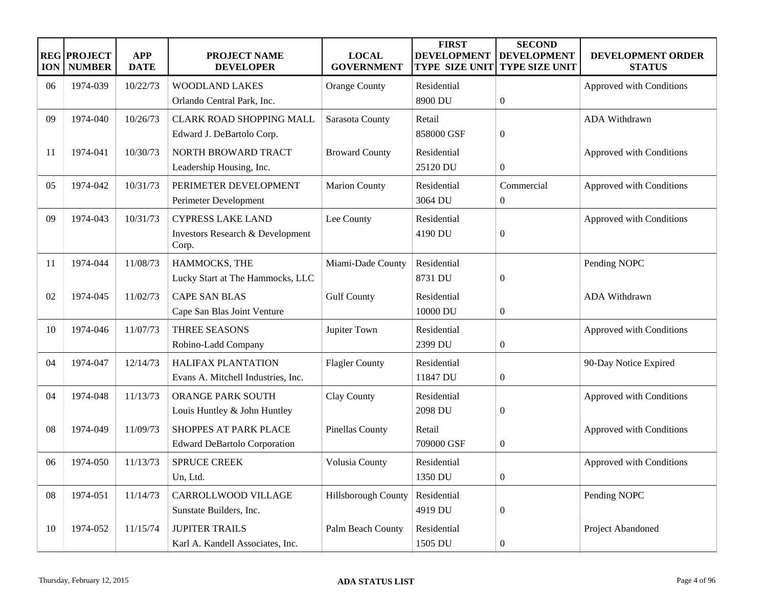| REGION | PROJECT NUMBER | APP DATE | PROJECT NAME DEVELOPER | LOCAL GOVERNMENT | FIRST DEVELOPMENT TYPE SIZE UNIT | SECOND DEVELOPMENT TYPE SIZE UNIT | DEVELOPMENT ORDER STATUS |
|---|---|---|---|---|---|---|---|
| 06 | 1974-039 | 10/22/73 | WOODLAND LAKES<br>Orlando Central Park, Inc. | Orange County | Residential<br>8900 DU | 0 | Approved with Conditions |
| 09 | 1974-040 | 10/26/73 | CLARK ROAD SHOPPING MALL<br>Edward J. DeBartolo Corp. | Sarasota County | Retail<br>858000 GSF | 0 | ADA Withdrawn |
| 11 | 1974-041 | 10/30/73 | NORTH BROWARD TRACT<br>Leadership Housing, Inc. | Broward County | Residential<br>25120 DU | 0 | Approved with Conditions |
| 05 | 1974-042 | 10/31/73 | PERIMETER DEVELOPMENT<br>Perimeter Development | Marion County | Residential<br>3064 DU | Commercial<br>0 | Approved with Conditions |
| 09 | 1974-043 | 10/31/73 | CYPRESS LAKE LAND<br>Investors Research & Development Corp. | Lee County | Residential<br>4190 DU | 0 | Approved with Conditions |
| 11 | 1974-044 | 11/08/73 | HAMMOCKS, THE<br>Lucky Start at The Hammocks, LLC | Miami-Dade County | Residential<br>8731 DU | 0 | Pending NOPC |
| 02 | 1974-045 | 11/02/73 | CAPE SAN BLAS<br>Cape San Blas Joint Venture | Gulf County | Residential<br>10000 DU | 0 | ADA Withdrawn |
| 10 | 1974-046 | 11/07/73 | THREE SEASONS<br>Robino-Ladd Company | Jupiter Town | Residential<br>2399 DU | 0 | Approved with Conditions |
| 04 | 1974-047 | 12/14/73 | HALIFAX PLANTATION<br>Evans A. Mitchell Industries, Inc. | Flagler County | Residential<br>11847 DU | 0 | 90-Day Notice Expired |
| 04 | 1974-048 | 11/13/73 | ORANGE PARK SOUTH<br>Louis Huntley & John Huntley | Clay County | Residential<br>2098 DU | 0 | Approved with Conditions |
| 08 | 1974-049 | 11/09/73 | SHOPPES AT PARK PLACE<br>Edward DeBartolo Corporation | Pinellas County | Retail<br>709000 GSF | 0 | Approved with Conditions |
| 06 | 1974-050 | 11/13/73 | SPRUCE CREEK<br>Un, Ltd. | Volusia County | Residential<br>1350 DU | 0 | Approved with Conditions |
| 08 | 1974-051 | 11/14/73 | CARROLLWOOD VILLAGE<br>Sunstate Builders, Inc. | Hillsborough County | Residential<br>4919 DU | 0 | Pending NOPC |
| 10 | 1974-052 | 11/15/74 | JUPITER TRAILS<br>Karl A. Kandell Associates, Inc. | Palm Beach County | Residential<br>1505 DU | 0 | Project Abandoned |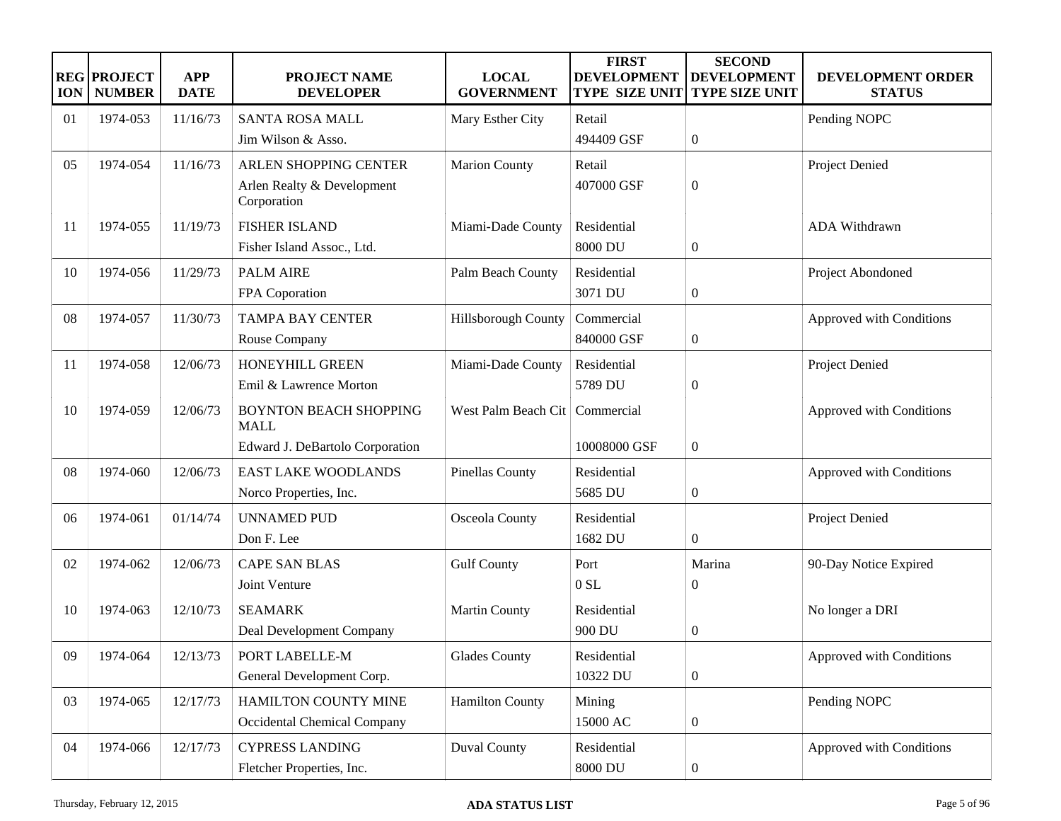| REGION | PROJECT NUMBER | APP DATE | PROJECT NAME DEVELOPER | LOCAL GOVERNMENT | FIRST DEVELOPMENT TYPE SIZE UNIT | SECOND DEVELOPMENT TYPE SIZE UNIT | DEVELOPMENT ORDER STATUS |
|---|---|---|---|---|---|---|---|
| 01 | 1974-053 | 11/16/73 | SANTA ROSA MALL<br>Jim Wilson & Asso. | Mary Esther City | Retail<br>494409 GSF | 0 | Pending NOPC |
| 05 | 1974-054 | 11/16/73 | ARLEN SHOPPING CENTER<br>Arlen Realty & Development Corporation | Marion County | Retail<br>407000 GSF | 0 | Project Denied |
| 11 | 1974-055 | 11/19/73 | FISHER ISLAND<br>Fisher Island Assoc., Ltd. | Miami-Dade County | Residential<br>8000 DU | 0 | ADA Withdrawn |
| 10 | 1974-056 | 11/29/73 | PALM AIRE<br>FPA Coporation | Palm Beach County | Residential<br>3071 DU | 0 | Project Abondoned |
| 08 | 1974-057 | 11/30/73 | TAMPA BAY CENTER<br>Rouse Company | Hillsborough County | Commercial<br>840000 GSF | 0 | Approved with Conditions |
| 11 | 1974-058 | 12/06/73 | HONEYHILL GREEN<br>Emil & Lawrence Morton | Miami-Dade County | Residential<br>5789 DU | 0 | Project Denied |
| 10 | 1974-059 | 12/06/73 | BOYNTON BEACH SHOPPING MALL<br>Edward J. DeBartolo Corporation | West Palm Beach Cit | Commercial<br>10008000 GSF | 0 | Approved with Conditions |
| 08 | 1974-060 | 12/06/73 | EAST LAKE WOODLANDS<br>Norco Properties, Inc. | Pinellas County | Residential<br>5685 DU | 0 | Approved with Conditions |
| 06 | 1974-061 | 01/14/74 | UNNAMED PUD<br>Don F. Lee | Osceola County | Residential<br>1682 DU | 0 | Project Denied |
| 02 | 1974-062 | 12/06/73 | CAPE SAN BLAS<br>Joint Venture | Gulf County | Port<br>0 SL | Marina<br>0 | 90-Day Notice Expired |
| 10 | 1974-063 | 12/10/73 | SEAMARK<br>Deal Development Company | Martin County | Residential<br>900 DU | 0 | No longer a DRI |
| 09 | 1974-064 | 12/13/73 | PORT LABELLE-M<br>General Development Corp. | Glades County | Residential<br>10322 DU | 0 | Approved with Conditions |
| 03 | 1974-065 | 12/17/73 | HAMILTON COUNTY MINE<br>Occidental Chemical Company | Hamilton County | Mining<br>15000 AC | 0 | Pending NOPC |
| 04 | 1974-066 | 12/17/73 | CYPRESS LANDING<br>Fletcher Properties, Inc. | Duval County | Residential<br>8000 DU | 0 | Approved with Conditions |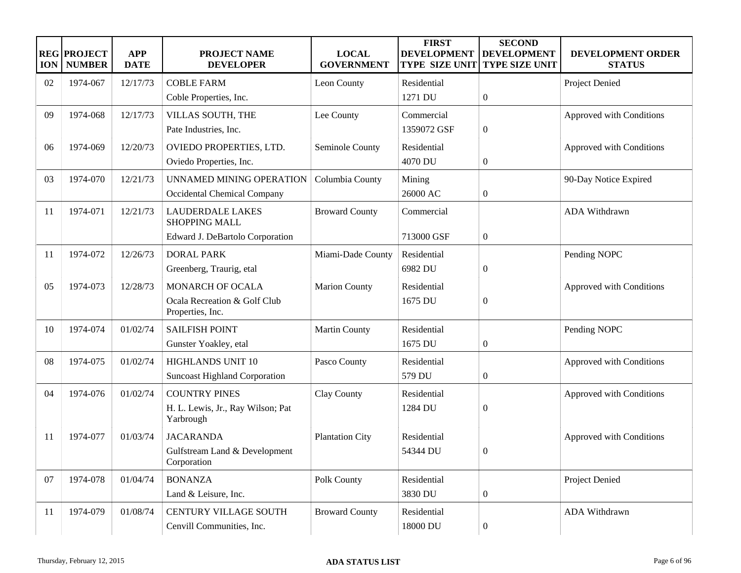| REGION | PROJECT NUMBER | APP DATE | PROJECT NAME DEVELOPER | LOCAL GOVERNMENT | FIRST DEVELOPMENT TYPE SIZE UNIT | SECOND DEVELOPMENT TYPE SIZE UNIT | DEVELOPMENT ORDER STATUS |
|---|---|---|---|---|---|---|---|
| 02 | 1974-067 | 12/17/73 | COBLE FARM<br>Coble Properties, Inc. | Leon County | Residential<br>1271 DU | 0 | Project Denied |
| 09 | 1974-068 | 12/17/73 | VILLAS SOUTH, THE<br>Pate Industries, Inc. | Lee County | Commercial<br>1359072 GSF | 0 | Approved with Conditions |
| 06 | 1974-069 | 12/20/73 | OVIEDO PROPERTIES, LTD.<br>Oviedo Properties, Inc. | Seminole County | Residential<br>4070 DU | 0 | Approved with Conditions |
| 03 | 1974-070 | 12/21/73 | UNNAMED MINING OPERATION<br>Occidental Chemical Company | Columbia County | Mining<br>26000 AC | 0 | 90-Day Notice Expired |
| 11 | 1974-071 | 12/21/73 | LAUDERDALE LAKES SHOPPING MALL<br>Edward J. DeBartolo Corporation | Broward County | Commercial<br>713000 GSF | 0 | ADA Withdrawn |
| 11 | 1974-072 | 12/26/73 | DORAL PARK<br>Greenberg, Traurig, etal | Miami-Dade County | Residential<br>6982 DU | 0 | Pending NOPC |
| 05 | 1974-073 | 12/28/73 | MONARCH OF OCALA<br>Ocala Recreation & Golf Club Properties, Inc. | Marion County | Residential<br>1675 DU | 0 | Approved with Conditions |
| 10 | 1974-074 | 01/02/74 | SAILFISH POINT<br>Gunster Yoakley, etal | Martin County | Residential<br>1675 DU | 0 | Pending NOPC |
| 08 | 1974-075 | 01/02/74 | HIGHLANDS UNIT 10<br>Suncoast Highland Corporation | Pasco County | Residential<br>579 DU | 0 | Approved with Conditions |
| 04 | 1974-076 | 01/02/74 | COUNTRY PINES<br>H. L. Lewis, Jr., Ray Wilson; Pat Yarbrough | Clay County | Residential<br>1284 DU | 0 | Approved with Conditions |
| 11 | 1974-077 | 01/03/74 | JACARANDA<br>Gulfstream Land & Development Corporation | Plantation City | Residential<br>54344 DU | 0 | Approved with Conditions |
| 07 | 1974-078 | 01/04/74 | BONANZA<br>Land & Leisure, Inc. | Polk County | Residential<br>3830 DU | 0 | Project Denied |
| 11 | 1974-079 | 01/08/74 | CENTURY VILLAGE SOUTH<br>Cenvill Communities, Inc. | Broward County | Residential<br>18000 DU | 0 | ADA Withdrawn |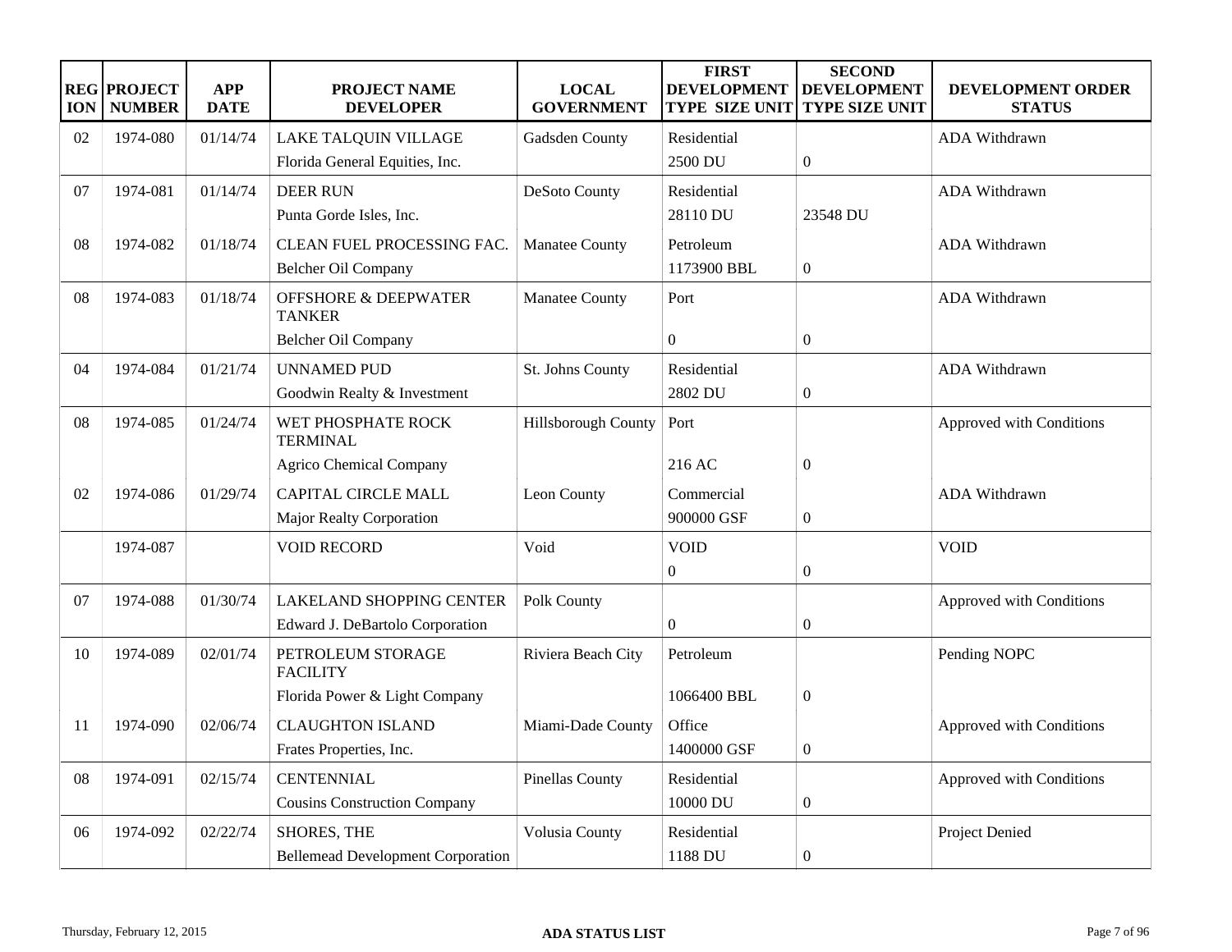| REGION | PROJECT NUMBER | APP DATE | PROJECT NAME DEVELOPER | LOCAL GOVERNMENT | FIRST DEVELOPMENT TYPE SIZE UNIT | SECOND DEVELOPMENT TYPE SIZE UNIT | DEVELOPMENT ORDER STATUS |
|---|---|---|---|---|---|---|---|
| 02 | 1974-080 | 01/14/74 | LAKE TALQUIN VILLAGE<br>Florida General Equities, Inc. | Gadsden County | Residential<br>2500 DU | 0 | ADA Withdrawn |
| 07 | 1974-081 | 01/14/74 | DEER RUN<br>Punta Gorde Isles, Inc. | DeSoto County | Residential<br>28110 DU | 23548 DU | ADA Withdrawn |
| 08 | 1974-082 | 01/18/74 | CLEAN FUEL PROCESSING FAC.<br>Belcher Oil Company | Manatee County | Petroleum<br>1173900 BBL | 0 | ADA Withdrawn |
| 08 | 1974-083 | 01/18/74 | OFFSHORE & DEEPWATER TANKER<br>Belcher Oil Company | Manatee County | Port<br>0 | 0 | ADA Withdrawn |
| 04 | 1974-084 | 01/21/74 | UNNAMED PUD<br>Goodwin Realty & Investment | St. Johns County | Residential<br>2802 DU | 0 | ADA Withdrawn |
| 08 | 1974-085 | 01/24/74 | WET PHOSPHATE ROCK TERMINAL<br>Agrico Chemical Company | Hillsborough County | Port<br>216 AC | 0 | Approved with Conditions |
| 02 | 1974-086 | 01/29/74 | CAPITAL CIRCLE MALL<br>Major Realty Corporation | Leon County | Commercial<br>900000 GSF | 0 | ADA Withdrawn |
| | 1974-087 | | VOID RECORD | Void | VOID<br>0 | 0 | VOID |
| 07 | 1974-088 | 01/30/74 | LAKELAND SHOPPING CENTER<br>Edward J. DeBartolo Corporation | Polk County | 0 | 0 | Approved with Conditions |
| 10 | 1974-089 | 02/01/74 | PETROLEUM STORAGE FACILITY<br>Florida Power & Light Company | Riviera Beach City | Petroleum<br>1066400 BBL | 0 | Pending NOPC |
| 11 | 1974-090 | 02/06/74 | CLAUGHTON ISLAND<br>Frates Properties, Inc. | Miami-Dade County | Office<br>1400000 GSF | 0 | Approved with Conditions |
| 08 | 1974-091 | 02/15/74 | CENTENNIAL<br>Cousins Construction Company | Pinellas County | Residential<br>10000 DU | 0 | Approved with Conditions |
| 06 | 1974-092 | 02/22/74 | SHORES, THE<br>Bellemead Development Corporation | Volusia County | Residential<br>1188 DU | 0 | Project Denied |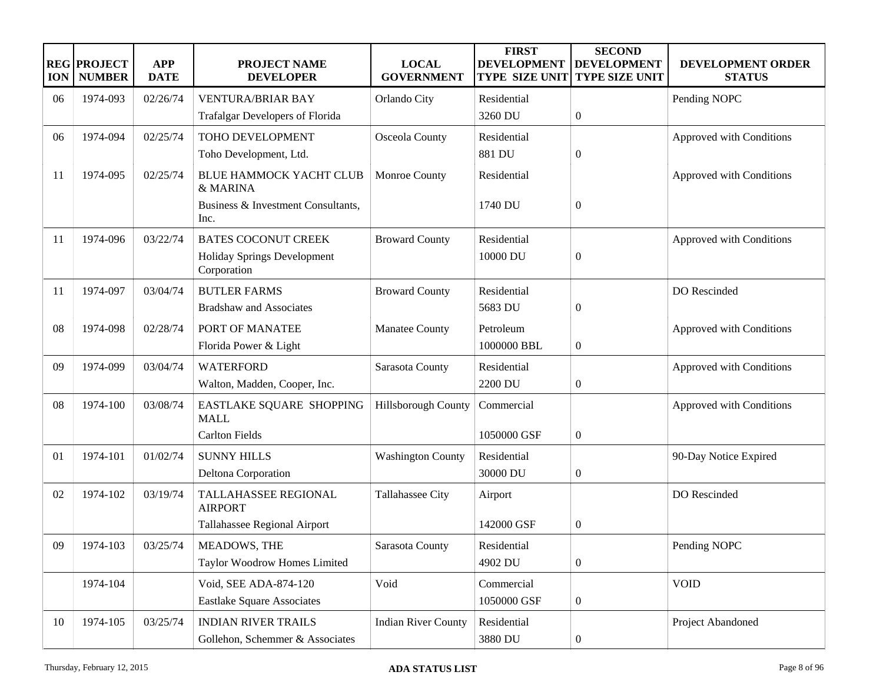| REGION | PROJECT NUMBER | APP DATE | PROJECT NAME DEVELOPER | LOCAL GOVERNMENT | FIRST DEVELOPMENT TYPE SIZE UNIT | SECOND DEVELOPMENT TYPE SIZE UNIT | DEVELOPMENT ORDER STATUS |
|---|---|---|---|---|---|---|---|
| 06 | 1974-093 | 02/26/74 | VENTURA/BRIAR BAY<br>Trafalgar Developers of Florida | Orlando City | Residential<br>3260 DU | 0 | Pending NOPC |
| 06 | 1974-094 | 02/25/74 | TOHO DEVELOPMENT<br>Toho Development, Ltd. | Osceola County | Residential<br>881 DU | 0 | Approved with Conditions |
| 11 | 1974-095 | 02/25/74 | BLUE HAMMOCK YACHT CLUB & MARINA<br>Business & Investment Consultants, Inc. | Monroe County | Residential<br>1740 DU | 0 | Approved with Conditions |
| 11 | 1974-096 | 03/22/74 | BATES COCONUT CREEK<br>Holiday Springs Development Corporation | Broward County | Residential<br>10000 DU | 0 | Approved with Conditions |
| 11 | 1974-097 | 03/04/74 | BUTLER FARMS<br>Bradshaw and Associates | Broward County | Residential<br>5683 DU | 0 | DO Rescinded |
| 08 | 1974-098 | 02/28/74 | PORT OF MANATEE<br>Florida Power & Light | Manatee County | Petroleum<br>1000000 BBL | 0 | Approved with Conditions |
| 09 | 1974-099 | 03/04/74 | WATERFORD<br>Walton, Madden, Cooper, Inc. | Sarasota County | Residential<br>2200 DU | 0 | Approved with Conditions |
| 08 | 1974-100 | 03/08/74 | EASTLAKE SQUARE SHOPPING MALL<br>Carlton Fields | Hillsborough County | Commercial<br>1050000 GSF | 0 | Approved with Conditions |
| 01 | 1974-101 | 01/02/74 | SUNNY HILLS<br>Deltona Corporation | Washington County | Residential<br>30000 DU | 0 | 90-Day Notice Expired |
| 02 | 1974-102 | 03/19/74 | TALLAHASSEE REGIONAL AIRPORT<br>Tallahassee Regional Airport | Tallahassee City | Airport<br>142000 GSF | 0 | DO Rescinded |
| 09 | 1974-103 | 03/25/74 | MEADOWS, THE<br>Taylor Woodrow Homes Limited | Sarasota County | Residential<br>4902 DU | 0 | Pending NOPC |
| | 1974-104 | | Void, SEE ADA-874-120<br>Eastlake Square Associates | Void | Commercial<br>1050000 GSF | 0 | VOID |
| 10 | 1974-105 | 03/25/74 | INDIAN RIVER TRAILS<br>Gollehon, Schemmer & Associates | Indian River County | Residential<br>3880 DU | 0 | Project Abandoned |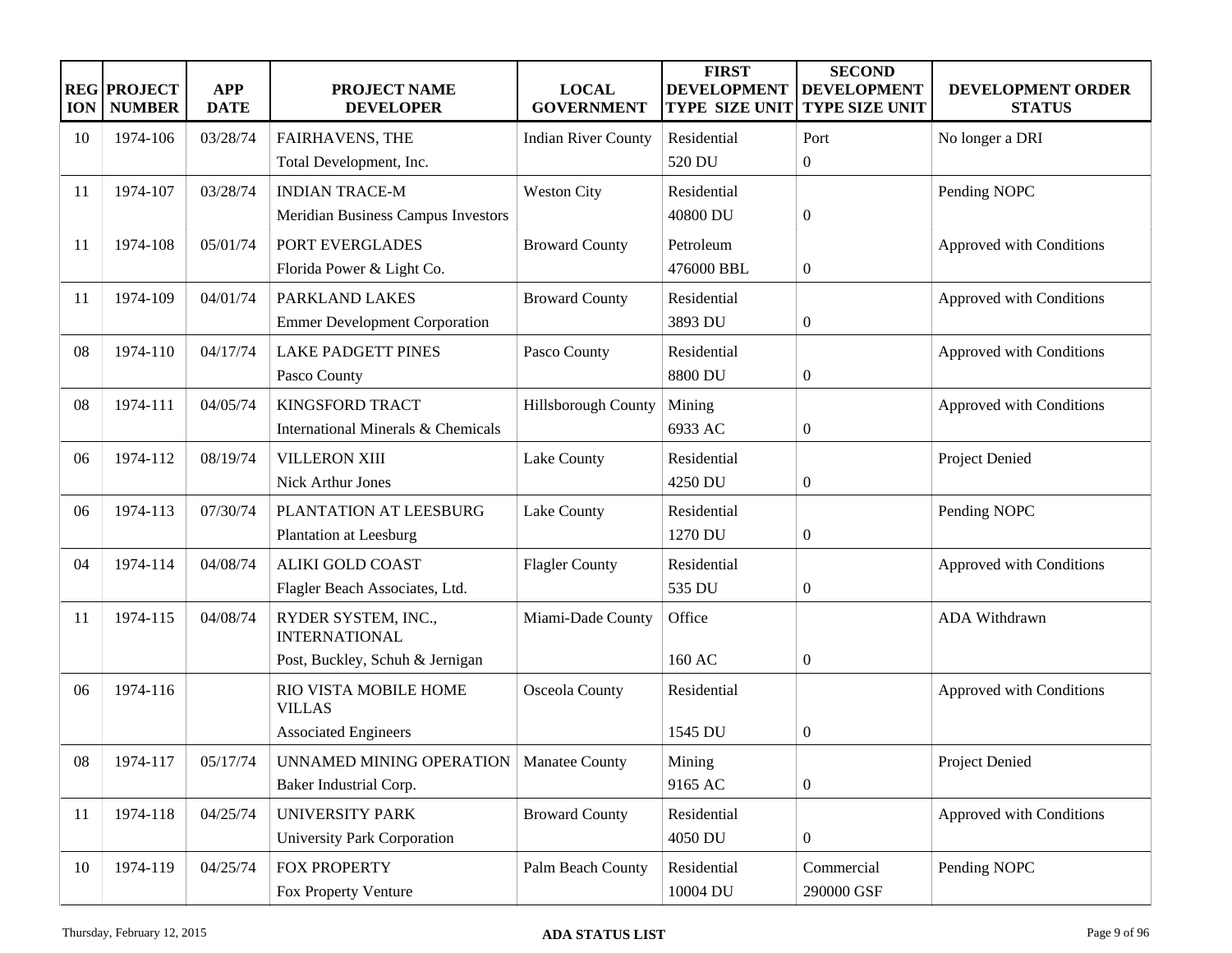| REGION | PROJECT NUMBER | APP DATE | PROJECT NAME<br>DEVELOPER | LOCAL GOVERNMENT | FIRST DEVELOPMENT TYPE SIZE UNIT | SECOND DEVELOPMENT TYPE SIZE UNIT | DEVELOPMENT ORDER STATUS |
|---|---|---|---|---|---|---|---|
| 10 | 1974-106 | 03/28/74 | FAIRHAVENS, THE<br>Total Development, Inc. | Indian River County | Residential<br>520 DU | Port<br>0 | No longer a DRI |
| 11 | 1974-107 | 03/28/74 | INDIAN TRACE-M<br>Meridian Business Campus Investors | Weston City | Residential<br>40800 DU | 0 | Pending NOPC |
| 11 | 1974-108 | 05/01/74 | PORT EVERGLADES<br>Florida Power & Light Co. | Broward County | Petroleum<br>476000 BBL | 0 | Approved with Conditions |
| 11 | 1974-109 | 04/01/74 | PARKLAND LAKES<br>Emmer Development Corporation | Broward County | Residential<br>3893 DU | 0 | Approved with Conditions |
| 08 | 1974-110 | 04/17/74 | LAKE PADGETT PINES<br>Pasco County | Pasco County | Residential<br>8800 DU | 0 | Approved with Conditions |
| 08 | 1974-111 | 04/05/74 | KINGSFORD TRACT<br>International Minerals & Chemicals | Hillsborough County | Mining<br>6933 AC | 0 | Approved with Conditions |
| 06 | 1974-112 | 08/19/74 | VILLERON XIII<br>Nick Arthur Jones | Lake County | Residential<br>4250 DU | 0 | Project Denied |
| 06 | 1974-113 | 07/30/74 | PLANTATION AT LEESBURG<br>Plantation at Leesburg | Lake County | Residential<br>1270 DU | 0 | Pending NOPC |
| 04 | 1974-114 | 04/08/74 | ALIKI GOLD COAST<br>Flagler Beach Associates, Ltd. | Flagler County | Residential<br>535 DU | 0 | Approved with Conditions |
| 11 | 1974-115 | 04/08/74 | RYDER SYSTEM, INC., INTERNATIONAL<br>Post, Buckley, Schuh & Jernigan | Miami-Dade County | Office<br>160 AC | 0 | ADA Withdrawn |
| 06 | 1974-116 | | RIO VISTA MOBILE HOME VILLAS<br>Associated Engineers | Osceola County | Residential<br>1545 DU | 0 | Approved with Conditions |
| 08 | 1974-117 | 05/17/74 | UNNAMED MINING OPERATION<br>Baker Industrial Corp. | Manatee County | Mining<br>9165 AC | 0 | Project Denied |
| 11 | 1974-118 | 04/25/74 | UNIVERSITY PARK<br>University Park Corporation | Broward County | Residential<br>4050 DU | 0 | Approved with Conditions |
| 10 | 1974-119 | 04/25/74 | FOX PROPERTY<br>Fox Property Venture | Palm Beach County | Residential<br>10004 DU | Commercial<br>290000 GSF | Pending NOPC |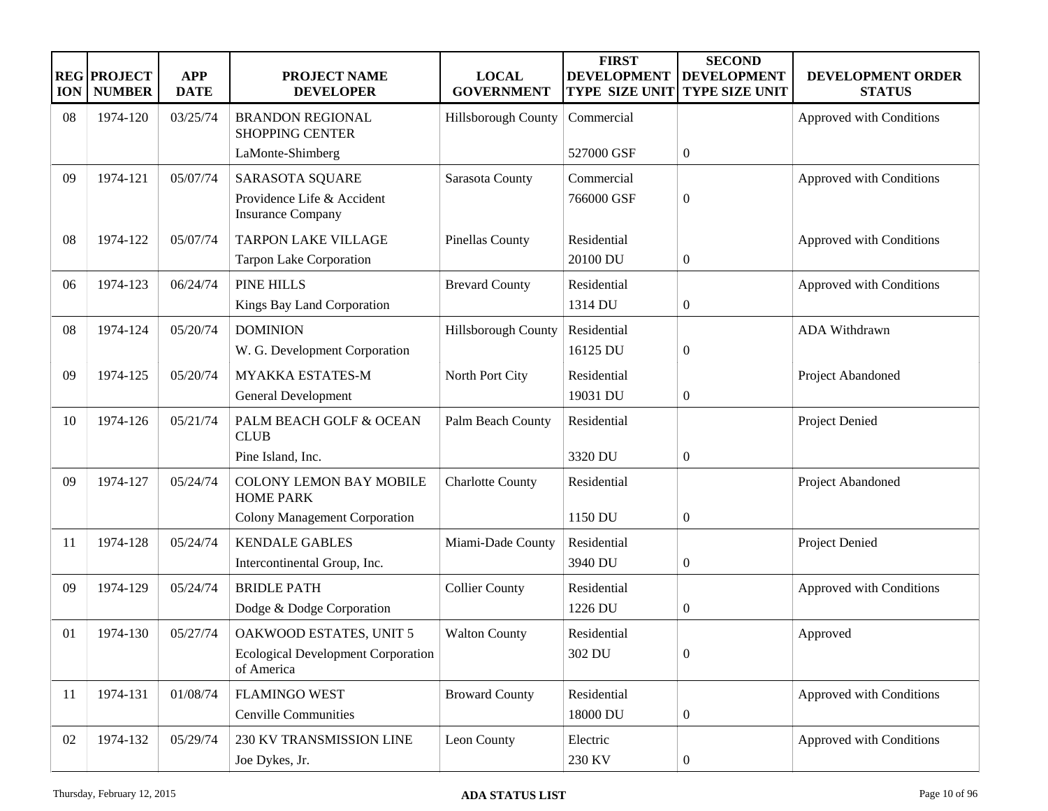| REGION | PROJECT NUMBER | APP DATE | PROJECT NAME DEVELOPER | LOCAL GOVERNMENT | FIRST DEVELOPMENT TYPE SIZE UNIT | SECOND DEVELOPMENT TYPE SIZE UNIT | DEVELOPMENT ORDER STATUS |
|---|---|---|---|---|---|---|---|
| 08 | 1974-120 | 03/25/74 | BRANDON REGIONAL SHOPPING CENTER<br>LaMonte-Shimberg | Hillsborough County | Commercial<br>527000 GSF | 0 | Approved with Conditions |
| 09 | 1974-121 | 05/07/74 | SARASOTA SQUARE<br>Providence Life & Accident Insurance Company | Sarasota County | Commercial<br>766000 GSF | 0 | Approved with Conditions |
| 08 | 1974-122 | 05/07/74 | TARPON LAKE VILLAGE<br>Tarpon Lake Corporation | Pinellas County | Residential<br>20100 DU | 0 | Approved with Conditions |
| 06 | 1974-123 | 06/24/74 | PINE HILLS<br>Kings Bay Land Corporation | Brevard County | Residential<br>1314 DU | 0 | Approved with Conditions |
| 08 | 1974-124 | 05/20/74 | DOMINION<br>W. G. Development Corporation | Hillsborough County | Residential<br>16125 DU | 0 | ADA Withdrawn |
| 09 | 1974-125 | 05/20/74 | MYAKKA ESTATES-M<br>General Development | North Port City | Residential<br>19031 DU | 0 | Project Abandoned |
| 10 | 1974-126 | 05/21/74 | PALM BEACH GOLF & OCEAN CLUB<br>Pine Island, Inc. | Palm Beach County | Residential<br>3320 DU | 0 | Project Denied |
| 09 | 1974-127 | 05/24/74 | COLONY LEMON BAY MOBILE HOME PARK<br>Colony Management Corporation | Charlotte County | Residential<br>1150 DU | 0 | Project Abandoned |
| 11 | 1974-128 | 05/24/74 | KENDALE GABLES<br>Intercontinental Group, Inc. | Miami-Dade County | Residential<br>3940 DU | 0 | Project Denied |
| 09 | 1974-129 | 05/24/74 | BRIDLE PATH<br>Dodge & Dodge Corporation | Collier County | Residential<br>1226 DU | 0 | Approved with Conditions |
| 01 | 1974-130 | 05/27/74 | OAKWOOD ESTATES, UNIT 5<br>Ecological Development Corporation of America | Walton County | Residential<br>302 DU | 0 | Approved |
| 11 | 1974-131 | 01/08/74 | FLAMINGO WEST<br>Cenville Communities | Broward County | Residential<br>18000 DU | 0 | Approved with Conditions |
| 02 | 1974-132 | 05/29/74 | 230 KV TRANSMISSION LINE<br>Joe Dykes, Jr. | Leon County | Electric<br>230 KV | 0 | Approved with Conditions |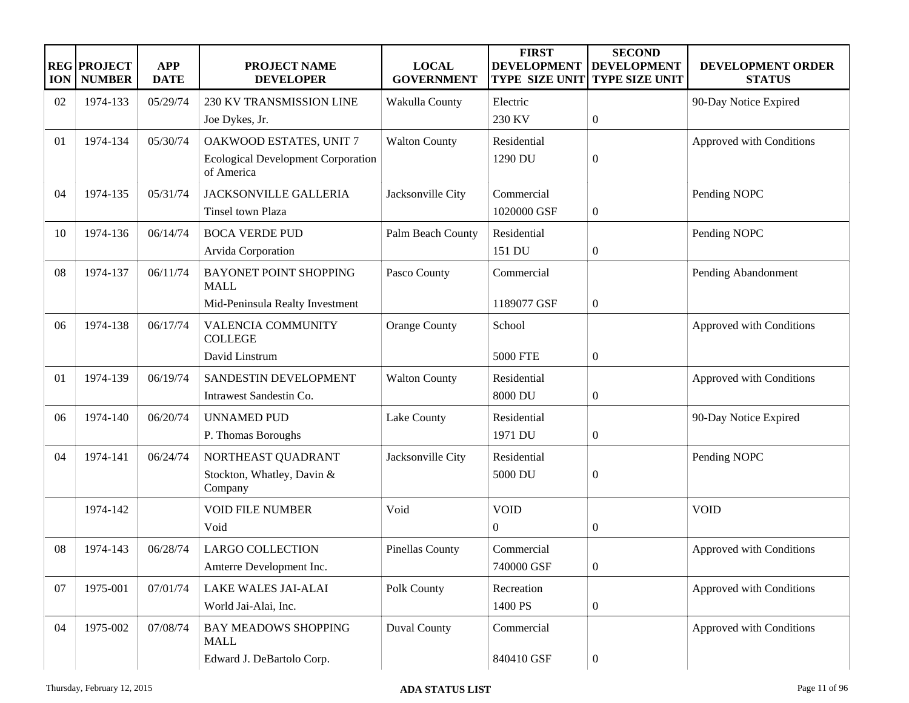| REGION | PROJECT NUMBER | APP DATE | PROJECT NAME DEVELOPER | LOCAL GOVERNMENT | FIRST DEVELOPMENT TYPE SIZE UNIT | SECOND DEVELOPMENT TYPE SIZE UNIT | DEVELOPMENT ORDER STATUS |
|---|---|---|---|---|---|---|---|
| 02 | 1974-133 | 05/29/74 | 230 KV TRANSMISSION LINE<br>Joe Dykes, Jr. | Wakulla County | Electric<br>230 KV | 0 | 90-Day Notice Expired |
| 01 | 1974-134 | 05/30/74 | OAKWOOD ESTATES, UNIT 7<br>Ecological Development Corporation of America | Walton County | Residential<br>1290 DU | 0 | Approved with Conditions |
| 04 | 1974-135 | 05/31/74 | JACKSONVILLE GALLERIA<br>Tinsel town Plaza | Jacksonville City | Commercial<br>1020000 GSF | 0 | Pending NOPC |
| 10 | 1974-136 | 06/14/74 | BOCA VERDE PUD<br>Arvida Corporation | Palm Beach County | Residential<br>151 DU | 0 | Pending NOPC |
| 08 | 1974-137 | 06/11/74 | BAYONET POINT SHOPPING MALL<br>Mid-Peninsula Realty Investment | Pasco County | Commercial<br>1189077 GSF | 0 | Pending Abandonment |
| 06 | 1974-138 | 06/17/74 | VALENCIA COMMUNITY COLLEGE<br>David Linstrum | Orange County | School<br>5000 FTE | 0 | Approved with Conditions |
| 01 | 1974-139 | 06/19/74 | SANDESTIN DEVELOPMENT<br>Intrawest Sandestin Co. | Walton County | Residential<br>8000 DU | 0 | Approved with Conditions |
| 06 | 1974-140 | 06/20/74 | UNNAMED PUD<br>P. Thomas Boroughs | Lake County | Residential<br>1971 DU | 0 | 90-Day Notice Expired |
| 04 | 1974-141 | 06/24/74 | NORTHEAST QUADRANT<br>Stockton, Whatley, Davin & Company | Jacksonville City | Residential<br>5000 DU | 0 | Pending NOPC |
| | 1974-142 | | VOID FILE NUMBER<br>Void | Void | VOID<br>0 | 0 | VOID |
| 08 | 1974-143 | 06/28/74 | LARGO COLLECTION<br>Amterre Development Inc. | Pinellas County | Commercial<br>740000 GSF | 0 | Approved with Conditions |
| 07 | 1975-001 | 07/01/74 | LAKE WALES JAI-ALAI<br>World Jai-Alai, Inc. | Polk County | Recreation<br>1400 PS | 0 | Approved with Conditions |
| 04 | 1975-002 | 07/08/74 | BAY MEADOWS SHOPPING MALL<br>Edward J. DeBartolo Corp. | Duval County | Commercial<br>840410 GSF | 0 | Approved with Conditions |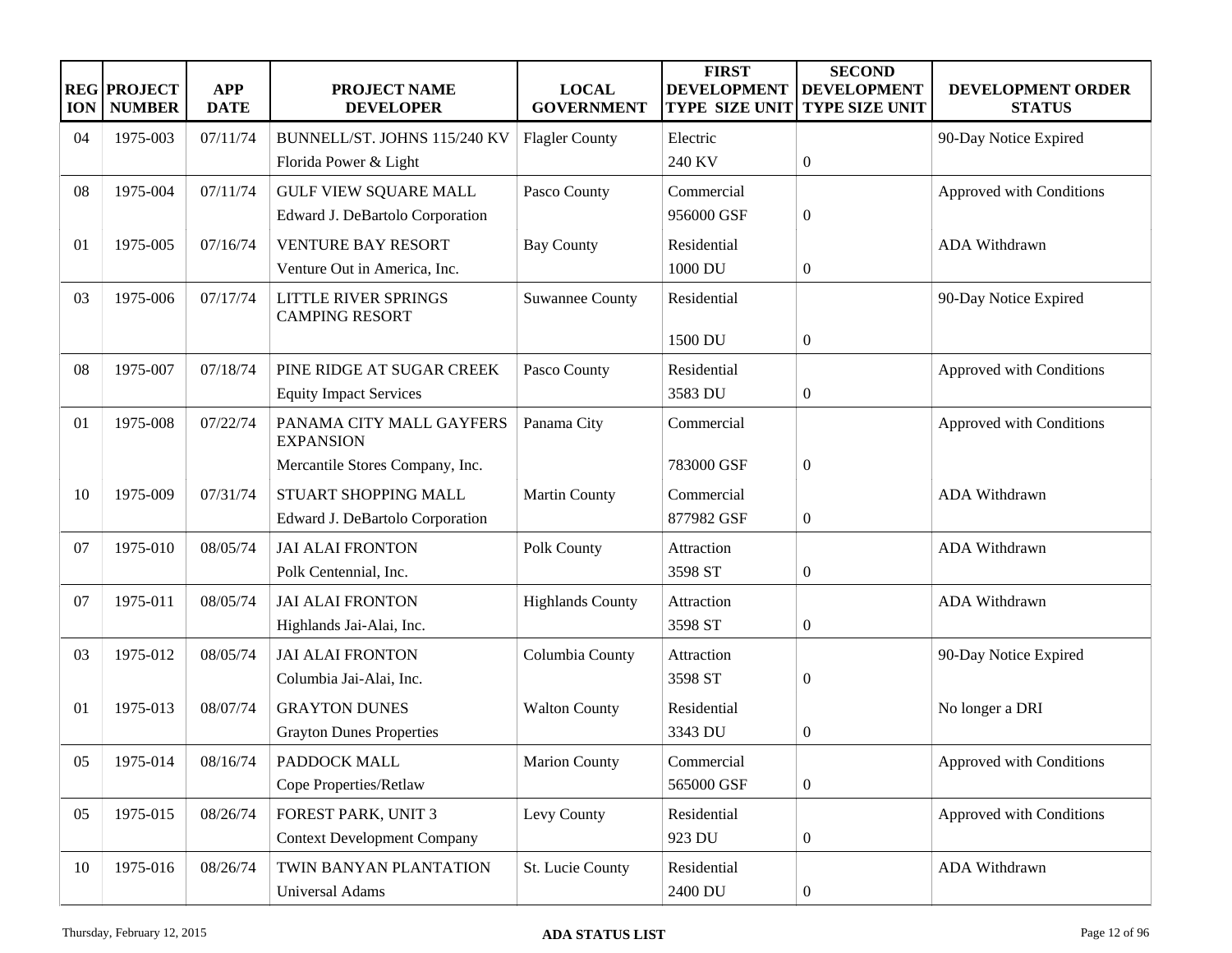| REGION | PROJECT NUMBER | APP DATE | PROJECT NAME DEVELOPER | LOCAL GOVERNMENT | FIRST DEVELOPMENT TYPE SIZE UNIT | SECOND DEVELOPMENT TYPE SIZE UNIT | DEVELOPMENT ORDER STATUS |
|---|---|---|---|---|---|---|---|
| 04 | 1975-003 | 07/11/74 | BUNNELL/ST. JOHNS 115/240 KV<br>Florida Power & Light | Flagler County | Electric<br>240 KV | 0 | 90-Day Notice Expired |
| 08 | 1975-004 | 07/11/74 | GULF VIEW SQUARE MALL<br>Edward J. DeBartolo Corporation | Pasco County | Commercial<br>956000 GSF | 0 | Approved with Conditions |
| 01 | 1975-005 | 07/16/74 | VENTURE BAY RESORT<br>Venture Out in America, Inc. | Bay County | Residential<br>1000 DU | 0 | ADA Withdrawn |
| 03 | 1975-006 | 07/17/74 | LITTLE RIVER SPRINGS CAMPING RESORT | Suwannee County | Residential<br>1500 DU | 0 | 90-Day Notice Expired |
| 08 | 1975-007 | 07/18/74 | PINE RIDGE AT SUGAR CREEK<br>Equity Impact Services | Pasco County | Residential<br>3583 DU | 0 | Approved with Conditions |
| 01 | 1975-008 | 07/22/74 | PANAMA CITY MALL GAYFERS EXPANSION<br>Mercantile Stores Company, Inc. | Panama City | Commercial<br>783000 GSF | 0 | Approved with Conditions |
| 10 | 1975-009 | 07/31/74 | STUART SHOPPING MALL<br>Edward J. DeBartolo Corporation | Martin County | Commercial<br>877982 GSF | 0 | ADA Withdrawn |
| 07 | 1975-010 | 08/05/74 | JAI ALAI FRONTON<br>Polk Centennial, Inc. | Polk County | Attraction<br>3598 ST | 0 | ADA Withdrawn |
| 07 | 1975-011 | 08/05/74 | JAI ALAI FRONTON<br>Highlands Jai-Alai, Inc. | Highlands County | Attraction<br>3598 ST | 0 | ADA Withdrawn |
| 03 | 1975-012 | 08/05/74 | JAI ALAI FRONTON<br>Columbia Jai-Alai, Inc. | Columbia County | Attraction<br>3598 ST | 0 | 90-Day Notice Expired |
| 01 | 1975-013 | 08/07/74 | GRAYTON DUNES<br>Grayton Dunes Properties | Walton County | Residential<br>3343 DU | 0 | No longer a DRI |
| 05 | 1975-014 | 08/16/74 | PADDOCK MALL<br>Cope Properties/Retlaw | Marion County | Commercial<br>565000 GSF | 0 | Approved with Conditions |
| 05 | 1975-015 | 08/26/74 | FOREST PARK, UNIT 3<br>Context Development Company | Levy County | Residential<br>923 DU | 0 | Approved with Conditions |
| 10 | 1975-016 | 08/26/74 | TWIN BANYAN PLANTATION<br>Universal Adams | St. Lucie County | Residential<br>2400 DU | 0 | ADA Withdrawn |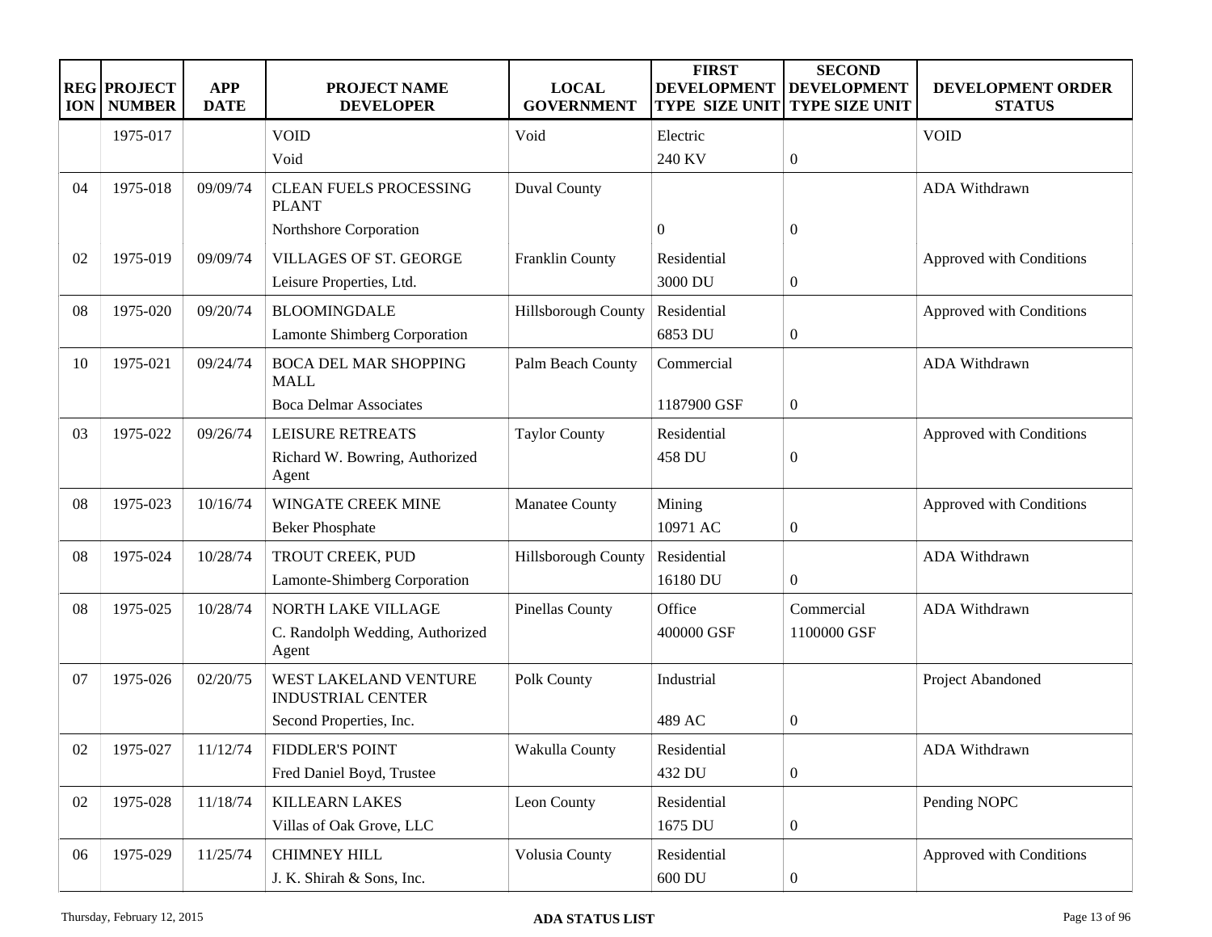| REGION | PROJECT NUMBER | APP DATE | PROJECT NAME<br>DEVELOPER | LOCAL GOVERNMENT | FIRST DEVELOPMENT TYPE SIZE UNIT | SECOND DEVELOPMENT TYPE SIZE UNIT | DEVELOPMENT ORDER STATUS |
|---|---|---|---|---|---|---|---|
| | 1975-017 | | VOID<br>Void | Void | Electric<br>240 KV | <br>0 | VOID |
| 04 | 1975-018 | 09/09/74 | CLEAN FUELS PROCESSING PLANT<br>Northshore Corporation | Duval County | <br>0 | <br>0 | ADA Withdrawn |
| 02 | 1975-019 | 09/09/74 | VILLAGES OF ST. GEORGE<br>Leisure Properties, Ltd. | Franklin County | Residential<br>3000 DU | <br>0 | Approved with Conditions |
| 08 | 1975-020 | 09/20/74 | BLOOMINGDALE<br>Lamonte Shimberg Corporation | Hillsborough County | Residential<br>6853 DU | <br>0 | Approved with Conditions |
| 10 | 1975-021 | 09/24/74 | BOCA DEL MAR SHOPPING MALL<br>Boca Delmar Associates | Palm Beach County | Commercial<br>1187900 GSF | <br>0 | ADA Withdrawn |
| 03 | 1975-022 | 09/26/74 | LEISURE RETREATS<br>Richard W. Bowring, Authorized Agent | Taylor County | Residential<br>458 DU | <br>0 | Approved with Conditions |
| 08 | 1975-023 | 10/16/74 | WINGATE CREEK MINE<br>Beker Phosphate | Manatee County | Mining<br>10971 AC | <br>0 | Approved with Conditions |
| 08 | 1975-024 | 10/28/74 | TROUT CREEK, PUD<br>Lamonte-Shimberg Corporation | Hillsborough County | Residential<br>16180 DU | <br>0 | ADA Withdrawn |
| 08 | 1975-025 | 10/28/74 | NORTH LAKE VILLAGE<br>C. Randolph Wedding, Authorized Agent | Pinellas County | Office<br>400000 GSF | Commercial<br>1100000 GSF | ADA Withdrawn |
| 07 | 1975-026 | 02/20/75 | WEST LAKELAND VENTURE INDUSTRIAL CENTER<br>Second Properties, Inc. | Polk County | Industrial<br>489 AC | <br>0 | Project Abandoned |
| 02 | 1975-027 | 11/12/74 | FIDDLER'S POINT<br>Fred Daniel Boyd, Trustee | Wakulla County | Residential<br>432 DU | <br>0 | ADA Withdrawn |
| 02 | 1975-028 | 11/18/74 | KILLEARN LAKES<br>Villas of Oak Grove, LLC | Leon County | Residential<br>1675 DU | <br>0 | Pending NOPC |
| 06 | 1975-029 | 11/25/74 | CHIMNEY HILL<br>J. K. Shirah & Sons, Inc. | Volusia County | Residential<br>600 DU | <br>0 | Approved with Conditions |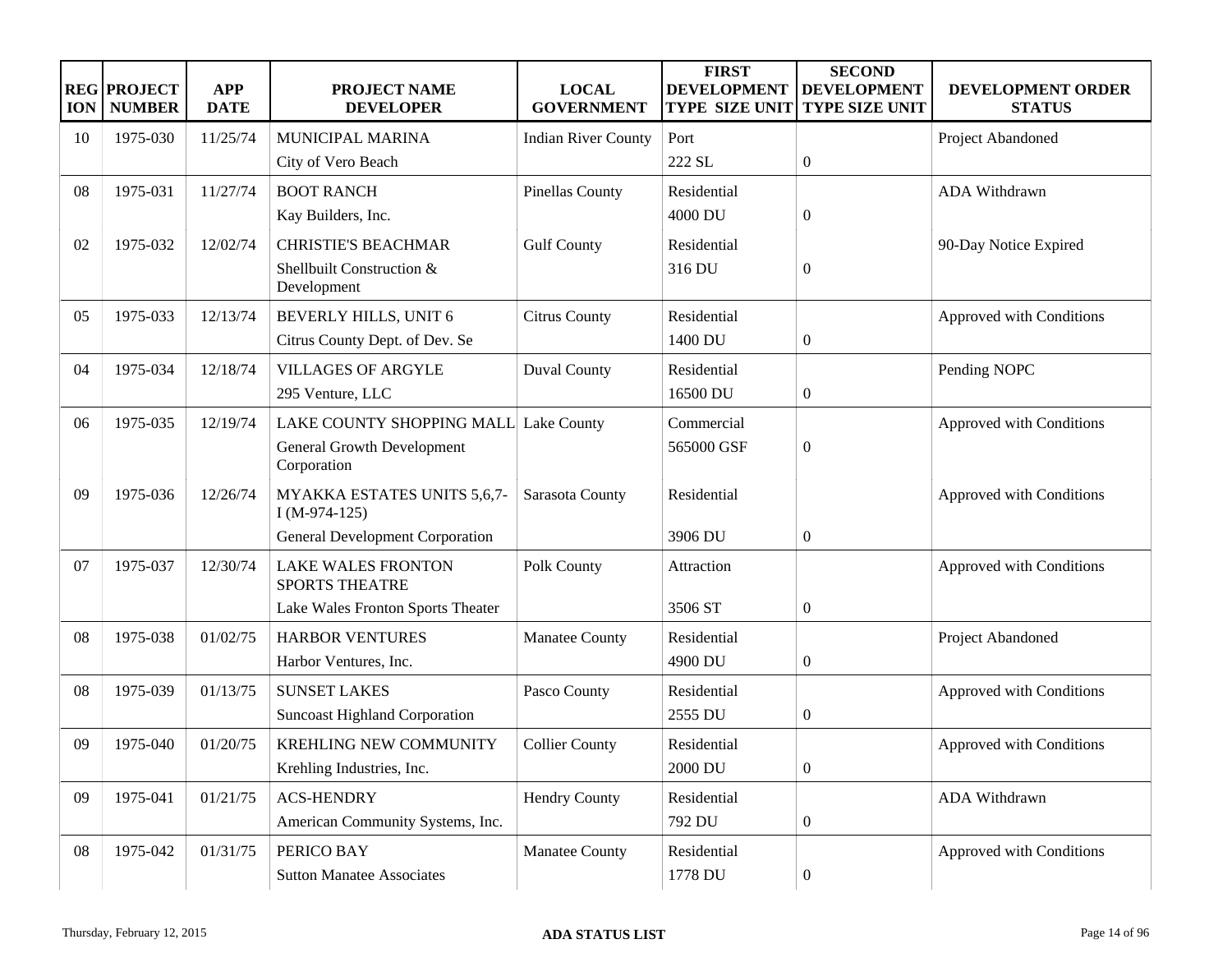| REGION | PROJECT NUMBER | APP DATE | PROJECT NAME DEVELOPER | LOCAL GOVERNMENT | FIRST DEVELOPMENT TYPE SIZE UNIT | SECOND DEVELOPMENT TYPE SIZE UNIT | DEVELOPMENT ORDER STATUS |
|---|---|---|---|---|---|---|---|
| 10 | 1975-030 | 11/25/74 | MUNICIPAL MARINA<br>City of Vero Beach | Indian River County | Port<br>222 SL | 0 | Project Abandoned |
| 08 | 1975-031 | 11/27/74 | BOOT RANCH<br>Kay Builders, Inc. | Pinellas County | Residential<br>4000 DU | 0 | ADA Withdrawn |
| 02 | 1975-032 | 12/02/74 | CHRISTIE'S BEACHMAR<br>Shellbuilt Construction & Development | Gulf County | Residential<br>316 DU | 0 | 90-Day Notice Expired |
| 05 | 1975-033 | 12/13/74 | BEVERLY HILLS, UNIT 6<br>Citrus County Dept. of Dev. Se | Citrus County | Residential<br>1400 DU | 0 | Approved with Conditions |
| 04 | 1975-034 | 12/18/74 | VILLAGES OF ARGYLE<br>295 Venture, LLC | Duval County | Residential<br>16500 DU | 0 | Pending NOPC |
| 06 | 1975-035 | 12/19/74 | LAKE COUNTY SHOPPING MALL<br>General Growth Development Corporation | Lake County | Commercial<br>565000 GSF | 0 | Approved with Conditions |
| 09 | 1975-036 | 12/26/74 | MYAKKA ESTATES UNITS 5,6,7-I (M-974-125)<br>General Development Corporation | Sarasota County | Residential<br>3906 DU | 0 | Approved with Conditions |
| 07 | 1975-037 | 12/30/74 | LAKE WALES FRONTON SPORTS THEATRE<br>Lake Wales Fronton Sports Theater | Polk County | Attraction<br>3506 ST | 0 | Approved with Conditions |
| 08 | 1975-038 | 01/02/75 | HARBOR VENTURES<br>Harbor Ventures, Inc. | Manatee County | Residential<br>4900 DU | 0 | Project Abandoned |
| 08 | 1975-039 | 01/13/75 | SUNSET LAKES<br>Suncoast Highland Corporation | Pasco County | Residential<br>2555 DU | 0 | Approved with Conditions |
| 09 | 1975-040 | 01/20/75 | KREHLING NEW COMMUNITY<br>Krehling Industries, Inc. | Collier County | Residential<br>2000 DU | 0 | Approved with Conditions |
| 09 | 1975-041 | 01/21/75 | ACS-HENDRY<br>American Community Systems, Inc. | Hendry County | Residential<br>792 DU | 0 | ADA Withdrawn |
| 08 | 1975-042 | 01/31/75 | PERICO BAY<br>Sutton Manatee Associates | Manatee County | Residential<br>1778 DU | 0 | Approved with Conditions |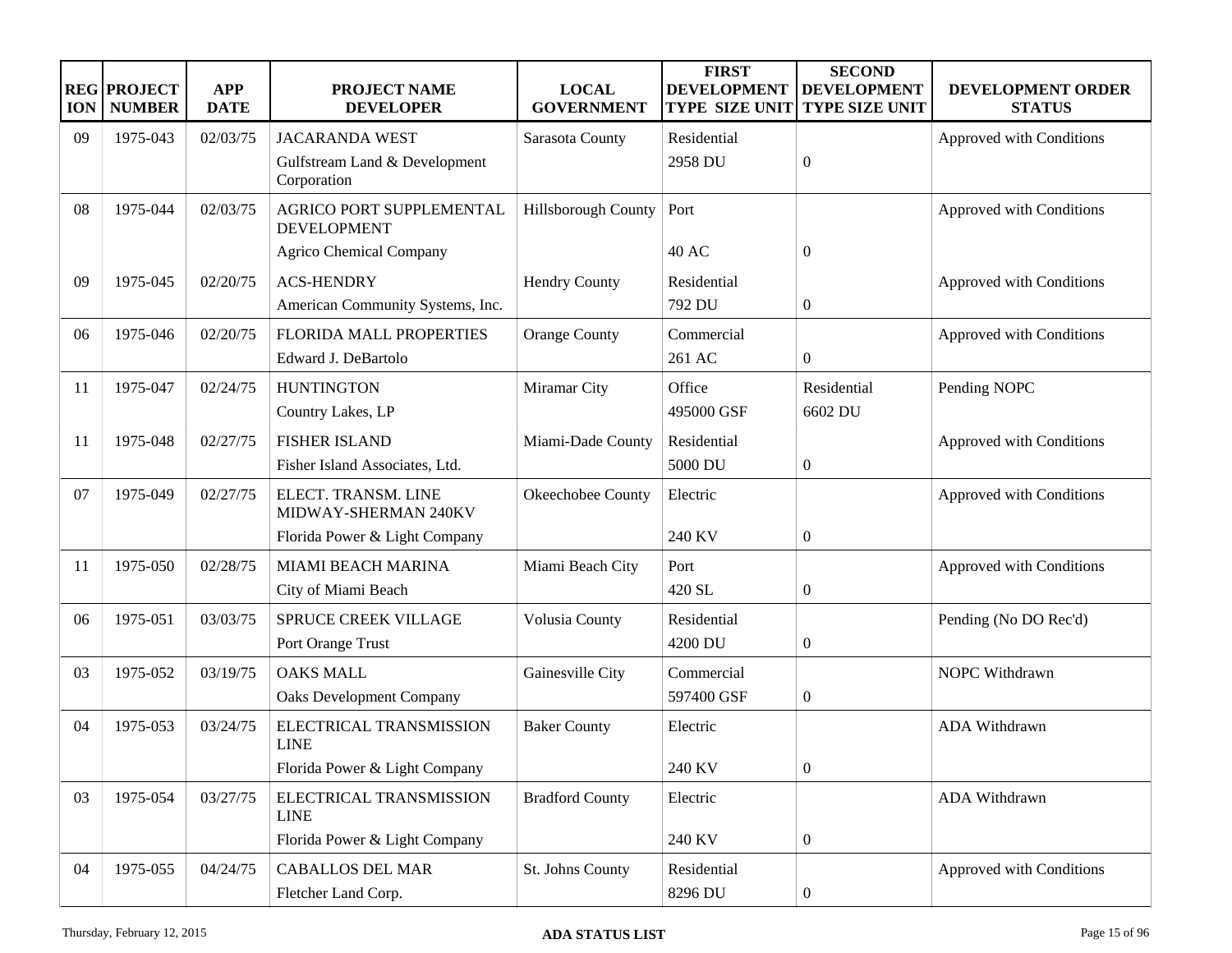| REGION | PROJECT NUMBER | APP DATE | PROJECT NAME<br>DEVELOPER | LOCAL GOVERNMENT | FIRST DEVELOPMENT TYPE SIZE UNIT | SECOND DEVELOPMENT TYPE SIZE UNIT | DEVELOPMENT ORDER STATUS |
|---|---|---|---|---|---|---|---|
| 09 | 1975-043 | 02/03/75 | JACARANDA WEST<br>Gulfstream Land & Development Corporation | Sarasota County | Residential<br>2958 DU | 0 | Approved with Conditions |
| 08 | 1975-044 | 02/03/75 | AGRICO PORT SUPPLEMENTAL DEVELOPMENT<br>Agrico Chemical Company | Hillsborough County | Port<br>40 AC | 0 | Approved with Conditions |
| 09 | 1975-045 | 02/20/75 | ACS-HENDRY<br>American Community Systems, Inc. | Hendry County | Residential<br>792 DU | 0 | Approved with Conditions |
| 06 | 1975-046 | 02/20/75 | FLORIDA MALL PROPERTIES<br>Edward J. DeBartolo | Orange County | Commercial<br>261 AC | 0 | Approved with Conditions |
| 11 | 1975-047 | 02/24/75 | HUNTINGTON<br>Country Lakes, LP | Miramar City | Office<br>495000 GSF | Residential<br>6602 DU | Pending NOPC |
| 11 | 1975-048 | 02/27/75 | FISHER ISLAND<br>Fisher Island Associates, Ltd. | Miami-Dade County | Residential<br>5000 DU | 0 | Approved with Conditions |
| 07 | 1975-049 | 02/27/75 | ELECT. TRANSM. LINE MIDWAY-SHERMAN 240KV<br>Florida Power & Light Company | Okeechobee County | Electric<br>240 KV | 0 | Approved with Conditions |
| 11 | 1975-050 | 02/28/75 | MIAMI BEACH MARINA<br>City of Miami Beach | Miami Beach City | Port<br>420 SL | 0 | Approved with Conditions |
| 06 | 1975-051 | 03/03/75 | SPRUCE CREEK VILLAGE<br>Port Orange Trust | Volusia County | Residential<br>4200 DU | 0 | Pending (No DO Rec'd) |
| 03 | 1975-052 | 03/19/75 | OAKS MALL<br>Oaks Development Company | Gainesville City | Commercial<br>597400 GSF | 0 | NOPC Withdrawn |
| 04 | 1975-053 | 03/24/75 | ELECTRICAL TRANSMISSION LINE<br>Florida Power & Light Company | Baker County | Electric<br>240 KV | 0 | ADA Withdrawn |
| 03 | 1975-054 | 03/27/75 | ELECTRICAL TRANSMISSION LINE<br>Florida Power & Light Company | Bradford County | Electric<br>240 KV | 0 | ADA Withdrawn |
| 04 | 1975-055 | 04/24/75 | CABALLOS DEL MAR<br>Fletcher Land Corp. | St. Johns County | Residential<br>8296 DU | 0 | Approved with Conditions |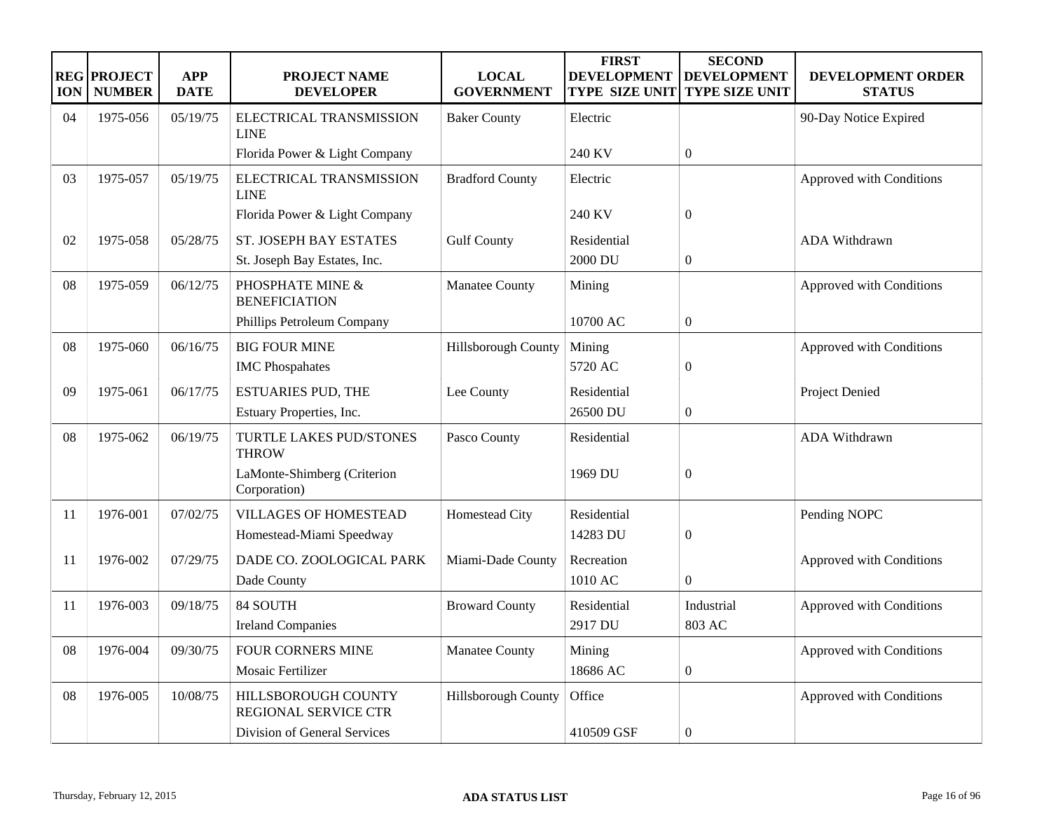| REGION | PROJECT NUMBER | APP DATE | PROJECT NAME<br>DEVELOPER | LOCAL GOVERNMENT | FIRST DEVELOPMENT TYPE SIZE UNIT | SECOND DEVELOPMENT TYPE SIZE UNIT | DEVELOPMENT ORDER STATUS |
|---|---|---|---|---|---|---|---|
| 04 | 1975-056 | 05/19/75 | ELECTRICAL TRANSMISSION LINE<br>Florida Power & Light Company | Baker County | Electric<br>240 KV | 0 | 90-Day Notice Expired |
| 03 | 1975-057 | 05/19/75 | ELECTRICAL TRANSMISSION LINE<br>Florida Power & Light Company | Bradford County | Electric<br>240 KV | 0 | Approved with Conditions |
| 02 | 1975-058 | 05/28/75 | ST. JOSEPH BAY ESTATES<br>St. Joseph Bay Estates, Inc. | Gulf County | Residential<br>2000 DU | 0 | ADA Withdrawn |
| 08 | 1975-059 | 06/12/75 | PHOSPHATE MINE & BENEFICIATION<br>Phillips Petroleum Company | Manatee County | Mining<br>10700 AC | 0 | Approved with Conditions |
| 08 | 1975-060 | 06/16/75 | BIG FOUR MINE<br>IMC Phospahates | Hillsborough County | Mining<br>5720 AC | 0 | Approved with Conditions |
| 09 | 1975-061 | 06/17/75 | ESTUARIES PUD, THE<br>Estuary Properties, Inc. | Lee County | Residential<br>26500 DU | 0 | Project Denied |
| 08 | 1975-062 | 06/19/75 | TURTLE LAKES PUD/STONES THROW<br>LaMonte-Shimberg (Criterion Corporation) | Pasco County | Residential<br>1969 DU | 0 | ADA Withdrawn |
| 11 | 1976-001 | 07/02/75 | VILLAGES OF HOMESTEAD<br>Homestead-Miami Speedway | Homestead City | Residential<br>14283 DU | 0 | Pending NOPC |
| 11 | 1976-002 | 07/29/75 | DADE CO. ZOOLOGICAL PARK<br>Dade County | Miami-Dade County | Recreation<br>1010 AC | 0 | Approved with Conditions |
| 11 | 1976-003 | 09/18/75 | 84 SOUTH<br>Ireland Companies | Broward County | Residential<br>2917 DU | Industrial<br>803 AC | Approved with Conditions |
| 08 | 1976-004 | 09/30/75 | FOUR CORNERS MINE<br>Mosaic Fertilizer | Manatee County | Mining<br>18686 AC | 0 | Approved with Conditions |
| 08 | 1976-005 | 10/08/75 | HILLSBOROUGH COUNTY REGIONAL SERVICE CTR<br>Division of General Services | Hillsborough County | Office<br>410509 GSF | 0 | Approved with Conditions |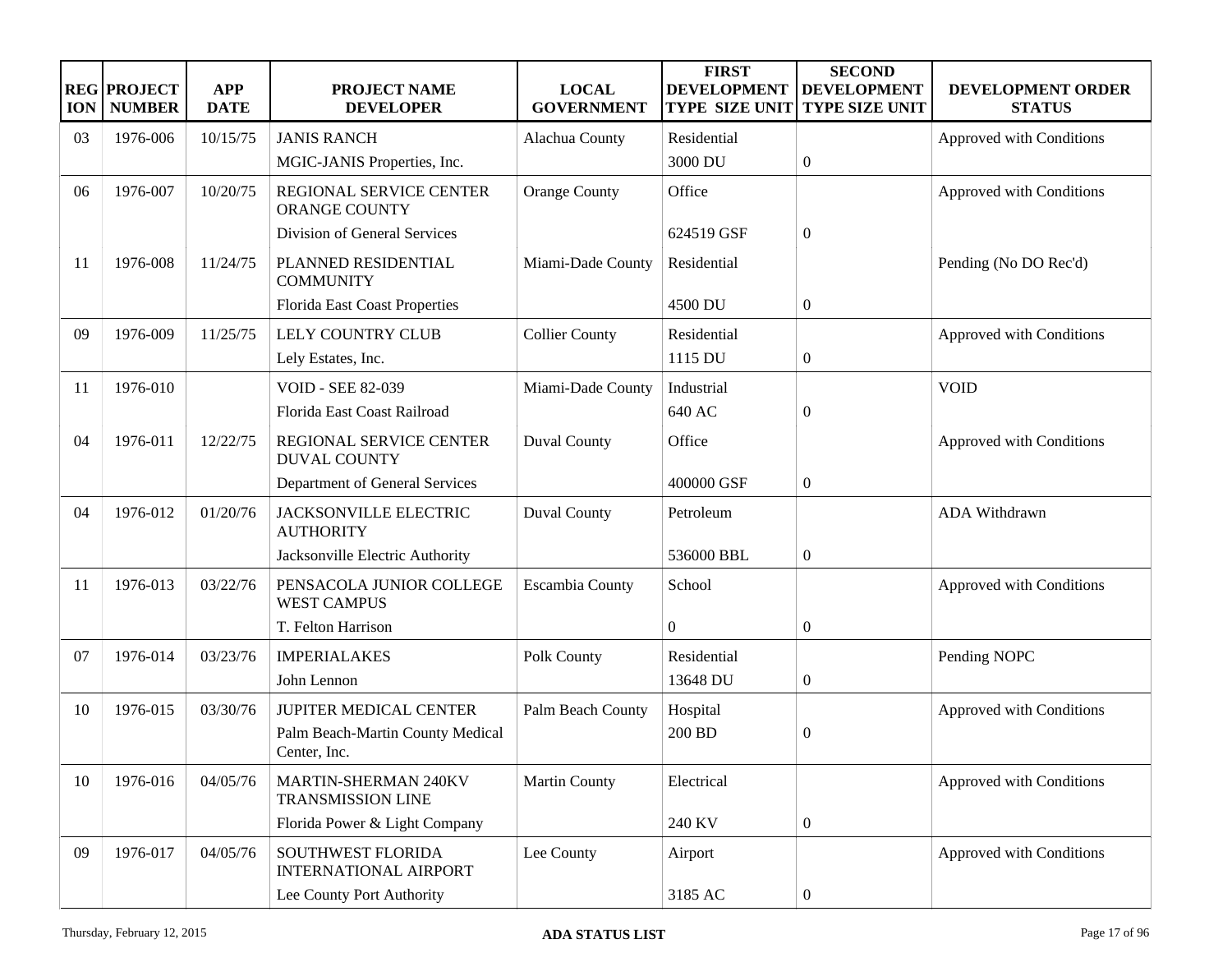| REGION | PROJECT NUMBER | APP DATE | PROJECT NAME DEVELOPER | LOCAL GOVERNMENT | FIRST DEVELOPMENT TYPE SIZE UNIT | SECOND DEVELOPMENT TYPE SIZE UNIT | DEVELOPMENT ORDER STATUS |
|---|---|---|---|---|---|---|---|
| 03 | 1976-006 | 10/15/75 | JANIS RANCH | Alachua County | Residential | | Approved with Conditions |
| | | | MGIC-JANIS Properties, Inc. | | 3000 DU | 0 | |
| 06 | 1976-007 | 10/20/75 | REGIONAL SERVICE CENTER ORANGE COUNTY | Orange County | Office | | Approved with Conditions |
| | | | Division of General Services | | 624519 GSF | 0 | |
| 11 | 1976-008 | 11/24/75 | PLANNED RESIDENTIAL COMMUNITY | Miami-Dade County | Residential | | Pending (No DO Rec'd) |
| | | | Florida East Coast Properties | | 4500 DU | 0 | |
| 09 | 1976-009 | 11/25/75 | LELY COUNTRY CLUB | Collier County | Residential | | Approved with Conditions |
| | | | Lely Estates, Inc. | | 1115 DU | 0 | |
| 11 | 1976-010 | | VOID - SEE 82-039 | Miami-Dade County | Industrial | | VOID |
| | | | Florida East Coast Railroad | | 640 AC | 0 | |
| 04 | 1976-011 | 12/22/75 | REGIONAL SERVICE CENTER DUVAL COUNTY | Duval County | Office | | Approved with Conditions |
| | | | Department of General Services | | 400000 GSF | 0 | |
| 04 | 1976-012 | 01/20/76 | JACKSONVILLE ELECTRIC AUTHORITY | Duval County | Petroleum | | ADA Withdrawn |
| | | | Jacksonville Electric Authority | | 536000 BBL | 0 | |
| 11 | 1976-013 | 03/22/76 | PENSACOLA JUNIOR COLLEGE WEST CAMPUS | Escambia County | School | | Approved with Conditions |
| | | | T. Felton Harrison | | 0 | 0 | |
| 07 | 1976-014 | 03/23/76 | IMPERIALAKES | Polk County | Residential | | Pending NOPC |
| | | | John Lennon | | 13648 DU | 0 | |
| 10 | 1976-015 | 03/30/76 | JUPITER MEDICAL CENTER | Palm Beach County | Hospital | | Approved with Conditions |
| | | | Palm Beach-Martin County Medical Center, Inc. | | 200 BD | 0 | |
| 10 | 1976-016 | 04/05/76 | MARTIN-SHERMAN 240KV TRANSMISSION LINE | Martin County | Electrical | | Approved with Conditions |
| | | | Florida Power & Light Company | | 240 KV | 0 | |
| 09 | 1976-017 | 04/05/76 | SOUTHWEST FLORIDA INTERNATIONAL AIRPORT | Lee County | Airport | | Approved with Conditions |
| | | | Lee County Port Authority | | 3185 AC | 0 | |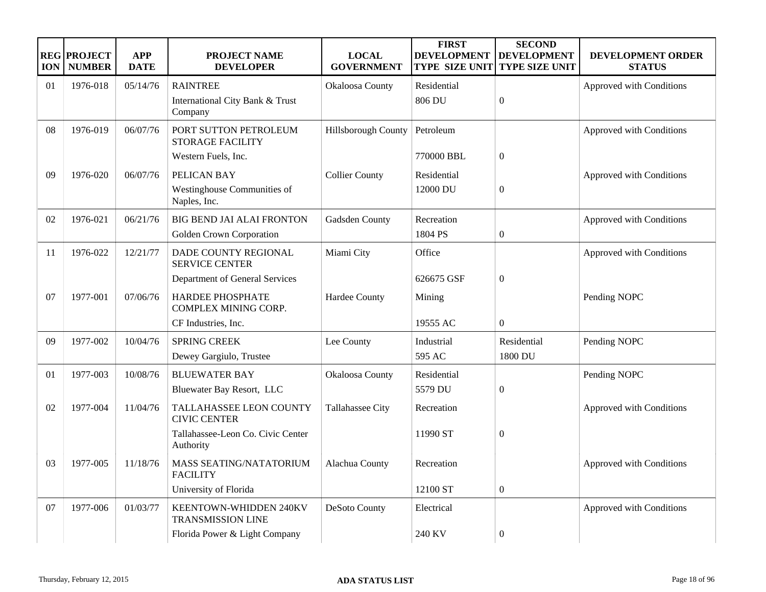| REGION | PROJECT NUMBER | APP DATE | PROJECT NAME DEVELOPER | LOCAL GOVERNMENT | FIRST DEVELOPMENT TYPE SIZE UNIT | SECOND DEVELOPMENT TYPE SIZE UNIT | DEVELOPMENT ORDER STATUS |
|---|---|---|---|---|---|---|---|
| 01 | 1976-018 | 05/14/76 | RAINTREE | Okaloosa County | Residential | | Approved with Conditions |
| | | | International City Bank & Trust Company | | 806 DU | 0 | |
| 08 | 1976-019 | 06/07/76 | PORT SUTTON PETROLEUM STORAGE FACILITY | Hillsborough County | Petroleum | | Approved with Conditions |
| | | | Western Fuels, Inc. | | 770000 BBL | 0 | |
| 09 | 1976-020 | 06/07/76 | PELICAN BAY | Collier County | Residential | | Approved with Conditions |
| | | | Westinghouse Communities of Naples, Inc. | | 12000 DU | 0 | |
| 02 | 1976-021 | 06/21/76 | BIG BEND JAI ALAI FRONTON | Gadsden County | Recreation | | Approved with Conditions |
| | | | Golden Crown Corporation | | 1804 PS | 0 | |
| 11 | 1976-022 | 12/21/77 | DADE COUNTY REGIONAL SERVICE CENTER | Miami City | Office | | Approved with Conditions |
| | | | Department of General Services | | 626675 GSF | 0 | |
| 07 | 1977-001 | 07/06/76 | HARDEE PHOSPHATE COMPLEX MINING CORP. | Hardee County | Mining | | Pending NOPC |
| | | | CF Industries, Inc. | | 19555 AC | 0 | |
| 09 | 1977-002 | 10/04/76 | SPRING CREEK | Lee County | Industrial | Residential | Pending NOPC |
| | | | Dewey Gargiulo, Trustee | | 595 AC | 1800 DU | |
| 01 | 1977-003 | 10/08/76 | BLUEWATER BAY | Okaloosa County | Residential | | Pending NOPC |
| | | | Bluewater Bay Resort, LLC | | 5579 DU | 0 | |
| 02 | 1977-004 | 11/04/76 | TALLAHASSEE LEON COUNTY CIVIC CENTER | Tallahassee City | Recreation | | Approved with Conditions |
| | | | Tallahassee-Leon Co. Civic Center Authority | | 11990 ST | 0 | |
| 03 | 1977-005 | 11/18/76 | MASS SEATING/NATATORIUM FACILITY | Alachua County | Recreation | | Approved with Conditions |
| | | | University of Florida | | 12100 ST | 0 | |
| 07 | 1977-006 | 01/03/77 | KEENTOWN-WHIDDEN 240KV TRANSMISSION LINE | DeSoto County | Electrical | | Approved with Conditions |
| | | | Florida Power & Light Company | | 240 KV | 0 | |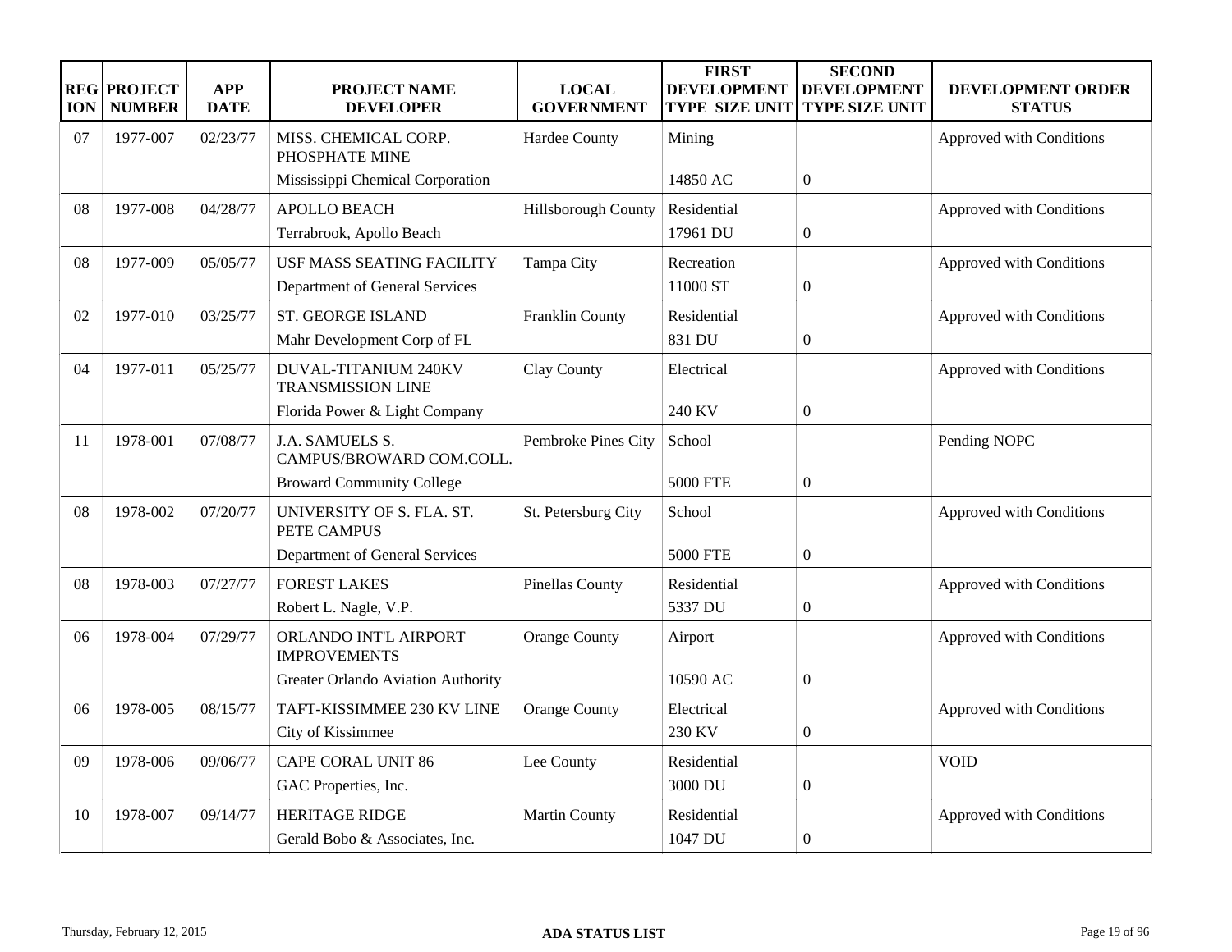| REGION | PROJECT NUMBER | APP DATE | PROJECT NAME DEVELOPER | LOCAL GOVERNMENT | FIRST DEVELOPMENT TYPE SIZE UNIT | SECOND DEVELOPMENT TYPE SIZE UNIT | DEVELOPMENT ORDER STATUS |
|---|---|---|---|---|---|---|---|
| 07 | 1977-007 | 02/23/77 | MISS. CHEMICAL CORP. PHOSPHATE MINE | Hardee County | Mining | | Approved with Conditions |
| | | | Mississippi Chemical Corporation | | 14850 AC | 0 | |
| 08 | 1977-008 | 04/28/77 | APOLLO BEACH | Hillsborough County | Residential | | Approved with Conditions |
| | | | Terrabrook, Apollo Beach | | 17961 DU | 0 | |
| 08 | 1977-009 | 05/05/77 | USF MASS SEATING FACILITY | Tampa City | Recreation | | Approved with Conditions |
| | | | Department of General Services | | 11000 ST | 0 | |
| 02 | 1977-010 | 03/25/77 | ST. GEORGE ISLAND | Franklin County | Residential | | Approved with Conditions |
| | | | Mahr Development Corp of FL | | 831 DU | 0 | |
| 04 | 1977-011 | 05/25/77 | DUVAL-TITANIUM 240KV TRANSMISSION LINE | Clay County | Electrical | | Approved with Conditions |
| | | | Florida Power & Light Company | | 240 KV | 0 | |
| 11 | 1978-001 | 07/08/77 | J.A. SAMUELS S. CAMPUS/BROWARD COM.COLL. | Pembroke Pines City | School | | Pending NOPC |
| | | | Broward Community College | | 5000 FTE | 0 | |
| 08 | 1978-002 | 07/20/77 | UNIVERSITY OF S. FLA. ST. PETE CAMPUS | St. Petersburg City | School | | Approved with Conditions |
| | | | Department of General Services | | 5000 FTE | 0 | |
| 08 | 1978-003 | 07/27/77 | FOREST LAKES | Pinellas County | Residential | | Approved with Conditions |
| | | | Robert L. Nagle, V.P. | | 5337 DU | 0 | |
| 06 | 1978-004 | 07/29/77 | ORLANDO INT'L AIRPORT IMPROVEMENTS | Orange County | Airport | | Approved with Conditions |
| | | | Greater Orlando Aviation Authority | | 10590 AC | 0 | |
| 06 | 1978-005 | 08/15/77 | TAFT-KISSIMMEE 230 KV LINE | Orange County | Electrical | | Approved with Conditions |
| | | | City of Kissimmee | | 230 KV | 0 | |
| 09 | 1978-006 | 09/06/77 | CAPE CORAL UNIT 86 | Lee County | Residential | | VOID |
| | | | GAC Properties, Inc. | | 3000 DU | 0 | |
| 10 | 1978-007 | 09/14/77 | HERITAGE RIDGE | Martin County | Residential | | Approved with Conditions |
| | | | Gerald Bobo & Associates, Inc. | | 1047 DU | 0 | |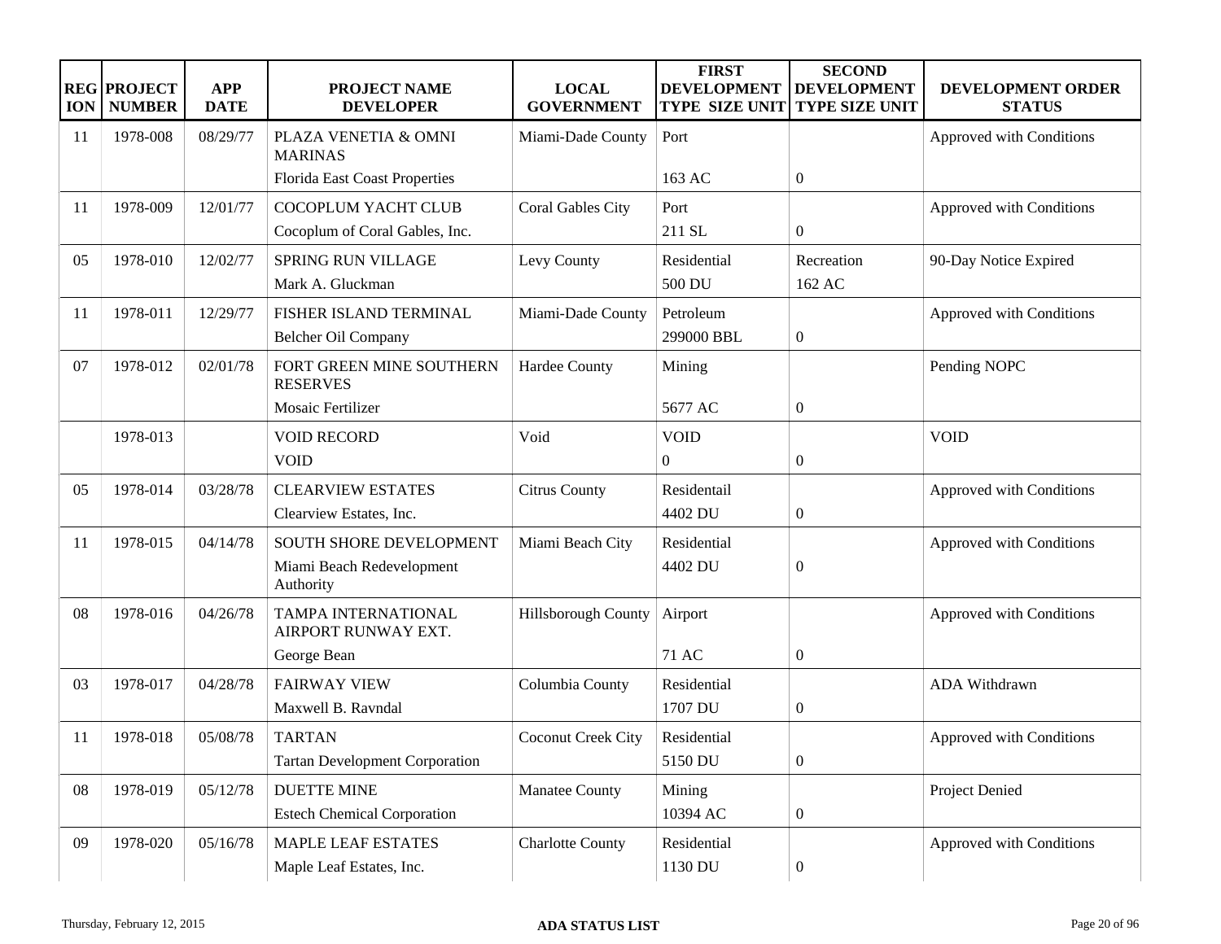| REGION | PROJECT NUMBER | APP DATE | PROJECT NAME DEVELOPER | LOCAL GOVERNMENT | FIRST DEVELOPMENT TYPE SIZE UNIT | SECOND DEVELOPMENT TYPE SIZE UNIT | DEVELOPMENT ORDER STATUS |
|---|---|---|---|---|---|---|---|
| 11 | 1978-008 | 08/29/77 | PLAZA VENETIA & OMNI MARINAS<br>Florida East Coast Properties | Miami-Dade County | Port<br>163 AC | 0 | Approved with Conditions |
| 11 | 1978-009 | 12/01/77 | COCOPLUM YACHT CLUB<br>Cocoplum of Coral Gables, Inc. | Coral Gables City | Port<br>211 SL | 0 | Approved with Conditions |
| 05 | 1978-010 | 12/02/77 | SPRING RUN VILLAGE<br>Mark A. Gluckman | Levy County | Residential<br>500 DU | Recreation<br>162 AC | 90-Day Notice Expired |
| 11 | 1978-011 | 12/29/77 | FISHER ISLAND TERMINAL<br>Belcher Oil Company | Miami-Dade County | Petroleum<br>299000 BBL | 0 | Approved with Conditions |
| 07 | 1978-012 | 02/01/78 | FORT GREEN MINE SOUTHERN RESERVES<br>Mosaic Fertilizer | Hardee County | Mining<br>5677 AC | 0 | Pending NOPC |
| | 1978-013 | | VOID RECORD<br>VOID | Void | VOID<br>0 | 0 | VOID |
| 05 | 1978-014 | 03/28/78 | CLEARVIEW ESTATES<br>Clearview Estates, Inc. | Citrus County | Residentail<br>4402 DU | 0 | Approved with Conditions |
| 11 | 1978-015 | 04/14/78 | SOUTH SHORE DEVELOPMENT<br>Miami Beach Redevelopment Authority | Miami Beach City | Residential<br>4402 DU | 0 | Approved with Conditions |
| 08 | 1978-016 | 04/26/78 | TAMPA INTERNATIONAL AIRPORT RUNWAY EXT.<br>George Bean | Hillsborough County | Airport<br>71 AC | 0 | Approved with Conditions |
| 03 | 1978-017 | 04/28/78 | FAIRWAY VIEW<br>Maxwell B. Ravndal | Columbia County | Residential<br>1707 DU | 0 | ADA Withdrawn |
| 11 | 1978-018 | 05/08/78 | TARTAN<br>Tartan Development Corporation | Coconut Creek City | Residential<br>5150 DU | 0 | Approved with Conditions |
| 08 | 1978-019 | 05/12/78 | DUETTE MINE<br>Estech Chemical Corporation | Manatee County | Mining<br>10394 AC | 0 | Project Denied |
| 09 | 1978-020 | 05/16/78 | MAPLE LEAF ESTATES<br>Maple Leaf Estates, Inc. | Charlotte County | Residential<br>1130 DU | 0 | Approved with Conditions |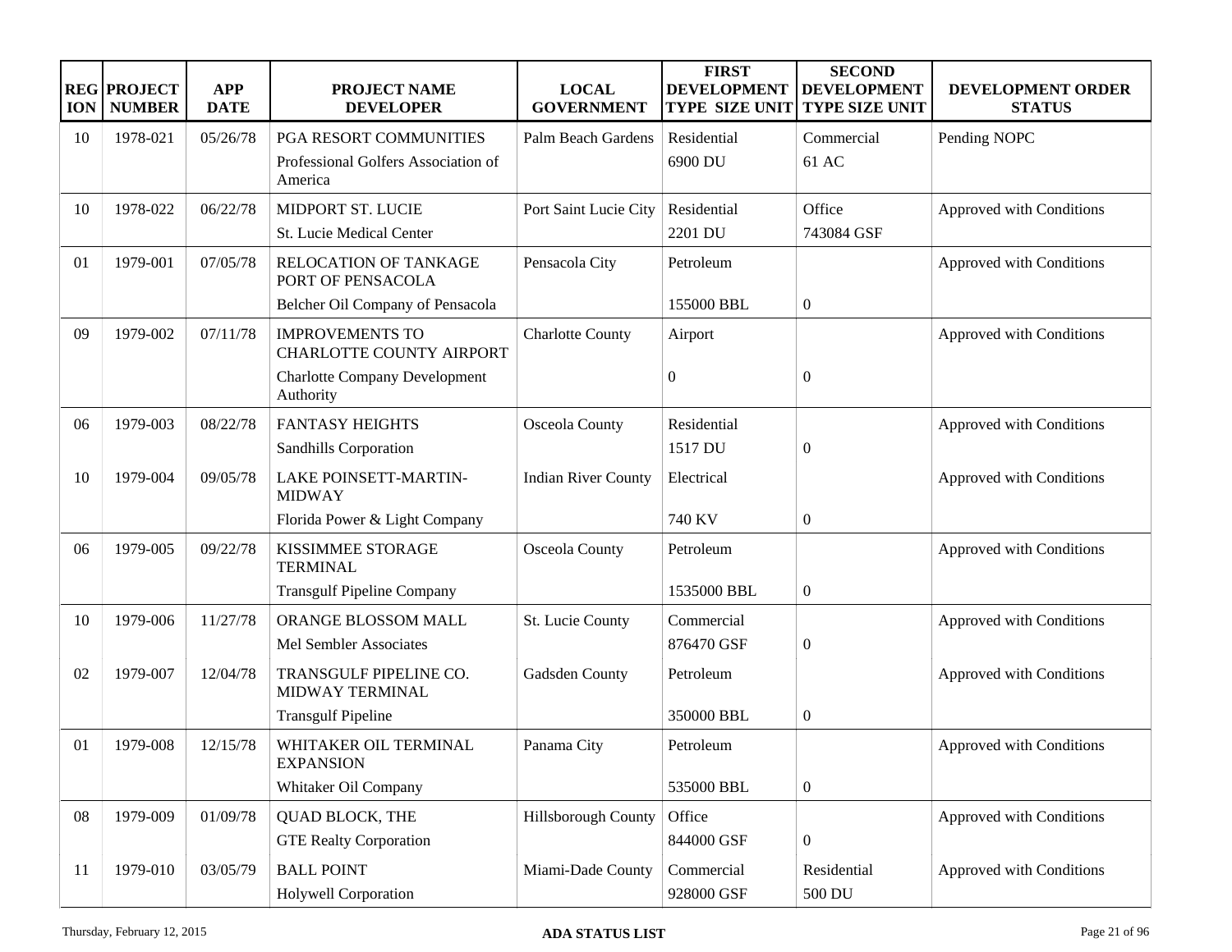| REGION | PROJECT NUMBER | APP DATE | PROJECT NAME DEVELOPER | LOCAL GOVERNMENT | FIRST DEVELOPMENT TYPE SIZE UNIT | SECOND DEVELOPMENT TYPE SIZE UNIT | DEVELOPMENT ORDER STATUS |
|---|---|---|---|---|---|---|---|
| 10 | 1978-021 | 05/26/78 | PGA RESORT COMMUNITIES<br>Professional Golfers Association of America | Palm Beach Gardens | Residential<br>6900 DU | Commercial<br>61 AC | Pending NOPC |
| 10 | 1978-022 | 06/22/78 | MIDPORT ST. LUCIE<br>St. Lucie Medical Center | Port Saint Lucie City | Residential<br>2201 DU | Office<br>743084 GSF | Approved with Conditions |
| 01 | 1979-001 | 07/05/78 | RELOCATION OF TANKAGE PORT OF PENSACOLA<br>Belcher Oil Company of Pensacola | Pensacola City | Petroleum<br>155000 BBL | 0 | Approved with Conditions |
| 09 | 1979-002 | 07/11/78 | IMPROVEMENTS TO CHARLOTTE COUNTY AIRPORT<br>Charlotte Company Development Authority | Charlotte County | Airport<br>0 | 0 | Approved with Conditions |
| 06 | 1979-003 | 08/22/78 | FANTASY HEIGHTS<br>Sandhills Corporation | Osceola County | Residential<br>1517 DU | 0 | Approved with Conditions |
| 10 | 1979-004 | 09/05/78 | LAKE POINSETT-MARTIN-MIDWAY<br>Florida Power & Light Company | Indian River County | Electrical<br>740 KV | 0 | Approved with Conditions |
| 06 | 1979-005 | 09/22/78 | KISSIMMEE STORAGE TERMINAL<br>Transgulf Pipeline Company | Osceola County | Petroleum<br>1535000 BBL | 0 | Approved with Conditions |
| 10 | 1979-006 | 11/27/78 | ORANGE BLOSSOM MALL<br>Mel Sembler Associates | St. Lucie County | Commercial<br>876470 GSF | 0 | Approved with Conditions |
| 02 | 1979-007 | 12/04/78 | TRANSGULF PIPELINE CO. MIDWAY TERMINAL<br>Transgulf Pipeline | Gadsden County | Petroleum<br>350000 BBL | 0 | Approved with Conditions |
| 01 | 1979-008 | 12/15/78 | WHITAKER OIL TERMINAL EXPANSION<br>Whitaker Oil Company | Panama City | Petroleum<br>535000 BBL | 0 | Approved with Conditions |
| 08 | 1979-009 | 01/09/78 | QUAD BLOCK, THE<br>GTE Realty Corporation | Hillsborough County | Office<br>844000 GSF | 0 | Approved with Conditions |
| 11 | 1979-010 | 03/05/79 | BALL POINT<br>Holywell Corporation | Miami-Dade County | Commercial<br>928000 GSF | Residential<br>500 DU | Approved with Conditions |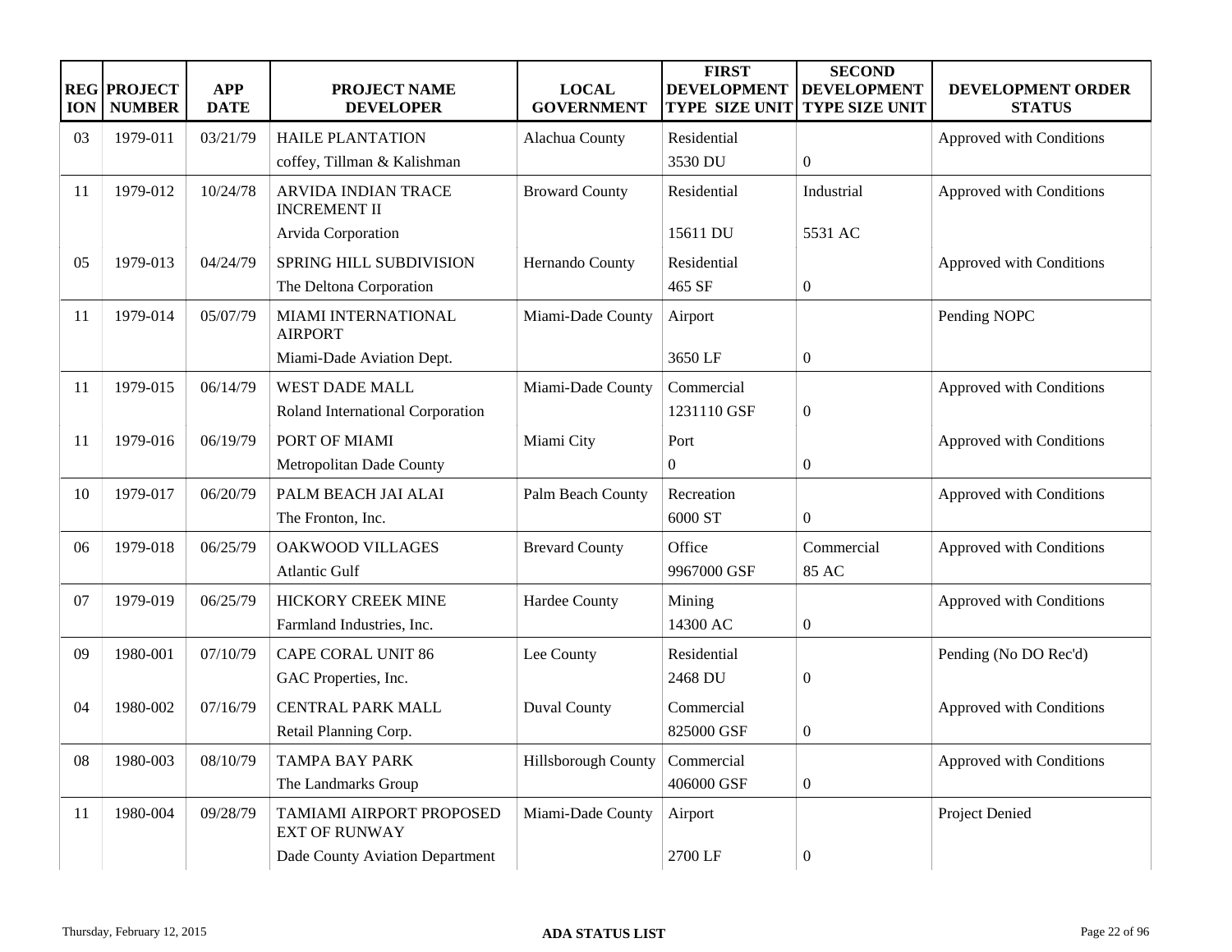| REGION | PROJECT NUMBER | APP DATE | PROJECT NAME DEVELOPER | LOCAL GOVERNMENT | FIRST DEVELOPMENT TYPE SIZE UNIT | SECOND DEVELOPMENT TYPE SIZE UNIT | DEVELOPMENT ORDER STATUS |
|---|---|---|---|---|---|---|---|
| 03 | 1979-011 | 03/21/79 | HAILE PLANTATION<br>coffey, Tillman & Kalishman | Alachua County | Residential<br>3530 DU | 0 | Approved with Conditions |
| 11 | 1979-012 | 10/24/78 | ARVIDA INDIAN TRACE INCREMENT II<br>Arvida Corporation | Broward County | Residential<br>15611 DU | Industrial<br>5531 AC | Approved with Conditions |
| 05 | 1979-013 | 04/24/79 | SPRING HILL SUBDIVISION<br>The Deltona Corporation | Hernando County | Residential<br>465 SF | 0 | Approved with Conditions |
| 11 | 1979-014 | 05/07/79 | MIAMI INTERNATIONAL AIRPORT<br>Miami-Dade Aviation Dept. | Miami-Dade County | Airport<br>3650 LF | 0 | Pending NOPC |
| 11 | 1979-015 | 06/14/79 | WEST DADE MALL<br>Roland International Corporation | Miami-Dade County | Commercial<br>1231110 GSF | 0 | Approved with Conditions |
| 11 | 1979-016 | 06/19/79 | PORT OF MIAMI<br>Metropolitan Dade County | Miami City | Port<br>0 | 0 | Approved with Conditions |
| 10 | 1979-017 | 06/20/79 | PALM BEACH JAI ALAI<br>The Fronton, Inc. | Palm Beach County | Recreation<br>6000 ST | 0 | Approved with Conditions |
| 06 | 1979-018 | 06/25/79 | OAKWOOD VILLAGES<br>Atlantic Gulf | Brevard County | Office<br>9967000 GSF | Commercial<br>85 AC | Approved with Conditions |
| 07 | 1979-019 | 06/25/79 | HICKORY CREEK MINE<br>Farmland Industries, Inc. | Hardee County | Mining<br>14300 AC | 0 | Approved with Conditions |
| 09 | 1980-001 | 07/10/79 | CAPE CORAL UNIT 86<br>GAC Properties, Inc. | Lee County | Residential<br>2468 DU | 0 | Pending (No DO Rec'd) |
| 04 | 1980-002 | 07/16/79 | CENTRAL PARK MALL<br>Retail Planning Corp. | Duval County | Commercial<br>825000 GSF | 0 | Approved with Conditions |
| 08 | 1980-003 | 08/10/79 | TAMPA BAY PARK<br>The Landmarks Group | Hillsborough County | Commercial<br>406000 GSF | 0 | Approved with Conditions |
| 11 | 1980-004 | 09/28/79 | TAMIAMI AIRPORT PROPOSED EXT OF RUNWAY<br>Dade County Aviation Department | Miami-Dade County | Airport<br>2700 LF | 0 | Project Denied |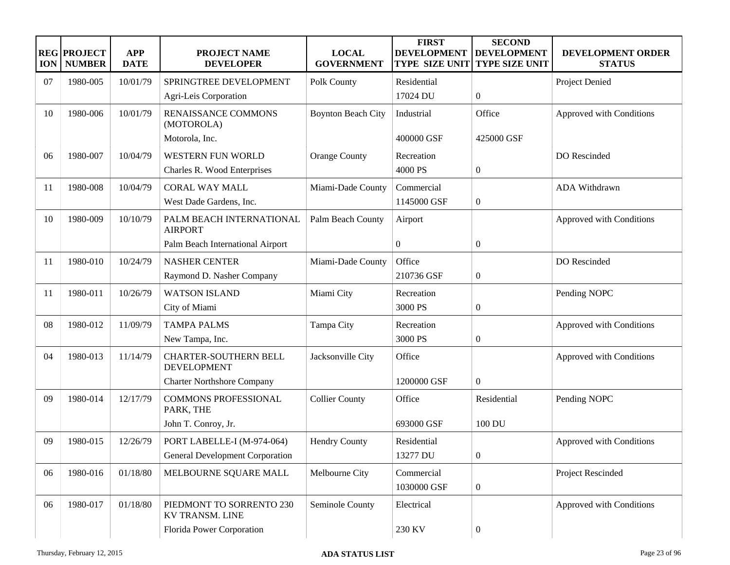| REGION | PROJECT NUMBER | APP DATE | PROJECT NAME DEVELOPER | LOCAL GOVERNMENT | FIRST DEVELOPMENT TYPE SIZE UNIT | SECOND DEVELOPMENT TYPE SIZE UNIT | DEVELOPMENT ORDER STATUS |
|---|---|---|---|---|---|---|---|
| 07 | 1980-005 | 10/01/79 | SPRINGTREE DEVELOPMENT<br>Agri-Leis Corporation | Polk County | Residential<br>17024 DU | <br>0 | Project Denied |
| 10 | 1980-006 | 10/01/79 | RENAISSANCE COMMONS (MOTOROLA)<br>Motorola, Inc. | Boynton Beach City | Industrial<br>400000 GSF | Office<br>425000 GSF | Approved with Conditions |
| 06 | 1980-007 | 10/04/79 | WESTERN FUN WORLD<br>Charles R. Wood Enterprises | Orange County | Recreation<br>4000 PS | <br>0 | DO Rescinded |
| 11 | 1980-008 | 10/04/79 | CORAL WAY MALL<br>West Dade Gardens, Inc. | Miami-Dade County | Commercial<br>1145000 GSF | <br>0 | ADA Withdrawn |
| 10 | 1980-009 | 10/10/79 | PALM BEACH INTERNATIONAL AIRPORT<br>Palm Beach International Airport | Palm Beach County | Airport<br>0 | <br>0 | Approved with Conditions |
| 11 | 1980-010 | 10/24/79 | NASHER CENTER<br>Raymond D. Nasher Company | Miami-Dade County | Office<br>210736 GSF | <br>0 | DO Rescinded |
| 11 | 1980-011 | 10/26/79 | WATSON ISLAND<br>City of Miami | Miami City | Recreation<br>3000 PS | <br>0 | Pending NOPC |
| 08 | 1980-012 | 11/09/79 | TAMPA PALMS<br>New Tampa, Inc. | Tampa City | Recreation<br>3000 PS | <br>0 | Approved with Conditions |
| 04 | 1980-013 | 11/14/79 | CHARTER-SOUTHERN BELL DEVELOPMENT<br>Charter Northshore Company | Jacksonville City | Office<br>1200000 GSF | <br>0 | Approved with Conditions |
| 09 | 1980-014 | 12/17/79 | COMMONS PROFESSIONAL PARK, THE<br>John T. Conroy, Jr. | Collier County | Office<br>693000 GSF | Residential<br>100 DU | Pending NOPC |
| 09 | 1980-015 | 12/26/79 | PORT LABELLE-I (M-974-064)<br>General Development Corporation | Hendry County | Residential<br>13277 DU | <br>0 | Approved with Conditions |
| 06 | 1980-016 | 01/18/80 | MELBOURNE SQUARE MALL | Melbourne City | Commercial<br>1030000 GSF | <br>0 | Project Rescinded |
| 06 | 1980-017 | 01/18/80 | PIEDMONT TO SORRENTO 230 KV TRANSM. LINE<br>Florida Power Corporation | Seminole County | Electrical<br>230 KV | <br>0 | Approved with Conditions |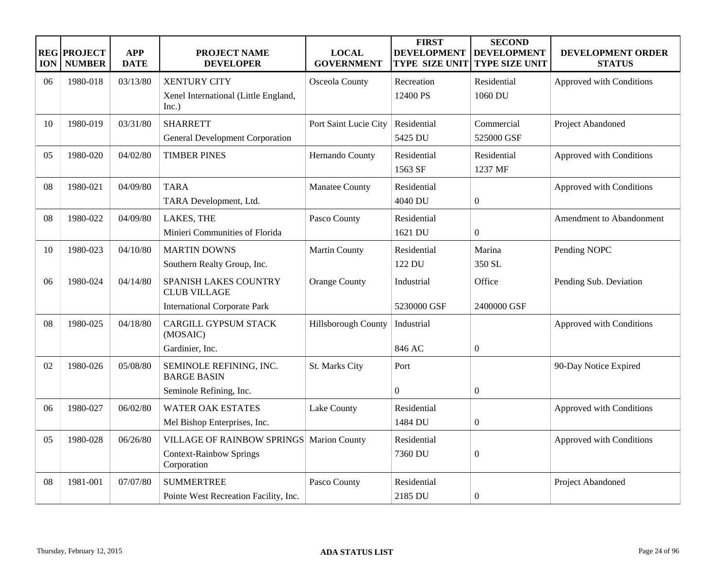| REGION | PROJECT NUMBER | APP DATE | PROJECT NAME DEVELOPER | LOCAL GOVERNMENT | FIRST DEVELOPMENT TYPE SIZE UNIT | SECOND DEVELOPMENT TYPE SIZE UNIT | DEVELOPMENT ORDER STATUS |
|---|---|---|---|---|---|---|---|
| 06 | 1980-018 | 03/13/80 | XENTURY CITY<br>Xenel International (Little England, Inc.) | Osceola County | Recreation<br>12400 PS | Residential<br>1060 DU | Approved with Conditions |
| 10 | 1980-019 | 03/31/80 | SHARRETT<br>General Development Corporation | Port Saint Lucie City | Residential<br>5425 DU | Commercial<br>525000 GSF | Project Abandoned |
| 05 | 1980-020 | 04/02/80 | TIMBER PINES | Hernando County | Residential<br>1563 SF | Residential<br>1237 MF | Approved with Conditions |
| 08 | 1980-021 | 04/09/80 | TARA<br>TARA Development, Ltd. | Manatee County | Residential<br>4040 DU | 0 | Approved with Conditions |
| 08 | 1980-022 | 04/09/80 | LAKES, THE<br>Minieri Communities of Florida | Pasco County | Residential<br>1621 DU | 0 | Amendment to Abandonment |
| 10 | 1980-023 | 04/10/80 | MARTIN DOWNS<br>Southern Realty Group, Inc. | Martin County | Residential<br>122 DU | Marina<br>350 SL | Pending NOPC |
| 06 | 1980-024 | 04/14/80 | SPANISH LAKES COUNTRY CLUB VILLAGE<br>International Corporate Park | Orange County | Industrial<br>5230000 GSF | Office<br>2400000 GSF | Pending Sub. Deviation |
| 08 | 1980-025 | 04/18/80 | CARGILL GYPSUM STACK (MOSAIC)<br>Gardinier, Inc. | Hillsborough County | Industrial<br>846 AC | 0 | Approved with Conditions |
| 02 | 1980-026 | 05/08/80 | SEMINOLE REFINING, INC. BARGE BASIN<br>Seminole Refining, Inc. | St. Marks City | Port<br>0 | 0 | 90-Day Notice Expired |
| 06 | 1980-027 | 06/02/80 | WATER OAK ESTATES<br>Mel Bishop Enterprises, Inc. | Lake County | Residential<br>1484 DU | 0 | Approved with Conditions |
| 05 | 1980-028 | 06/26/80 | VILLAGE OF RAINBOW SPRINGS<br>Context-Rainbow Springs Corporation | Marion County | Residential<br>7360 DU | 0 | Approved with Conditions |
| 08 | 1981-001 | 07/07/80 | SUMMERTREE<br>Pointe West Recreation Facility, Inc. | Pasco County | Residential<br>2185 DU | 0 | Project Abandoned |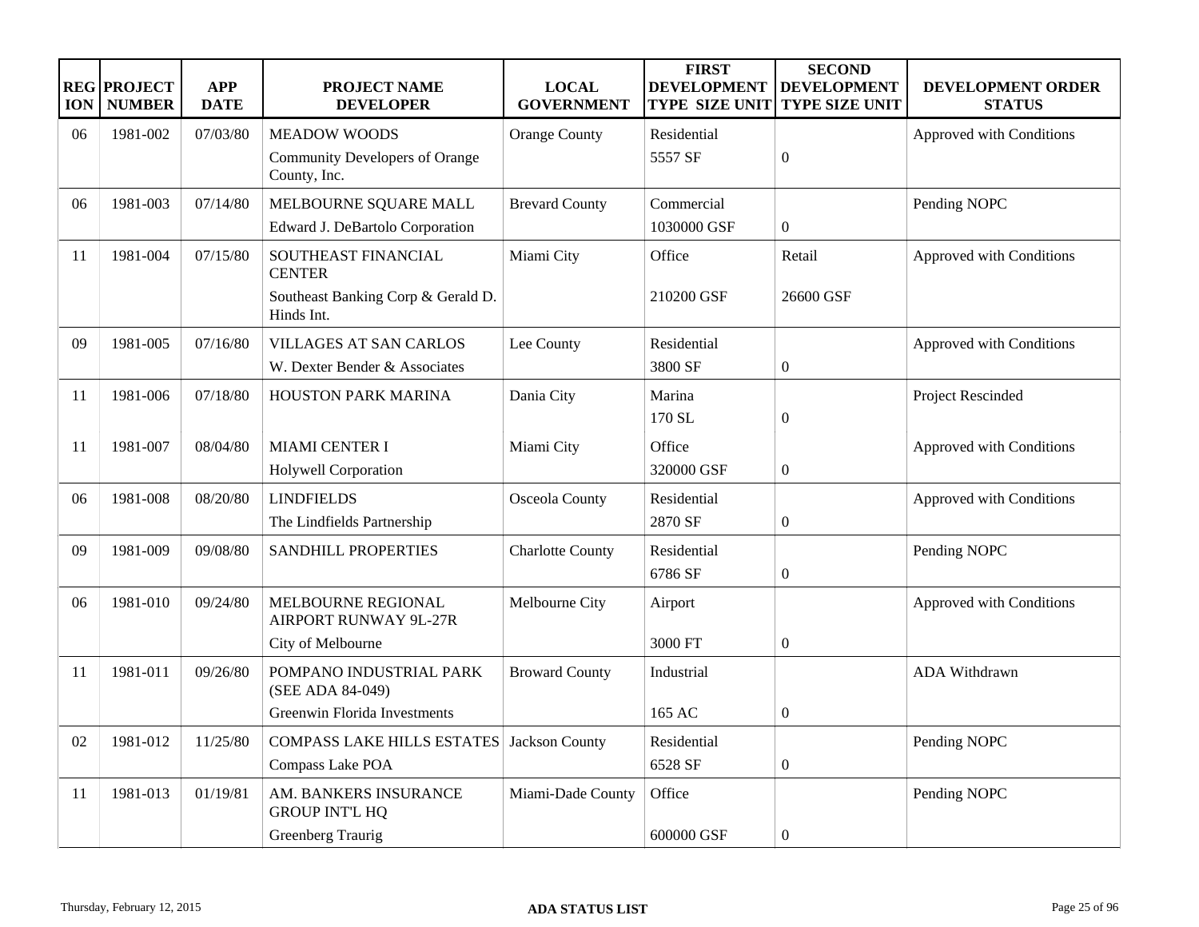| REGION | PROJECT NUMBER | APP DATE | PROJECT NAME DEVELOPER | LOCAL GOVERNMENT | FIRST DEVELOPMENT TYPE SIZE UNIT | SECOND DEVELOPMENT TYPE SIZE UNIT | DEVELOPMENT ORDER STATUS |
|---|---|---|---|---|---|---|---|
| 06 | 1981-002 | 07/03/80 | MEADOW WOODS<br>Community Developers of Orange County, Inc. | Orange County | Residential<br>5557 SF | 0 | Approved with Conditions |
| 06 | 1981-003 | 07/14/80 | MELBOURNE SQUARE MALL<br>Edward J. DeBartolo Corporation | Brevard County | Commercial<br>1030000 GSF | 0 | Pending NOPC |
| 11 | 1981-004 | 07/15/80 | SOUTHEAST FINANCIAL CENTER<br>Southeast Banking Corp & Gerald D. Hinds Int. | Miami City | Office<br>210200 GSF | Retail<br>26600 GSF | Approved with Conditions |
| 09 | 1981-005 | 07/16/80 | VILLAGES AT SAN CARLOS<br>W. Dexter Bender & Associates | Lee County | Residential<br>3800 SF | 0 | Approved with Conditions |
| 11 | 1981-006 | 07/18/80 | HOUSTON PARK MARINA | Dania City | Marina<br>170 SL | 0 | Project Rescinded |
| 11 | 1981-007 | 08/04/80 | MIAMI CENTER I<br>Holywell Corporation | Miami City | Office<br>320000 GSF | 0 | Approved with Conditions |
| 06 | 1981-008 | 08/20/80 | LINDFIELDS<br>The Lindfields Partnership | Osceola County | Residential<br>2870 SF | 0 | Approved with Conditions |
| 09 | 1981-009 | 09/08/80 | SANDHILL PROPERTIES | Charlotte County | Residential<br>6786 SF | 0 | Pending NOPC |
| 06 | 1981-010 | 09/24/80 | MELBOURNE REGIONAL AIRPORT RUNWAY 9L-27R<br>City of Melbourne | Melbourne City | Airport<br>3000 FT | 0 | Approved with Conditions |
| 11 | 1981-011 | 09/26/80 | POMPANO INDUSTRIAL PARK (SEE ADA 84-049)<br>Greenwin Florida Investments | Broward County | Industrial<br>165 AC | 0 | ADA Withdrawn |
| 02 | 1981-012 | 11/25/80 | COMPASS LAKE HILLS ESTATES<br>Compass Lake POA | Jackson County | Residential<br>6528 SF | 0 | Pending NOPC |
| 11 | 1981-013 | 01/19/81 | AM. BANKERS INSURANCE GROUP INT'L HQ<br>Greenberg Traurig | Miami-Dade County | Office<br>600000 GSF | 0 | Pending NOPC |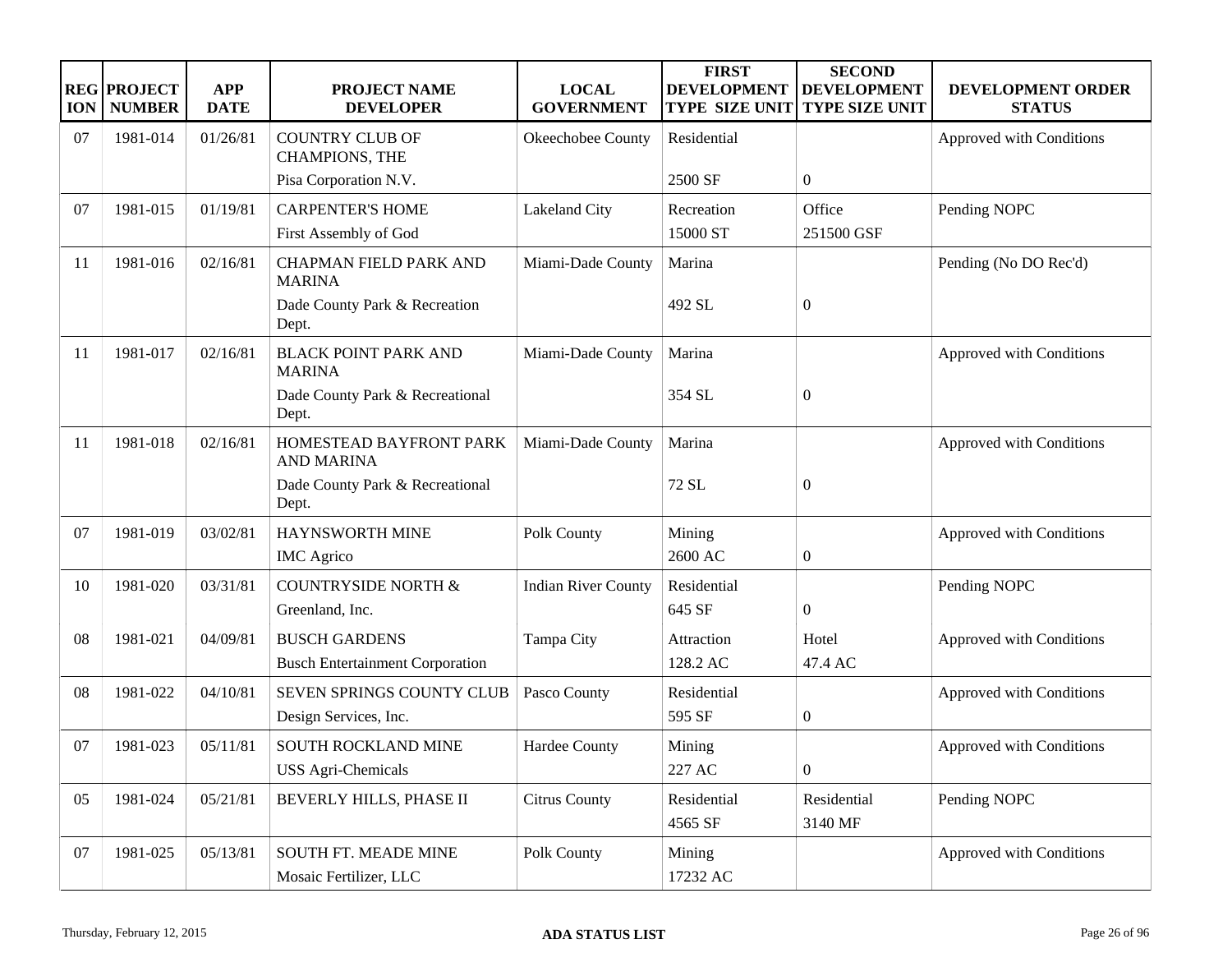| REGION | PROJECT NUMBER | APP DATE | PROJECT NAME DEVELOPER | LOCAL GOVERNMENT | FIRST DEVELOPMENT TYPE SIZE UNIT | SECOND DEVELOPMENT TYPE SIZE UNIT | DEVELOPMENT ORDER STATUS |
|---|---|---|---|---|---|---|---|
| 07 | 1981-014 | 01/26/81 | COUNTRY CLUB OF CHAMPIONS, THE<br>Pisa Corporation N.V. | Okeechobee County | Residential<br>2500 SF | <br>0 | Approved with Conditions |
| 07 | 1981-015 | 01/19/81 | CARPENTER'S HOME<br>First Assembly of God | Lakeland City | Recreation<br>15000 ST | Office<br>251500 GSF | Pending NOPC |
| 11 | 1981-016 | 02/16/81 | CHAPMAN FIELD PARK AND MARINA<br>Dade County Park & Recreation Dept. | Miami-Dade County | Marina<br>492 SL | <br>0 | Pending (No DO Rec'd) |
| 11 | 1981-017 | 02/16/81 | BLACK POINT PARK AND MARINA<br>Dade County Park & Recreational Dept. | Miami-Dade County | Marina<br>354 SL | <br>0 | Approved with Conditions |
| 11 | 1981-018 | 02/16/81 | HOMESTEAD BAYFRONT PARK AND MARINA<br>Dade County Park & Recreational Dept. | Miami-Dade County | Marina<br>72 SL | <br>0 | Approved with Conditions |
| 07 | 1981-019 | 03/02/81 | HAYNSWORTH MINE<br>IMC Agrico | Polk County | Mining<br>2600 AC | <br>0 | Approved with Conditions |
| 10 | 1981-020 | 03/31/81 | COUNTRYSIDE NORTH &<br>Greenland, Inc. | Indian River County | Residential<br>645 SF | <br>0 | Pending NOPC |
| 08 | 1981-021 | 04/09/81 | BUSCH GARDENS<br>Busch Entertainment Corporation | Tampa City | Attraction<br>128.2 AC | Hotel<br>47.4 AC | Approved with Conditions |
| 08 | 1981-022 | 04/10/81 | SEVEN SPRINGS COUNTY CLUB<br>Design Services, Inc. | Pasco County | Residential<br>595 SF | <br>0 | Approved with Conditions |
| 07 | 1981-023 | 05/11/81 | SOUTH ROCKLAND MINE<br>USS Agri-Chemicals | Hardee County | Mining<br>227 AC | <br>0 | Approved with Conditions |
| 05 | 1981-024 | 05/21/81 | BEVERLY HILLS, PHASE II | Citrus County | Residential<br>4565 SF | Residential<br>3140 MF | Pending NOPC |
| 07 | 1981-025 | 05/13/81 | SOUTH FT. MEADE MINE<br>Mosaic Fertilizer, LLC | Polk County | Mining<br>17232 AC | | Approved with Conditions |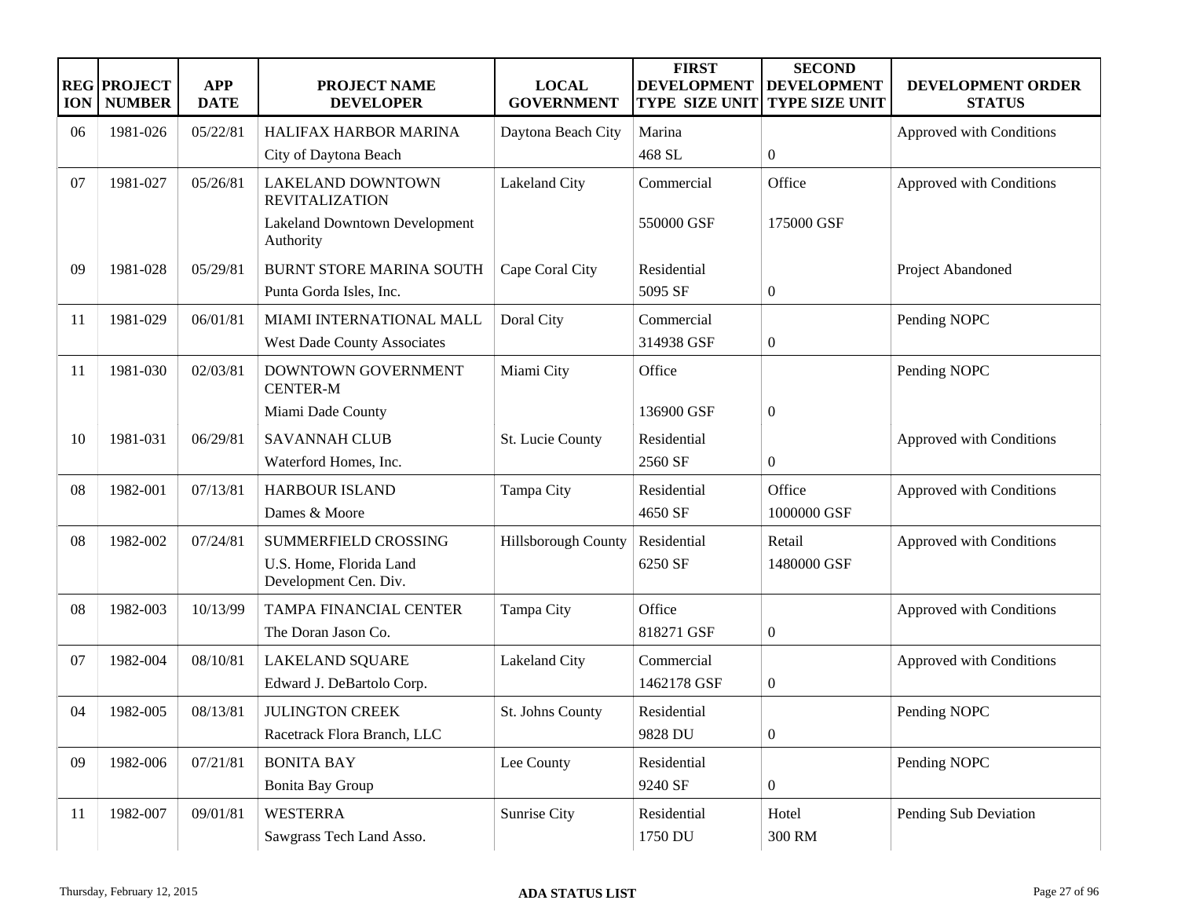| REGION | PROJECT NUMBER | APP DATE | PROJECT NAME DEVELOPER | LOCAL GOVERNMENT | FIRST DEVELOPMENT TYPE SIZE UNIT | SECOND DEVELOPMENT TYPE SIZE UNIT | DEVELOPMENT ORDER STATUS |
|---|---|---|---|---|---|---|---|
| 06 | 1981-026 | 05/22/81 | HALIFAX HARBOR MARINA<br>City of Daytona Beach | Daytona Beach City | Marina<br>468 SL | <br>0 | Approved with Conditions |
| 07 | 1981-027 | 05/26/81 | LAKELAND DOWNTOWN REVITALIZATION<br>Lakeland Downtown Development Authority | Lakeland City | Commercial<br>550000 GSF | Office<br>175000 GSF | Approved with Conditions |
| 09 | 1981-028 | 05/29/81 | BURNT STORE MARINA SOUTH<br>Punta Gorda Isles, Inc. | Cape Coral City | Residential<br>5095 SF | <br>0 | Project Abandoned |
| 11 | 1981-029 | 06/01/81 | MIAMI INTERNATIONAL MALL<br>West Dade County Associates | Doral City | Commercial<br>314938 GSF | <br>0 | Pending NOPC |
| 11 | 1981-030 | 02/03/81 | DOWNTOWN GOVERNMENT CENTER-M<br>Miami Dade County | Miami City | Office<br>136900 GSF | <br>0 | Pending NOPC |
| 10 | 1981-031 | 06/29/81 | SAVANNAH CLUB<br>Waterford Homes, Inc. | St. Lucie County | Residential<br>2560 SF | <br>0 | Approved with Conditions |
| 08 | 1982-001 | 07/13/81 | HARBOUR ISLAND<br>Dames & Moore | Tampa City | Residential<br>4650 SF | Office<br>1000000 GSF | Approved with Conditions |
| 08 | 1982-002 | 07/24/81 | SUMMERFIELD CROSSING<br>U.S. Home, Florida Land Development Cen. Div. | Hillsborough County | Residential<br>6250 SF | Retail<br>1480000 GSF | Approved with Conditions |
| 08 | 1982-003 | 10/13/99 | TAMPA FINANCIAL CENTER<br>The Doran Jason Co. | Tampa City | Office<br>818271 GSF | <br>0 | Approved with Conditions |
| 07 | 1982-004 | 08/10/81 | LAKELAND SQUARE<br>Edward J. DeBartolo Corp. | Lakeland City | Commercial<br>1462178 GSF | <br>0 | Approved with Conditions |
| 04 | 1982-005 | 08/13/81 | JULINGTON CREEK<br>Racetrack Flora Branch, LLC | St. Johns County | Residential<br>9828 DU | <br>0 | Pending NOPC |
| 09 | 1982-006 | 07/21/81 | BONITA BAY<br>Bonita Bay Group | Lee County | Residential<br>9240 SF | <br>0 | Pending NOPC |
| 11 | 1982-007 | 09/01/81 | WESTERRA<br>Sawgrass Tech Land Asso. | Sunrise City | Residential<br>1750 DU | Hotel<br>300 RM | Pending Sub Deviation |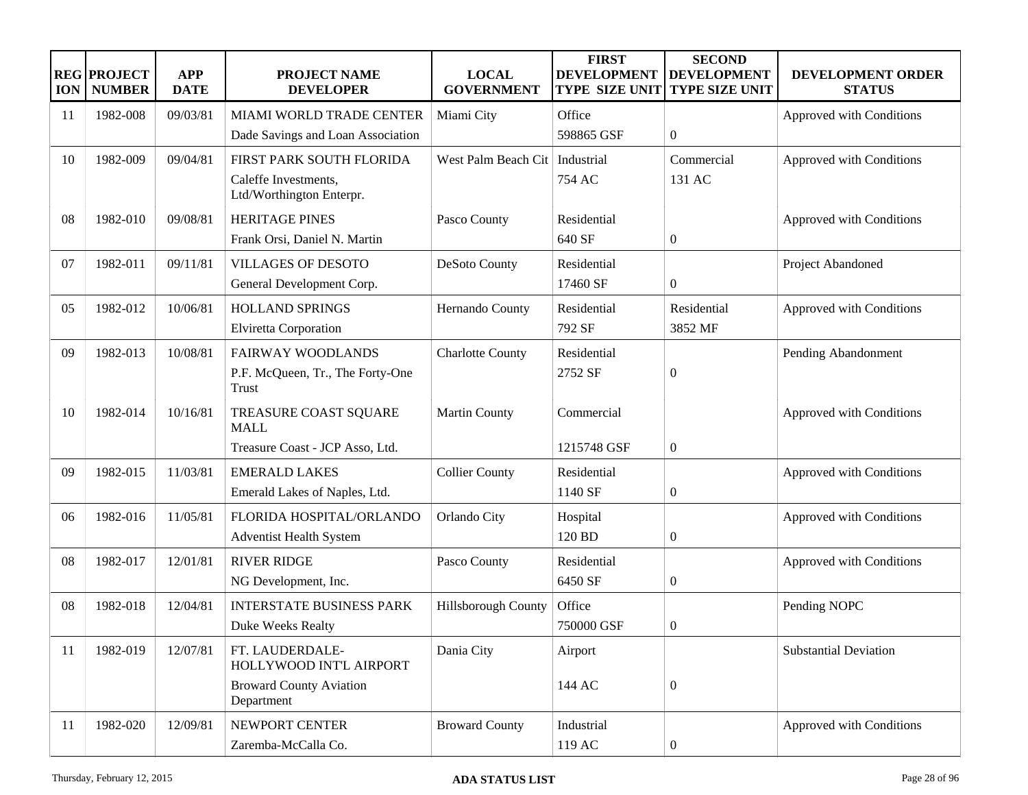| REGION | PROJECT NUMBER | APP DATE | PROJECT NAME DEVELOPER | LOCAL GOVERNMENT | FIRST DEVELOPMENT TYPE SIZE UNIT | SECOND DEVELOPMENT TYPE SIZE UNIT | DEVELOPMENT ORDER STATUS |
|---|---|---|---|---|---|---|---|
| 11 | 1982-008 | 09/03/81 | MIAMI WORLD TRADE CENTER<br>Dade Savings and Loan Association | Miami City | Office<br>598865 GSF | 0 | Approved with Conditions |
| 10 | 1982-009 | 09/04/81 | FIRST PARK SOUTH FLORIDA<br>Caleffe Investments, Ltd/Worthington Enterpr. | West Palm Beach Cit | Industrial<br>754 AC | Commercial<br>131 AC | Approved with Conditions |
| 08 | 1982-010 | 09/08/81 | HERITAGE PINES<br>Frank Orsi, Daniel N. Martin | Pasco County | Residential<br>640 SF | 0 | Approved with Conditions |
| 07 | 1982-011 | 09/11/81 | VILLAGES OF DESOTO<br>General Development Corp. | DeSoto County | Residential<br>17460 SF | 0 | Project Abandoned |
| 05 | 1982-012 | 10/06/81 | HOLLAND SPRINGS<br>Elviretta Corporation | Hernando County | Residential<br>792 SF | Residential<br>3852 MF | Approved with Conditions |
| 09 | 1982-013 | 10/08/81 | FAIRWAY WOODLANDS<br>P.F. McQueen, Tr., The Forty-One Trust | Charlotte County | Residential<br>2752 SF | 0 | Pending Abandonment |
| 10 | 1982-014 | 10/16/81 | TREASURE COAST SQUARE MALL<br>Treasure Coast - JCP Asso, Ltd. | Martin County | Commercial<br>1215748 GSF | 0 | Approved with Conditions |
| 09 | 1982-015 | 11/03/81 | EMERALD LAKES<br>Emerald Lakes of Naples, Ltd. | Collier County | Residential<br>1140 SF | 0 | Approved with Conditions |
| 06 | 1982-016 | 11/05/81 | FLORIDA HOSPITAL/ORLANDO<br>Adventist Health System | Orlando City | Hospital<br>120 BD | 0 | Approved with Conditions |
| 08 | 1982-017 | 12/01/81 | RIVER RIDGE<br>NG Development, Inc. | Pasco County | Residential<br>6450 SF | 0 | Approved with Conditions |
| 08 | 1982-018 | 12/04/81 | INTERSTATE BUSINESS PARK<br>Duke Weeks Realty | Hillsborough County | Office<br>750000 GSF | 0 | Pending NOPC |
| 11 | 1982-019 | 12/07/81 | FT. LAUDERDALE-HOLLYWOOD INT'L AIRPORT<br>Broward County Aviation Department | Dania City | Airport<br>144 AC | 0 | Substantial Deviation |
| 11 | 1982-020 | 12/09/81 | NEWPORT CENTER<br>Zaremba-McCalla Co. | Broward County | Industrial<br>119 AC | 0 | Approved with Conditions |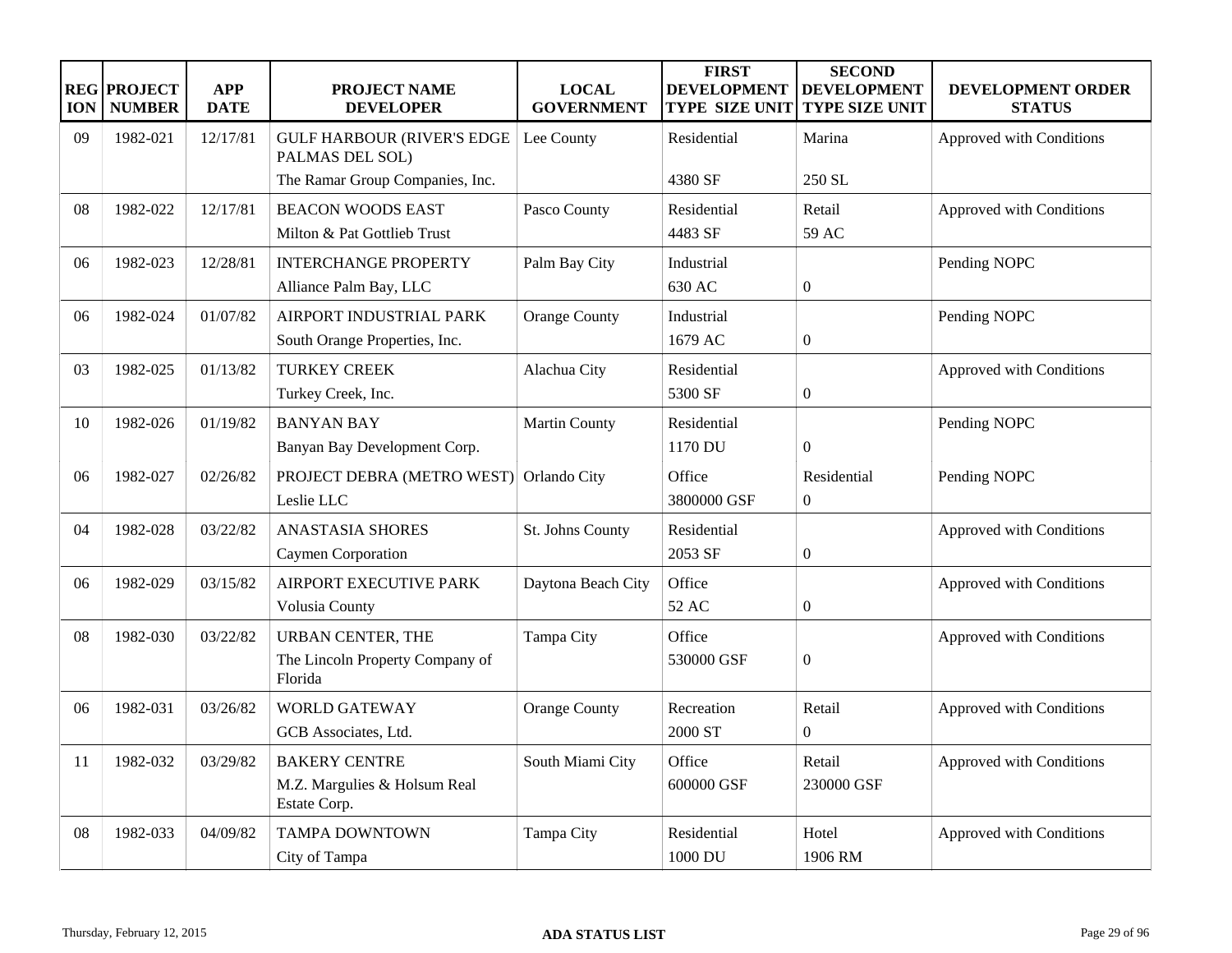| REGION | PROJECT NUMBER | APP DATE | PROJECT NAME DEVELOPER | LOCAL GOVERNMENT | FIRST DEVELOPMENT TYPE SIZE UNIT | SECOND DEVELOPMENT TYPE SIZE UNIT | DEVELOPMENT ORDER STATUS |
|---|---|---|---|---|---|---|---|
| 09 | 1982-021 | 12/17/81 | GULF HARBOUR (RIVER'S EDGE PALMAS DEL SOL) The Ramar Group Companies, Inc. | Lee County | Residential 4380 SF | Marina 250 SL | Approved with Conditions |
| 08 | 1982-022 | 12/17/81 | BEACON WOODS EAST Milton & Pat Gottlieb Trust | Pasco County | Residential 4483 SF | Retail 59 AC | Approved with Conditions |
| 06 | 1982-023 | 12/28/81 | INTERCHANGE PROPERTY Alliance Palm Bay, LLC | Palm Bay City | Industrial 630 AC | 0 | Pending NOPC |
| 06 | 1982-024 | 01/07/82 | AIRPORT INDUSTRIAL PARK South Orange Properties, Inc. | Orange County | Industrial 1679 AC | 0 | Pending NOPC |
| 03 | 1982-025 | 01/13/82 | TURKEY CREEK Turkey Creek, Inc. | Alachua City | Residential 5300 SF | 0 | Approved with Conditions |
| 10 | 1982-026 | 01/19/82 | BANYAN BAY Banyan Bay Development Corp. | Martin County | Residential 1170 DU | 0 | Pending NOPC |
| 06 | 1982-027 | 02/26/82 | PROJECT DEBRA (METRO WEST) Leslie LLC | Orlando City | Office 3800000 GSF | Residential 0 | Pending NOPC |
| 04 | 1982-028 | 03/22/82 | ANASTASIA SHORES Caymen Corporation | St. Johns County | Residential 2053 SF | 0 | Approved with Conditions |
| 06 | 1982-029 | 03/15/82 | AIRPORT EXECUTIVE PARK Volusia County | Daytona Beach City | Office 52 AC | 0 | Approved with Conditions |
| 08 | 1982-030 | 03/22/82 | URBAN CENTER, THE The Lincoln Property Company of Florida | Tampa City | Office 530000 GSF | 0 | Approved with Conditions |
| 06 | 1982-031 | 03/26/82 | WORLD GATEWAY GCB Associates, Ltd. | Orange County | Recreation 2000 ST | Retail 0 | Approved with Conditions |
| 11 | 1982-032 | 03/29/82 | BAKERY CENTRE M.Z. Margulies & Holsum Real Estate Corp. | South Miami City | Office 600000 GSF | Retail 230000 GSF | Approved with Conditions |
| 08 | 1982-033 | 04/09/82 | TAMPA DOWNTOWN City of Tampa | Tampa City | Residential 1000 DU | Hotel 1906 RM | Approved with Conditions |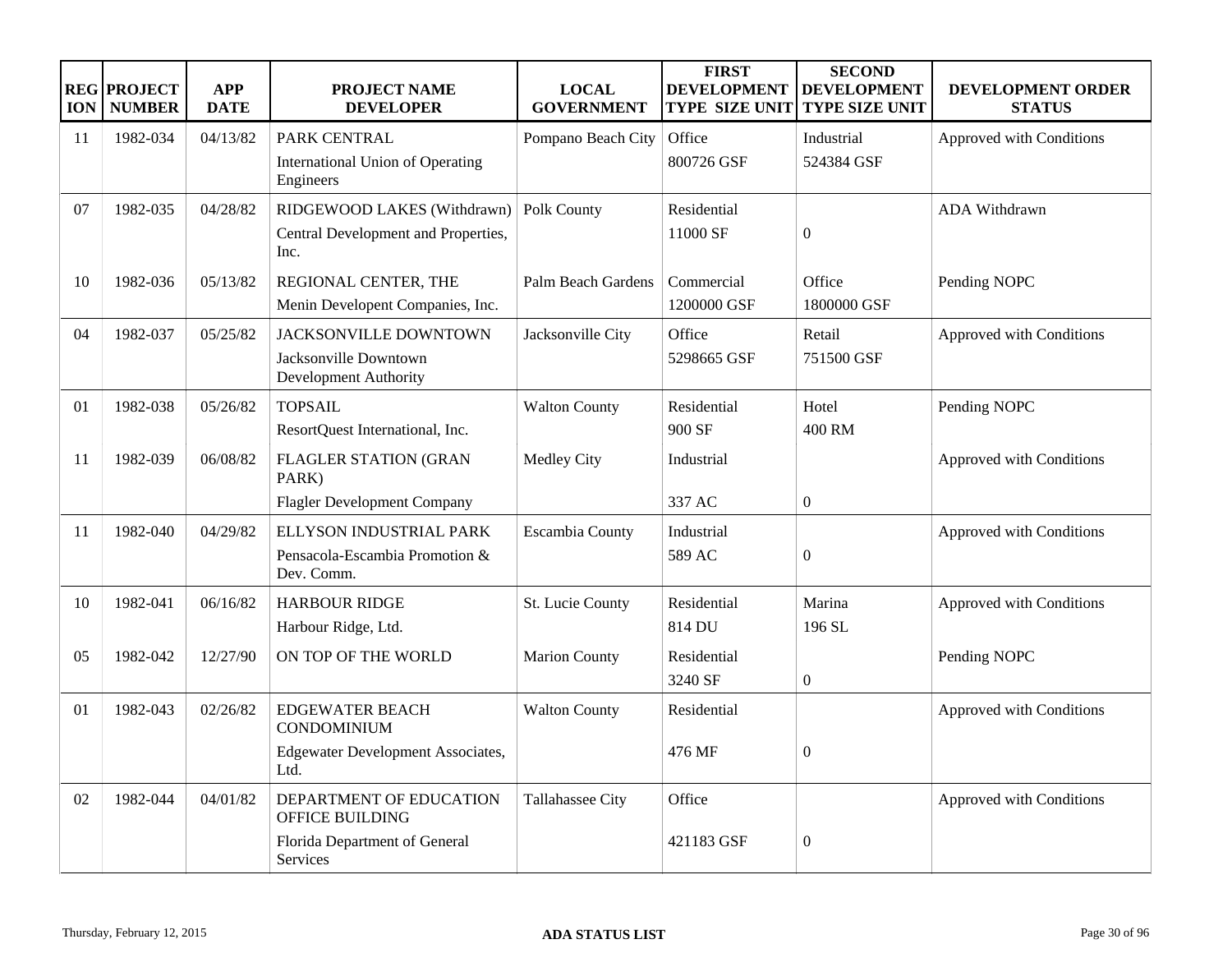| REGION | PROJECT NUMBER | APP DATE | PROJECT NAME DEVELOPER | LOCAL GOVERNMENT | FIRST DEVELOPMENT TYPE SIZE UNIT | SECOND DEVELOPMENT TYPE SIZE UNIT | DEVELOPMENT ORDER STATUS |
|---|---|---|---|---|---|---|---|
| 11 | 1982-034 | 04/13/82 | PARK CENTRAL<br>International Union of Operating Engineers | Pompano Beach City | Office<br>800726 GSF | Industrial<br>524384 GSF | Approved with Conditions |
| 07 | 1982-035 | 04/28/82 | RIDGEWOOD LAKES (Withdrawn)<br>Central Development and Properties, Inc. | Polk County | Residential<br>11000 SF | 0 | ADA Withdrawn |
| 10 | 1982-036 | 05/13/82 | REGIONAL CENTER, THE<br>Menin Developent Companies, Inc. | Palm Beach Gardens | Commercial<br>1200000 GSF | Office<br>1800000 GSF | Pending NOPC |
| 04 | 1982-037 | 05/25/82 | JACKSONVILLE DOWNTOWN<br>Jacksonville Downtown Development Authority | Jacksonville City | Office<br>5298665 GSF | Retail<br>751500 GSF | Approved with Conditions |
| 01 | 1982-038 | 05/26/82 | TOPSAIL<br>ResortQuest International, Inc. | Walton County | Residential<br>900 SF | Hotel<br>400 RM | Pending NOPC |
| 11 | 1982-039 | 06/08/82 | FLAGLER STATION (GRAN PARK)<br>Flagler Development Company | Medley City | Industrial<br>337 AC | 0 | Approved with Conditions |
| 11 | 1982-040 | 04/29/82 | ELLYSON INDUSTRIAL PARK<br>Pensacola-Escambia Promotion & Dev. Comm. | Escambia County | Industrial<br>589 AC | 0 | Approved with Conditions |
| 10 | 1982-041 | 06/16/82 | HARBOUR RIDGE<br>Harbour Ridge, Ltd. | St. Lucie County | Residential<br>814 DU | Marina<br>196 SL | Approved with Conditions |
| 05 | 1982-042 | 12/27/90 | ON TOP OF THE WORLD | Marion County | Residential<br>3240 SF | 0 | Pending NOPC |
| 01 | 1982-043 | 02/26/82 | EDGEWATER BEACH CONDOMINIUM<br>Edgewater Development Associates, Ltd. | Walton County | Residential<br>476 MF | 0 | Approved with Conditions |
| 02 | 1982-044 | 04/01/82 | DEPARTMENT OF EDUCATION OFFICE BUILDING<br>Florida Department of General Services | Tallahassee City | Office<br>421183 GSF | 0 | Approved with Conditions |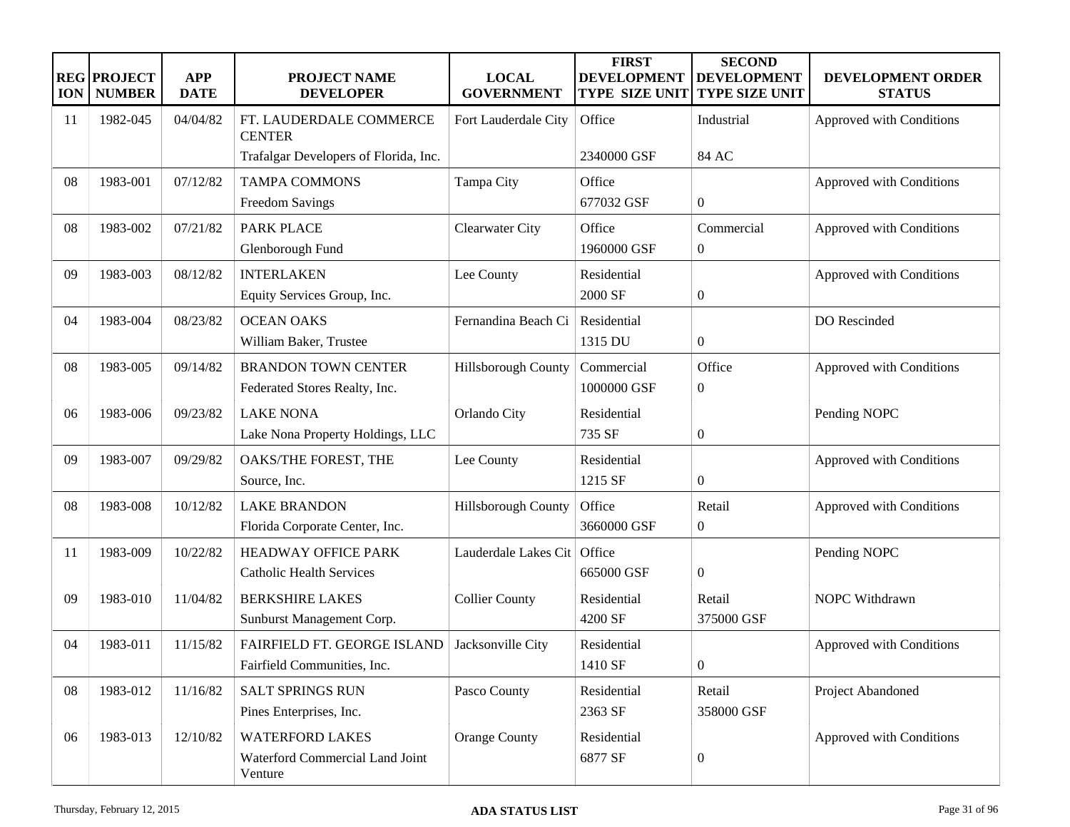| REGION | PROJECT NUMBER | APP DATE | PROJECT NAME<br>DEVELOPER | LOCAL GOVERNMENT | FIRST DEVELOPMENT TYPE SIZE UNIT | SECOND DEVELOPMENT TYPE SIZE UNIT | DEVELOPMENT ORDER STATUS |
|---|---|---|---|---|---|---|---|
| 11 | 1982-045 | 04/04/82 | FT. LAUDERDALE COMMERCE CENTER<br>Trafalgar Developers of Florida, Inc. | Fort Lauderdale City | Office<br>2340000 GSF | Industrial<br>84 AC | Approved with Conditions |
| 08 | 1983-001 | 07/12/82 | TAMPA COMMONS<br>Freedom Savings | Tampa City | Office<br>677032 GSF | 0 | Approved with Conditions |
| 08 | 1983-002 | 07/21/82 | PARK PLACE<br>Glenborough Fund | Clearwater City | Office<br>1960000 GSF | Commercial<br>0 | Approved with Conditions |
| 09 | 1983-003 | 08/12/82 | INTERLAKEN<br>Equity Services Group, Inc. | Lee County | Residential<br>2000 SF | 0 | Approved with Conditions |
| 04 | 1983-004 | 08/23/82 | OCEAN OAKS<br>William Baker, Trustee | Fernandina Beach Ci | Residential<br>1315 DU | 0 | DO Rescinded |
| 08 | 1983-005 | 09/14/82 | BRANDON TOWN CENTER<br>Federated Stores Realty, Inc. | Hillsborough County | Commercial<br>1000000 GSF | Office<br>0 | Approved with Conditions |
| 06 | 1983-006 | 09/23/82 | LAKE NONA<br>Lake Nona Property Holdings, LLC | Orlando City | Residential<br>735 SF | 0 | Pending NOPC |
| 09 | 1983-007 | 09/29/82 | OAKS/THE FOREST, THE<br>Source, Inc. | Lee County | Residential<br>1215 SF | 0 | Approved with Conditions |
| 08 | 1983-008 | 10/12/82 | LAKE BRANDON<br>Florida Corporate Center, Inc. | Hillsborough County | Office<br>3660000 GSF | Retail<br>0 | Approved with Conditions |
| 11 | 1983-009 | 10/22/82 | HEADWAY OFFICE PARK<br>Catholic Health Services | Lauderdale Lakes Cit | Office<br>665000 GSF | 0 | Pending NOPC |
| 09 | 1983-010 | 11/04/82 | BERKSHIRE LAKES<br>Sunburst Management Corp. | Collier County | Residential<br>4200 SF | Retail<br>375000 GSF | NOPC Withdrawn |
| 04 | 1983-011 | 11/15/82 | FAIRFIELD FT. GEORGE ISLAND<br>Fairfield Communities, Inc. | Jacksonville City | Residential<br>1410 SF | 0 | Approved with Conditions |
| 08 | 1983-012 | 11/16/82 | SALT SPRINGS RUN<br>Pines Enterprises, Inc. | Pasco County | Residential<br>2363 SF | Retail<br>358000 GSF | Project Abandoned |
| 06 | 1983-013 | 12/10/82 | WATERFORD LAKES<br>Waterford Commercial Land Joint Venture | Orange County | Residential<br>6877 SF | 0 | Approved with Conditions |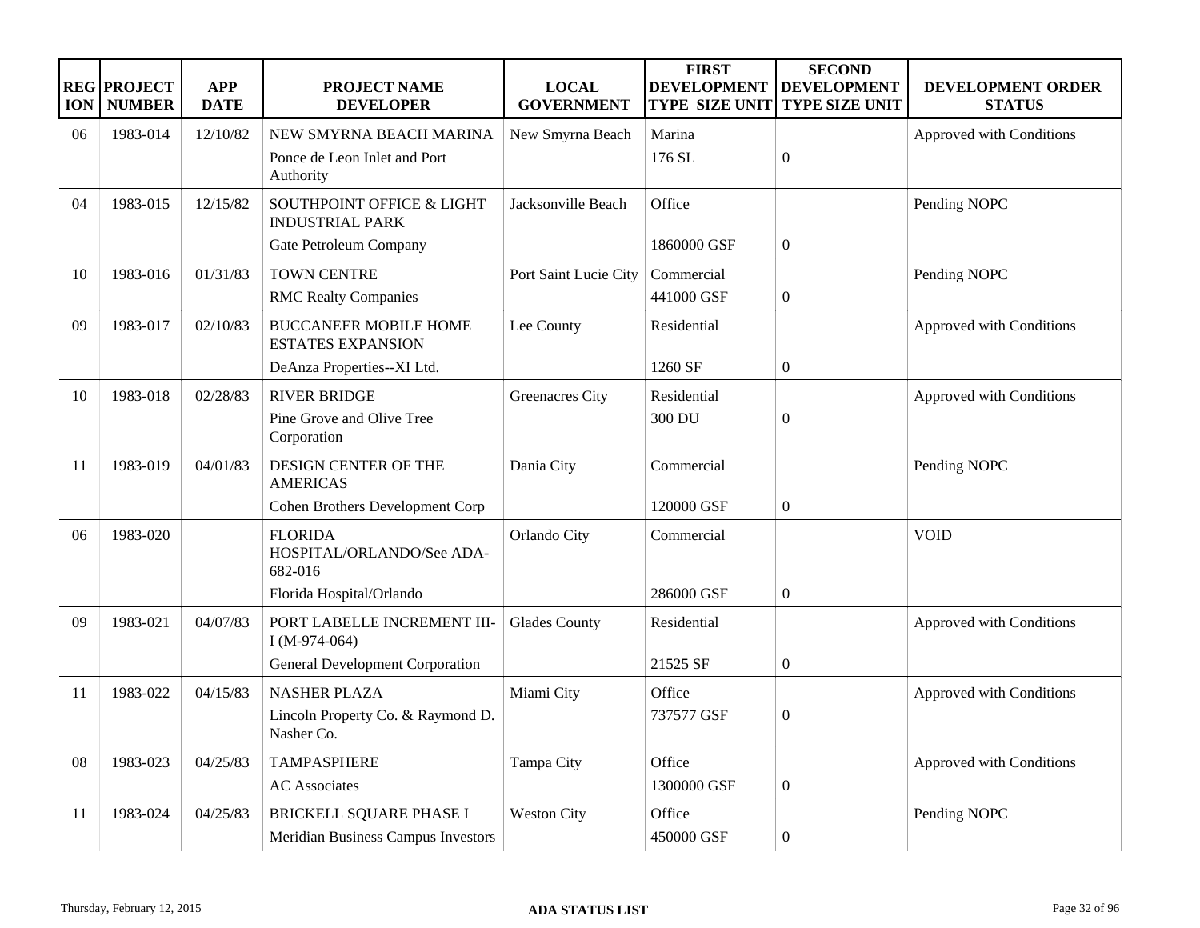| REGION | PROJECT NUMBER | APP DATE | PROJECT NAME DEVELOPER | LOCAL GOVERNMENT | FIRST DEVELOPMENT TYPE SIZE UNIT | SECOND DEVELOPMENT TYPE SIZE UNIT | DEVELOPMENT ORDER STATUS |
|---|---|---|---|---|---|---|---|
| 06 | 1983-014 | 12/10/82 | NEW SMYRNA BEACH MARINA<br>Ponce de Leon Inlet and Port Authority | New Smyrna Beach | Marina<br>176 SL | 0 | Approved with Conditions |
| 04 | 1983-015 | 12/15/82 | SOUTHPOINT OFFICE & LIGHT INDUSTRIAL PARK<br>Gate Petroleum Company | Jacksonville Beach | Office<br>1860000 GSF | 0 | Pending NOPC |
| 10 | 1983-016 | 01/31/83 | TOWN CENTRE<br>RMC Realty Companies | Port Saint Lucie City | Commercial<br>441000 GSF | 0 | Pending NOPC |
| 09 | 1983-017 | 02/10/83 | BUCCANEER MOBILE HOME ESTATES EXPANSION<br>DeAnza Properties--XI Ltd. | Lee County | Residential<br>1260 SF | 0 | Approved with Conditions |
| 10 | 1983-018 | 02/28/83 | RIVER BRIDGE<br>Pine Grove and Olive Tree Corporation | Greenacres City | Residential<br>300 DU | 0 | Approved with Conditions |
| 11 | 1983-019 | 04/01/83 | DESIGN CENTER OF THE AMERICAS<br>Cohen Brothers Development Corp | Dania City | Commercial<br>120000 GSF | 0 | Pending NOPC |
| 06 | 1983-020 | | FLORIDA HOSPITAL/ORLANDO/See ADA-682-016<br>Florida Hospital/Orlando | Orlando City | Commercial<br>286000 GSF | 0 | VOID |
| 09 | 1983-021 | 04/07/83 | PORT LABELLE INCREMENT III-I (M-974-064)<br>General Development Corporation | Glades County | Residential<br>21525 SF | 0 | Approved with Conditions |
| 11 | 1983-022 | 04/15/83 | NASHER PLAZA<br>Lincoln Property Co. & Raymond D. Nasher Co. | Miami City | Office<br>737577 GSF | 0 | Approved with Conditions |
| 08 | 1983-023 | 04/25/83 | TAMPASPHERE<br>AC Associates | Tampa City | Office<br>1300000 GSF | 0 | Approved with Conditions |
| 11 | 1983-024 | 04/25/83 | BRICKELL SQUARE PHASE I<br>Meridian Business Campus Investors | Weston City | Office<br>450000 GSF | 0 | Pending NOPC |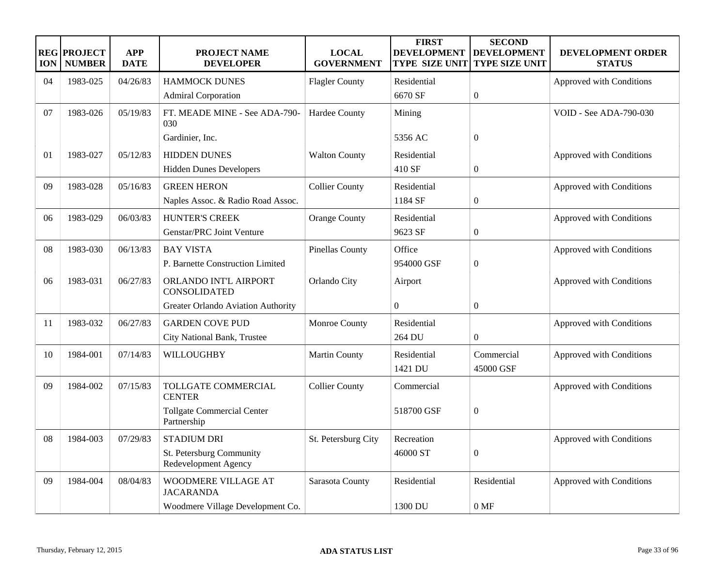| REGION | PROJECT NUMBER | APP DATE | PROJECT NAME DEVELOPER | LOCAL GOVERNMENT | FIRST DEVELOPMENT TYPE SIZE UNIT | SECOND DEVELOPMENT TYPE SIZE UNIT | DEVELOPMENT ORDER STATUS |
|---|---|---|---|---|---|---|---|
| 04 | 1983-025 | 04/26/83 | HAMMOCK DUNES | Flagler County | Residential | | Approved with Conditions |
| | | | Admiral Corporation | | 6670 SF | 0 | |
| 07 | 1983-026 | 05/19/83 | FT. MEADE MINE - See ADA-790-030 | Hardee County | Mining | | VOID - See ADA-790-030 |
| | | | Gardinier, Inc. | | 5356 AC | 0 | |
| 01 | 1983-027 | 05/12/83 | HIDDEN DUNES | Walton County | Residential | | Approved with Conditions |
| | | | Hidden Dunes Developers | | 410 SF | 0 | |
| 09 | 1983-028 | 05/16/83 | GREEN HERON | Collier County | Residential | | Approved with Conditions |
| | | | Naples Assoc. & Radio Road Assoc. | | 1184 SF | 0 | |
| 06 | 1983-029 | 06/03/83 | HUNTER'S CREEK | Orange County | Residential | | Approved with Conditions |
| | | | Genstar/PRC Joint Venture | | 9623 SF | 0 | |
| 08 | 1983-030 | 06/13/83 | BAY VISTA | Pinellas County | Office | | Approved with Conditions |
| | | | P. Barnette Construction Limited | | 954000 GSF | 0 | |
| 06 | 1983-031 | 06/27/83 | ORLANDO INT'L AIRPORT CONSOLIDATED | Orlando City | Airport | | Approved with Conditions |
| | | | Greater Orlando Aviation Authority | | 0 | 0 | |
| 11 | 1983-032 | 06/27/83 | GARDEN COVE PUD | Monroe County | Residential | | Approved with Conditions |
| | | | City National Bank, Trustee | | 264 DU | 0 | |
| 10 | 1984-001 | 07/14/83 | WILLOUGHBY | Martin County | Residential | Commercial | Approved with Conditions |
| | | | | | 1421 DU | 45000 GSF | |
| 09 | 1984-002 | 07/15/83 | TOLLGATE COMMERCIAL CENTER | Collier County | Commercial | | Approved with Conditions |
| | | | Tollgate Commercial Center Partnership | | 518700 GSF | 0 | |
| 08 | 1984-003 | 07/29/83 | STADIUM DRI | St. Petersburg City | Recreation | | Approved with Conditions |
| | | | St. Petersburg Community Redevelopment Agency | | 46000 ST | 0 | |
| 09 | 1984-004 | 08/04/83 | WOODMERE VILLAGE AT JACARANDA | Sarasota County | Residential | Residential | Approved with Conditions |
| | | | Woodmere Village Development Co. | | 1300 DU | 0 MF | |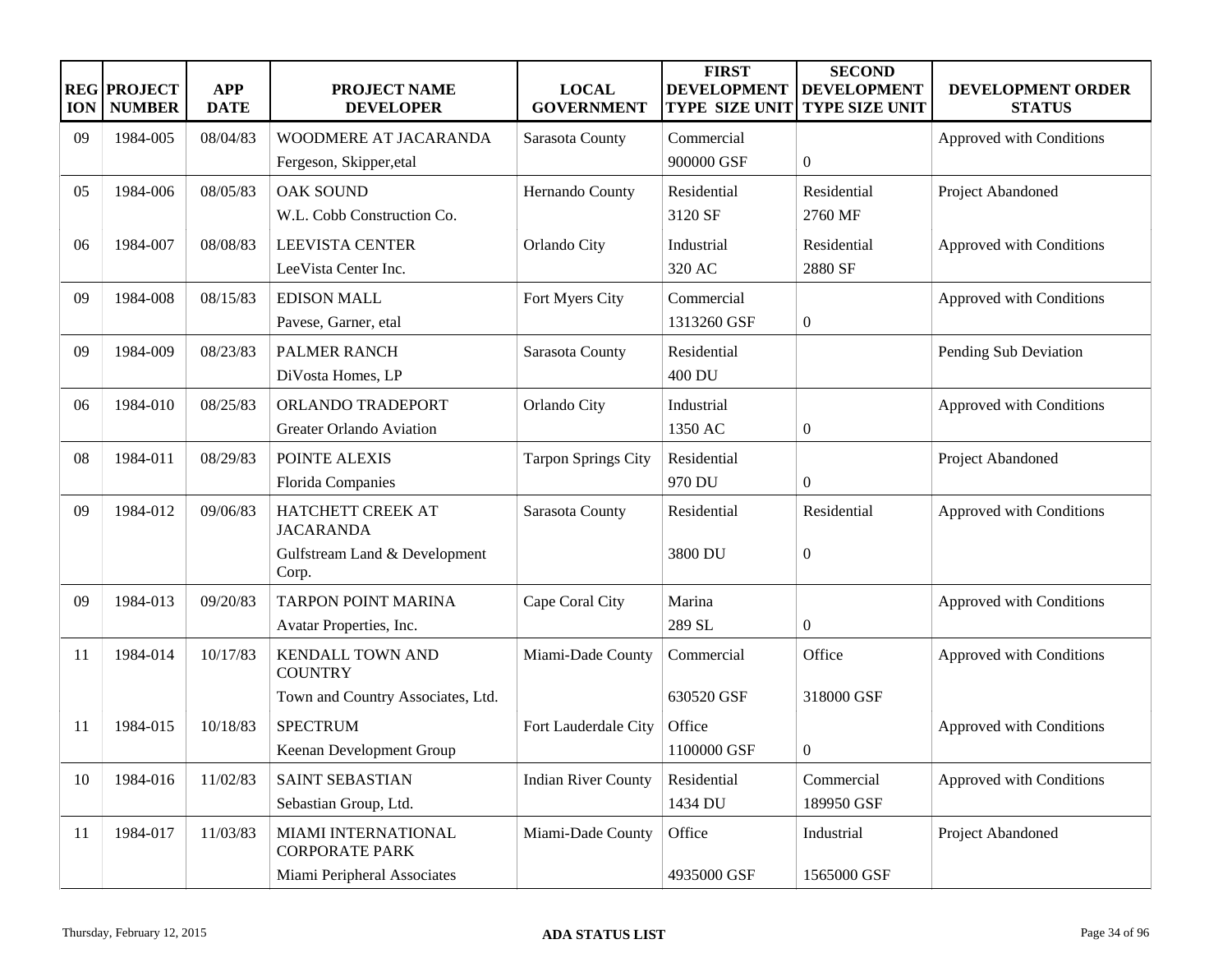| REGION | PROJECT NUMBER | APP DATE | PROJECT NAME DEVELOPER | LOCAL GOVERNMENT | FIRST DEVELOPMENT TYPE SIZE UNIT | SECOND DEVELOPMENT TYPE SIZE UNIT | DEVELOPMENT ORDER STATUS |
|---|---|---|---|---|---|---|---|
| 09 | 1984-005 | 08/04/83 | WOODMERE AT JACARANDA<br>Fergeson, Skipper,etal | Sarasota County | Commercial<br>900000 GSF | 0 | Approved with Conditions |
| 05 | 1984-006 | 08/05/83 | OAK SOUND<br>W.L. Cobb Construction Co. | Hernando County | Residential<br>3120 SF | Residential<br>2760 MF | Project Abandoned |
| 06 | 1984-007 | 08/08/83 | LEEVISTA CENTER<br>LeeVista Center Inc. | Orlando City | Industrial<br>320 AC | Residential<br>2880 SF | Approved with Conditions |
| 09 | 1984-008 | 08/15/83 | EDISON MALL<br>Pavese, Garner, etal | Fort Myers City | Commercial<br>1313260 GSF | 0 | Approved with Conditions |
| 09 | 1984-009 | 08/23/83 | PALMER RANCH<br>DiVosta Homes, LP | Sarasota County | Residential<br>400 DU | | Pending Sub Deviation |
| 06 | 1984-010 | 08/25/83 | ORLANDO TRADEPORT<br>Greater Orlando Aviation | Orlando City | Industrial<br>1350 AC | 0 | Approved with Conditions |
| 08 | 1984-011 | 08/29/83 | POINTE ALEXIS<br>Florida Companies | Tarpon Springs City | Residential<br>970 DU | 0 | Project Abandoned |
| 09 | 1984-012 | 09/06/83 | HATCHETT CREEK AT JACARANDA<br>Gulfstream Land & Development Corp. | Sarasota County | Residential<br>3800 DU | Residential<br>0 | Approved with Conditions |
| 09 | 1984-013 | 09/20/83 | TARPON POINT MARINA<br>Avatar Properties, Inc. | Cape Coral City | Marina<br>289 SL | 0 | Approved with Conditions |
| 11 | 1984-014 | 10/17/83 | KENDALL TOWN AND COUNTRY<br>Town and Country Associates, Ltd. | Miami-Dade County | Commercial<br>630520 GSF | Office<br>318000 GSF | Approved with Conditions |
| 11 | 1984-015 | 10/18/83 | SPECTRUM<br>Keenan Development Group | Fort Lauderdale City | Office<br>1100000 GSF | 0 | Approved with Conditions |
| 10 | 1984-016 | 11/02/83 | SAINT SEBASTIAN<br>Sebastian Group, Ltd. | Indian River County | Residential<br>1434 DU | Commercial<br>189950 GSF | Approved with Conditions |
| 11 | 1984-017 | 11/03/83 | MIAMI INTERNATIONAL CORPORATE PARK<br>Miami Peripheral Associates | Miami-Dade County | Office<br>4935000 GSF | Industrial<br>1565000 GSF | Project Abandoned |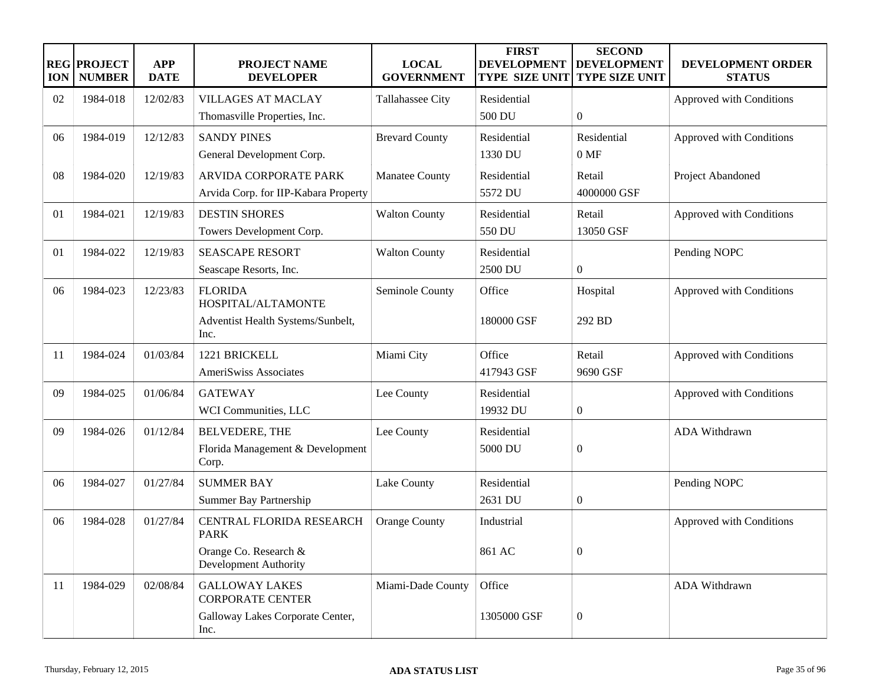| REGION | PROJECT NUMBER | APP DATE | PROJECT NAME DEVELOPER | LOCAL GOVERNMENT | FIRST DEVELOPMENT TYPE SIZE UNIT | SECOND DEVELOPMENT TYPE SIZE UNIT | DEVELOPMENT ORDER STATUS |
|---|---|---|---|---|---|---|---|
| 02 | 1984-018 | 12/02/83 | VILLAGES AT MACLAY<br>Thomasville Properties, Inc. | Tallahassee City | Residential<br>500 DU | <br>0 | Approved with Conditions |
| 06 | 1984-019 | 12/12/83 | SANDY PINES<br>General Development Corp. | Brevard County | Residential<br>1330 DU | Residential<br>0 MF | Approved with Conditions |
| 08 | 1984-020 | 12/19/83 | ARVIDA CORPORATE PARK<br>Arvida Corp. for IIP-Kabara Property | Manatee County | Residential<br>5572 DU | Retail<br>4000000 GSF | Project Abandoned |
| 01 | 1984-021 | 12/19/83 | DESTIN SHORES<br>Towers Development Corp. | Walton County | Residential<br>550 DU | Retail<br>13050 GSF | Approved with Conditions |
| 01 | 1984-022 | 12/19/83 | SEASCAPE RESORT<br>Seascape Resorts, Inc. | Walton County | Residential<br>2500 DU | <br>0 | Pending NOPC |
| 06 | 1984-023 | 12/23/83 | FLORIDA HOSPITAL/ALTAMONTE<br>Adventist Health Systems/Sunbelt, Inc. | Seminole County | Office<br>180000 GSF | Hospital<br>292 BD | Approved with Conditions |
| 11 | 1984-024 | 01/03/84 | 1221 BRICKELL<br>AmeriSwiss Associates | Miami City | Office<br>417943 GSF | Retail<br>9690 GSF | Approved with Conditions |
| 09 | 1984-025 | 01/06/84 | GATEWAY<br>WCI Communities, LLC | Lee County | Residential<br>19932 DU | <br>0 | Approved with Conditions |
| 09 | 1984-026 | 01/12/84 | BELVEDERE, THE<br>Florida Management & Development Corp. | Lee County | Residential<br>5000 DU | <br>0 | ADA Withdrawn |
| 06 | 1984-027 | 01/27/84 | SUMMER BAY<br>Summer Bay Partnership | Lake County | Residential<br>2631 DU | <br>0 | Pending NOPC |
| 06 | 1984-028 | 01/27/84 | CENTRAL FLORIDA RESEARCH PARK<br>Orange Co. Research & Development Authority | Orange County | Industrial<br>861 AC | <br>0 | Approved with Conditions |
| 11 | 1984-029 | 02/08/84 | GALLOWAY LAKES CORPORATE CENTER<br>Galloway Lakes Corporate Center, Inc. | Miami-Dade County | Office<br>1305000 GSF | <br>0 | ADA Withdrawn |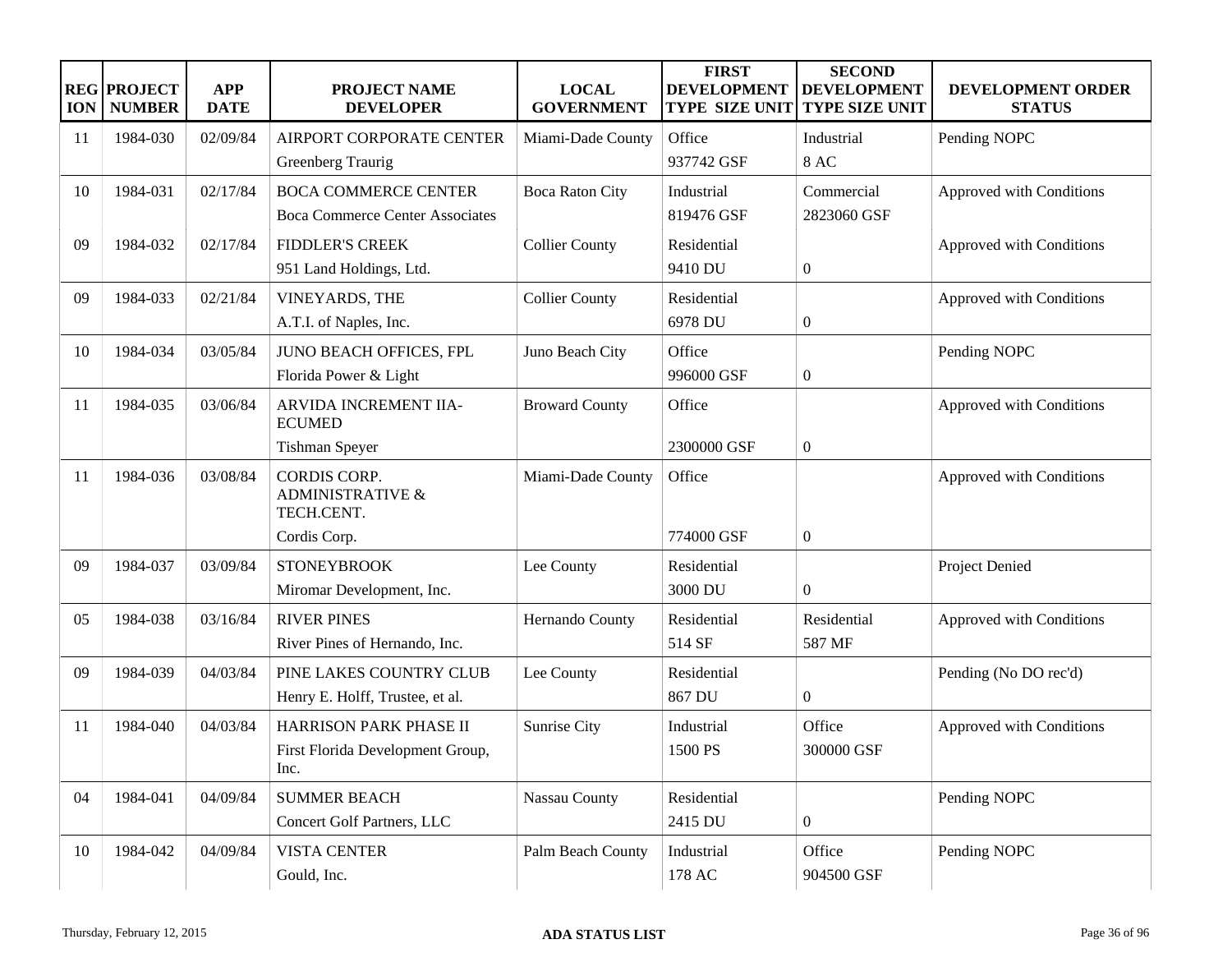| REGION | PROJECT NUMBER | APP DATE | PROJECT NAME DEVELOPER | LOCAL GOVERNMENT | FIRST DEVELOPMENT TYPE SIZE UNIT | SECOND DEVELOPMENT TYPE SIZE UNIT | DEVELOPMENT ORDER STATUS |
|---|---|---|---|---|---|---|---|
| 11 | 1984-030 | 02/09/84 | AIRPORT CORPORATE CENTER<br>Greenberg Traurig | Miami-Dade County | Office<br>937742 GSF | Industrial<br>8 AC | Pending NOPC |
| 10 | 1984-031 | 02/17/84 | BOCA COMMERCE CENTER<br>Boca Commerce Center Associates | Boca Raton City | Industrial<br>819476 GSF | Commercial<br>2823060 GSF | Approved with Conditions |
| 09 | 1984-032 | 02/17/84 | FIDDLER'S CREEK<br>951 Land Holdings, Ltd. | Collier County | Residential<br>9410 DU | 0 | Approved with Conditions |
| 09 | 1984-033 | 02/21/84 | VINEYARDS, THE<br>A.T.I. of Naples, Inc. | Collier County | Residential<br>6978 DU | 0 | Approved with Conditions |
| 10 | 1984-034 | 03/05/84 | JUNO BEACH OFFICES, FPL<br>Florida Power & Light | Juno Beach City | Office<br>996000 GSF | 0 | Pending NOPC |
| 11 | 1984-035 | 03/06/84 | ARVIDA INCREMENT IIA-ECUMED<br>Tishman Speyer | Broward County | Office<br>2300000 GSF | 0 | Approved with Conditions |
| 11 | 1984-036 | 03/08/84 | CORDIS CORP. ADMINISTRATIVE & TECH.CENT.<br>Cordis Corp. | Miami-Dade County | Office<br>774000 GSF | 0 | Approved with Conditions |
| 09 | 1984-037 | 03/09/84 | STONEYBROOK<br>Miromar Development, Inc. | Lee County | Residential<br>3000 DU | 0 | Project Denied |
| 05 | 1984-038 | 03/16/84 | RIVER PINES<br>River Pines of Hernando, Inc. | Hernando County | Residential<br>514 SF | Residential<br>587 MF | Approved with Conditions |
| 09 | 1984-039 | 04/03/84 | PINE LAKES COUNTRY CLUB<br>Henry E. Holff, Trustee, et al. | Lee County | Residential<br>867 DU | 0 | Pending (No DO rec'd) |
| 11 | 1984-040 | 04/03/84 | HARRISON PARK PHASE II<br>First Florida Development Group, Inc. | Sunrise City | Industrial<br>1500 PS | Office<br>300000 GSF | Approved with Conditions |
| 04 | 1984-041 | 04/09/84 | SUMMER BEACH<br>Concert Golf Partners, LLC | Nassau County | Residential<br>2415 DU | 0 | Pending NOPC |
| 10 | 1984-042 | 04/09/84 | VISTA CENTER<br>Gould, Inc. | Palm Beach County | Industrial<br>178 AC | Office<br>904500 GSF | Pending NOPC |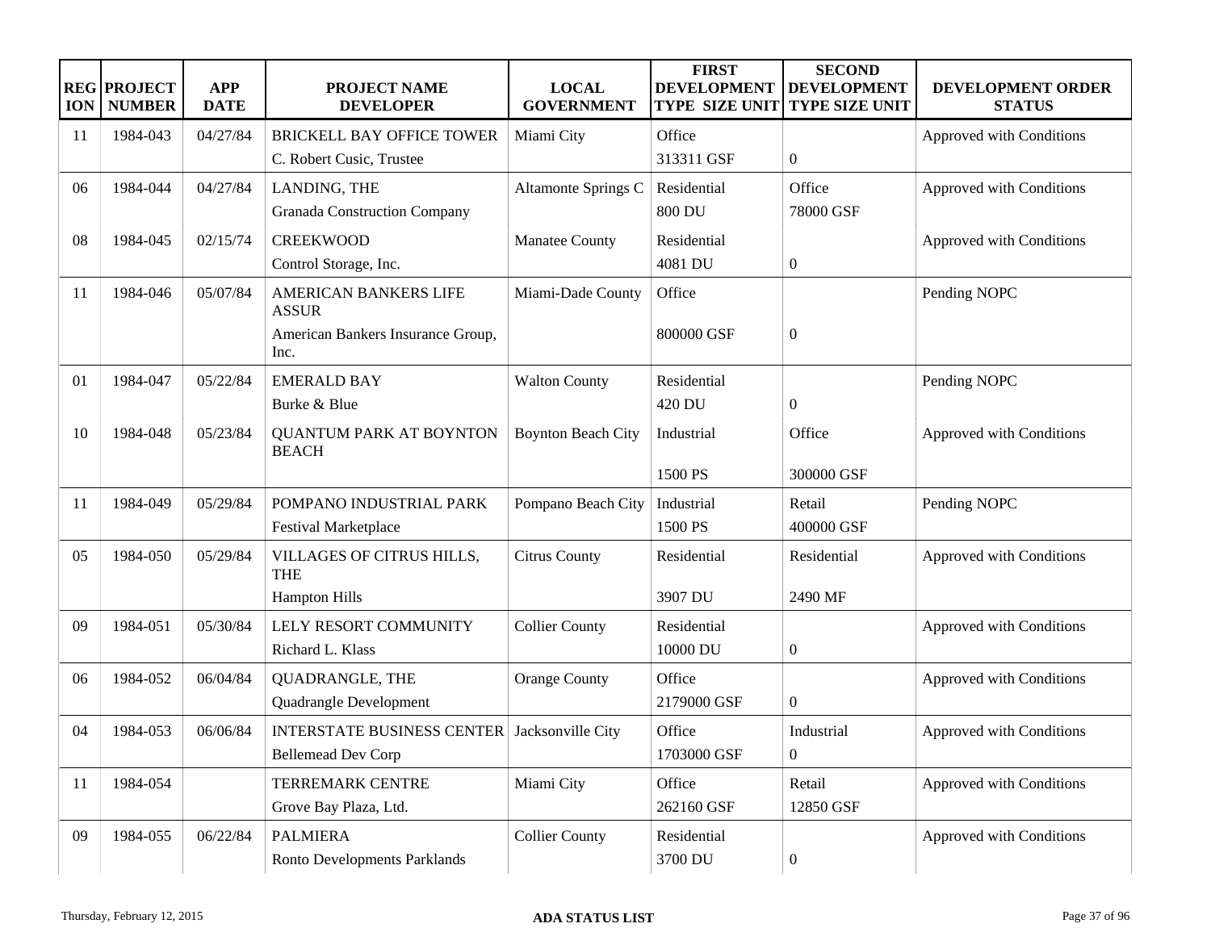| REGION | PROJECT NUMBER | APP DATE | PROJECT NAME DEVELOPER | LOCAL GOVERNMENT | FIRST DEVELOPMENT TYPE SIZE UNIT | SECOND DEVELOPMENT TYPE SIZE UNIT | DEVELOPMENT ORDER STATUS |
|---|---|---|---|---|---|---|---|
| 11 | 1984-043 | 04/27/84 | BRICKELL BAY OFFICE TOWER<br>C. Robert Cusic, Trustee | Miami City | Office<br>313311 GSF | <br>0 | Approved with Conditions |
| 06 | 1984-044 | 04/27/84 | LANDING, THE<br>Granada Construction Company | Altamonte Springs C | Residential<br>800 DU | Office<br>78000 GSF | Approved with Conditions |
| 08 | 1984-045 | 02/15/74 | CREEKWOOD<br>Control Storage, Inc. | Manatee County | Residential<br>4081 DU | <br>0 | Approved with Conditions |
| 11 | 1984-046 | 05/07/84 | AMERICAN BANKERS LIFE ASSUR<br>American Bankers Insurance Group, Inc. | Miami-Dade County | Office<br>800000 GSF | <br>0 | Pending NOPC |
| 01 | 1984-047 | 05/22/84 | EMERALD BAY<br>Burke & Blue | Walton County | Residential<br>420 DU | <br>0 | Pending NOPC |
| 10 | 1984-048 | 05/23/84 | QUANTUM PARK AT BOYNTON BEACH | Boynton Beach City | Industrial<br>1500 PS | Office<br>300000 GSF | Approved with Conditions |
| 11 | 1984-049 | 05/29/84 | POMPANO INDUSTRIAL PARK<br>Festival Marketplace | Pompano Beach City | Industrial<br>1500 PS | Retail<br>400000 GSF | Pending NOPC |
| 05 | 1984-050 | 05/29/84 | VILLAGES OF CITRUS HILLS, THE<br>Hampton Hills | Citrus County | Residential<br>3907 DU | Residential<br>2490 MF | Approved with Conditions |
| 09 | 1984-051 | 05/30/84 | LELY RESORT COMMUNITY<br>Richard L. Klass | Collier County | Residential<br>10000 DU | <br>0 | Approved with Conditions |
| 06 | 1984-052 | 06/04/84 | QUADRANGLE, THE<br>Quadrangle Development | Orange County | Office<br>2179000 GSF | <br>0 | Approved with Conditions |
| 04 | 1984-053 | 06/06/84 | INTERSTATE BUSINESS CENTER<br>Bellemead Dev Corp | Jacksonville City | Office<br>1703000 GSF | Industrial<br>0 | Approved with Conditions |
| 11 | 1984-054 | | TERREMARK CENTRE<br>Grove Bay Plaza, Ltd. | Miami City | Office<br>262160 GSF | Retail<br>12850 GSF | Approved with Conditions |
| 09 | 1984-055 | 06/22/84 | PALMIERA<br>Ronto Developments Parklands | Collier County | Residential<br>3700 DU | <br>0 | Approved with Conditions |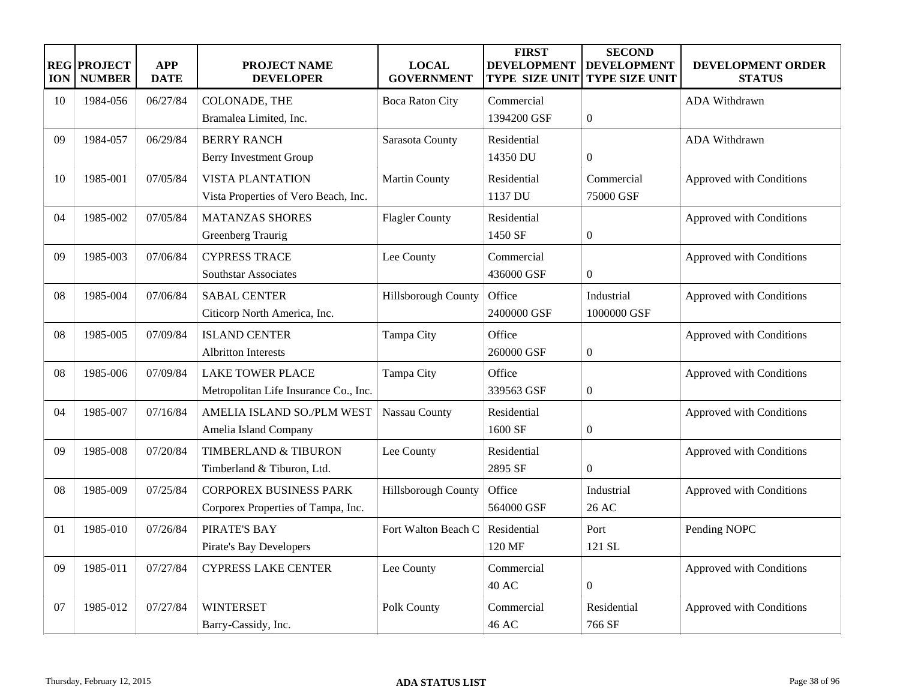| REGION | PROJECT NUMBER | APP DATE | PROJECT NAME DEVELOPER | LOCAL GOVERNMENT | FIRST DEVELOPMENT TYPE SIZE UNIT | SECOND DEVELOPMENT TYPE SIZE UNIT | DEVELOPMENT ORDER STATUS |
|---|---|---|---|---|---|---|---|
| 10 | 1984-056 | 06/27/84 | COLONADE, THE<br>Bramalea Limited, Inc. | Boca Raton City | Commercial<br>1394200 GSF | 0 | ADA Withdrawn |
| 09 | 1984-057 | 06/29/84 | BERRY RANCH<br>Berry Investment Group | Sarasota County | Residential<br>14350 DU | 0 | ADA Withdrawn |
| 10 | 1985-001 | 07/05/84 | VISTA PLANTATION<br>Vista Properties of Vero Beach, Inc. | Martin County | Residential<br>1137 DU | Commercial<br>75000 GSF | Approved with Conditions |
| 04 | 1985-002 | 07/05/84 | MATANZAS SHORES<br>Greenberg Traurig | Flagler County | Residential<br>1450 SF | 0 | Approved with Conditions |
| 09 | 1985-003 | 07/06/84 | CYPRESS TRACE<br>Southstar Associates | Lee County | Commercial<br>436000 GSF | 0 | Approved with Conditions |
| 08 | 1985-004 | 07/06/84 | SABAL CENTER<br>Citicorp North America, Inc. | Hillsborough County | Office<br>2400000 GSF | Industrial<br>1000000 GSF | Approved with Conditions |
| 08 | 1985-005 | 07/09/84 | ISLAND CENTER<br>Albritton Interests | Tampa City | Office<br>260000 GSF | 0 | Approved with Conditions |
| 08 | 1985-006 | 07/09/84 | LAKE TOWER PLACE<br>Metropolitan Life Insurance Co., Inc. | Tampa City | Office<br>339563 GSF | 0 | Approved with Conditions |
| 04 | 1985-007 | 07/16/84 | AMELIA ISLAND SO./PLM WEST<br>Amelia Island Company | Nassau County | Residential<br>1600 SF | 0 | Approved with Conditions |
| 09 | 1985-008 | 07/20/84 | TIMBERLAND & TIBURON<br>Timberland & Tiburon, Ltd. | Lee County | Residential<br>2895 SF | 0 | Approved with Conditions |
| 08 | 1985-009 | 07/25/84 | CORPOREX BUSINESS PARK<br>Corporex Properties of Tampa, Inc. | Hillsborough County | Office<br>564000 GSF | Industrial<br>26 AC | Approved with Conditions |
| 01 | 1985-010 | 07/26/84 | PIRATE'S BAY<br>Pirate's Bay Developers | Fort Walton Beach C | Residential<br>120 MF | Port<br>121 SL | Pending NOPC |
| 09 | 1985-011 | 07/27/84 | CYPRESS LAKE CENTER | Lee County | Commercial<br>40 AC | 0 | Approved with Conditions |
| 07 | 1985-012 | 07/27/84 | WINTERSET<br>Barry-Cassidy, Inc. | Polk County | Commercial<br>46 AC | Residential<br>766 SF | Approved with Conditions |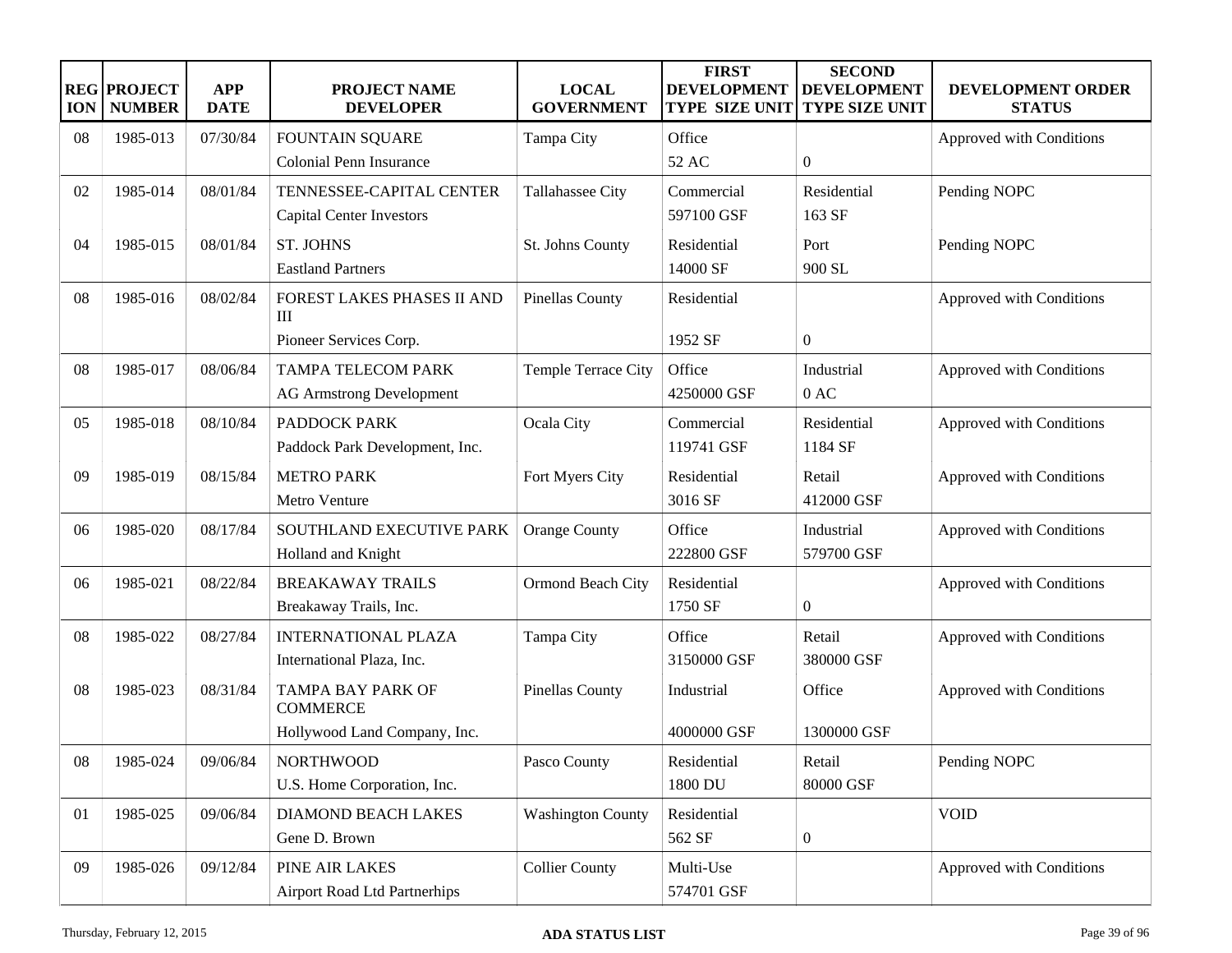| REGION | PROJECT NUMBER | APP DATE | PROJECT NAME DEVELOPER | LOCAL GOVERNMENT | FIRST DEVELOPMENT TYPE SIZE UNIT | SECOND DEVELOPMENT TYPE SIZE UNIT | DEVELOPMENT ORDER STATUS |
|---|---|---|---|---|---|---|---|
| 08 | 1985-013 | 07/30/84 | FOUNTAIN SQUARE<br>Colonial Penn Insurance | Tampa City | Office<br>52 AC | <br>0 | Approved with Conditions |
| 02 | 1985-014 | 08/01/84 | TENNESSEE-CAPITAL CENTER<br>Capital Center Investors | Tallahassee City | Commercial<br>597100 GSF | Residential<br>163 SF | Pending NOPC |
| 04 | 1985-015 | 08/01/84 | ST. JOHNS<br>Eastland Partners | St. Johns County | Residential<br>14000 SF | Port<br>900 SL | Pending NOPC |
| 08 | 1985-016 | 08/02/84 | FOREST LAKES PHASES II AND III<br>Pioneer Services Corp. | Pinellas County | Residential<br>1952 SF | <br>0 | Approved with Conditions |
| 08 | 1985-017 | 08/06/84 | TAMPA TELECOM PARK<br>AG Armstrong Development | Temple Terrace City | Office<br>4250000 GSF | Industrial<br>0 AC | Approved with Conditions |
| 05 | 1985-018 | 08/10/84 | PADDOCK PARK<br>Paddock Park Development, Inc. | Ocala City | Commercial<br>119741 GSF | Residential<br>1184 SF | Approved with Conditions |
| 09 | 1985-019 | 08/15/84 | METRO PARK<br>Metro Venture | Fort Myers City | Residential<br>3016 SF | Retail<br>412000 GSF | Approved with Conditions |
| 06 | 1985-020 | 08/17/84 | SOUTHLAND EXECUTIVE PARK<br>Holland and Knight | Orange County | Office<br>222800 GSF | Industrial<br>579700 GSF | Approved with Conditions |
| 06 | 1985-021 | 08/22/84 | BREAKAWAY TRAILS<br>Breakaway Trails, Inc. | Ormond Beach City | Residential<br>1750 SF | <br>0 | Approved with Conditions |
| 08 | 1985-022 | 08/27/84 | INTERNATIONAL PLAZA<br>International Plaza, Inc. | Tampa City | Office<br>3150000 GSF | Retail<br>380000 GSF | Approved with Conditions |
| 08 | 1985-023 | 08/31/84 | TAMPA BAY PARK OF COMMERCE<br>Hollywood Land Company, Inc. | Pinellas County | Industrial<br>4000000 GSF | Office<br>1300000 GSF | Approved with Conditions |
| 08 | 1985-024 | 09/06/84 | NORTHWOOD<br>U.S. Home Corporation, Inc. | Pasco County | Residential<br>1800 DU | Retail<br>80000 GSF | Pending NOPC |
| 01 | 1985-025 | 09/06/84 | DIAMOND BEACH LAKES<br>Gene D. Brown | Washington County | Residential<br>562 SF | <br>0 | VOID |
| 09 | 1985-026 | 09/12/84 | PINE AIR LAKES<br>Airport Road Ltd Partnerhips | Collier County | Multi-Use<br>574701 GSF | | Approved with Conditions |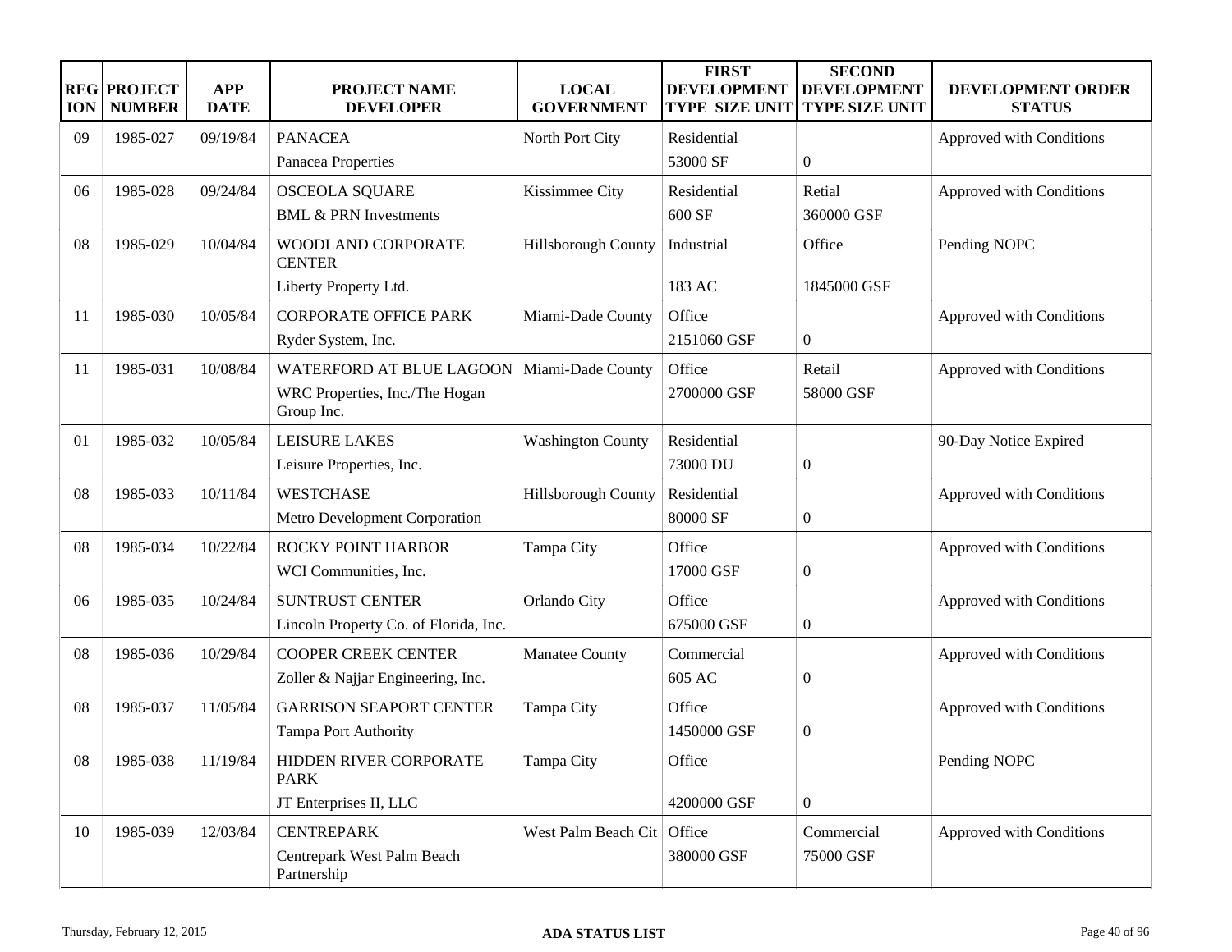| REGION | PROJECT NUMBER | APP DATE | PROJECT NAME DEVELOPER | LOCAL GOVERNMENT | FIRST DEVELOPMENT TYPE SIZE UNIT | SECOND DEVELOPMENT TYPE SIZE UNIT | DEVELOPMENT ORDER STATUS |
|---|---|---|---|---|---|---|---|
| 09 | 1985-027 | 09/19/84 | PANACEA<br>Panacea Properties | North Port City | Residential<br>53000 SF | 0 | Approved with Conditions |
| 06 | 1985-028 | 09/24/84 | OSCEOLA SQUARE<br>BML & PRN Investments | Kissimmee City | Residential<br>600 SF | Retial<br>360000 GSF | Approved with Conditions |
| 08 | 1985-029 | 10/04/84 | WOODLAND CORPORATE CENTER<br>Liberty Property Ltd. | Hillsborough County | Industrial<br>183 AC | Office<br>1845000 GSF | Pending NOPC |
| 11 | 1985-030 | 10/05/84 | CORPORATE OFFICE PARK<br>Ryder System, Inc. | Miami-Dade County | Office<br>2151060 GSF | 0 | Approved with Conditions |
| 11 | 1985-031 | 10/08/84 | WATERFORD AT BLUE LAGOON<br>WRC Properties, Inc./The Hogan Group Inc. | Miami-Dade County | Office<br>2700000 GSF | Retail<br>58000 GSF | Approved with Conditions |
| 01 | 1985-032 | 10/05/84 | LEISURE LAKES<br>Leisure Properties, Inc. | Washington County | Residential<br>73000 DU | 0 | 90-Day Notice Expired |
| 08 | 1985-033 | 10/11/84 | WESTCHASE<br>Metro Development Corporation | Hillsborough County | Residential<br>80000 SF | 0 | Approved with Conditions |
| 08 | 1985-034 | 10/22/84 | ROCKY POINT HARBOR<br>WCI Communities, Inc. | Tampa City | Office<br>17000 GSF | 0 | Approved with Conditions |
| 06 | 1985-035 | 10/24/84 | SUNTRUST CENTER<br>Lincoln Property Co. of Florida, Inc. | Orlando City | Office<br>675000 GSF | 0 | Approved with Conditions |
| 08 | 1985-036 | 10/29/84 | COOPER CREEK CENTER<br>Zoller & Najjar Engineering, Inc. | Manatee County | Commercial<br>605 AC | 0 | Approved with Conditions |
| 08 | 1985-037 | 11/05/84 | GARRISON SEAPORT CENTER<br>Tampa Port Authority | Tampa City | Office<br>1450000 GSF | 0 | Approved with Conditions |
| 08 | 1985-038 | 11/19/84 | HIDDEN RIVER CORPORATE PARK<br>JT Enterprises II, LLC | Tampa City | Office<br>4200000 GSF | 0 | Pending NOPC |
| 10 | 1985-039 | 12/03/84 | CENTREPARK<br>Centrepark West Palm Beach Partnership | West Palm Beach Cit | Office<br>380000 GSF | Commercial<br>75000 GSF | Approved with Conditions |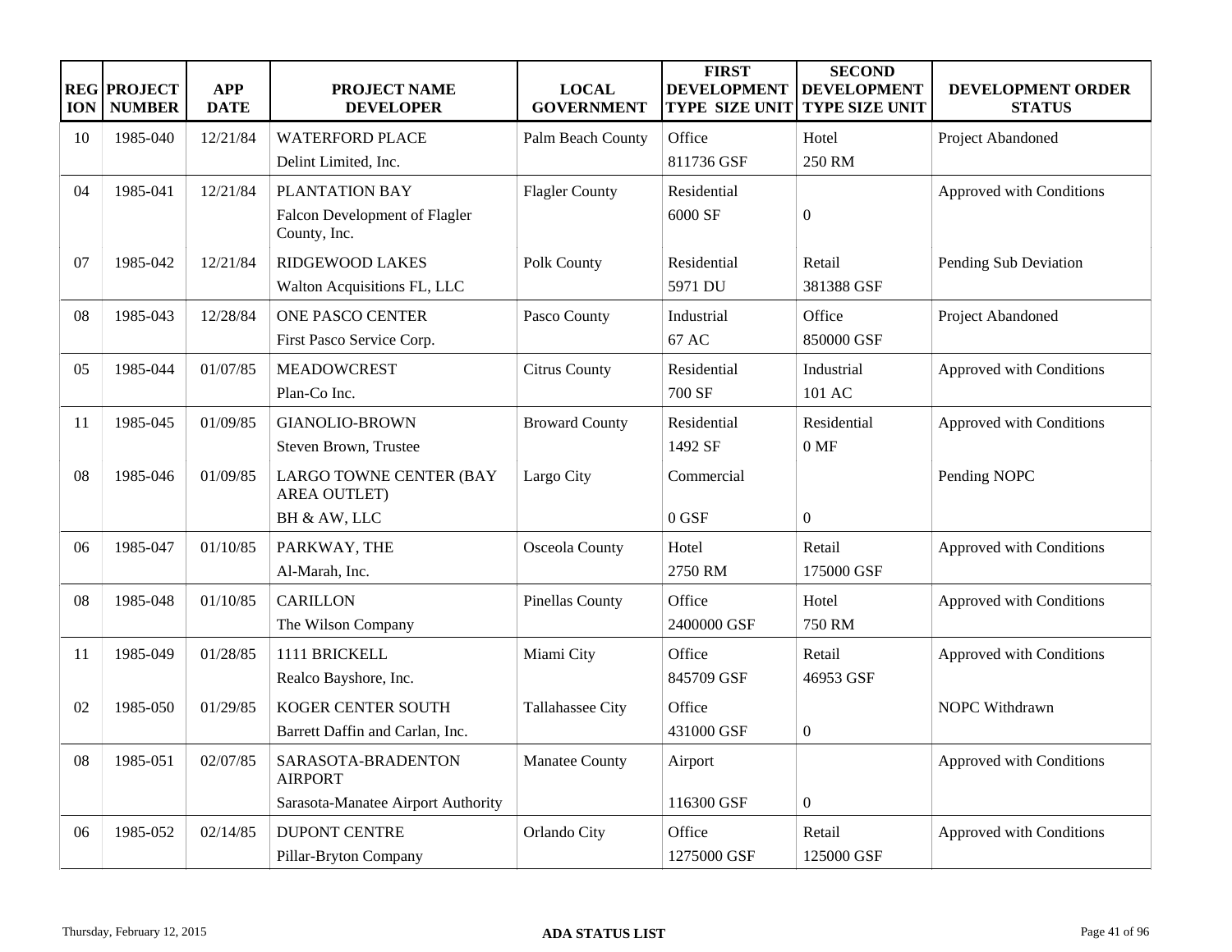| REGION | PROJECT NUMBER | APP DATE | PROJECT NAME DEVELOPER | LOCAL GOVERNMENT | FIRST DEVELOPMENT TYPE SIZE UNIT | SECOND DEVELOPMENT TYPE SIZE UNIT | DEVELOPMENT ORDER STATUS |
|---|---|---|---|---|---|---|---|
| 10 | 1985-040 | 12/21/84 | WATERFORD PLACE<br>Delint Limited, Inc. | Palm Beach County | Office<br>811736 GSF | Hotel<br>250 RM | Project Abandoned |
| 04 | 1985-041 | 12/21/84 | PLANTATION BAY<br>Falcon Development of Flagler County, Inc. | Flagler County | Residential<br>6000 SF | 0 | Approved with Conditions |
| 07 | 1985-042 | 12/21/84 | RIDGEWOOD LAKES<br>Walton Acquisitions FL, LLC | Polk County | Residential<br>5971 DU | Retail<br>381388 GSF | Pending Sub Deviation |
| 08 | 1985-043 | 12/28/84 | ONE PASCO CENTER<br>First Pasco Service Corp. | Pasco County | Industrial<br>67 AC | Office<br>850000 GSF | Project Abandoned |
| 05 | 1985-044 | 01/07/85 | MEADOWCREST<br>Plan-Co Inc. | Citrus County | Residential<br>700 SF | Industrial<br>101 AC | Approved with Conditions |
| 11 | 1985-045 | 01/09/85 | GIANOLIO-BROWN<br>Steven Brown, Trustee | Broward County | Residential<br>1492 SF | Residential<br>0 MF | Approved with Conditions |
| 08 | 1985-046 | 01/09/85 | LARGO TOWNE CENTER (BAY AREA OUTLET)<br>BH & AW, LLC | Largo City | Commercial<br>0 GSF | 0 | Pending NOPC |
| 06 | 1985-047 | 01/10/85 | PARKWAY, THE<br>Al-Marah, Inc. | Osceola County | Hotel<br>2750 RM | Retail<br>175000 GSF | Approved with Conditions |
| 08 | 1985-048 | 01/10/85 | CARILLON<br>The Wilson Company | Pinellas County | Office<br>2400000 GSF | Hotel<br>750 RM | Approved with Conditions |
| 11 | 1985-049 | 01/28/85 | 1111 BRICKELL<br>Realco Bayshore, Inc. | Miami City | Office<br>845709 GSF | Retail<br>46953 GSF | Approved with Conditions |
| 02 | 1985-050 | 01/29/85 | KOGER CENTER SOUTH<br>Barrett Daffin and Carlan, Inc. | Tallahassee City | Office<br>431000 GSF | 0 | NOPC Withdrawn |
| 08 | 1985-051 | 02/07/85 | SARASOTA-BRADENTON AIRPORT<br>Sarasota-Manatee Airport Authority | Manatee County | Airport<br>116300 GSF | 0 | Approved with Conditions |
| 06 | 1985-052 | 02/14/85 | DUPONT CENTRE<br>Pillar-Bryton Company | Orlando City | Office<br>1275000 GSF | Retail<br>125000 GSF | Approved with Conditions |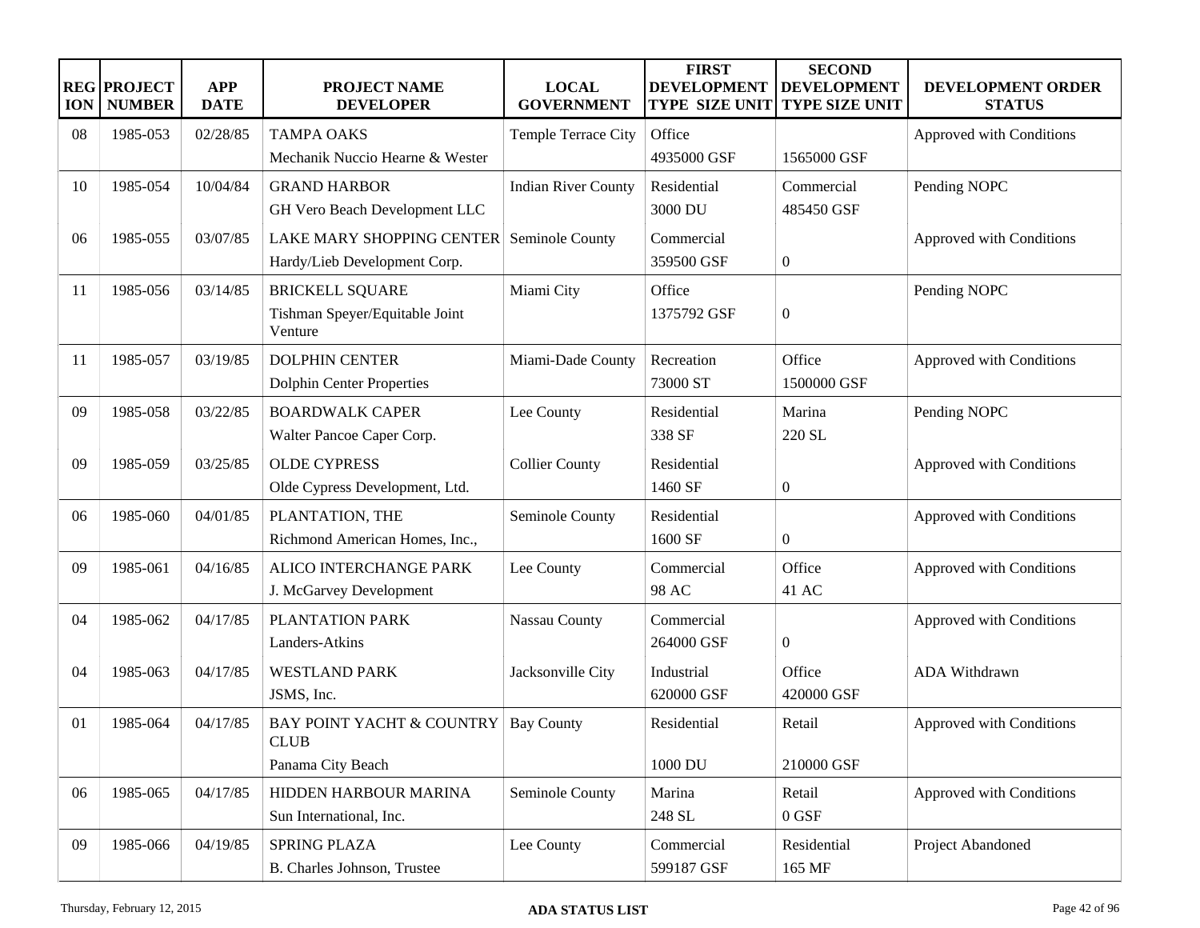| REGION | PROJECT NUMBER | APP DATE | PROJECT NAME DEVELOPER | LOCAL GOVERNMENT | FIRST DEVELOPMENT TYPE SIZE UNIT | SECOND DEVELOPMENT TYPE SIZE UNIT | DEVELOPMENT ORDER STATUS |
|---|---|---|---|---|---|---|---|
| 08 | 1985-053 | 02/28/85 | TAMPA OAKS<br>Mechanik Nuccio Hearne & Wester | Temple Terrace City | Office<br>4935000 GSF | 1565000 GSF | Approved with Conditions |
| 10 | 1985-054 | 10/04/84 | GRAND HARBOR<br>GH Vero Beach Development LLC | Indian River County | Residential<br>3000 DU | Commercial<br>485450 GSF | Pending NOPC |
| 06 | 1985-055 | 03/07/85 | LAKE MARY SHOPPING CENTER<br>Hardy/Lieb Development Corp. | Seminole County | Commercial<br>359500 GSF | 0 | Approved with Conditions |
| 11 | 1985-056 | 03/14/85 | BRICKELL SQUARE<br>Tishman Speyer/Equitable Joint Venture | Miami City | Office<br>1375792 GSF | 0 | Pending NOPC |
| 11 | 1985-057 | 03/19/85 | DOLPHIN CENTER<br>Dolphin Center Properties | Miami-Dade County | Recreation<br>73000 ST | Office<br>1500000 GSF | Approved with Conditions |
| 09 | 1985-058 | 03/22/85 | BOARDWALK CAPER<br>Walter Pancoe Caper Corp. | Lee County | Residential<br>338 SF | Marina<br>220 SL | Pending NOPC |
| 09 | 1985-059 | 03/25/85 | OLDE CYPRESS<br>Olde Cypress Development, Ltd. | Collier County | Residential<br>1460 SF | 0 | Approved with Conditions |
| 06 | 1985-060 | 04/01/85 | PLANTATION, THE<br>Richmond American Homes, Inc., | Seminole County | Residential<br>1600 SF | 0 | Approved with Conditions |
| 09 | 1985-061 | 04/16/85 | ALICO INTERCHANGE PARK<br>J. McGarvey Development | Lee County | Commercial<br>98 AC | Office<br>41 AC | Approved with Conditions |
| 04 | 1985-062 | 04/17/85 | PLANTATION PARK<br>Landers-Atkins | Nassau County | Commercial<br>264000 GSF | 0 | Approved with Conditions |
| 04 | 1985-063 | 04/17/85 | WESTLAND PARK<br>JSMS, Inc. | Jacksonville City | Industrial<br>620000 GSF | Office<br>420000 GSF | ADA Withdrawn |
| 01 | 1985-064 | 04/17/85 | BAY POINT YACHT & COUNTRY CLUB<br>Panama City Beach | Bay County | Residential<br>1000 DU | Retail<br>210000 GSF | Approved with Conditions |
| 06 | 1985-065 | 04/17/85 | HIDDEN HARBOUR MARINA<br>Sun International, Inc. | Seminole County | Marina<br>248 SL | Retail<br>0 GSF | Approved with Conditions |
| 09 | 1985-066 | 04/19/85 | SPRING PLAZA<br>B. Charles Johnson, Trustee | Lee County | Commercial<br>599187 GSF | Residential<br>165 MF | Project Abandoned |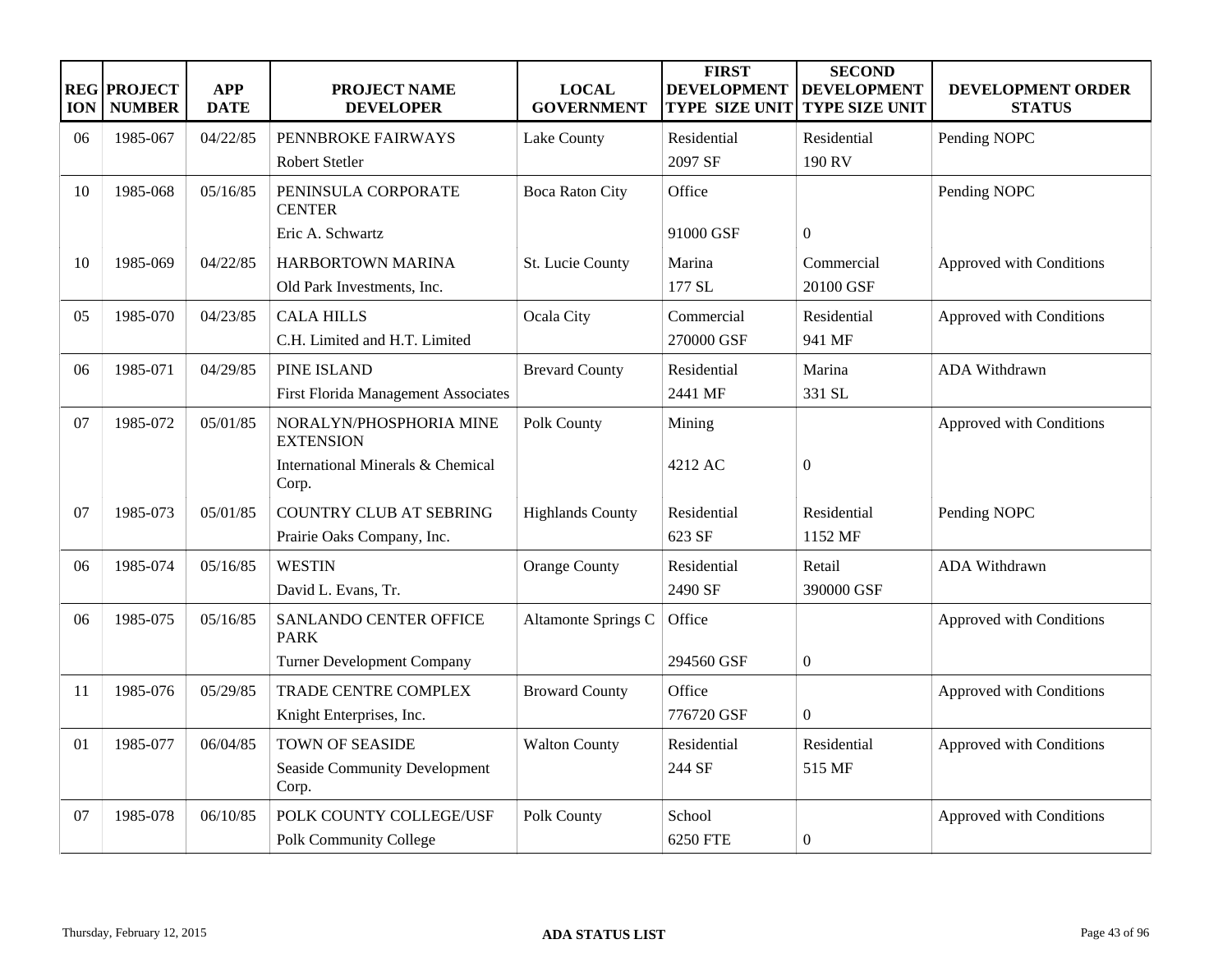| REGION | PROJECT NUMBER | APP DATE | PROJECT NAME DEVELOPER | LOCAL GOVERNMENT | FIRST DEVELOPMENT TYPE SIZE UNIT | SECOND DEVELOPMENT TYPE SIZE UNIT | DEVELOPMENT ORDER STATUS |
|---|---|---|---|---|---|---|---|
| 06 | 1985-067 | 04/22/85 | PENNBROKE FAIRWAYS<br>Robert Stetler | Lake County | Residential<br>2097 SF | Residential<br>190 RV | Pending NOPC |
| 10 | 1985-068 | 05/16/85 | PENINSULA CORPORATE CENTER<br>Eric A. Schwartz | Boca Raton City | Office<br>91000 GSF | <br>0 | Pending NOPC |
| 10 | 1985-069 | 04/22/85 | HARBORTOWN MARINA<br>Old Park Investments, Inc. | St. Lucie County | Marina<br>177 SL | Commercial<br>20100 GSF | Approved with Conditions |
| 05 | 1985-070 | 04/23/85 | CALA HILLS<br>C.H. Limited and H.T. Limited | Ocala City | Commercial<br>270000 GSF | Residential<br>941 MF | Approved with Conditions |
| 06 | 1985-071 | 04/29/85 | PINE ISLAND<br>First Florida Management Associates | Brevard County | Residential<br>2441 MF | Marina<br>331 SL | ADA Withdrawn |
| 07 | 1985-072 | 05/01/85 | NORALYN/PHOSPHORIA MINE EXTENSION<br>International Minerals & Chemical Corp. | Polk County | Mining<br>4212 AC | <br>0 | Approved with Conditions |
| 07 | 1985-073 | 05/01/85 | COUNTRY CLUB AT SEBRING<br>Prairie Oaks Company, Inc. | Highlands County | Residential<br>623 SF | Residential<br>1152 MF | Pending NOPC |
| 06 | 1985-074 | 05/16/85 | WESTIN<br>David L. Evans, Tr. | Orange County | Residential<br>2490 SF | Retail<br>390000 GSF | ADA Withdrawn |
| 06 | 1985-075 | 05/16/85 | SANLANDO CENTER OFFICE PARK<br>Turner Development Company | Altamonte Springs C | Office<br>294560 GSF | <br>0 | Approved with Conditions |
| 11 | 1985-076 | 05/29/85 | TRADE CENTRE COMPLEX<br>Knight Enterprises, Inc. | Broward County | Office<br>776720 GSF | <br>0 | Approved with Conditions |
| 01 | 1985-077 | 06/04/85 | TOWN OF SEASIDE<br>Seaside Community Development Corp. | Walton County | Residential<br>244 SF | Residential<br>515 MF | Approved with Conditions |
| 07 | 1985-078 | 06/10/85 | POLK COUNTY COLLEGE/USF<br>Polk Community College | Polk County | School<br>6250 FTE | <br>0 | Approved with Conditions |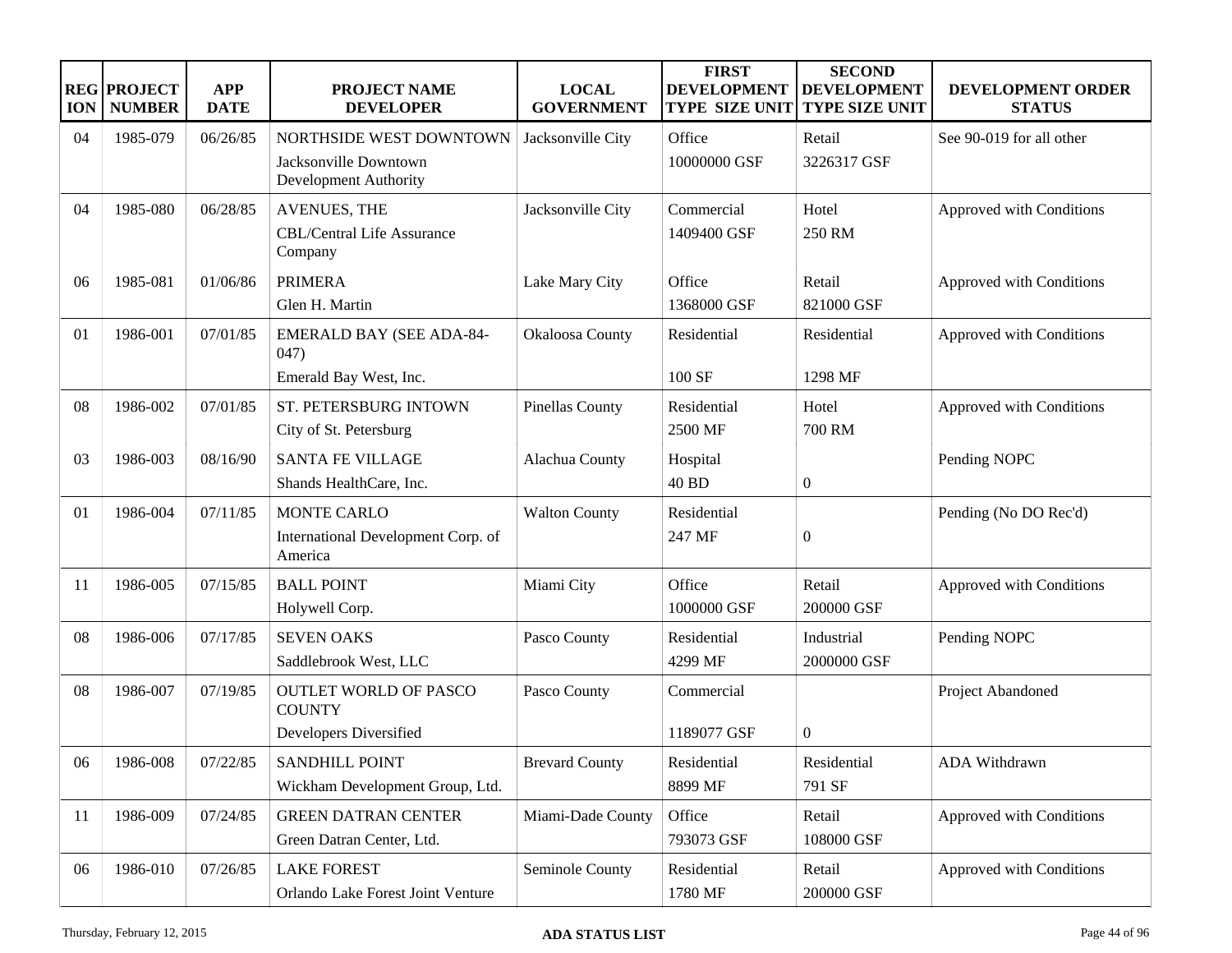| REGION | PROJECT NUMBER | APP DATE | PROJECT NAME DEVELOPER | LOCAL GOVERNMENT | FIRST DEVELOPMENT TYPE SIZE UNIT | SECOND DEVELOPMENT TYPE SIZE UNIT | DEVELOPMENT ORDER STATUS |
|---|---|---|---|---|---|---|---|
| 04 | 1985-079 | 06/26/85 | NORTHSIDE WEST DOWNTOWN<br>Jacksonville Downtown Development Authority | Jacksonville City | Office<br>10000000 GSF | Retail<br>3226317 GSF | See 90-019 for all other |
| 04 | 1985-080 | 06/28/85 | AVENUES, THE<br>CBL/Central Life Assurance Company | Jacksonville City | Commercial<br>1409400 GSF | Hotel<br>250 RM | Approved with Conditions |
| 06 | 1985-081 | 01/06/86 | PRIMERA<br>Glen H. Martin | Lake Mary City | Office<br>1368000 GSF | Retail<br>821000 GSF | Approved with Conditions |
| 01 | 1986-001 | 07/01/85 | EMERALD BAY (SEE ADA-84-047)<br>Emerald Bay West, Inc. | Okaloosa County | Residential<br>100 SF | Residential<br>1298 MF | Approved with Conditions |
| 08 | 1986-002 | 07/01/85 | ST. PETERSBURG INTOWN<br>City of St. Petersburg | Pinellas County | Residential<br>2500 MF | Hotel<br>700 RM | Approved with Conditions |
| 03 | 1986-003 | 08/16/90 | SANTA FE VILLAGE<br>Shands HealthCare, Inc. | Alachua County | Hospital<br>40 BD | 0 | Pending NOPC |
| 01 | 1986-004 | 07/11/85 | MONTE CARLO<br>International Development Corp. of America | Walton County | Residential<br>247 MF | 0 | Pending (No DO Rec'd) |
| 11 | 1986-005 | 07/15/85 | BALL POINT<br>Holywell Corp. | Miami City | Office<br>1000000 GSF | Retail<br>200000 GSF | Approved with Conditions |
| 08 | 1986-006 | 07/17/85 | SEVEN OAKS<br>Saddlebrook West, LLC | Pasco County | Residential<br>4299 MF | Industrial<br>2000000 GSF | Pending NOPC |
| 08 | 1986-007 | 07/19/85 | OUTLET WORLD OF PASCO COUNTY<br>Developers Diversified | Pasco County | Commercial<br>1189077 GSF | 0 | Project Abandoned |
| 06 | 1986-008 | 07/22/85 | SANDHILL POINT<br>Wickham Development Group, Ltd. | Brevard County | Residential<br>8899 MF | Residential<br>791 SF | ADA Withdrawn |
| 11 | 1986-009 | 07/24/85 | GREEN DATRAN CENTER<br>Green Datran Center, Ltd. | Miami-Dade County | Office<br>793073 GSF | Retail<br>108000 GSF | Approved with Conditions |
| 06 | 1986-010 | 07/26/85 | LAKE FOREST<br>Orlando Lake Forest Joint Venture | Seminole County | Residential<br>1780 MF | Retail<br>200000 GSF | Approved with Conditions |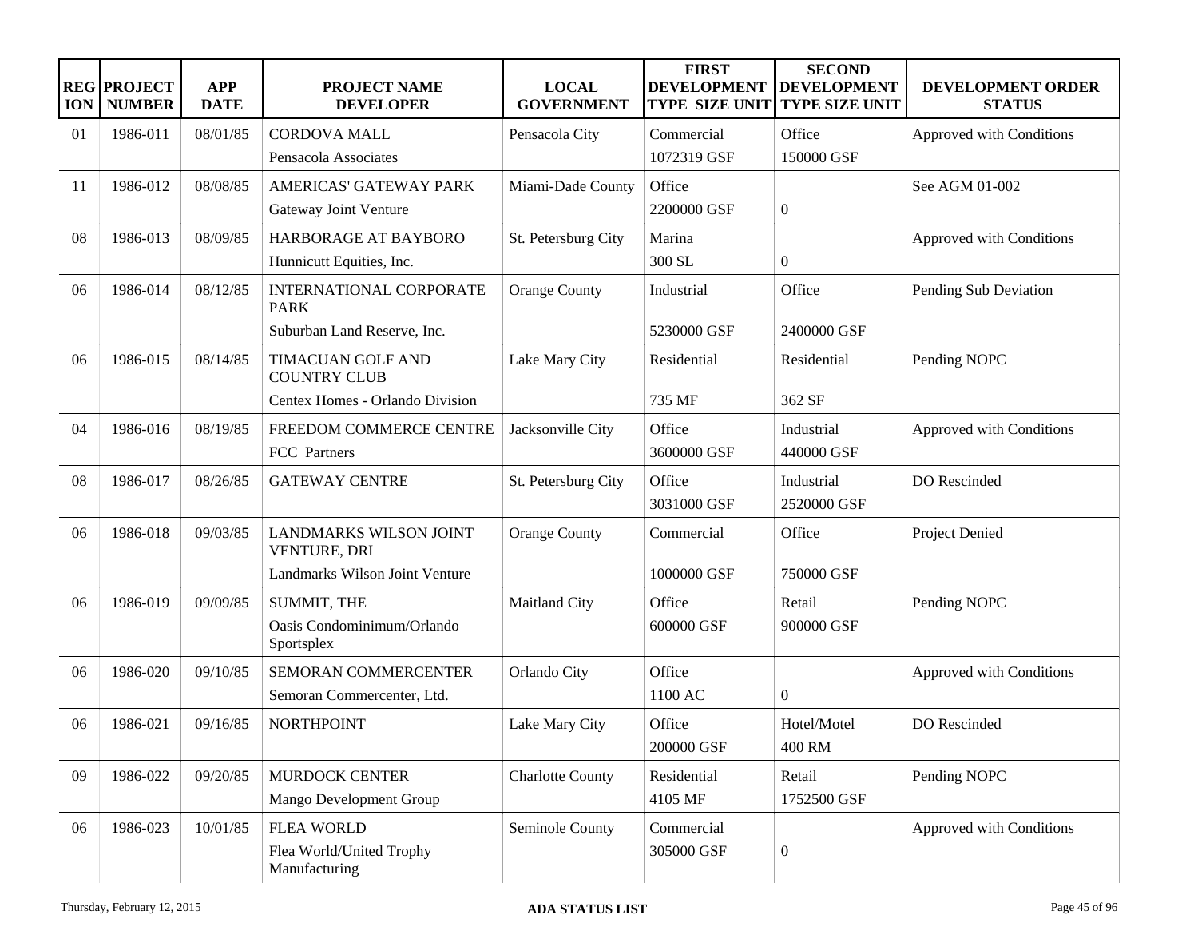| REGION | PROJECT NUMBER | APP DATE | PROJECT NAME DEVELOPER | LOCAL GOVERNMENT | FIRST DEVELOPMENT TYPE SIZE UNIT | SECOND DEVELOPMENT TYPE SIZE UNIT | DEVELOPMENT ORDER STATUS |
|---|---|---|---|---|---|---|---|
| 01 | 1986-011 | 08/01/85 | CORDOVA MALL<br>Pensacola Associates | Pensacola City | Commercial<br>1072319 GSF | Office<br>150000 GSF | Approved with Conditions |
| 11 | 1986-012 | 08/08/85 | AMERICAS' GATEWAY PARK<br>Gateway Joint Venture | Miami-Dade County | Office<br>2200000 GSF | 0 | See AGM 01-002 |
| 08 | 1986-013 | 08/09/85 | HARBORAGE AT BAYBORO<br>Hunnicutt Equities, Inc. | St. Petersburg City | Marina<br>300 SL | 0 | Approved with Conditions |
| 06 | 1986-014 | 08/12/85 | INTERNATIONAL CORPORATE PARK<br>Suburban Land Reserve, Inc. | Orange County | Industrial<br>5230000 GSF | Office<br>2400000 GSF | Pending Sub Deviation |
| 06 | 1986-015 | 08/14/85 | TIMACUAN GOLF AND COUNTRY CLUB<br>Centex Homes - Orlando Division | Lake Mary City | Residential<br>735 MF | Residential<br>362 SF | Pending NOPC |
| 04 | 1986-016 | 08/19/85 | FREEDOM COMMERCE CENTRE<br>FCC Partners | Jacksonville City | Office<br>3600000 GSF | Industrial<br>440000 GSF | Approved with Conditions |
| 08 | 1986-017 | 08/26/85 | GATEWAY CENTRE | St. Petersburg City | Office<br>3031000 GSF | Industrial<br>2520000 GSF | DO Rescinded |
| 06 | 1986-018 | 09/03/85 | LANDMARKS WILSON JOINT VENTURE, DRI<br>Landmarks Wilson Joint Venture | Orange County | Commercial<br>1000000 GSF | Office<br>750000 GSF | Project Denied |
| 06 | 1986-019 | 09/09/85 | SUMMIT, THE<br>Oasis Condominimum/Orlando Sportsplex | Maitland City | Office<br>600000 GSF | Retail<br>900000 GSF | Pending NOPC |
| 06 | 1986-020 | 09/10/85 | SEMORAN COMMERCENTER<br>Semoran Commercenter, Ltd. | Orlando City | Office<br>1100 AC | 0 | Approved with Conditions |
| 06 | 1986-021 | 09/16/85 | NORTHPOINT | Lake Mary City | Office<br>200000 GSF | Hotel/Motel<br>400 RM | DO Rescinded |
| 09 | 1986-022 | 09/20/85 | MURDOCK CENTER<br>Mango Development Group | Charlotte County | Residential<br>4105 MF | Retail<br>1752500 GSF | Pending NOPC |
| 06 | 1986-023 | 10/01/85 | FLEA WORLD<br>Flea World/United Trophy Manufacturing | Seminole County | Commercial<br>305000 GSF | 0 | Approved with Conditions |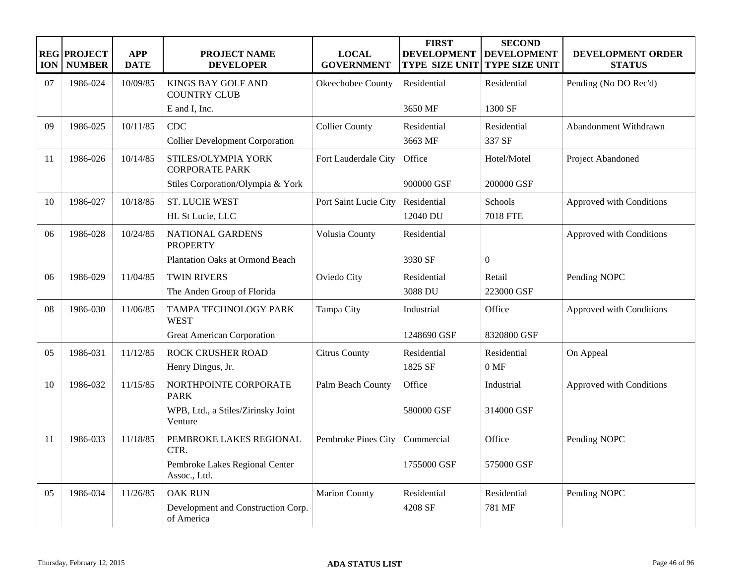| REGION | PROJECT NUMBER | APP DATE | PROJECT NAME DEVELOPER | LOCAL GOVERNMENT | FIRST DEVELOPMENT TYPE SIZE UNIT | SECOND DEVELOPMENT TYPE SIZE UNIT | DEVELOPMENT ORDER STATUS |
|---|---|---|---|---|---|---|---|
| 07 | 1986-024 | 10/09/85 | KINGS BAY GOLF AND COUNTRY CLUB<br>E and I, Inc. | Okeechobee County | Residential<br>3650 MF | Residential<br>1300 SF | Pending (No DO Rec'd) |
| 09 | 1986-025 | 10/11/85 | CDC<br>Collier Development Corporation | Collier County | Residential<br>3663 MF | Residential<br>337 SF | Abandonment Withdrawn |
| 11 | 1986-026 | 10/14/85 | STILES/OLYMPIA YORK CORPORATE PARK<br>Stiles Corporation/Olympia & York | Fort Lauderdale City | Office<br>900000 GSF | Hotel/Motel<br>200000 GSF | Project Abandoned |
| 10 | 1986-027 | 10/18/85 | ST. LUCIE WEST<br>HL St Lucie, LLC | Port Saint Lucie City | Residential<br>12040 DU | Schools<br>7018 FTE | Approved with Conditions |
| 06 | 1986-028 | 10/24/85 | NATIONAL GARDENS PROPERTY<br>Plantation Oaks at Ormond Beach | Volusia County | Residential<br>3930 SF | 0 | Approved with Conditions |
| 06 | 1986-029 | 11/04/85 | TWIN RIVERS<br>The Anden Group of Florida | Oviedo City | Residential<br>3088 DU | Retail<br>223000 GSF | Pending NOPC |
| 08 | 1986-030 | 11/06/85 | TAMPA TECHNOLOGY PARK WEST<br>Great American Corporation | Tampa City | Industrial<br>1248690 GSF | Office<br>8320800 GSF | Approved with Conditions |
| 05 | 1986-031 | 11/12/85 | ROCK CRUSHER ROAD<br>Henry Dingus, Jr. | Citrus County | Residential<br>1825 SF | Residential<br>0 MF | On Appeal |
| 10 | 1986-032 | 11/15/85 | NORTHPOINTE CORPORATE PARK<br>WPB, Ltd., a Stiles/Zirinsky Joint Venture | Palm Beach County | Office<br>580000 GSF | Industrial<br>314000 GSF | Approved with Conditions |
| 11 | 1986-033 | 11/18/85 | PEMBROKE LAKES REGIONAL CTR.<br>Pembroke Lakes Regional Center Assoc., Ltd. | Pembroke Pines City | Commercial<br>1755000 GSF | Office<br>575000 GSF | Pending NOPC |
| 05 | 1986-034 | 11/26/85 | OAK RUN<br>Development and Construction Corp. of America | Marion County | Residential<br>4208 SF | Residential<br>781 MF | Pending NOPC |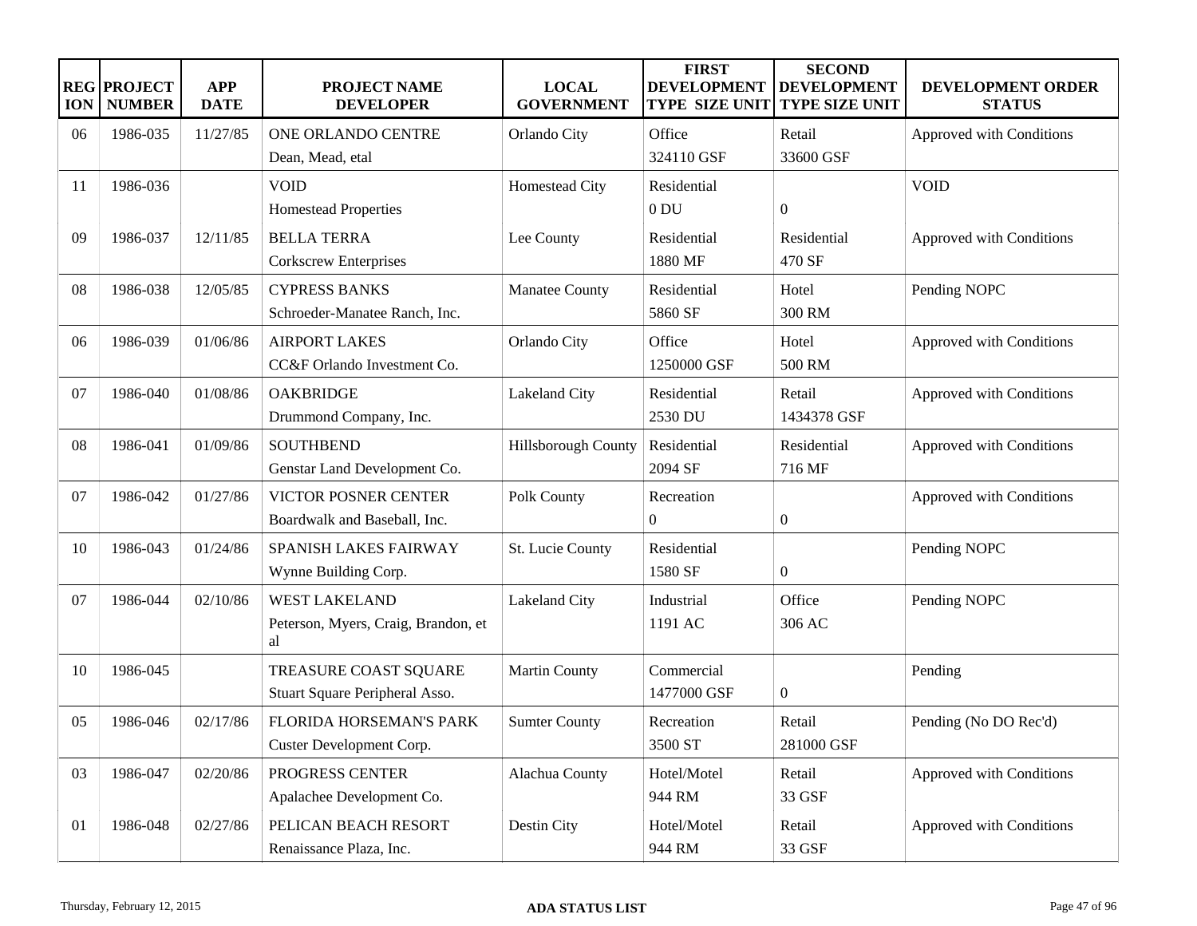| REGION | PROJECT NUMBER | APP DATE | PROJECT NAME DEVELOPER | LOCAL GOVERNMENT | FIRST DEVELOPMENT TYPE SIZE UNIT | SECOND DEVELOPMENT TYPE SIZE UNIT | DEVELOPMENT ORDER STATUS |
|---|---|---|---|---|---|---|---|
| 06 | 1986-035 | 11/27/85 | ONE ORLANDO CENTRE<br>Dean, Mead, etal | Orlando City | Office<br>324110 GSF | Retail<br>33600 GSF | Approved with Conditions |
| 11 | 1986-036 | | VOID<br>Homestead Properties | Homestead City | Residential<br>0 DU | 0 | VOID |
| 09 | 1986-037 | 12/11/85 | BELLA TERRA<br>Corkscrew Enterprises | Lee County | Residential<br>1880 MF | Residential<br>470 SF | Approved with Conditions |
| 08 | 1986-038 | 12/05/85 | CYPRESS BANKS<br>Schroeder-Manatee Ranch, Inc. | Manatee County | Residential<br>5860 SF | Hotel<br>300 RM | Pending NOPC |
| 06 | 1986-039 | 01/06/86 | AIRPORT LAKES<br>CC&F Orlando Investment Co. | Orlando City | Office<br>1250000 GSF | Hotel<br>500 RM | Approved with Conditions |
| 07 | 1986-040 | 01/08/86 | OAKBRIDGE<br>Drummond Company, Inc. | Lakeland City | Residential<br>2530 DU | Retail<br>1434378 GSF | Approved with Conditions |
| 08 | 1986-041 | 01/09/86 | SOUTHBEND<br>Genstar Land Development Co. | Hillsborough County | Residential<br>2094 SF | Residential<br>716 MF | Approved with Conditions |
| 07 | 1986-042 | 01/27/86 | VICTOR POSNER CENTER<br>Boardwalk and Baseball, Inc. | Polk County | Recreation<br>0 | 0 | Approved with Conditions |
| 10 | 1986-043 | 01/24/86 | SPANISH LAKES FAIRWAY<br>Wynne Building Corp. | St. Lucie County | Residential<br>1580 SF | 0 | Pending NOPC |
| 07 | 1986-044 | 02/10/86 | WEST LAKELAND<br>Peterson, Myers, Craig, Brandon, et al | Lakeland City | Industrial<br>1191 AC | Office<br>306 AC | Pending NOPC |
| 10 | 1986-045 | | TREASURE COAST SQUARE<br>Stuart Square Peripheral Asso. | Martin County | Commercial<br>1477000 GSF | 0 | Pending |
| 05 | 1986-046 | 02/17/86 | FLORIDA HORSEMAN'S PARK<br>Custer Development Corp. | Sumter County | Recreation<br>3500 ST | Retail<br>281000 GSF | Pending (No DO Rec'd) |
| 03 | 1986-047 | 02/20/86 | PROGRESS CENTER<br>Apalachee Development Co. | Alachua County | Hotel/Motel<br>944 RM | Retail<br>33 GSF | Approved with Conditions |
| 01 | 1986-048 | 02/27/86 | PELICAN BEACH RESORT<br>Renaissance Plaza, Inc. | Destin City | Hotel/Motel<br>944 RM | Retail<br>33 GSF | Approved with Conditions |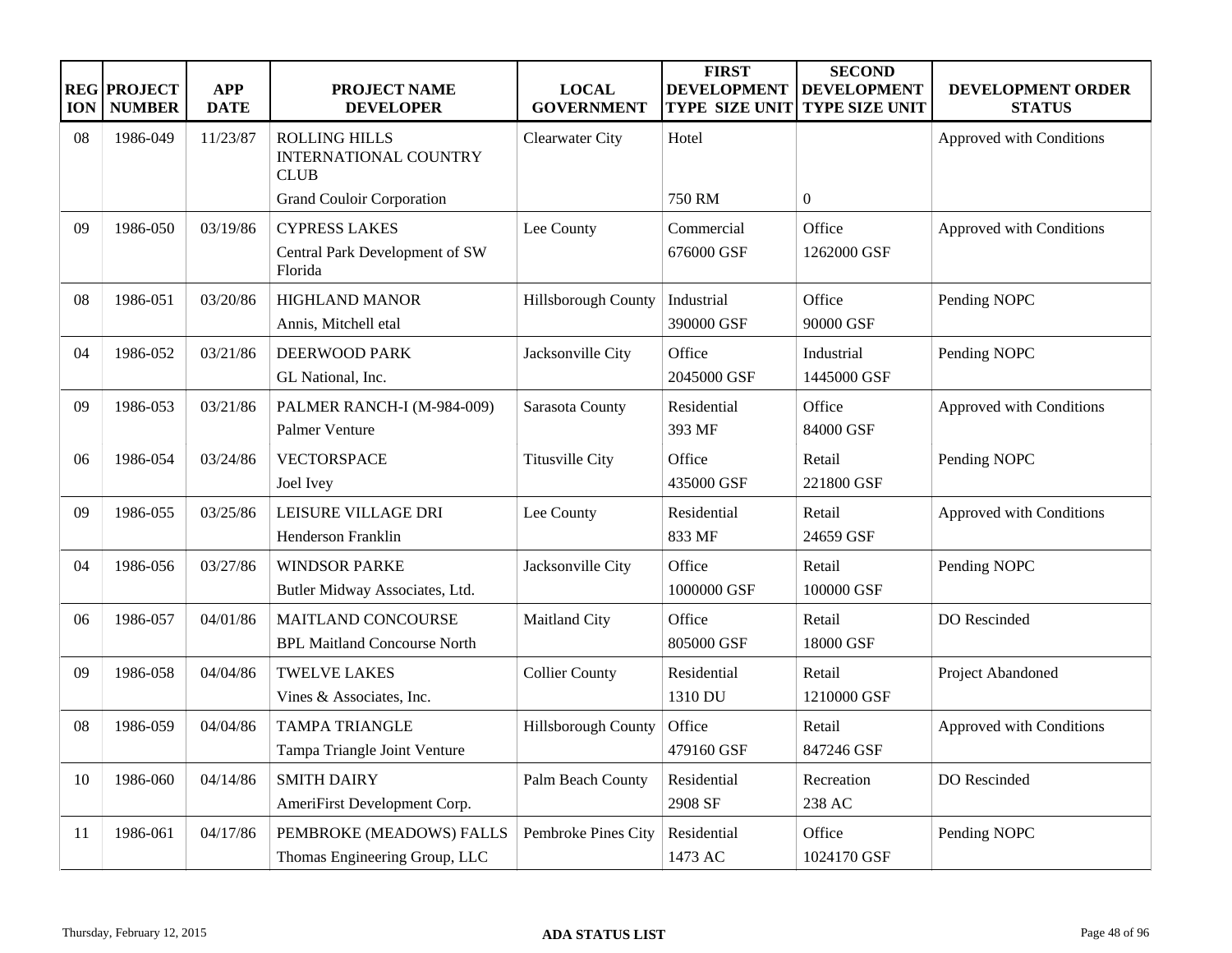| REGION | PROJECT NUMBER | APP DATE | PROJECT NAME DEVELOPER | LOCAL GOVERNMENT | FIRST DEVELOPMENT TYPE SIZE UNIT | SECOND DEVELOPMENT TYPE SIZE UNIT | DEVELOPMENT ORDER STATUS |
|---|---|---|---|---|---|---|---|
| 08 | 1986-049 | 11/23/87 | ROLLING HILLS INTERNATIONAL COUNTRY CLUB<br>Grand Couloir Corporation | Clearwater City | Hotel<br>750 RM | <br>0 | Approved with Conditions |
| 09 | 1986-050 | 03/19/86 | CYPRESS LAKES<br>Central Park Development of SW Florida | Lee County | Commercial<br>676000 GSF | Office<br>1262000 GSF | Approved with Conditions |
| 08 | 1986-051 | 03/20/86 | HIGHLAND MANOR<br>Annis, Mitchell etal | Hillsborough County | Industrial<br>390000 GSF | Office<br>90000 GSF | Pending NOPC |
| 04 | 1986-052 | 03/21/86 | DEERWOOD PARK<br>GL National, Inc. | Jacksonville City | Office<br>2045000 GSF | Industrial<br>1445000 GSF | Pending NOPC |
| 09 | 1986-053 | 03/21/86 | PALMER RANCH-I (M-984-009)<br>Palmer Venture | Sarasota County | Residential<br>393 MF | Office<br>84000 GSF | Approved with Conditions |
| 06 | 1986-054 | 03/24/86 | VECTORSPACE<br>Joel Ivey | Titusville City | Office<br>435000 GSF | Retail<br>221800 GSF | Pending NOPC |
| 09 | 1986-055 | 03/25/86 | LEISURE VILLAGE DRI<br>Henderson Franklin | Lee County | Residential<br>833 MF | Retail<br>24659 GSF | Approved with Conditions |
| 04 | 1986-056 | 03/27/86 | WINDSOR PARKE<br>Butler Midway Associates, Ltd. | Jacksonville City | Office<br>1000000 GSF | Retail<br>100000 GSF | Pending NOPC |
| 06 | 1986-057 | 04/01/86 | MAITLAND CONCOURSE<br>BPL Maitland Concourse North | Maitland City | Office<br>805000 GSF | Retail<br>18000 GSF | DO Rescinded |
| 09 | 1986-058 | 04/04/86 | TWELVE LAKES<br>Vines & Associates, Inc. | Collier County | Residential<br>1310 DU | Retail<br>1210000 GSF | Project Abandoned |
| 08 | 1986-059 | 04/04/86 | TAMPA TRIANGLE<br>Tampa Triangle Joint Venture | Hillsborough County | Office<br>479160 GSF | Retail<br>847246 GSF | Approved with Conditions |
| 10 | 1986-060 | 04/14/86 | SMITH DAIRY<br>AmeriFirst Development Corp. | Palm Beach County | Residential<br>2908 SF | Recreation<br>238 AC | DO Rescinded |
| 11 | 1986-061 | 04/17/86 | PEMBROKE (MEADOWS) FALLS<br>Thomas Engineering Group, LLC | Pembroke Pines City | Residential<br>1473 AC | Office<br>1024170 GSF | Pending NOPC |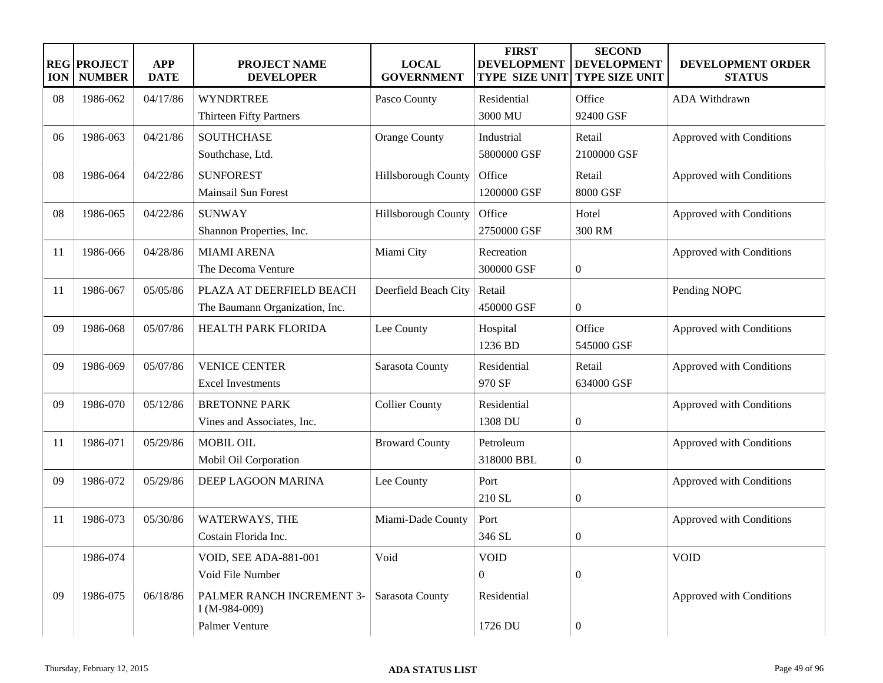| REGION | PROJECT NUMBER | APP DATE | PROJECT NAME DEVELOPER | LOCAL GOVERNMENT | FIRST DEVELOPMENT TYPE SIZE UNIT | SECOND DEVELOPMENT TYPE SIZE UNIT | DEVELOPMENT ORDER STATUS |
|---|---|---|---|---|---|---|---|
| 08 | 1986-062 | 04/17/86 | WYNDRTREE<br>Thirteen Fifty Partners | Pasco County | Residential<br>3000 MU | Office<br>92400 GSF | ADA Withdrawn |
| 06 | 1986-063 | 04/21/86 | SOUTHCHASE<br>Southchase, Ltd. | Orange County | Industrial<br>5800000 GSF | Retail<br>2100000 GSF | Approved with Conditions |
| 08 | 1986-064 | 04/22/86 | SUNFOREST<br>Mainsail Sun Forest | Hillsborough County | Office<br>1200000 GSF | Retail<br>8000 GSF | Approved with Conditions |
| 08 | 1986-065 | 04/22/86 | SUNWAY<br>Shannon Properties, Inc. | Hillsborough County | Office<br>2750000 GSF | Hotel<br>300 RM | Approved with Conditions |
| 11 | 1986-066 | 04/28/86 | MIAMI ARENA<br>The Decoma Venture | Miami City | Recreation<br>300000 GSF | 0 | Approved with Conditions |
| 11 | 1986-067 | 05/05/86 | PLAZA AT DEERFIELD BEACH<br>The Baumann Organization, Inc. | Deerfield Beach City | Retail<br>450000 GSF | 0 | Pending NOPC |
| 09 | 1986-068 | 05/07/86 | HEALTH PARK FLORIDA | Lee County | Hospital<br>1236 BD | Office<br>545000 GSF | Approved with Conditions |
| 09 | 1986-069 | 05/07/86 | VENICE CENTER<br>Excel Investments | Sarasota County | Residential<br>970 SF | Retail<br>634000 GSF | Approved with Conditions |
| 09 | 1986-070 | 05/12/86 | BRETONNE PARK<br>Vines and Associates, Inc. | Collier County | Residential<br>1308 DU | 0 | Approved with Conditions |
| 11 | 1986-071 | 05/29/86 | MOBIL OIL<br>Mobil Oil Corporation | Broward County | Petroleum<br>318000 BBL | 0 | Approved with Conditions |
| 09 | 1986-072 | 05/29/86 | DEEP LAGOON MARINA | Lee County | Port<br>210 SL | 0 | Approved with Conditions |
| 11 | 1986-073 | 05/30/86 | WATERWAYS, THE<br>Costain Florida Inc. | Miami-Dade County | Port<br>346 SL | 0 | Approved with Conditions |
| | 1986-074 | | VOID, SEE ADA-881-001<br>Void File Number | Void | VOID<br>0 | 0 | VOID |
| 09 | 1986-075 | 06/18/86 | PALMER RANCH INCREMENT 3-I (M-984-009)<br>Palmer Venture | Sarasota County | Residential<br>1726 DU | 0 | Approved with Conditions |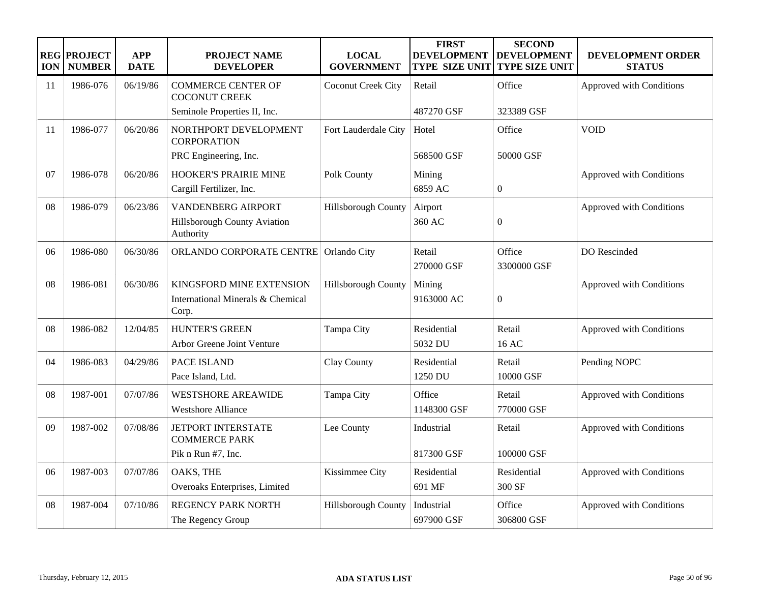| REGION | PROJECT NUMBER | APP DATE | PROJECT NAME DEVELOPER | LOCAL GOVERNMENT | FIRST DEVELOPMENT TYPE SIZE UNIT | SECOND DEVELOPMENT TYPE SIZE UNIT | DEVELOPMENT ORDER STATUS |
|---|---|---|---|---|---|---|---|
| 11 | 1986-076 | 06/19/86 | COMMERCE CENTER OF COCONUT CREEK<br>Seminole Properties II, Inc. | Coconut Creek City | Retail<br>487270 GSF | Office<br>323389 GSF | Approved with Conditions |
| 11 | 1986-077 | 06/20/86 | NORTHPORT DEVELOPMENT CORPORATION<br>PRC Engineering, Inc. | Fort Lauderdale City | Hotel<br>568500 GSF | Office<br>50000 GSF | VOID |
| 07 | 1986-078 | 06/20/86 | HOOKER'S PRAIRIE MINE<br>Cargill Fertilizer, Inc. | Polk County | Mining<br>6859 AC | 0 | Approved with Conditions |
| 08 | 1986-079 | 06/23/86 | VANDENBERG AIRPORT<br>Hillsborough County Aviation Authority | Hillsborough County | Airport<br>360 AC | 0 | Approved with Conditions |
| 06 | 1986-080 | 06/30/86 | ORLANDO CORPORATE CENTRE | Orlando City | Retail<br>270000 GSF | Office<br>3300000 GSF | DO Rescinded |
| 08 | 1986-081 | 06/30/86 | KINGSFORD MINE EXTENSION<br>International Minerals & Chemical Corp. | Hillsborough County | Mining<br>9163000 AC | 0 | Approved with Conditions |
| 08 | 1986-082 | 12/04/85 | HUNTER'S GREEN<br>Arbor Greene Joint Venture | Tampa City | Residential<br>5032 DU | Retail<br>16 AC | Approved with Conditions |
| 04 | 1986-083 | 04/29/86 | PACE ISLAND<br>Pace Island, Ltd. | Clay County | Residential<br>1250 DU | Retail<br>10000 GSF | Pending NOPC |
| 08 | 1987-001 | 07/07/86 | WESTSHORE AREAWIDE<br>Westshore Alliance | Tampa City | Office<br>1148300 GSF | Retail<br>770000 GSF | Approved with Conditions |
| 09 | 1987-002 | 07/08/86 | JETPORT INTERSTATE COMMERCE PARK<br>Pik n Run #7, Inc. | Lee County | Industrial<br>817300 GSF | Retail<br>100000 GSF | Approved with Conditions |
| 06 | 1987-003 | 07/07/86 | OAKS, THE<br>Overoaks Enterprises, Limited | Kissimmee City | Residential<br>691 MF | Residential<br>300 SF | Approved with Conditions |
| 08 | 1987-004 | 07/10/86 | REGENCY PARK NORTH<br>The Regency Group | Hillsborough County | Industrial<br>697900 GSF | Office<br>306800 GSF | Approved with Conditions |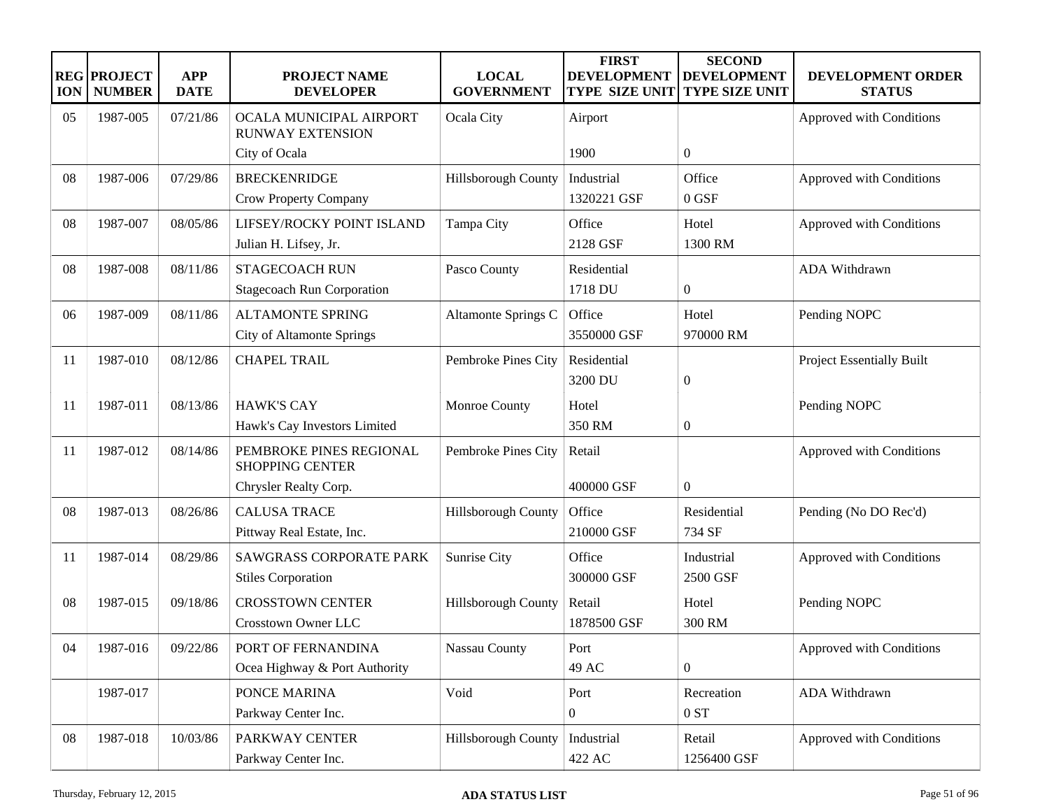| REGION | PROJECT NUMBER | APP DATE | PROJECT NAME DEVELOPER | LOCAL GOVERNMENT | FIRST DEVELOPMENT TYPE SIZE UNIT | SECOND DEVELOPMENT TYPE SIZE UNIT | DEVELOPMENT ORDER STATUS |
|---|---|---|---|---|---|---|---|
| 05 | 1987-005 | 07/21/86 | OCALA MUNICIPAL AIRPORT RUNWAY EXTENSION<br>City of Ocala | Ocala City | Airport<br>1900 | <br>0 | Approved with Conditions |
| 08 | 1987-006 | 07/29/86 | BRECKENRIDGE<br>Crow Property Company | Hillsborough County | Industrial<br>1320221 GSF | Office<br>0 GSF | Approved with Conditions |
| 08 | 1987-007 | 08/05/86 | LIFSEY/ROCKY POINT ISLAND<br>Julian H. Lifsey, Jr. | Tampa City | Office<br>2128 GSF | Hotel<br>1300 RM | Approved with Conditions |
| 08 | 1987-008 | 08/11/86 | STAGECOACH RUN<br>Stagecoach Run Corporation | Pasco County | Residential<br>1718 DU | <br>0 | ADA Withdrawn |
| 06 | 1987-009 | 08/11/86 | ALTAMONTE SPRING<br>City of Altamonte Springs | Altamonte Springs C | Office<br>3550000 GSF | Hotel<br>970000 RM | Pending NOPC |
| 11 | 1987-010 | 08/12/86 | CHAPEL TRAIL | Pembroke Pines City | Residential<br>3200 DU | <br>0 | Project Essentially Built |
| 11 | 1987-011 | 08/13/86 | HAWK'S CAY<br>Hawk's Cay Investors Limited | Monroe County | Hotel<br>350 RM | <br>0 | Pending NOPC |
| 11 | 1987-012 | 08/14/86 | PEMBROKE PINES REGIONAL SHOPPING CENTER<br>Chrysler Realty Corp. | Pembroke Pines City | Retail<br>400000 GSF | <br>0 | Approved with Conditions |
| 08 | 1987-013 | 08/26/86 | CALUSA TRACE<br>Pittway Real Estate, Inc. | Hillsborough County | Office<br>210000 GSF | Residential<br>734 SF | Pending (No DO Rec'd) |
| 11 | 1987-014 | 08/29/86 | SAWGRASS CORPORATE PARK<br>Stiles Corporation | Sunrise City | Office<br>300000 GSF | Industrial<br>2500 GSF | Approved with Conditions |
| 08 | 1987-015 | 09/18/86 | CROSSTOWN CENTER<br>Crosstown Owner LLC | Hillsborough County | Retail<br>1878500 GSF | Hotel<br>300 RM | Pending NOPC |
| 04 | 1987-016 | 09/22/86 | PORT OF FERNANDINA<br>Ocea Highway & Port Authority | Nassau County | Port<br>49 AC | <br>0 | Approved with Conditions |
| | 1987-017 | | PONCE MARINA<br>Parkway Center Inc. | Void | Port<br>0 | Recreation<br>0 ST | ADA Withdrawn |
| 08 | 1987-018 | 10/03/86 | PARKWAY CENTER<br>Parkway Center Inc. | Hillsborough County | Industrial<br>422 AC | Retail<br>1256400 GSF | Approved with Conditions |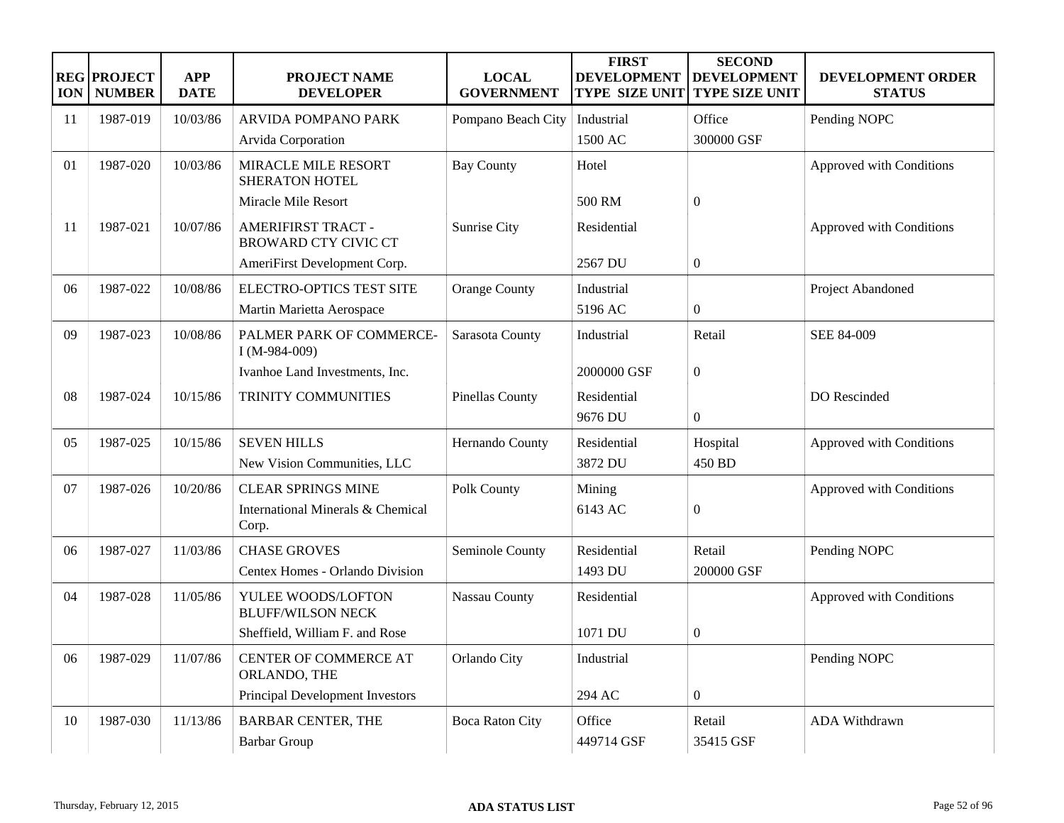| REGION | PROJECT NUMBER | APP DATE | PROJECT NAME DEVELOPER | LOCAL GOVERNMENT | FIRST DEVELOPMENT TYPE SIZE UNIT | SECOND DEVELOPMENT TYPE SIZE UNIT | DEVELOPMENT ORDER STATUS |
|---|---|---|---|---|---|---|---|
| 11 | 1987-019 | 10/03/86 | ARVIDA POMPANO PARK<br>Arvida Corporation | Pompano Beach City | Industrial<br>1500 AC | Office<br>300000 GSF | Pending NOPC |
| 01 | 1987-020 | 10/03/86 | MIRACLE MILE RESORT SHERATON HOTEL<br>Miracle Mile Resort | Bay County | Hotel<br>500 RM | 0 | Approved with Conditions |
| 11 | 1987-021 | 10/07/86 | AMERIFIRST TRACT - BROWARD CTY CIVIC CT<br>AmeriFirst Development Corp. | Sunrise City | Residential<br>2567 DU | 0 | Approved with Conditions |
| 06 | 1987-022 | 10/08/86 | ELECTRO-OPTICS TEST SITE<br>Martin Marietta Aerospace | Orange County | Industrial<br>5196 AC | 0 | Project Abandoned |
| 09 | 1987-023 | 10/08/86 | PALMER PARK OF COMMERCE-I (M-984-009)<br>Ivanhoe Land Investments, Inc. | Sarasota County | Industrial<br>2000000 GSF | Retail<br>0 | SEE 84-009 |
| 08 | 1987-024 | 10/15/86 | TRINITY COMMUNITIES | Pinellas County | Residential<br>9676 DU | 0 | DO Rescinded |
| 05 | 1987-025 | 10/15/86 | SEVEN HILLS<br>New Vision Communities, LLC | Hernando County | Residential<br>3872 DU | Hospital<br>450 BD | Approved with Conditions |
| 07 | 1987-026 | 10/20/86 | CLEAR SPRINGS MINE<br>International Minerals & Chemical Corp. | Polk County | Mining<br>6143 AC | 0 | Approved with Conditions |
| 06 | 1987-027 | 11/03/86 | CHASE GROVES<br>Centex Homes - Orlando Division | Seminole County | Residential<br>1493 DU | Retail<br>200000 GSF | Pending NOPC |
| 04 | 1987-028 | 11/05/86 | YULEE WOODS/LOFTON BLUFF/WILSON NECK<br>Sheffield, William F. and Rose | Nassau County | Residential<br>1071 DU | 0 | Approved with Conditions |
| 06 | 1987-029 | 11/07/86 | CENTER OF COMMERCE AT ORLANDO, THE<br>Principal Development Investors | Orlando City | Industrial<br>294 AC | 0 | Pending NOPC |
| 10 | 1987-030 | 11/13/86 | BARBAR CENTER, THE<br>Barbar Group | Boca Raton City | Office<br>449714 GSF | Retail<br>35415 GSF | ADA Withdrawn |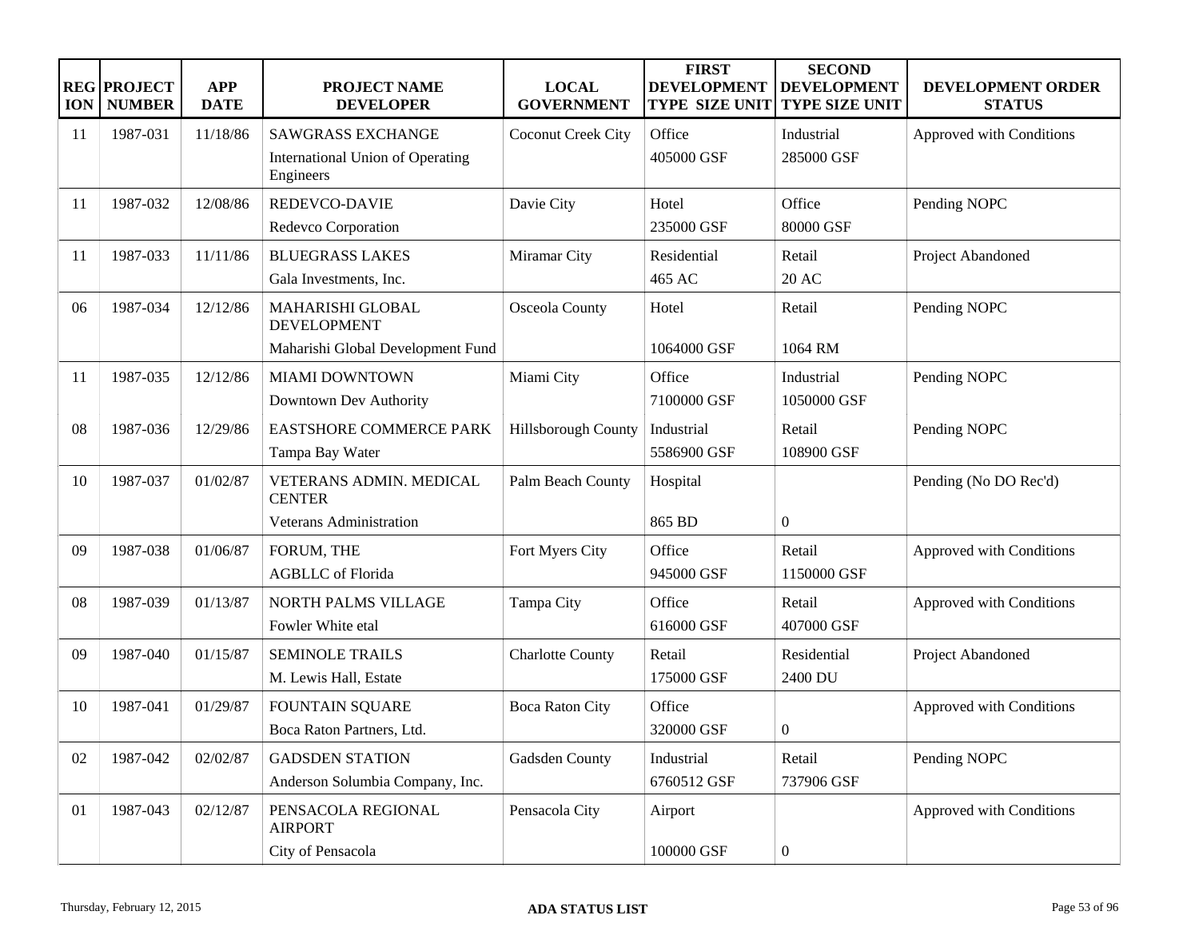| REGION | PROJECT NUMBER | APP DATE | PROJECT NAME DEVELOPER | LOCAL GOVERNMENT | FIRST DEVELOPMENT TYPE SIZE UNIT | SECOND DEVELOPMENT TYPE SIZE UNIT | DEVELOPMENT ORDER STATUS |
|---|---|---|---|---|---|---|---|
| 11 | 1987-031 | 11/18/86 | SAWGRASS EXCHANGE<br>International Union of Operating Engineers | Coconut Creek City | Office<br>405000 GSF | Industrial<br>285000 GSF | Approved with Conditions |
| 11 | 1987-032 | 12/08/86 | REDEVCO-DAVIE<br>Redevco Corporation | Davie City | Hotel<br>235000 GSF | Office<br>80000 GSF | Pending NOPC |
| 11 | 1987-033 | 11/11/86 | BLUEGRASS LAKES<br>Gala Investments, Inc. | Miramar City | Residential<br>465 AC | Retail<br>20 AC | Project Abandoned |
| 06 | 1987-034 | 12/12/86 | MAHARISHI GLOBAL DEVELOPMENT<br>Maharishi Global Development Fund | Osceola County | Hotel<br>1064000 GSF | Retail<br>1064 RM | Pending NOPC |
| 11 | 1987-035 | 12/12/86 | MIAMI DOWNTOWN<br>Downtown Dev Authority | Miami City | Office<br>7100000 GSF | Industrial<br>1050000 GSF | Pending NOPC |
| 08 | 1987-036 | 12/29/86 | EASTSHORE COMMERCE PARK<br>Tampa Bay Water | Hillsborough County | Industrial<br>5586900 GSF | Retail<br>108900 GSF | Pending NOPC |
| 10 | 1987-037 | 01/02/87 | VETERANS ADMIN. MEDICAL CENTER<br>Veterans Administration | Palm Beach County | Hospital<br>865 BD | 0 | Pending (No DO Rec'd) |
| 09 | 1987-038 | 01/06/87 | FORUM, THE<br>AGBLLC of Florida | Fort Myers City | Office<br>945000 GSF | Retail<br>1150000 GSF | Approved with Conditions |
| 08 | 1987-039 | 01/13/87 | NORTH PALMS VILLAGE<br>Fowler White etal | Tampa City | Office<br>616000 GSF | Retail<br>407000 GSF | Approved with Conditions |
| 09 | 1987-040 | 01/15/87 | SEMINOLE TRAILS<br>M. Lewis Hall, Estate | Charlotte County | Retail<br>175000 GSF | Residential<br>2400 DU | Project Abandoned |
| 10 | 1987-041 | 01/29/87 | FOUNTAIN SQUARE<br>Boca Raton Partners, Ltd. | Boca Raton City | Office<br>320000 GSF | 0 | Approved with Conditions |
| 02 | 1987-042 | 02/02/87 | GADSDEN STATION<br>Anderson Solumbia Company, Inc. | Gadsden County | Industrial<br>6760512 GSF | Retail<br>737906 GSF | Pending NOPC |
| 01 | 1987-043 | 02/12/87 | PENSACOLA REGIONAL AIRPORT<br>City of Pensacola | Pensacola City | Airport<br>100000 GSF | 0 | Approved with Conditions |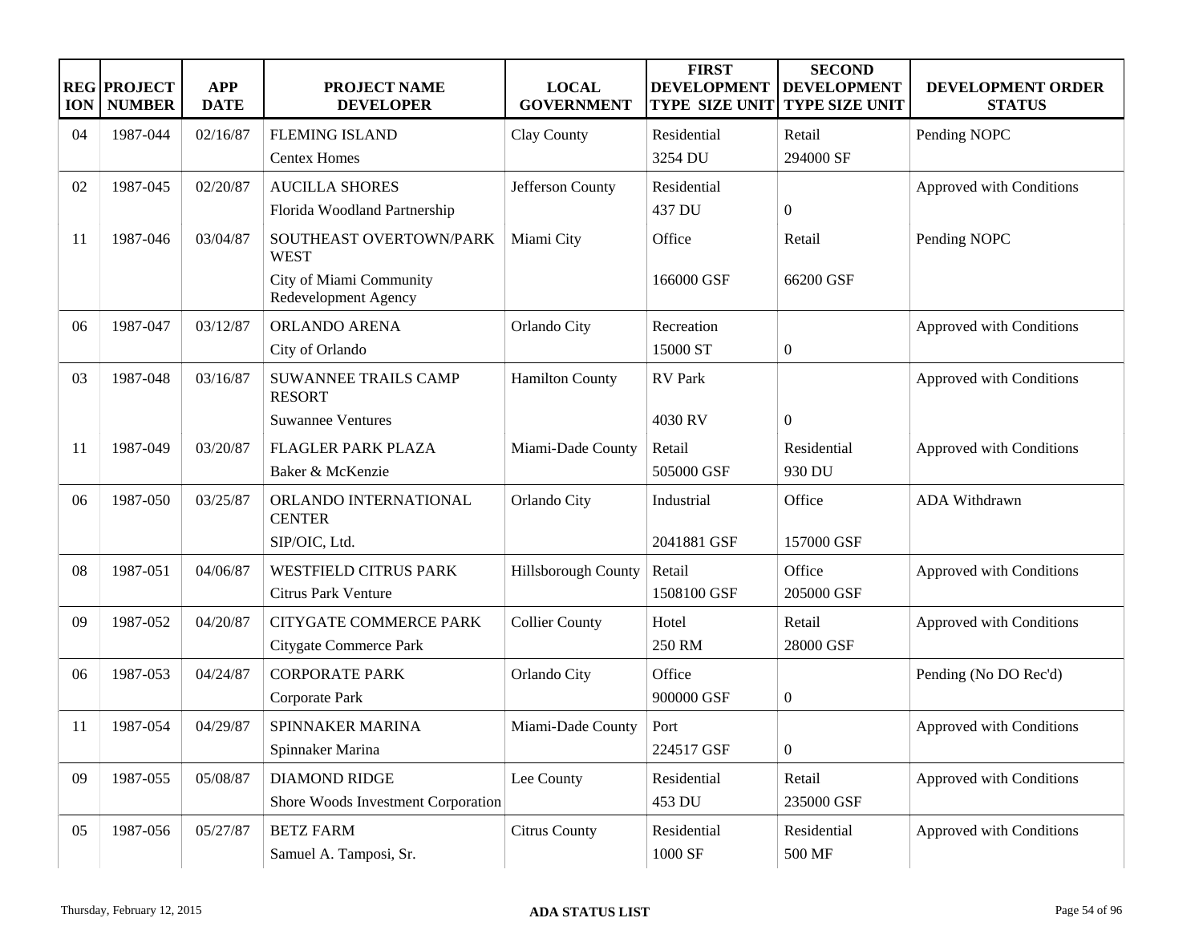| REGION | PROJECT NUMBER | APP DATE | PROJECT NAME DEVELOPER | LOCAL GOVERNMENT | FIRST DEVELOPMENT TYPE SIZE UNIT | SECOND DEVELOPMENT TYPE SIZE UNIT | DEVELOPMENT ORDER STATUS |
|---|---|---|---|---|---|---|---|
| 04 | 1987-044 | 02/16/87 | FLEMING ISLAND<br>Centex Homes | Clay County | Residential<br>3254 DU | Retail<br>294000 SF | Pending NOPC |
| 02 | 1987-045 | 02/20/87 | AUCILLA SHORES<br>Florida Woodland Partnership | Jefferson County | Residential<br>437 DU | <br>0 | Approved with Conditions |
| 11 | 1987-046 | 03/04/87 | SOUTHEAST OVERTOWN/PARK WEST<br>City of Miami Community Redevelopment Agency | Miami City | Office<br>166000 GSF | Retail<br>66200 GSF | Pending NOPC |
| 06 | 1987-047 | 03/12/87 | ORLANDO ARENA<br>City of Orlando | Orlando City | Recreation<br>15000 ST | <br>0 | Approved with Conditions |
| 03 | 1987-048 | 03/16/87 | SUWANNEE TRAILS CAMP RESORT<br>Suwannee Ventures | Hamilton County | RV Park<br>4030 RV | <br>0 | Approved with Conditions |
| 11 | 1987-049 | 03/20/87 | FLAGLER PARK PLAZA<br>Baker & McKenzie | Miami-Dade County | Retail<br>505000 GSF | Residential<br>930 DU | Approved with Conditions |
| 06 | 1987-050 | 03/25/87 | ORLANDO INTERNATIONAL CENTER<br>SIP/OIC, Ltd. | Orlando City | Industrial<br>2041881 GSF | Office<br>157000 GSF | ADA Withdrawn |
| 08 | 1987-051 | 04/06/87 | WESTFIELD CITRUS PARK<br>Citrus Park Venture | Hillsborough County | Retail<br>1508100 GSF | Office<br>205000 GSF | Approved with Conditions |
| 09 | 1987-052 | 04/20/87 | CITYGATE COMMERCE PARK<br>Citygate Commerce Park | Collier County | Hotel<br>250 RM | Retail<br>28000 GSF | Approved with Conditions |
| 06 | 1987-053 | 04/24/87 | CORPORATE PARK<br>Corporate Park | Orlando City | Office<br>900000 GSF | <br>0 | Pending (No DO Rec'd) |
| 11 | 1987-054 | 04/29/87 | SPINNAKER MARINA<br>Spinnaker Marina | Miami-Dade County | Port<br>224517 GSF | <br>0 | Approved with Conditions |
| 09 | 1987-055 | 05/08/87 | DIAMOND RIDGE<br>Shore Woods Investment Corporation | Lee County | Residential<br>453 DU | Retail<br>235000 GSF | Approved with Conditions |
| 05 | 1987-056 | 05/27/87 | BETZ FARM<br>Samuel A. Tamposi, Sr. | Citrus County | Residential<br>1000 SF | Residential<br>500 MF | Approved with Conditions |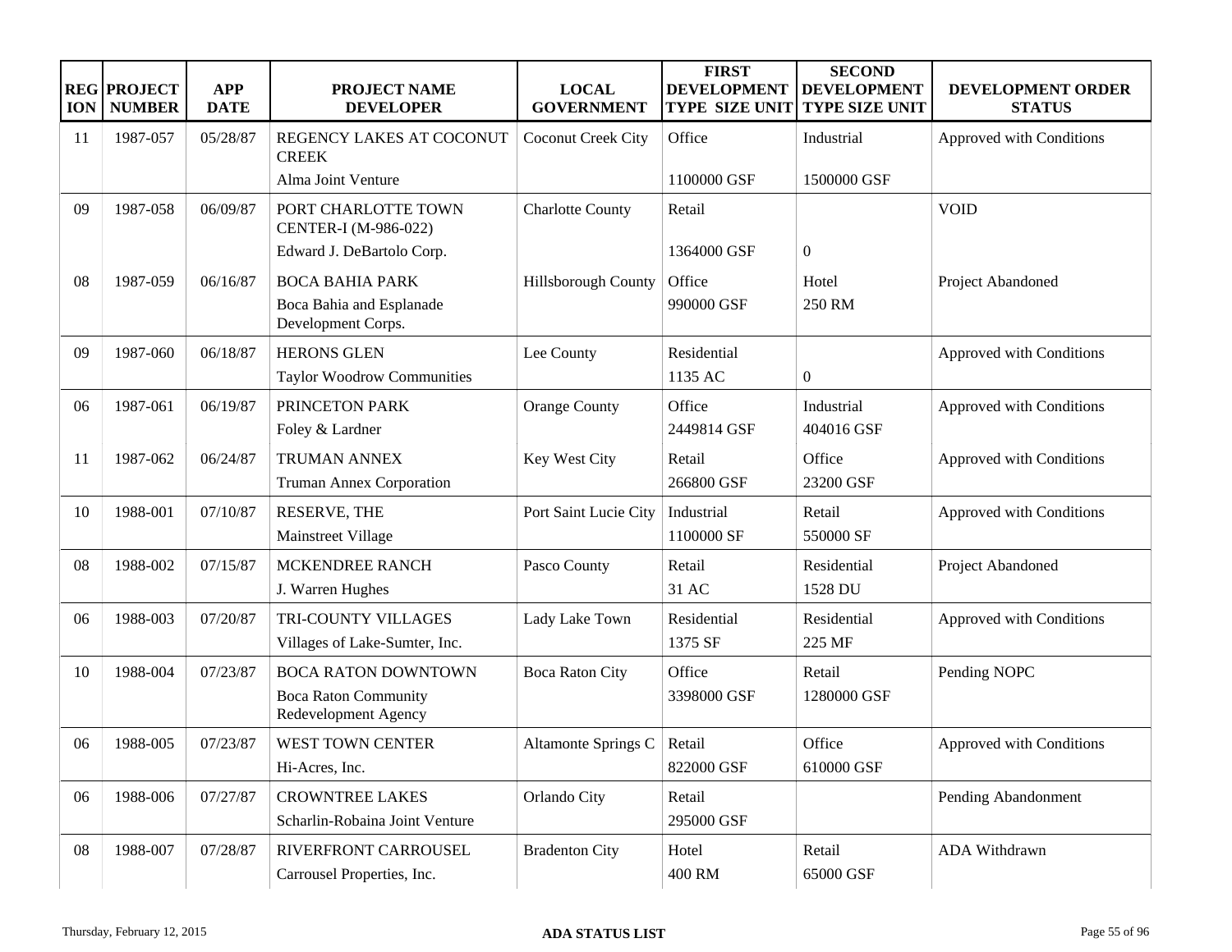| REGION | PROJECT NUMBER | APP DATE | PROJECT NAME DEVELOPER | LOCAL GOVERNMENT | FIRST DEVELOPMENT TYPE SIZE UNIT | SECOND DEVELOPMENT TYPE SIZE UNIT | DEVELOPMENT ORDER STATUS |
|---|---|---|---|---|---|---|---|
| 11 | 1987-057 | 05/28/87 | REGENCY LAKES AT COCONUT CREEK<br>Alma Joint Venture | Coconut Creek City | Office<br>1100000 GSF | Industrial<br>1500000 GSF | Approved with Conditions |
| 09 | 1987-058 | 06/09/87 | PORT CHARLOTTE TOWN CENTER-I (M-986-022)<br>Edward J. DeBartolo Corp. | Charlotte County | Retail<br>1364000 GSF | 0 | VOID |
| 08 | 1987-059 | 06/16/87 | BOCA BAHIA PARK<br>Boca Bahia and Esplanade Development Corps. | Hillsborough County | Office<br>990000 GSF | Hotel<br>250 RM | Project Abandoned |
| 09 | 1987-060 | 06/18/87 | HERONS GLEN<br>Taylor Woodrow Communities | Lee County | Residential<br>1135 AC | 0 | Approved with Conditions |
| 06 | 1987-061 | 06/19/87 | PRINCETON PARK<br>Foley & Lardner | Orange County | Office<br>2449814 GSF | Industrial<br>404016 GSF | Approved with Conditions |
| 11 | 1987-062 | 06/24/87 | TRUMAN ANNEX<br>Truman Annex Corporation | Key West City | Retail<br>266800 GSF | Office<br>23200 GSF | Approved with Conditions |
| 10 | 1988-001 | 07/10/87 | RESERVE, THE<br>Mainstreet Village | Port Saint Lucie City | Industrial<br>1100000 SF | Retail<br>550000 SF | Approved with Conditions |
| 08 | 1988-002 | 07/15/87 | MCKENDREE RANCH<br>J. Warren Hughes | Pasco County | Retail<br>31 AC | Residential<br>1528 DU | Project Abandoned |
| 06 | 1988-003 | 07/20/87 | TRI-COUNTY VILLAGES<br>Villages of Lake-Sumter, Inc. | Lady Lake Town | Residential<br>1375 SF | Residential<br>225 MF | Approved with Conditions |
| 10 | 1988-004 | 07/23/87 | BOCA RATON DOWNTOWN<br>Boca Raton Community Redevelopment Agency | Boca Raton City | Office<br>3398000 GSF | Retail<br>1280000 GSF | Pending NOPC |
| 06 | 1988-005 | 07/23/87 | WEST TOWN CENTER<br>Hi-Acres, Inc. | Altamonte Springs C | Retail<br>822000 GSF | Office<br>610000 GSF | Approved with Conditions |
| 06 | 1988-006 | 07/27/87 | CROWNTREE LAKES<br>Scharlin-Robaina Joint Venture | Orlando City | Retail<br>295000 GSF | | Pending Abandonment |
| 08 | 1988-007 | 07/28/87 | RIVERFRONT CARROUSEL<br>Carrousel Properties, Inc. | Bradenton City | Hotel<br>400 RM | Retail<br>65000 GSF | ADA Withdrawn |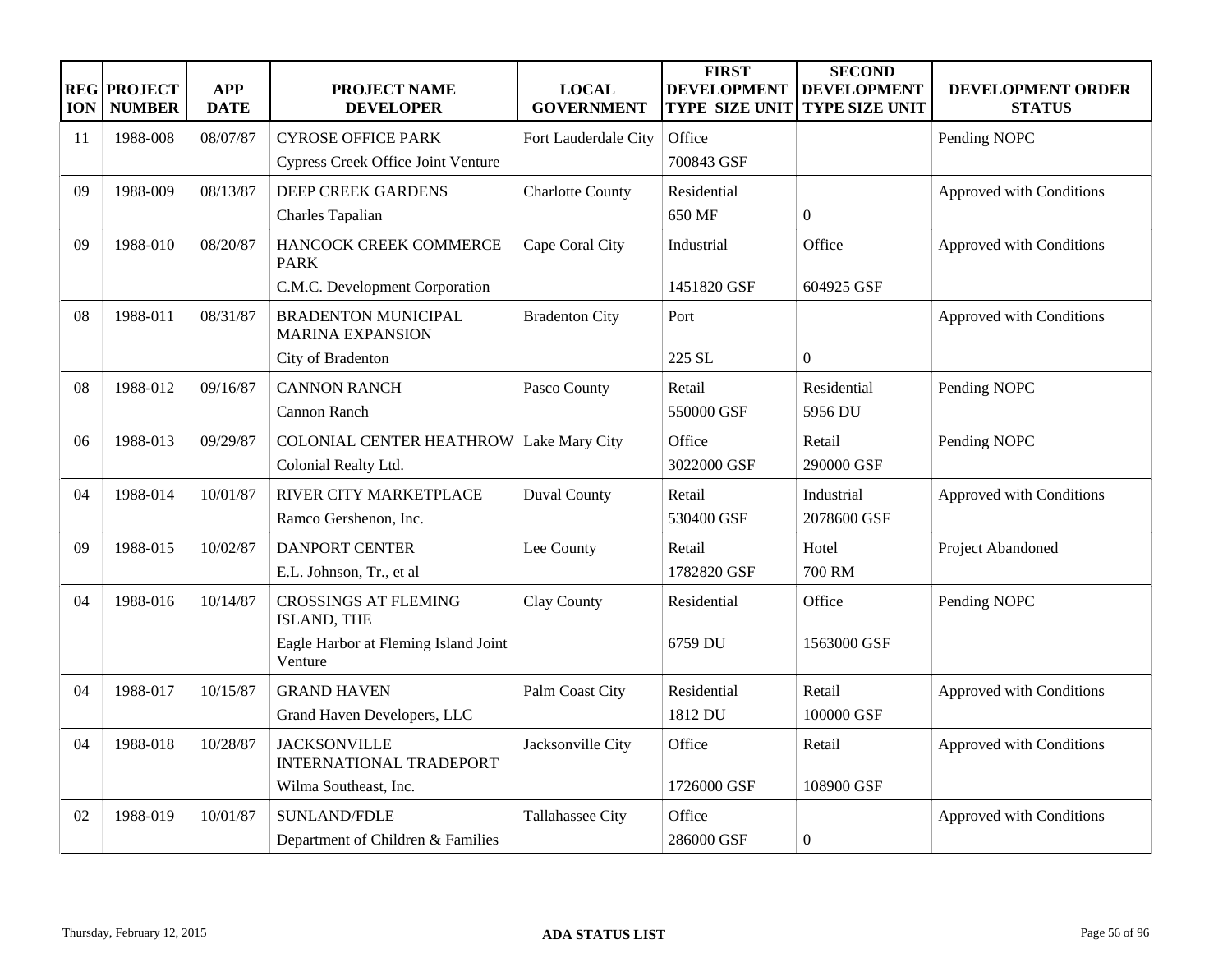| REGION | PROJECT NUMBER | APP DATE | PROJECT NAME DEVELOPER | LOCAL GOVERNMENT | FIRST DEVELOPMENT TYPE SIZE UNIT | SECOND DEVELOPMENT TYPE SIZE UNIT | DEVELOPMENT ORDER STATUS |
|---|---|---|---|---|---|---|---|
| 11 | 1988-008 | 08/07/87 | CYROSE OFFICE PARK<br>Cypress Creek Office Joint Venture | Fort Lauderdale City | Office<br>700843 GSF | | Pending NOPC |
| 09 | 1988-009 | 08/13/87 | DEEP CREEK GARDENS<br>Charles Tapalian | Charlotte County | Residential<br>650 MF | 0 | Approved with Conditions |
| 09 | 1988-010 | 08/20/87 | HANCOCK CREEK COMMERCE PARK<br>C.M.C. Development Corporation | Cape Coral City | Industrial<br>1451820 GSF | Office<br>604925 GSF | Approved with Conditions |
| 08 | 1988-011 | 08/31/87 | BRADENTON MUNICIPAL MARINA EXPANSION<br>City of Bradenton | Bradenton City | Port<br>225 SL | 0 | Approved with Conditions |
| 08 | 1988-012 | 09/16/87 | CANNON RANCH<br>Cannon Ranch | Pasco County | Retail<br>550000 GSF | Residential<br>5956 DU | Pending NOPC |
| 06 | 1988-013 | 09/29/87 | COLONIAL CENTER HEATHROW<br>Colonial Realty Ltd. | Lake Mary City | Office<br>3022000 GSF | Retail<br>290000 GSF | Pending NOPC |
| 04 | 1988-014 | 10/01/87 | RIVER CITY MARKETPLACE<br>Ramco Gershenon, Inc. | Duval County | Retail<br>530400 GSF | Industrial<br>2078600 GSF | Approved with Conditions |
| 09 | 1988-015 | 10/02/87 | DANPORT CENTER<br>E.L. Johnson, Tr., et al | Lee County | Retail<br>1782820 GSF | Hotel<br>700 RM | Project Abandoned |
| 04 | 1988-016 | 10/14/87 | CROSSINGS AT FLEMING ISLAND, THE<br>Eagle Harbor at Fleming Island Joint Venture | Clay County | Residential<br>6759 DU | Office<br>1563000 GSF | Pending NOPC |
| 04 | 1988-017 | 10/15/87 | GRAND HAVEN<br>Grand Haven Developers, LLC | Palm Coast City | Residential<br>1812 DU | Retail<br>100000 GSF | Approved with Conditions |
| 04 | 1988-018 | 10/28/87 | JACKSONVILLE INTERNATIONAL TRADEPORT<br>Wilma Southeast, Inc. | Jacksonville City | Office<br>1726000 GSF | Retail<br>108900 GSF | Approved with Conditions |
| 02 | 1988-019 | 10/01/87 | SUNLAND/FDLE<br>Department of Children & Families | Tallahassee City | Office<br>286000 GSF | 0 | Approved with Conditions |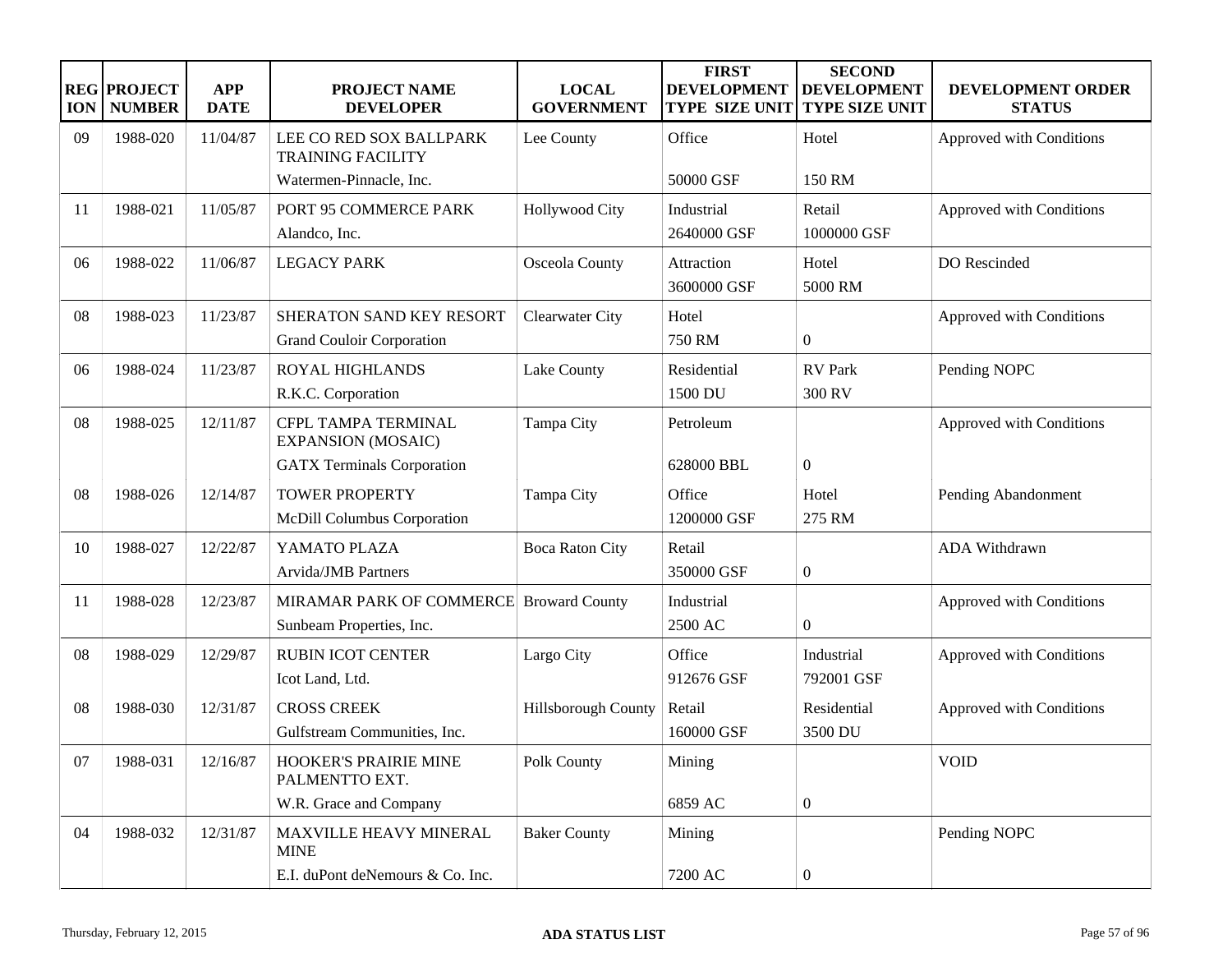| REGION | PROJECT NUMBER | APP DATE | PROJECT NAME<br>DEVELOPER | LOCAL GOVERNMENT | FIRST DEVELOPMENT TYPE SIZE UNIT | SECOND DEVELOPMENT TYPE SIZE UNIT | DEVELOPMENT ORDER STATUS |
|---|---|---|---|---|---|---|---|
| 09 | 1988-020 | 11/04/87 | LEE CO RED SOX BALLPARK TRAINING FACILITY<br>Watermen-Pinnacle, Inc. | Lee County | Office<br>50000 GSF | Hotel<br>150 RM | Approved with Conditions |
| 11 | 1988-021 | 11/05/87 | PORT 95 COMMERCE PARK<br>Alandco, Inc. | Hollywood City | Industrial<br>2640000 GSF | Retail<br>1000000 GSF | Approved with Conditions |
| 06 | 1988-022 | 11/06/87 | LEGACY PARK | Osceola County | Attraction<br>3600000 GSF | Hotel<br>5000 RM | DO Rescinded |
| 08 | 1988-023 | 11/23/87 | SHERATON SAND KEY RESORT<br>Grand Couloir Corporation | Clearwater City | Hotel<br>750 RM | 0 | Approved with Conditions |
| 06 | 1988-024 | 11/23/87 | ROYAL HIGHLANDS<br>R.K.C. Corporation | Lake County | Residential<br>1500 DU | RV Park<br>300 RV | Pending NOPC |
| 08 | 1988-025 | 12/11/87 | CFPL TAMPA TERMINAL EXPANSION (MOSAIC)<br>GATX Terminals Corporation | Tampa City | Petroleum<br>628000 BBL | 0 | Approved with Conditions |
| 08 | 1988-026 | 12/14/87 | TOWER PROPERTY<br>McDill Columbus Corporation | Tampa City | Office<br>1200000 GSF | Hotel<br>275 RM | Pending Abandonment |
| 10 | 1988-027 | 12/22/87 | YAMATO PLAZA<br>Arvida/JMB Partners | Boca Raton City | Retail<br>350000 GSF | 0 | ADA Withdrawn |
| 11 | 1988-028 | 12/23/87 | MIRAMAR PARK OF COMMERCE<br>Sunbeam Properties, Inc. | Broward County | Industrial<br>2500 AC | 0 | Approved with Conditions |
| 08 | 1988-029 | 12/29/87 | RUBIN ICOT CENTER<br>Icot Land, Ltd. | Largo City | Office<br>912676 GSF | Industrial<br>792001 GSF | Approved with Conditions |
| 08 | 1988-030 | 12/31/87 | CROSS CREEK<br>Gulfstream Communities, Inc. | Hillsborough County | Retail<br>160000 GSF | Residential<br>3500 DU | Approved with Conditions |
| 07 | 1988-031 | 12/16/87 | HOOKER'S PRAIRIE MINE PALMENTTO EXT.<br>W.R. Grace and Company | Polk County | Mining<br>6859 AC | 0 | VOID |
| 04 | 1988-032 | 12/31/87 | MAXVILLE HEAVY MINERAL MINE<br>E.I. duPont deNemours & Co. Inc. | Baker County | Mining<br>7200 AC | 0 | Pending NOPC |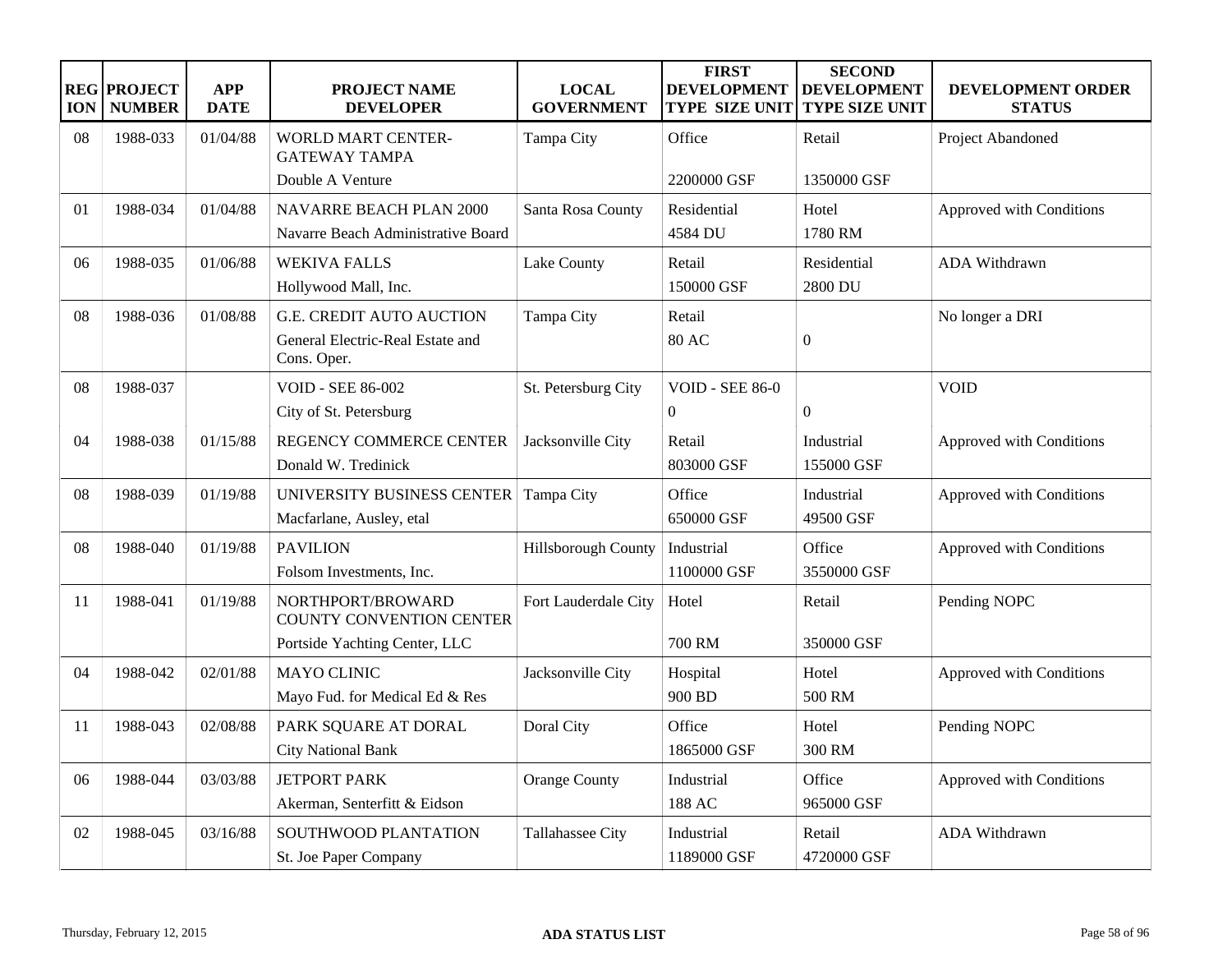| REGION | PROJECT NUMBER | APP DATE | PROJECT NAME DEVELOPER | LOCAL GOVERNMENT | FIRST DEVELOPMENT TYPE SIZE UNIT | SECOND DEVELOPMENT TYPE SIZE UNIT | DEVELOPMENT ORDER STATUS |
|---|---|---|---|---|---|---|---|
| 08 | 1988-033 | 01/04/88 | WORLD MART CENTER-GATEWAY TAMPA<br>Double A Venture | Tampa City | Office<br>2200000 GSF | Retail<br>1350000 GSF | Project Abandoned |
| 01 | 1988-034 | 01/04/88 | NAVARRE BEACH PLAN 2000<br>Navarre Beach Administrative Board | Santa Rosa County | Residential<br>4584 DU | Hotel<br>1780 RM | Approved with Conditions |
| 06 | 1988-035 | 01/06/88 | WEKIVA FALLS<br>Hollywood Mall, Inc. | Lake County | Retail<br>150000 GSF | Residential<br>2800 DU | ADA Withdrawn |
| 08 | 1988-036 | 01/08/88 | G.E. CREDIT AUTO AUCTION<br>General Electric-Real Estate and Cons. Oper. | Tampa City | Retail<br>80 AC | 0 | No longer a DRI |
| 08 | 1988-037 | | VOID - SEE 86-002<br>City of St. Petersburg | St. Petersburg City | VOID - SEE 86-0<br>0 | 0 | VOID |
| 04 | 1988-038 | 01/15/88 | REGENCY COMMERCE CENTER<br>Donald W. Tredinick | Jacksonville City | Retail<br>803000 GSF | Industrial<br>155000 GSF | Approved with Conditions |
| 08 | 1988-039 | 01/19/88 | UNIVERSITY BUSINESS CENTER<br>Macfarlane, Ausley, etal | Tampa City | Office<br>650000 GSF | Industrial<br>49500 GSF | Approved with Conditions |
| 08 | 1988-040 | 01/19/88 | PAVILION<br>Folsom Investments, Inc. | Hillsborough County | Industrial<br>1100000 GSF | Office<br>3550000 GSF | Approved with Conditions |
| 11 | 1988-041 | 01/19/88 | NORTHPORT/BROWARD COUNTY CONVENTION CENTER<br>Portside Yachting Center, LLC | Fort Lauderdale City | Hotel<br>700 RM | Retail<br>350000 GSF | Pending NOPC |
| 04 | 1988-042 | 02/01/88 | MAYO CLINIC<br>Mayo Fud. for Medical Ed & Res | Jacksonville City | Hospital<br>900 BD | Hotel<br>500 RM | Approved with Conditions |
| 11 | 1988-043 | 02/08/88 | PARK SQUARE AT DORAL<br>City National Bank | Doral City | Office<br>1865000 GSF | Hotel<br>300 RM | Pending NOPC |
| 06 | 1988-044 | 03/03/88 | JETPORT PARK<br>Akerman, Senterfitt & Eidson | Orange County | Industrial<br>188 AC | Office<br>965000 GSF | Approved with Conditions |
| 02 | 1988-045 | 03/16/88 | SOUTHWOOD PLANTATION<br>St. Joe Paper Company | Tallahassee City | Industrial<br>1189000 GSF | Retail<br>4720000 GSF | ADA Withdrawn |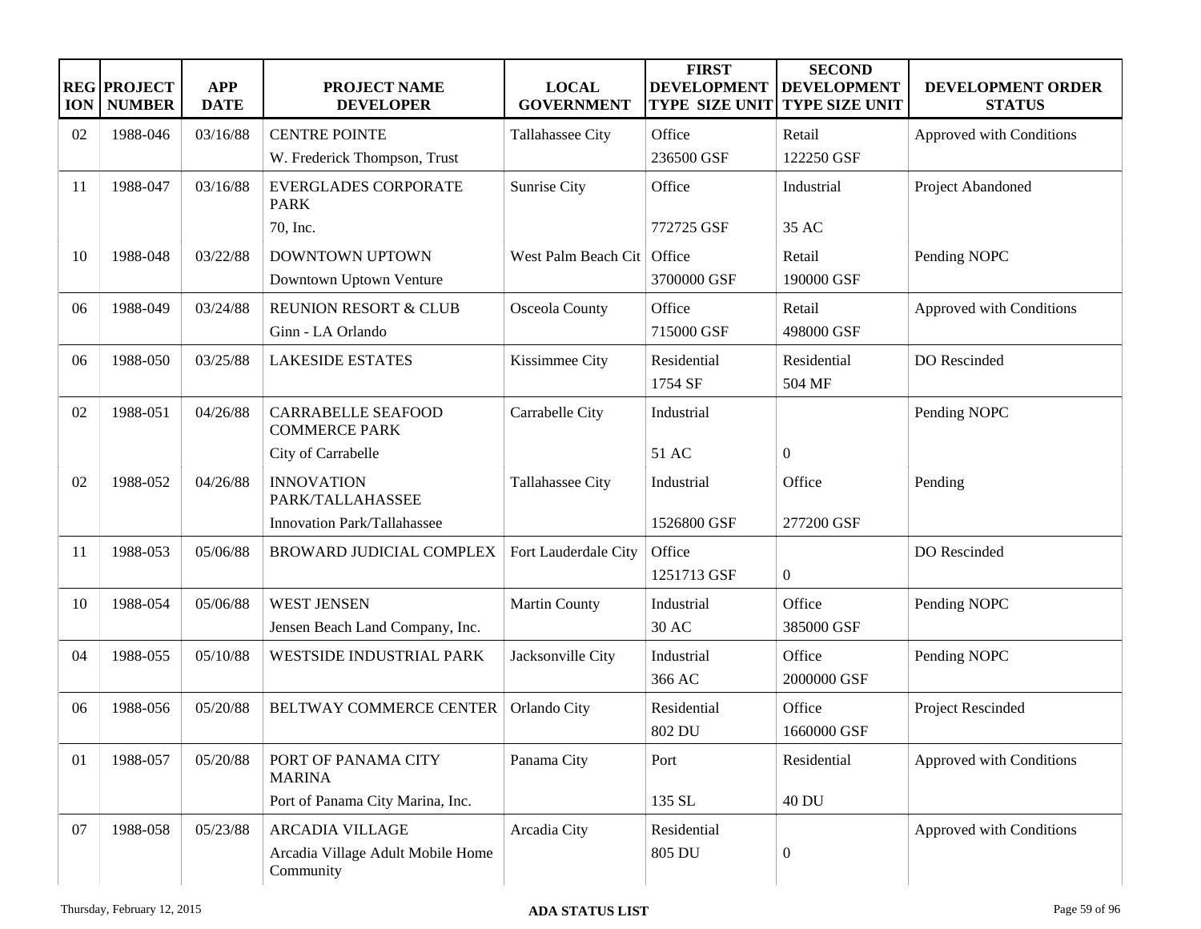| REGION | PROJECT NUMBER | APP DATE | PROJECT NAME DEVELOPER | LOCAL GOVERNMENT | FIRST DEVELOPMENT TYPE SIZE UNIT | SECOND DEVELOPMENT TYPE SIZE UNIT | DEVELOPMENT ORDER STATUS |
|---|---|---|---|---|---|---|---|
| 02 | 1988-046 | 03/16/88 | CENTRE POINTE<br>W. Frederick Thompson, Trust | Tallahassee City | Office<br>236500 GSF | Retail<br>122250 GSF | Approved with Conditions |
| 11 | 1988-047 | 03/16/88 | EVERGLADES CORPORATE PARK<br>70, Inc. | Sunrise City | Office<br>772725 GSF | Industrial<br>35 AC | Project Abandoned |
| 10 | 1988-048 | 03/22/88 | DOWNTOWN UPTOWN<br>Downtown Uptown Venture | West Palm Beach Cit | Office<br>3700000 GSF | Retail<br>190000 GSF | Pending NOPC |
| 06 | 1988-049 | 03/24/88 | REUNION RESORT & CLUB<br>Ginn - LA Orlando | Osceola County | Office<br>715000 GSF | Retail<br>498000 GSF | Approved with Conditions |
| 06 | 1988-050 | 03/25/88 | LAKESIDE ESTATES | Kissimmee City | Residential<br>1754 SF | Residential<br>504 MF | DO Rescinded |
| 02 | 1988-051 | 04/26/88 | CARRABELLE SEAFOOD COMMERCE PARK<br>City of Carrabelle | Carrabelle City | Industrial<br>51 AC | 0 | Pending NOPC |
| 02 | 1988-052 | 04/26/88 | INNOVATION PARK/TALLAHASSEE<br>Innovation Park/Tallahassee | Tallahassee City | Industrial<br>1526800 GSF | Office<br>277200 GSF | Pending |
| 11 | 1988-053 | 05/06/88 | BROWARD JUDICIAL COMPLEX | Fort Lauderdale City | Office<br>1251713 GSF | 0 | DO Rescinded |
| 10 | 1988-054 | 05/06/88 | WEST JENSEN<br>Jensen Beach Land Company, Inc. | Martin County | Industrial<br>30 AC | Office<br>385000 GSF | Pending NOPC |
| 04 | 1988-055 | 05/10/88 | WESTSIDE INDUSTRIAL PARK | Jacksonville City | Industrial<br>366 AC | Office<br>2000000 GSF | Pending NOPC |
| 06 | 1988-056 | 05/20/88 | BELTWAY COMMERCE CENTER | Orlando City | Residential<br>802 DU | Office<br>1660000 GSF | Project Rescinded |
| 01 | 1988-057 | 05/20/88 | PORT OF PANAMA CITY MARINA<br>Port of Panama City Marina, Inc. | Panama City | Port<br>135 SL | Residential<br>40 DU | Approved with Conditions |
| 07 | 1988-058 | 05/23/88 | ARCADIA VILLAGE<br>Arcadia Village Adult Mobile Home Community | Arcadia City | Residential<br>805 DU | 0 | Approved with Conditions |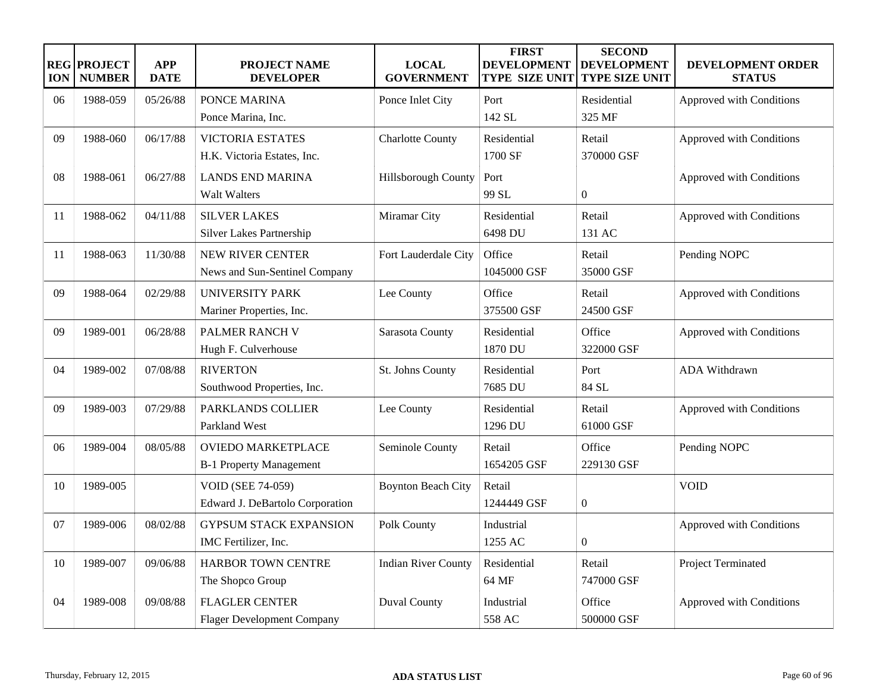| REGION | PROJECT NUMBER | APP DATE | PROJECT NAME DEVELOPER | LOCAL GOVERNMENT | FIRST DEVELOPMENT TYPE SIZE UNIT | SECOND DEVELOPMENT TYPE SIZE UNIT | DEVELOPMENT ORDER STATUS |
|---|---|---|---|---|---|---|---|
| 06 | 1988-059 | 05/26/88 | PONCE MARINA<br>Ponce Marina, Inc. | Ponce Inlet City | Port<br>142 SL | Residential<br>325 MF | Approved with Conditions |
| 09 | 1988-060 | 06/17/88 | VICTORIA ESTATES<br>H.K. Victoria Estates, Inc. | Charlotte County | Residential<br>1700 SF | Retail<br>370000 GSF | Approved with Conditions |
| 08 | 1988-061 | 06/27/88 | LANDS END MARINA<br>Walt Walters | Hillsborough County | Port<br>99 SL | 0 | Approved with Conditions |
| 11 | 1988-062 | 04/11/88 | SILVER LAKES<br>Silver Lakes Partnership | Miramar City | Residential<br>6498 DU | Retail<br>131 AC | Approved with Conditions |
| 11 | 1988-063 | 11/30/88 | NEW RIVER CENTER<br>News and Sun-Sentinel Company | Fort Lauderdale City | Office<br>1045000 GSF | Retail<br>35000 GSF | Pending NOPC |
| 09 | 1988-064 | 02/29/88 | UNIVERSITY PARK<br>Mariner Properties, Inc. | Lee County | Office<br>375500 GSF | Retail<br>24500 GSF | Approved with Conditions |
| 09 | 1989-001 | 06/28/88 | PALMER RANCH V<br>Hugh F. Culverhouse | Sarasota County | Residential<br>1870 DU | Office<br>322000 GSF | Approved with Conditions |
| 04 | 1989-002 | 07/08/88 | RIVERTON<br>Southwood Properties, Inc. | St. Johns County | Residential<br>7685 DU | Port<br>84 SL | ADA Withdrawn |
| 09 | 1989-003 | 07/29/88 | PARKLANDS COLLIER<br>Parkland West | Lee County | Residential<br>1296 DU | Retail<br>61000 GSF | Approved with Conditions |
| 06 | 1989-004 | 08/05/88 | OVIEDO MARKETPLACE<br>B-1 Property Management | Seminole County | Retail<br>1654205 GSF | Office<br>229130 GSF | Pending NOPC |
| 10 | 1989-005 | | VOID (SEE 74-059)<br>Edward J. DeBartolo Corporation | Boynton Beach City | Retail<br>1244449 GSF | 0 | VOID |
| 07 | 1989-006 | 08/02/88 | GYPSUM STACK EXPANSION<br>IMC Fertilizer, Inc. | Polk County | Industrial<br>1255 AC | 0 | Approved with Conditions |
| 10 | 1989-007 | 09/06/88 | HARBOR TOWN CENTRE<br>The Shopco Group | Indian River County | Residential<br>64 MF | Retail<br>747000 GSF | Project Terminated |
| 04 | 1989-008 | 09/08/88 | FLAGLER CENTER<br>Flager Development Company | Duval County | Industrial<br>558 AC | Office<br>500000 GSF | Approved with Conditions |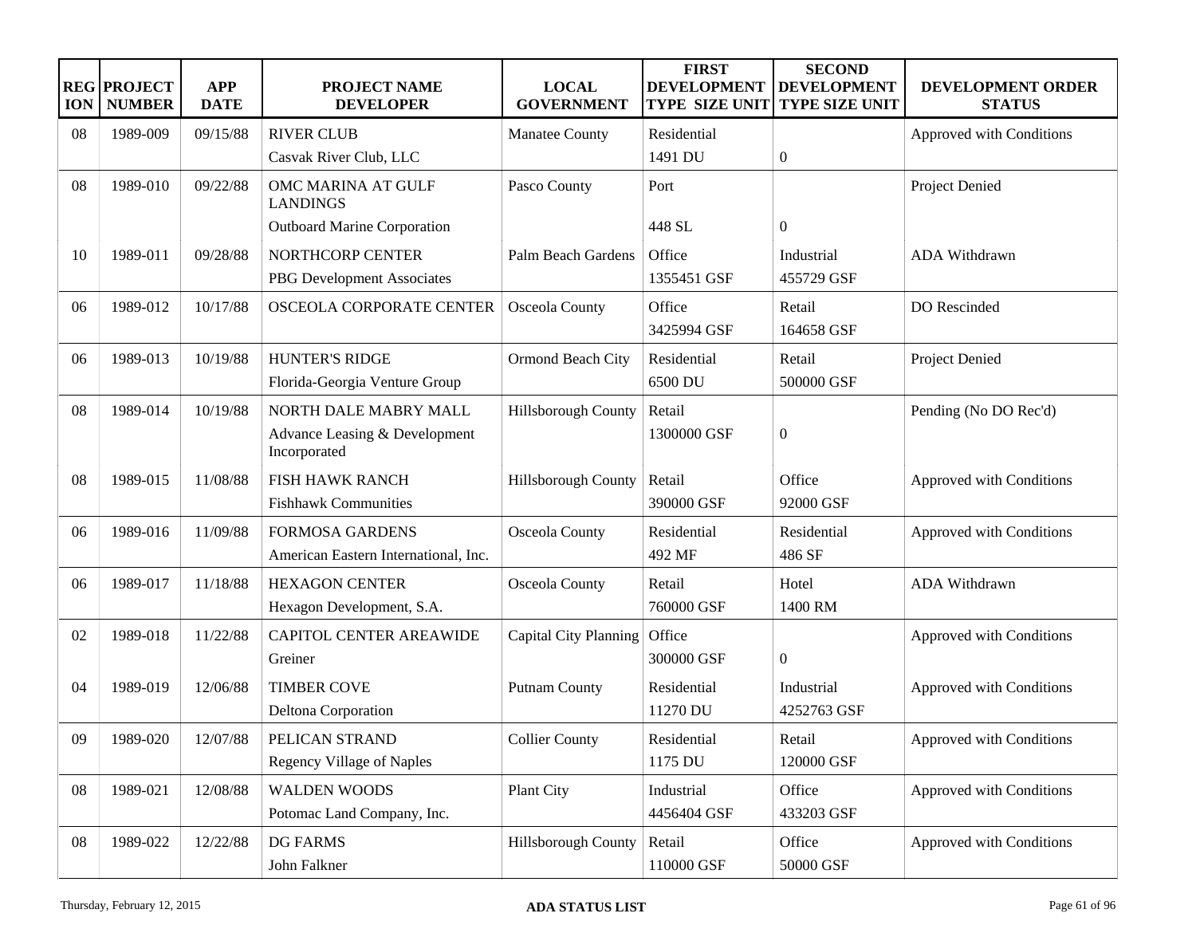| REGION | PROJECT NUMBER | APP DATE | PROJECT NAME DEVELOPER | LOCAL GOVERNMENT | FIRST DEVELOPMENT TYPE SIZE UNIT | SECOND DEVELOPMENT TYPE SIZE UNIT | DEVELOPMENT ORDER STATUS |
|---|---|---|---|---|---|---|---|
| 08 | 1989-009 | 09/15/88 | RIVER CLUB<br>Casvak River Club, LLC | Manatee County | Residential<br>1491 DU | 0 | Approved with Conditions |
| 08 | 1989-010 | 09/22/88 | OMC MARINA AT GULF LANDINGS<br>Outboard Marine Corporation | Pasco County | Port<br>448 SL | 0 | Project Denied |
| 10 | 1989-011 | 09/28/88 | NORTHCORP CENTER<br>PBG Development Associates | Palm Beach Gardens | Office<br>1355451 GSF | Industrial<br>455729 GSF | ADA Withdrawn |
| 06 | 1989-012 | 10/17/88 | OSCEOLA CORPORATE CENTER | Osceola County | Office<br>3425994 GSF | Retail<br>164658 GSF | DO Rescinded |
| 06 | 1989-013 | 10/19/88 | HUNTER'S RIDGE<br>Florida-Georgia Venture Group | Ormond Beach City | Residential<br>6500 DU | Retail<br>500000 GSF | Project Denied |
| 08 | 1989-014 | 10/19/88 | NORTH DALE MABRY MALL<br>Advance Leasing & Development Incorporated | Hillsborough County | Retail<br>1300000 GSF | 0 | Pending (No DO Rec'd) |
| 08 | 1989-015 | 11/08/88 | FISH HAWK RANCH<br>Fishhawk Communities | Hillsborough County | Retail<br>390000 GSF | Office<br>92000 GSF | Approved with Conditions |
| 06 | 1989-016 | 11/09/88 | FORMOSA GARDENS<br>American Eastern International, Inc. | Osceola County | Residential<br>492 MF | Residential<br>486 SF | Approved with Conditions |
| 06 | 1989-017 | 11/18/88 | HEXAGON CENTER<br>Hexagon Development, S.A. | Osceola County | Retail<br>760000 GSF | Hotel<br>1400 RM | ADA Withdrawn |
| 02 | 1989-018 | 11/22/88 | CAPITOL CENTER AREAWIDE<br>Greiner | Capital City Planning | Office<br>300000 GSF | 0 | Approved with Conditions |
| 04 | 1989-019 | 12/06/88 | TIMBER COVE<br>Deltona Corporation | Putnam County | Residential<br>11270 DU | Industrial<br>4252763 GSF | Approved with Conditions |
| 09 | 1989-020 | 12/07/88 | PELICAN STRAND<br>Regency Village of Naples | Collier County | Residential<br>1175 DU | Retail<br>120000 GSF | Approved with Conditions |
| 08 | 1989-021 | 12/08/88 | WALDEN WOODS<br>Potomac Land Company, Inc. | Plant City | Industrial<br>4456404 GSF | Office<br>433203 GSF | Approved with Conditions |
| 08 | 1989-022 | 12/22/88 | DG FARMS<br>John Falkner | Hillsborough County | Retail<br>110000 GSF | Office<br>50000 GSF | Approved with Conditions |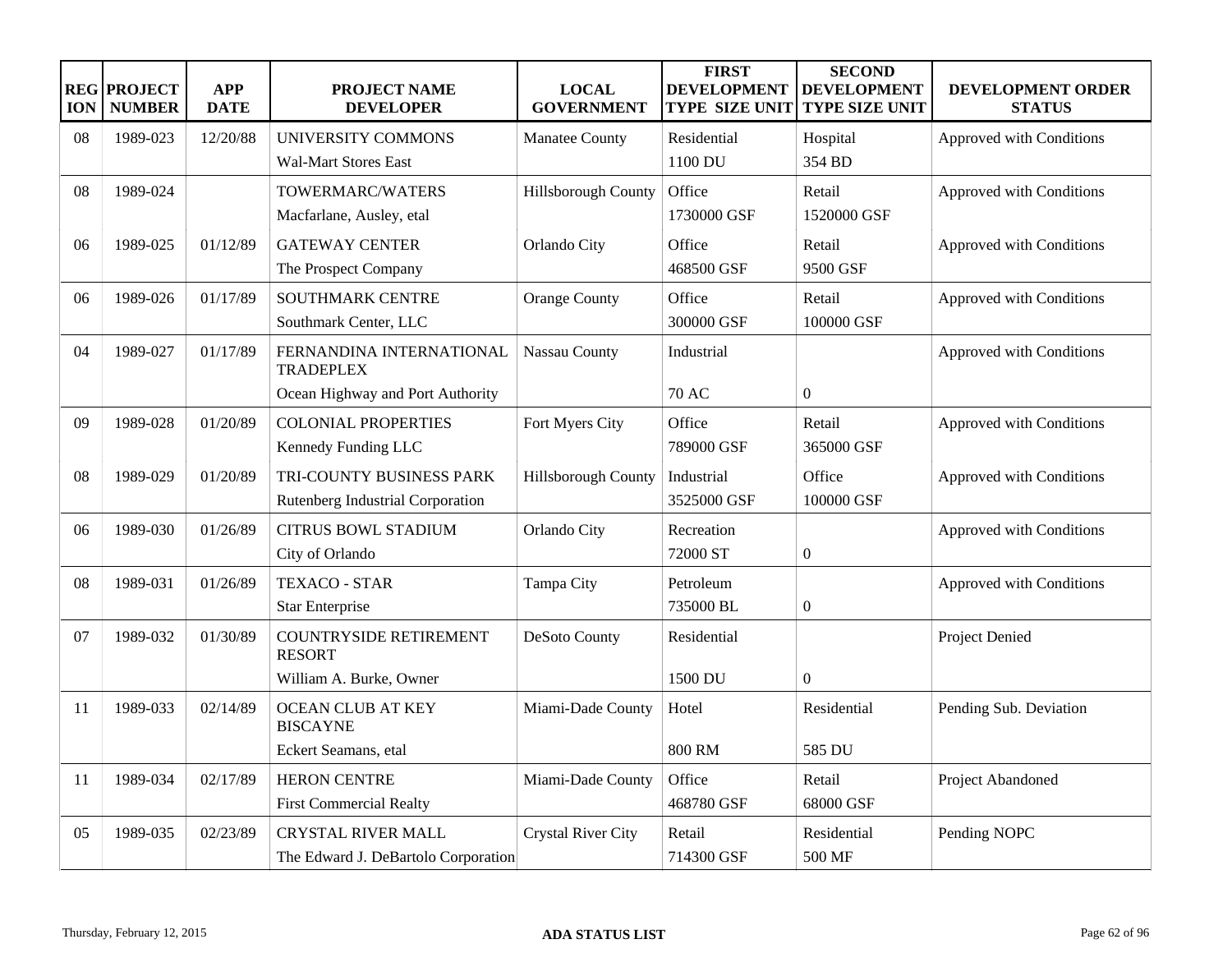| REGION | PROJECT NUMBER | APP DATE | PROJECT NAME DEVELOPER | LOCAL GOVERNMENT | FIRST DEVELOPMENT TYPE SIZE UNIT | SECOND DEVELOPMENT TYPE SIZE UNIT | DEVELOPMENT ORDER STATUS |
|---|---|---|---|---|---|---|---|
| 08 | 1989-023 | 12/20/88 | UNIVERSITY COMMONS<br>Wal-Mart Stores East | Manatee County | Residential<br>1100 DU | Hospital<br>354 BD | Approved with Conditions |
| 08 | 1989-024 | | TOWERMARC/WATERS<br>Macfarlane, Ausley, etal | Hillsborough County | Office<br>1730000 GSF | Retail<br>1520000 GSF | Approved with Conditions |
| 06 | 1989-025 | 01/12/89 | GATEWAY CENTER<br>The Prospect Company | Orlando City | Office<br>468500 GSF | Retail<br>9500 GSF | Approved with Conditions |
| 06 | 1989-026 | 01/17/89 | SOUTHMARK CENTRE<br>Southmark Center, LLC | Orange County | Office<br>300000 GSF | Retail<br>100000 GSF | Approved with Conditions |
| 04 | 1989-027 | 01/17/89 | FERNANDINA INTERNATIONAL TRADEPLEX<br>Ocean Highway and Port Authority | Nassau County | Industrial<br>70 AC | 0 | Approved with Conditions |
| 09 | 1989-028 | 01/20/89 | COLONIAL PROPERTIES<br>Kennedy Funding LLC | Fort Myers City | Office<br>789000 GSF | Retail<br>365000 GSF | Approved with Conditions |
| 08 | 1989-029 | 01/20/89 | TRI-COUNTY BUSINESS PARK<br>Rutenberg Industrial Corporation | Hillsborough County | Industrial<br>3525000 GSF | Office<br>100000 GSF | Approved with Conditions |
| 06 | 1989-030 | 01/26/89 | CITRUS BOWL STADIUM<br>City of Orlando | Orlando City | Recreation<br>72000 ST | 0 | Approved with Conditions |
| 08 | 1989-031 | 01/26/89 | TEXACO - STAR<br>Star Enterprise | Tampa City | Petroleum<br>735000 BL | 0 | Approved with Conditions |
| 07 | 1989-032 | 01/30/89 | COUNTRYSIDE RETIREMENT RESORT<br>William A. Burke, Owner | DeSoto County | Residential<br>1500 DU | 0 | Project Denied |
| 11 | 1989-033 | 02/14/89 | OCEAN CLUB AT KEY BISCAYNE<br>Eckert Seamans, etal | Miami-Dade County | Hotel<br>800 RM | Residential<br>585 DU | Pending Sub. Deviation |
| 11 | 1989-034 | 02/17/89 | HERON CENTRE<br>First Commercial Realty | Miami-Dade County | Office<br>468780 GSF | Retail<br>68000 GSF | Project Abandoned |
| 05 | 1989-035 | 02/23/89 | CRYSTAL RIVER MALL<br>The Edward J. DeBartolo Corporation | Crystal River City | Retail<br>714300 GSF | Residential<br>500 MF | Pending NOPC |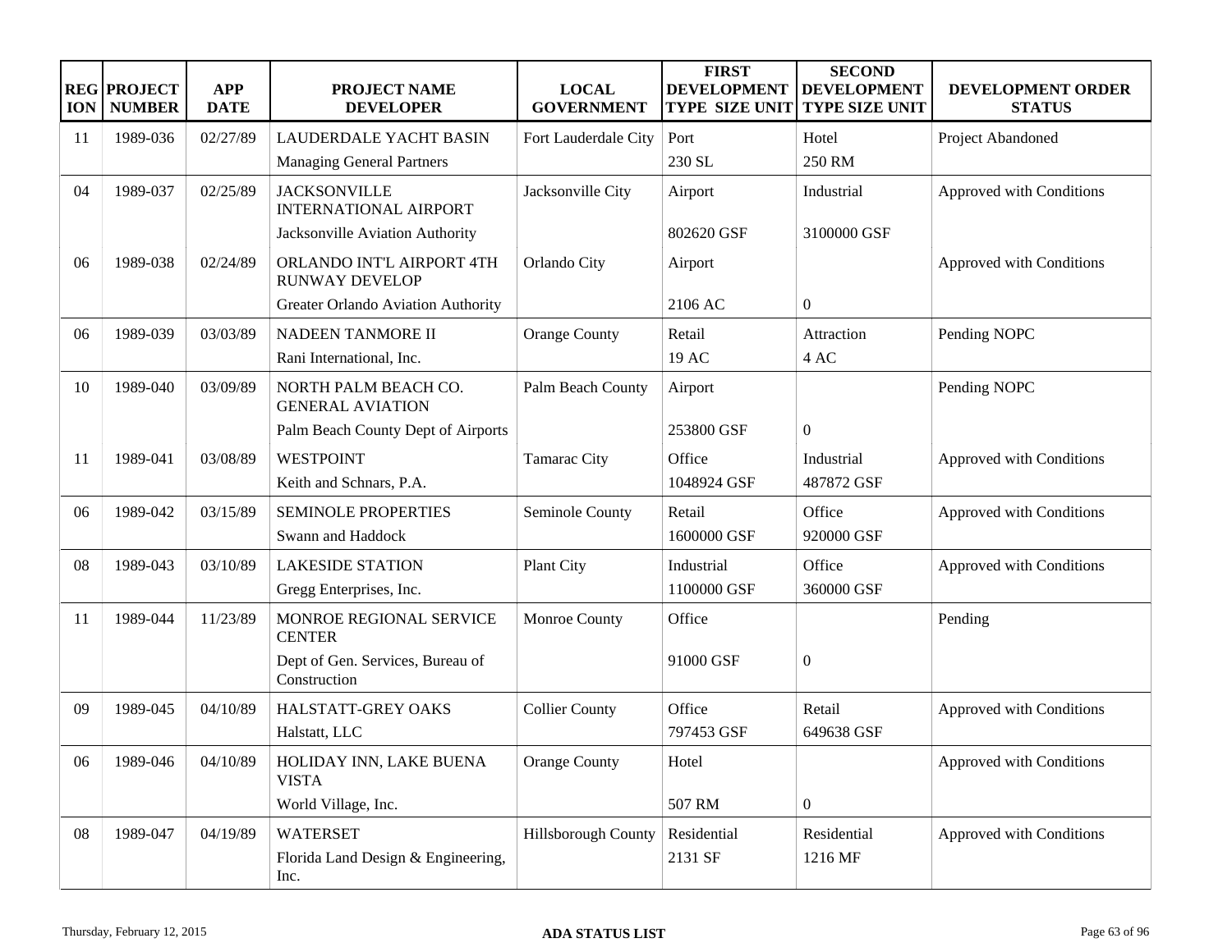| REGION | PROJECT NUMBER | APP DATE | PROJECT NAME DEVELOPER | LOCAL GOVERNMENT | FIRST DEVELOPMENT TYPE SIZE UNIT | SECOND DEVELOPMENT TYPE SIZE UNIT | DEVELOPMENT ORDER STATUS |
|---|---|---|---|---|---|---|---|
| 11 | 1989-036 | 02/27/89 | LAUDERDALE YACHT BASIN<br>Managing General Partners | Fort Lauderdale City | Port<br>230 SL | Hotel<br>250 RM | Project Abandoned |
| 04 | 1989-037 | 02/25/89 | JACKSONVILLE INTERNATIONAL AIRPORT<br>Jacksonville Aviation Authority | Jacksonville City | Airport<br>802620 GSF | Industrial<br>3100000 GSF | Approved with Conditions |
| 06 | 1989-038 | 02/24/89 | ORLANDO INT'L AIRPORT 4TH RUNWAY DEVELOP<br>Greater Orlando Aviation Authority | Orlando City | Airport<br>2106 AC | 0 | Approved with Conditions |
| 06 | 1989-039 | 03/03/89 | NADEEN TANMORE II<br>Rani International, Inc. | Orange County | Retail<br>19 AC | Attraction<br>4 AC | Pending NOPC |
| 10 | 1989-040 | 03/09/89 | NORTH PALM BEACH CO. GENERAL AVIATION<br>Palm Beach County Dept of Airports | Palm Beach County | Airport<br>253800 GSF | 0 | Pending NOPC |
| 11 | 1989-041 | 03/08/89 | WESTPOINT<br>Keith and Schnars, P.A. | Tamarac City | Office<br>1048924 GSF | Industrial<br>487872 GSF | Approved with Conditions |
| 06 | 1989-042 | 03/15/89 | SEMINOLE PROPERTIES<br>Swann and Haddock | Seminole County | Retail<br>1600000 GSF | Office<br>920000 GSF | Approved with Conditions |
| 08 | 1989-043 | 03/10/89 | LAKESIDE STATION<br>Gregg Enterprises, Inc. | Plant City | Industrial<br>1100000 GSF | Office<br>360000 GSF | Approved with Conditions |
| 11 | 1989-044 | 11/23/89 | MONROE REGIONAL SERVICE CENTER<br>Dept of Gen. Services, Bureau of Construction | Monroe County | Office<br>91000 GSF | 0 | Pending |
| 09 | 1989-045 | 04/10/89 | HALSTATT-GREY OAKS<br>Halstatt, LLC | Collier County | Office<br>797453 GSF | Retail<br>649638 GSF | Approved with Conditions |
| 06 | 1989-046 | 04/10/89 | HOLIDAY INN, LAKE BUENA VISTA<br>World Village, Inc. | Orange County | Hotel<br>507 RM | 0 | Approved with Conditions |
| 08 | 1989-047 | 04/19/89 | WATERSET<br>Florida Land Design & Engineering, Inc. | Hillsborough County | Residential<br>2131 SF | Residential<br>1216 MF | Approved with Conditions |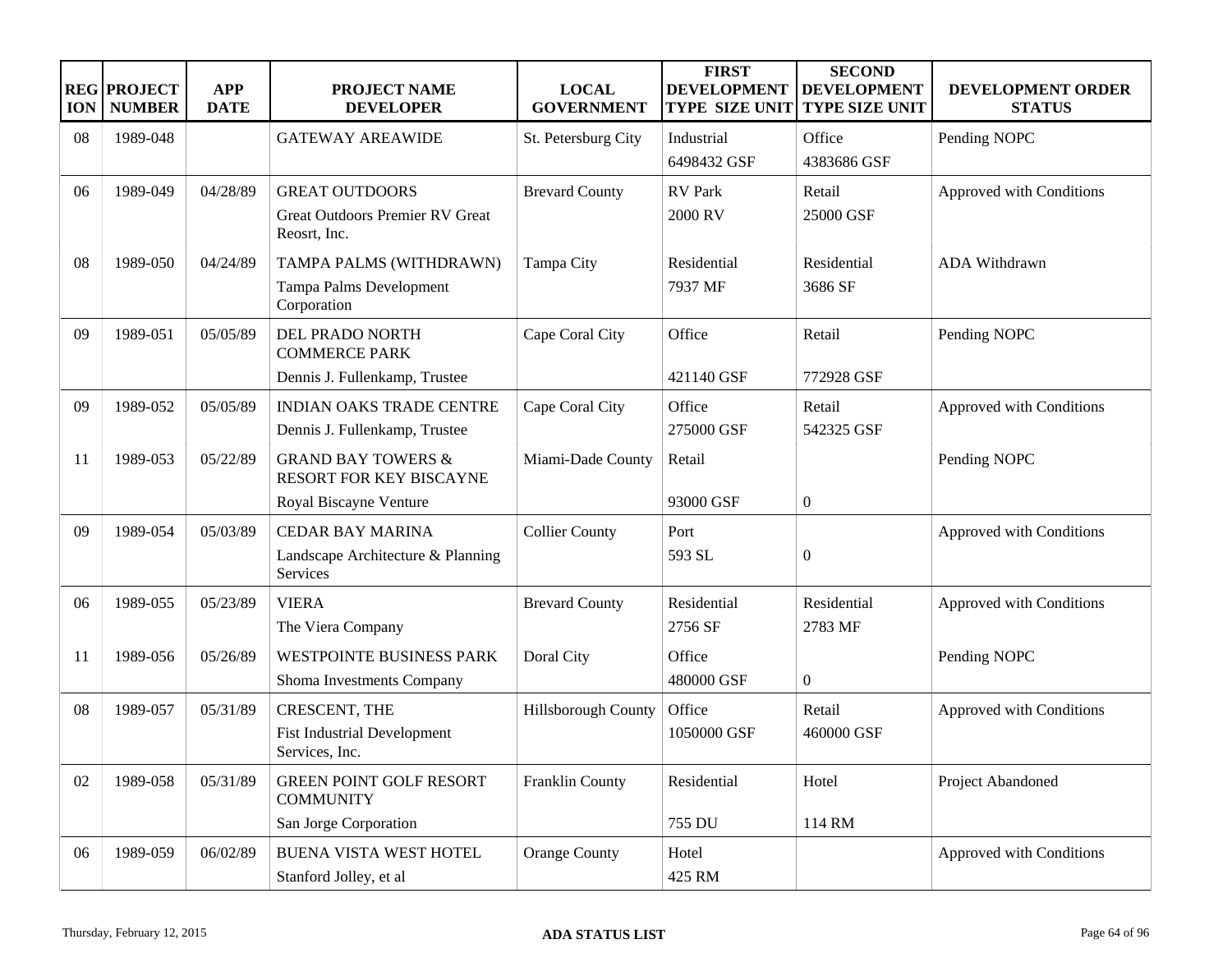| REGION | PROJECT NUMBER | APP DATE | PROJECT NAME DEVELOPER | LOCAL GOVERNMENT | FIRST DEVELOPMENT TYPE SIZE UNIT | SECOND DEVELOPMENT TYPE SIZE UNIT | DEVELOPMENT ORDER STATUS |
|---|---|---|---|---|---|---|---|
| 08 | 1989-048 | | GATEWAY AREAWIDE | St. Petersburg City | Industrial 6498432 GSF | Office 4383686 GSF | Pending NOPC |
| 06 | 1989-049 | 04/28/89 | GREAT OUTDOORS<br>Great Outdoors Premier RV Great Reosrt, Inc. | Brevard County | RV Park 2000 RV | Retail 25000 GSF | Approved with Conditions |
| 08 | 1989-050 | 04/24/89 | TAMPA PALMS (WITHDRAWN)<br>Tampa Palms Development Corporation | Tampa City | Residential 7937 MF | Residential 3686 SF | ADA Withdrawn |
| 09 | 1989-051 | 05/05/89 | DEL PRADO NORTH COMMERCE PARK<br>Dennis J. Fullenkamp, Trustee | Cape Coral City | Office 421140 GSF | Retail 772928 GSF | Pending NOPC |
| 09 | 1989-052 | 05/05/89 | INDIAN OAKS TRADE CENTRE<br>Dennis J. Fullenkamp, Trustee | Cape Coral City | Office 275000 GSF | Retail 542325 GSF | Approved with Conditions |
| 11 | 1989-053 | 05/22/89 | GRAND BAY TOWERS & RESORT FOR KEY BISCAYNE<br>Royal Biscayne Venture | Miami-Dade County | Retail 93000 GSF | 0 | Pending NOPC |
| 09 | 1989-054 | 05/03/89 | CEDAR BAY MARINA<br>Landscape Architecture & Planning Services | Collier County | Port 593 SL | 0 | Approved with Conditions |
| 06 | 1989-055 | 05/23/89 | VIERA<br>The Viera Company | Brevard County | Residential 2756 SF | Residential 2783 MF | Approved with Conditions |
| 11 | 1989-056 | 05/26/89 | WESTPOINTE BUSINESS PARK<br>Shoma Investments Company | Doral City | Office 480000 GSF | 0 | Pending NOPC |
| 08 | 1989-057 | 05/31/89 | CRESCENT, THE<br>Fist Industrial Development Services, Inc. | Hillsborough County | Office 1050000 GSF | Retail 460000 GSF | Approved with Conditions |
| 02 | 1989-058 | 05/31/89 | GREEN POINT GOLF RESORT COMMUNITY<br>San Jorge Corporation | Franklin County | Residential 755 DU | Hotel 114 RM | Project Abandoned |
| 06 | 1989-059 | 06/02/89 | BUENA VISTA WEST HOTEL<br>Stanford Jolley, et al | Orange County | Hotel 425 RM | | Approved with Conditions |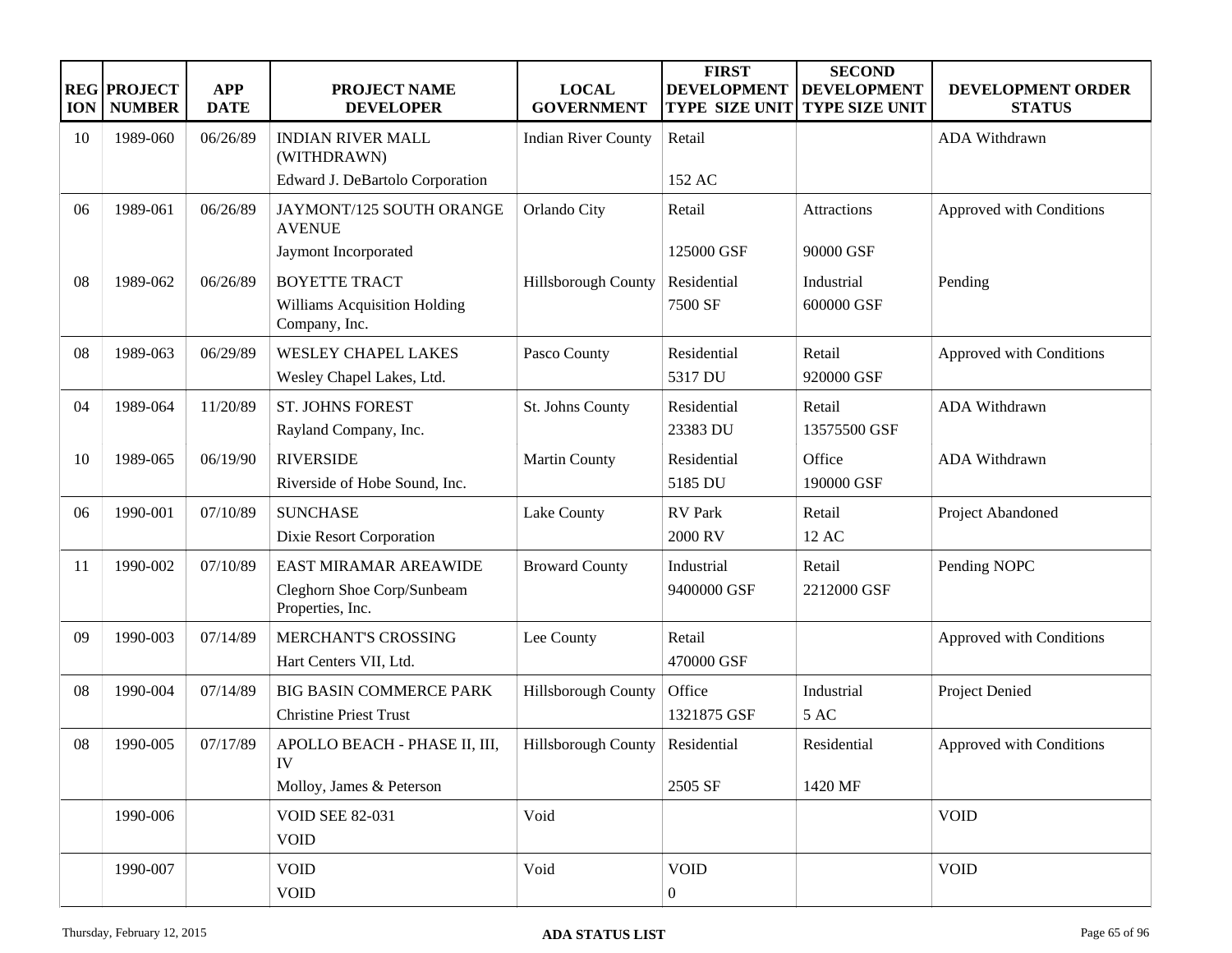| REGION | PROJECT NUMBER | APP DATE | PROJECT NAME DEVELOPER | LOCAL GOVERNMENT | FIRST DEVELOPMENT TYPE SIZE UNIT | SECOND DEVELOPMENT TYPE SIZE UNIT | DEVELOPMENT ORDER STATUS |
|---|---|---|---|---|---|---|---|
| 10 | 1989-060 | 06/26/89 | INDIAN RIVER MALL (WITHDRAWN) Edward J. DeBartolo Corporation | Indian River County | Retail 152 AC | | ADA Withdrawn |
| 06 | 1989-061 | 06/26/89 | JAYMONT/125 SOUTH ORANGE AVENUE Jaymont Incorporated | Orlando City | Retail 125000 GSF | Attractions 90000 GSF | Approved with Conditions |
| 08 | 1989-062 | 06/26/89 | BOYETTE TRACT Williams Acquisition Holding Company, Inc. | Hillsborough County | Residential 7500 SF | Industrial 600000 GSF | Pending |
| 08 | 1989-063 | 06/29/89 | WESLEY CHAPEL LAKES Wesley Chapel Lakes, Ltd. | Pasco County | Residential 5317 DU | Retail 920000 GSF | Approved with Conditions |
| 04 | 1989-064 | 11/20/89 | ST. JOHNS FOREST Rayland Company, Inc. | St. Johns County | Residential 23383 DU | Retail 13575500 GSF | ADA Withdrawn |
| 10 | 1989-065 | 06/19/90 | RIVERSIDE Riverside of Hobe Sound, Inc. | Martin County | Residential 5185 DU | Office 190000 GSF | ADA Withdrawn |
| 06 | 1990-001 | 07/10/89 | SUNCHASE Dixie Resort Corporation | Lake County | RV Park 2000 RV | Retail 12 AC | Project Abandoned |
| 11 | 1990-002 | 07/10/89 | EAST MIRAMAR AREAWIDE Cleghorn Shoe Corp/Sunbeam Properties, Inc. | Broward County | Industrial 9400000 GSF | Retail 2212000 GSF | Pending NOPC |
| 09 | 1990-003 | 07/14/89 | MERCHANT'S CROSSING Hart Centers VII, Ltd. | Lee County | Retail 470000 GSF | | Approved with Conditions |
| 08 | 1990-004 | 07/14/89 | BIG BASIN COMMERCE PARK Christine Priest Trust | Hillsborough County | Office 1321875 GSF | Industrial 5 AC | Project Denied |
| 08 | 1990-005 | 07/17/89 | APOLLO BEACH - PHASE II, III, IV Molloy, James & Peterson | Hillsborough County | Residential 2505 SF | Residential 1420 MF | Approved with Conditions |
| | 1990-006 | | VOID SEE 82-031 VOID | Void | | | VOID |
| | 1990-007 | | VOID VOID | Void | VOID 0 | | VOID |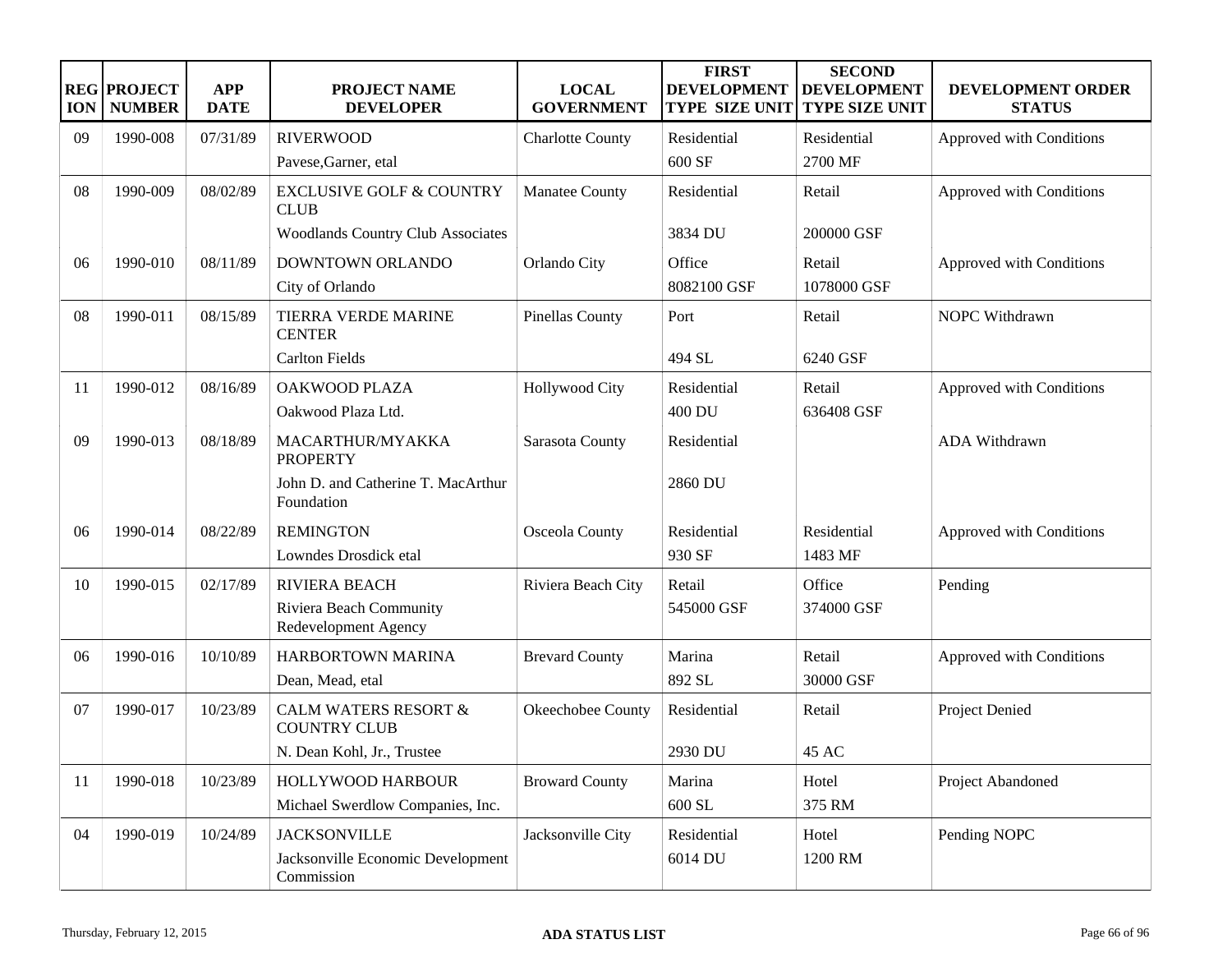| REGION | PROJECT NUMBER | APP DATE | PROJECT NAME DEVELOPER | LOCAL GOVERNMENT | FIRST DEVELOPMENT TYPE SIZE UNIT | SECOND DEVELOPMENT TYPE SIZE UNIT | DEVELOPMENT ORDER STATUS |
|---|---|---|---|---|---|---|---|
| 09 | 1990-008 | 07/31/89 | RIVERWOOD<br>Pavese,Garner, etal | Charlotte County | Residential<br>600 SF | Residential<br>2700 MF | Approved with Conditions |
| 08 | 1990-009 | 08/02/89 | EXCLUSIVE GOLF & COUNTRY CLUB<br>Woodlands Country Club Associates | Manatee County | Residential<br>3834 DU | Retail<br>200000 GSF | Approved with Conditions |
| 06 | 1990-010 | 08/11/89 | DOWNTOWN ORLANDO<br>City of Orlando | Orlando City | Office<br>8082100 GSF | Retail<br>1078000 GSF | Approved with Conditions |
| 08 | 1990-011 | 08/15/89 | TIERRA VERDE MARINE CENTER<br>Carlton Fields | Pinellas County | Port<br>494 SL | Retail<br>6240 GSF | NOPC Withdrawn |
| 11 | 1990-012 | 08/16/89 | OAKWOOD PLAZA<br>Oakwood Plaza Ltd. | Hollywood City | Residential<br>400 DU | Retail<br>636408 GSF | Approved with Conditions |
| 09 | 1990-013 | 08/18/89 | MACARTHUR/MYAKKA PROPERTY<br>John D. and Catherine T. MacArthur Foundation | Sarasota County | Residential<br>2860 DU | | ADA Withdrawn |
| 06 | 1990-014 | 08/22/89 | REMINGTON<br>Lowndes Drosdick etal | Osceola County | Residential<br>930 SF | Residential<br>1483 MF | Approved with Conditions |
| 10 | 1990-015 | 02/17/89 | RIVIERA BEACH<br>Riviera Beach Community Redevelopment Agency | Riviera Beach City | Retail<br>545000 GSF | Office<br>374000 GSF | Pending |
| 06 | 1990-016 | 10/10/89 | HARBORTOWN MARINA<br>Dean, Mead, etal | Brevard County | Marina<br>892 SL | Retail<br>30000 GSF | Approved with Conditions |
| 07 | 1990-017 | 10/23/89 | CALM WATERS RESORT & COUNTRY CLUB<br>N. Dean Kohl, Jr., Trustee | Okeechobee County | Residential<br>2930 DU | Retail<br>45 AC | Project Denied |
| 11 | 1990-018 | 10/23/89 | HOLLYWOOD HARBOUR<br>Michael Swerdlow Companies, Inc. | Broward County | Marina<br>600 SL | Hotel<br>375 RM | Project Abandoned |
| 04 | 1990-019 | 10/24/89 | JACKSONVILLE<br>Jacksonville Economic Development Commission | Jacksonville City | Residential<br>6014 DU | Hotel<br>1200 RM | Pending NOPC |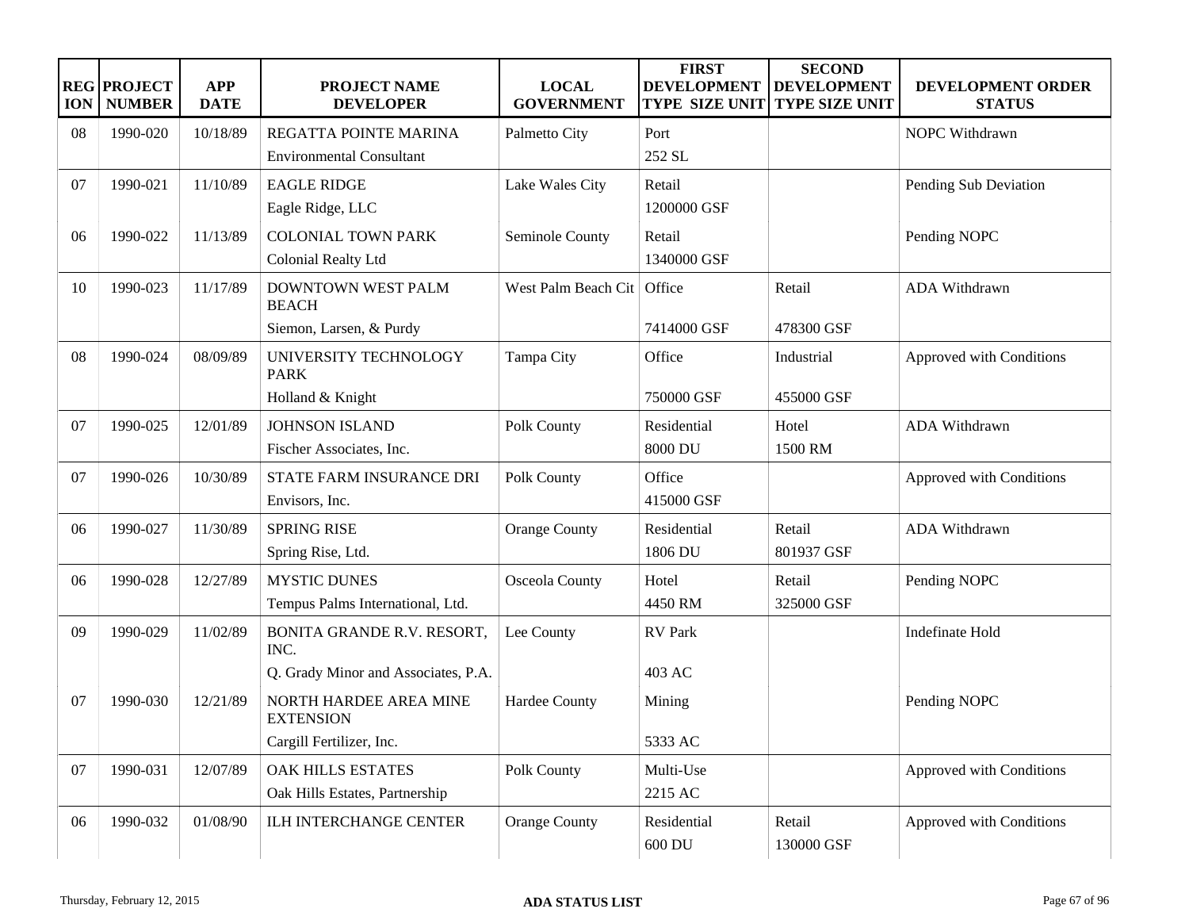| REGION | PROJECT NUMBER | APP DATE | PROJECT NAME DEVELOPER | LOCAL GOVERNMENT | FIRST DEVELOPMENT TYPE SIZE UNIT | SECOND DEVELOPMENT TYPE SIZE UNIT | DEVELOPMENT ORDER STATUS |
|---|---|---|---|---|---|---|---|
| 08 | 1990-020 | 10/18/89 | REGATTA POINTE MARINA<br>Environmental Consultant | Palmetto City | Port<br>252 SL | | NOPC Withdrawn |
| 07 | 1990-021 | 11/10/89 | EAGLE RIDGE<br>Eagle Ridge, LLC | Lake Wales City | Retail<br>1200000 GSF | | Pending Sub Deviation |
| 06 | 1990-022 | 11/13/89 | COLONIAL TOWN PARK<br>Colonial Realty Ltd | Seminole County | Retail<br>1340000 GSF | | Pending NOPC |
| 10 | 1990-023 | 11/17/89 | DOWNTOWN WEST PALM BEACH<br>Siemon, Larsen, & Purdy | West Palm Beach Cit | Office<br>7414000 GSF | Retail<br>478300 GSF | ADA Withdrawn |
| 08 | 1990-024 | 08/09/89 | UNIVERSITY TECHNOLOGY PARK<br>Holland & Knight | Tampa City | Office<br>750000 GSF | Industrial<br>455000 GSF | Approved with Conditions |
| 07 | 1990-025 | 12/01/89 | JOHNSON ISLAND<br>Fischer Associates, Inc. | Polk County | Residential<br>8000 DU | Hotel<br>1500 RM | ADA Withdrawn |
| 07 | 1990-026 | 10/30/89 | STATE FARM INSURANCE DRI<br>Envisors, Inc. | Polk County | Office<br>415000 GSF | | Approved with Conditions |
| 06 | 1990-027 | 11/30/89 | SPRING RISE<br>Spring Rise, Ltd. | Orange County | Residential<br>1806 DU | Retail<br>801937 GSF | ADA Withdrawn |
| 06 | 1990-028 | 12/27/89 | MYSTIC DUNES<br>Tempus Palms International, Ltd. | Osceola County | Hotel<br>4450 RM | Retail<br>325000 GSF | Pending NOPC |
| 09 | 1990-029 | 11/02/89 | BONITA GRANDE R.V. RESORT, INC.<br>Q. Grady Minor and Associates, P.A. | Lee County | RV Park<br>403 AC | | Indefinate Hold |
| 07 | 1990-030 | 12/21/89 | NORTH HARDEE AREA MINE EXTENSION<br>Cargill Fertilizer, Inc. | Hardee County | Mining<br>5333 AC | | Pending NOPC |
| 07 | 1990-031 | 12/07/89 | OAK HILLS ESTATES<br>Oak Hills Estates, Partnership | Polk County | Multi-Use<br>2215 AC | | Approved with Conditions |
| 06 | 1990-032 | 01/08/90 | ILH INTERCHANGE CENTER | Orange County | Residential<br>600 DU | Retail<br>130000 GSF | Approved with Conditions |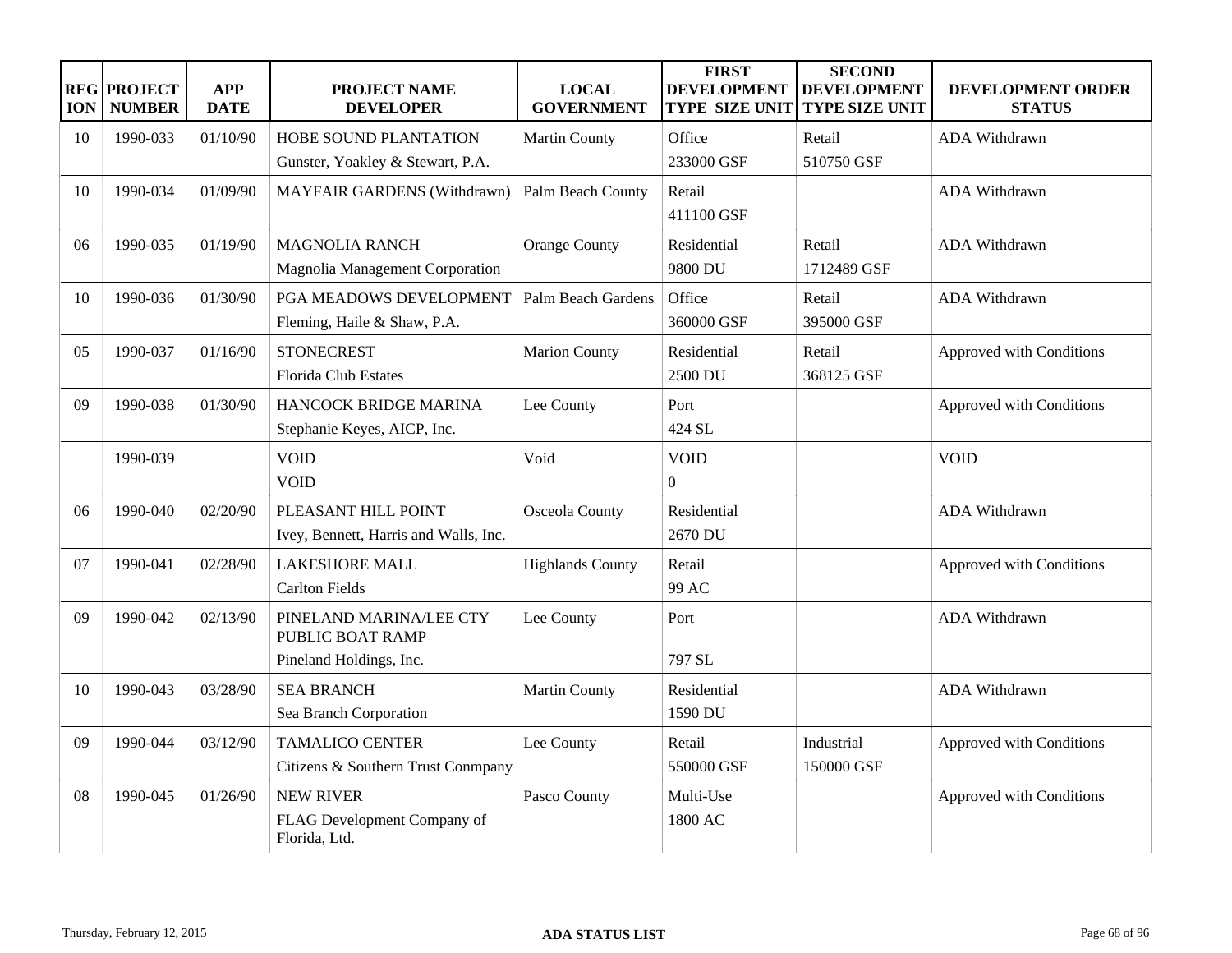| REGION | PROJECT NUMBER | APP DATE | PROJECT NAME<br>DEVELOPER | LOCAL GOVERNMENT | FIRST DEVELOPMENT TYPE SIZE UNIT | SECOND DEVELOPMENT TYPE SIZE UNIT | DEVELOPMENT ORDER STATUS |
|---|---|---|---|---|---|---|---|
| 10 | 1990-033 | 01/10/90 | HOBE SOUND PLANTATION<br>Gunster, Yoakley & Stewart, P.A. | Martin County | Office<br>233000 GSF | Retail<br>510750 GSF | ADA Withdrawn |
| 10 | 1990-034 | 01/09/90 | MAYFAIR GARDENS (Withdrawn) | Palm Beach County | Retail<br>411100 GSF | | ADA Withdrawn |
| 06 | 1990-035 | 01/19/90 | MAGNOLIA RANCH<br>Magnolia Management Corporation | Orange County | Residential<br>9800 DU | Retail<br>1712489 GSF | ADA Withdrawn |
| 10 | 1990-036 | 01/30/90 | PGA MEADOWS DEVELOPMENT<br>Fleming, Haile & Shaw, P.A. | Palm Beach Gardens | Office<br>360000 GSF | Retail<br>395000 GSF | ADA Withdrawn |
| 05 | 1990-037 | 01/16/90 | STONECREST<br>Florida Club Estates | Marion County | Residential<br>2500 DU | Retail<br>368125 GSF | Approved with Conditions |
| 09 | 1990-038 | 01/30/90 | HANCOCK BRIDGE MARINA<br>Stephanie Keyes, AICP, Inc. | Lee County | Port<br>424 SL | | Approved with Conditions |
| | 1990-039 | | VOID<br>VOID | Void | VOID<br>0 | | VOID |
| 06 | 1990-040 | 02/20/90 | PLEASANT HILL POINT<br>Ivey, Bennett, Harris and Walls, Inc. | Osceola County | Residential<br>2670 DU | | ADA Withdrawn |
| 07 | 1990-041 | 02/28/90 | LAKESHORE MALL<br>Carlton Fields | Highlands County | Retail<br>99 AC | | Approved with Conditions |
| 09 | 1990-042 | 02/13/90 | PINELAND MARINA/LEE CTY PUBLIC BOAT RAMP<br>Pineland Holdings, Inc. | Lee County | Port<br>797 SL | | ADA Withdrawn |
| 10 | 1990-043 | 03/28/90 | SEA BRANCH<br>Sea Branch Corporation | Martin County | Residential<br>1590 DU | | ADA Withdrawn |
| 09 | 1990-044 | 03/12/90 | TAMALICO CENTER<br>Citizens & Southern Trust Conmpany | Lee County | Retail<br>550000 GSF | Industrial<br>150000 GSF | Approved with Conditions |
| 08 | 1990-045 | 01/26/90 | NEW RIVER<br>FLAG Development Company of Florida, Ltd. | Pasco County | Multi-Use<br>1800 AC | | Approved with Conditions |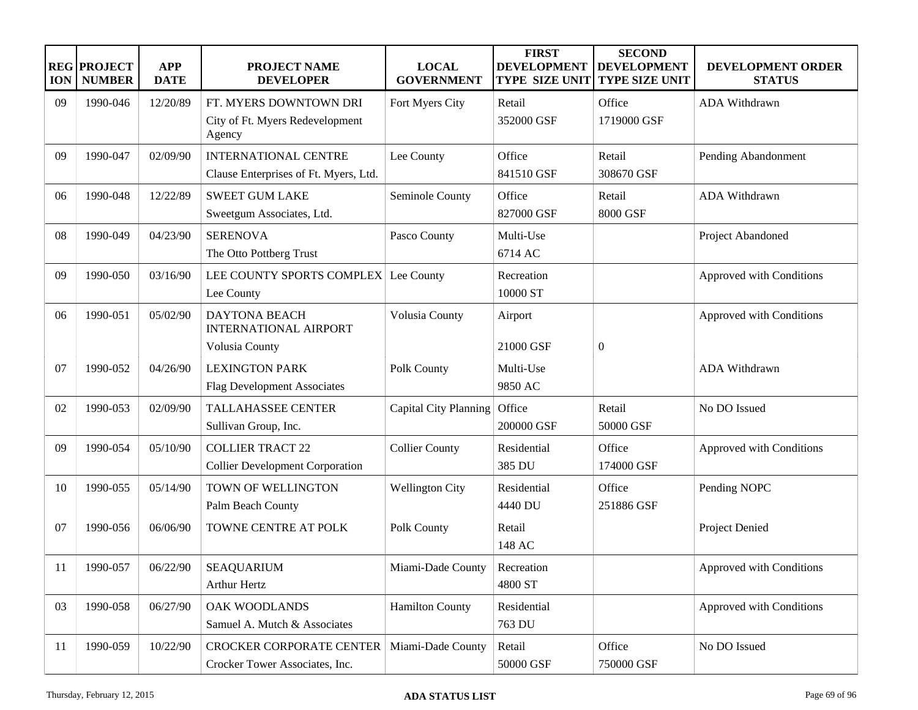| REGION | PROJECT NUMBER | APP DATE | PROJECT NAME DEVELOPER | LOCAL GOVERNMENT | FIRST DEVELOPMENT TYPE SIZE UNIT | SECOND DEVELOPMENT TYPE SIZE UNIT | DEVELOPMENT ORDER STATUS |
|---|---|---|---|---|---|---|---|
| 09 | 1990-046 | 12/20/89 | FT. MYERS DOWNTOWN DRI<br>City of Ft. Myers Redevelopment Agency | Fort Myers City | Retail<br>352000 GSF | Office<br>1719000 GSF | ADA Withdrawn |
| 09 | 1990-047 | 02/09/90 | INTERNATIONAL CENTRE<br>Clause Enterprises of Ft. Myers, Ltd. | Lee County | Office<br>841510 GSF | Retail<br>308670 GSF | Pending Abandonment |
| 06 | 1990-048 | 12/22/89 | SWEET GUM LAKE<br>Sweetgum Associates, Ltd. | Seminole County | Office<br>827000 GSF | Retail<br>8000 GSF | ADA Withdrawn |
| 08 | 1990-049 | 04/23/90 | SERENOVA<br>The Otto Pottberg Trust | Pasco County | Multi-Use<br>6714 AC | | Project Abandoned |
| 09 | 1990-050 | 03/16/90 | LEE COUNTY SPORTS COMPLEX<br>Lee County | Lee County | Recreation<br>10000 ST | | Approved with Conditions |
| 06 | 1990-051 | 05/02/90 | DAYTONA BEACH INTERNATIONAL AIRPORT<br>Volusia County | Volusia County | Airport<br>21000 GSF | 0 | Approved with Conditions |
| 07 | 1990-052 | 04/26/90 | LEXINGTON PARK<br>Flag Development Associates | Polk County | Multi-Use<br>9850 AC | | ADA Withdrawn |
| 02 | 1990-053 | 02/09/90 | TALLAHASSEE CENTER<br>Sullivan Group, Inc. | Capital City Planning | Office<br>200000 GSF | Retail<br>50000 GSF | No DO Issued |
| 09 | 1990-054 | 05/10/90 | COLLIER TRACT 22<br>Collier Development Corporation | Collier County | Residential<br>385 DU | Office<br>174000 GSF | Approved with Conditions |
| 10 | 1990-055 | 05/14/90 | TOWN OF WELLINGTON<br>Palm Beach County | Wellington City | Residential<br>4440 DU | Office<br>251886 GSF | Pending NOPC |
| 07 | 1990-056 | 06/06/90 | TOWNE CENTRE AT POLK | Polk County | Retail<br>148 AC | | Project Denied |
| 11 | 1990-057 | 06/22/90 | SEAQUARIUM<br>Arthur Hertz | Miami-Dade County | Recreation<br>4800 ST | | Approved with Conditions |
| 03 | 1990-058 | 06/27/90 | OAK WOODLANDS<br>Samuel A. Mutch & Associates | Hamilton County | Residential<br>763 DU | | Approved with Conditions |
| 11 | 1990-059 | 10/22/90 | CROCKER CORPORATE CENTER<br>Crocker Tower Associates, Inc. | Miami-Dade County | Retail<br>50000 GSF | Office<br>750000 GSF | No DO Issued |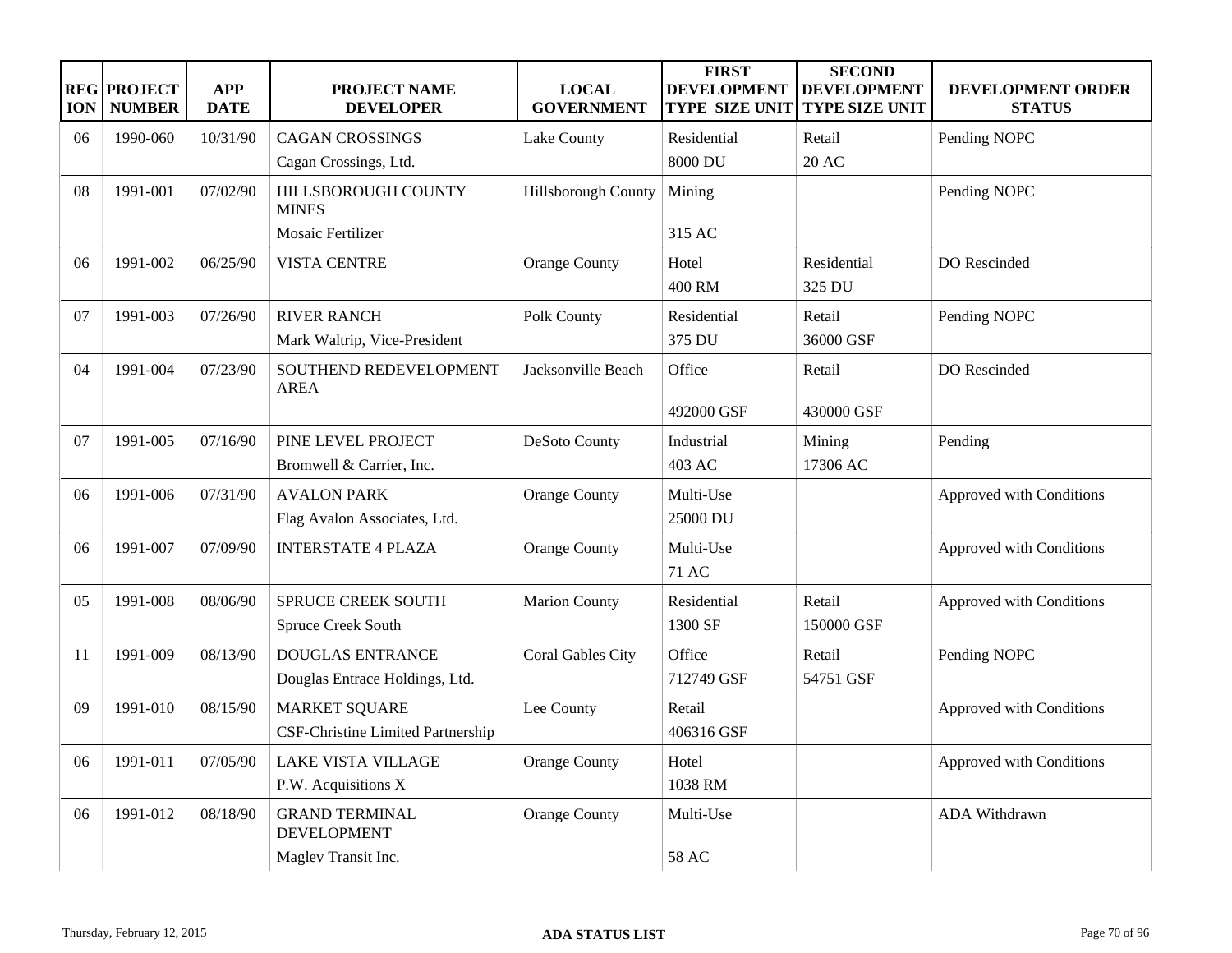| REGION | PROJECT NUMBER | APP DATE | PROJECT NAME DEVELOPER | LOCAL GOVERNMENT | FIRST DEVELOPMENT TYPE SIZE UNIT | SECOND DEVELOPMENT TYPE SIZE UNIT | DEVELOPMENT ORDER STATUS |
|---|---|---|---|---|---|---|---|
| 06 | 1990-060 | 10/31/90 | CAGAN CROSSINGS<br>Cagan Crossings, Ltd. | Lake County | Residential<br>8000 DU | Retail<br>20 AC | Pending NOPC |
| 08 | 1991-001 | 07/02/90 | HILLSBOROUGH COUNTY MINES<br>Mosaic Fertilizer | Hillsborough County | Mining<br>315 AC | | Pending NOPC |
| 06 | 1991-002 | 06/25/90 | VISTA CENTRE | Orange County | Hotel<br>400 RM | Residential<br>325 DU | DO Rescinded |
| 07 | 1991-003 | 07/26/90 | RIVER RANCH<br>Mark Waltrip, Vice-President | Polk County | Residential<br>375 DU | Retail<br>36000 GSF | Pending NOPC |
| 04 | 1991-004 | 07/23/90 | SOUTHEND REDEVELOPMENT AREA | Jacksonville Beach | Office<br>492000 GSF | Retail<br>430000 GSF | DO Rescinded |
| 07 | 1991-005 | 07/16/90 | PINE LEVEL PROJECT<br>Bromwell & Carrier, Inc. | DeSoto County | Industrial<br>403 AC | Mining<br>17306 AC | Pending |
| 06 | 1991-006 | 07/31/90 | AVALON PARK<br>Flag Avalon Associates, Ltd. | Orange County | Multi-Use<br>25000 DU | | Approved with Conditions |
| 06 | 1991-007 | 07/09/90 | INTERSTATE 4 PLAZA | Orange County | Multi-Use<br>71 AC | | Approved with Conditions |
| 05 | 1991-008 | 08/06/90 | SPRUCE CREEK SOUTH<br>Spruce Creek South | Marion County | Residential<br>1300 SF | Retail<br>150000 GSF | Approved with Conditions |
| 11 | 1991-009 | 08/13/90 | DOUGLAS ENTRANCE<br>Douglas Entrace Holdings, Ltd. | Coral Gables City | Office<br>712749 GSF | Retail<br>54751 GSF | Pending NOPC |
| 09 | 1991-010 | 08/15/90 | MARKET SQUARE<br>CSF-Christine Limited Partnership | Lee County | Retail<br>406316 GSF | | Approved with Conditions |
| 06 | 1991-011 | 07/05/90 | LAKE VISTA VILLAGE<br>P.W. Acquisitions X | Orange County | Hotel<br>1038 RM | | Approved with Conditions |
| 06 | 1991-012 | 08/18/90 | GRAND TERMINAL DEVELOPMENT<br>Maglev Transit Inc. | Orange County | Multi-Use<br>58 AC | | ADA Withdrawn |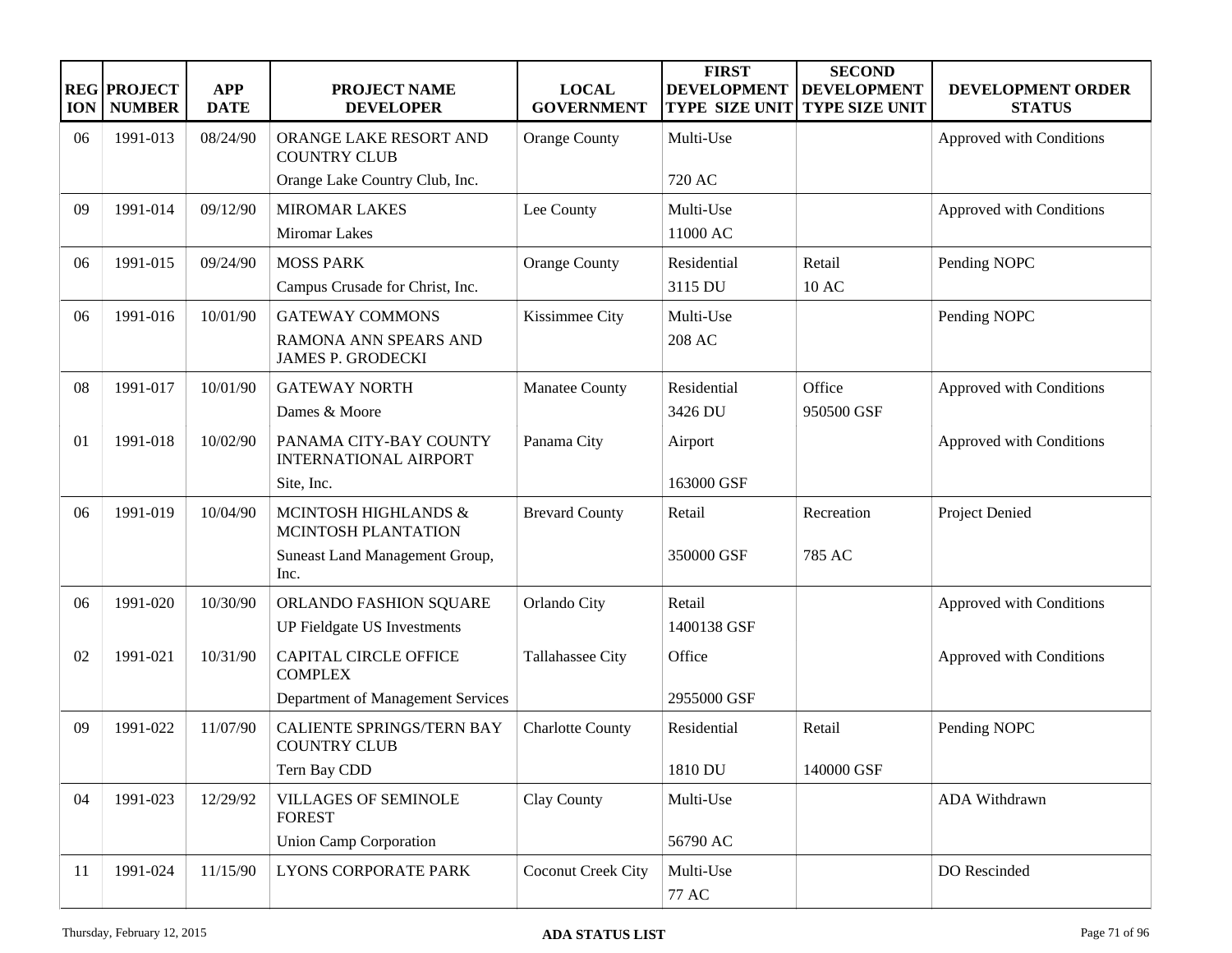| REGION | PROJECT NUMBER | APP DATE | PROJECT NAME DEVELOPER | LOCAL GOVERNMENT | FIRST DEVELOPMENT TYPE SIZE UNIT | SECOND DEVELOPMENT TYPE SIZE UNIT | DEVELOPMENT ORDER STATUS |
|---|---|---|---|---|---|---|---|
| 06 | 1991-013 | 08/24/90 | ORANGE LAKE RESORT AND COUNTRY CLUB<br>Orange Lake Country Club, Inc. | Orange County | Multi-Use<br>720 AC | | Approved with Conditions |
| 09 | 1991-014 | 09/12/90 | MIROMAR LAKES<br>Miromar Lakes | Lee County | Multi-Use<br>11000 AC | | Approved with Conditions |
| 06 | 1991-015 | 09/24/90 | MOSS PARK<br>Campus Crusade for Christ, Inc. | Orange County | Residential<br>3115 DU | Retail<br>10 AC | Pending NOPC |
| 06 | 1991-016 | 10/01/90 | GATEWAY COMMONS<br>RAMONA ANN SPEARS AND JAMES P. GRODECKI | Kissimmee City | Multi-Use<br>208 AC | | Pending NOPC |
| 08 | 1991-017 | 10/01/90 | GATEWAY NORTH<br>Dames & Moore | Manatee County | Residential<br>3426 DU | Office<br>950500 GSF | Approved with Conditions |
| 01 | 1991-018 | 10/02/90 | PANAMA CITY-BAY COUNTY INTERNATIONAL AIRPORT<br>Site, Inc. | Panama City | Airport<br>163000 GSF | | Approved with Conditions |
| 06 | 1991-019 | 10/04/90 | MCINTOSH HIGHLANDS & MCINTOSH PLANTATION<br>Suneast Land Management Group, Inc. | Brevard County | Retail<br>350000 GSF | Recreation<br>785 AC | Project Denied |
| 06 | 1991-020 | 10/30/90 | ORLANDO FASHION SQUARE<br>UP Fieldgate US Investments | Orlando City | Retail<br>1400138 GSF | | Approved with Conditions |
| 02 | 1991-021 | 10/31/90 | CAPITAL CIRCLE OFFICE COMPLEX<br>Department of Management Services | Tallahassee City | Office<br>2955000 GSF | | Approved with Conditions |
| 09 | 1991-022 | 11/07/90 | CALIENTE SPRINGS/TERN BAY COUNTRY CLUB<br>Tern Bay CDD | Charlotte County | Residential<br>1810 DU | Retail<br>140000 GSF | Pending NOPC |
| 04 | 1991-023 | 12/29/92 | VILLAGES OF SEMINOLE FOREST<br>Union Camp Corporation | Clay County | Multi-Use<br>56790 AC | | ADA Withdrawn |
| 11 | 1991-024 | 11/15/90 | LYONS CORPORATE PARK | Coconut Creek City | Multi-Use<br>77 AC | | DO Rescinded |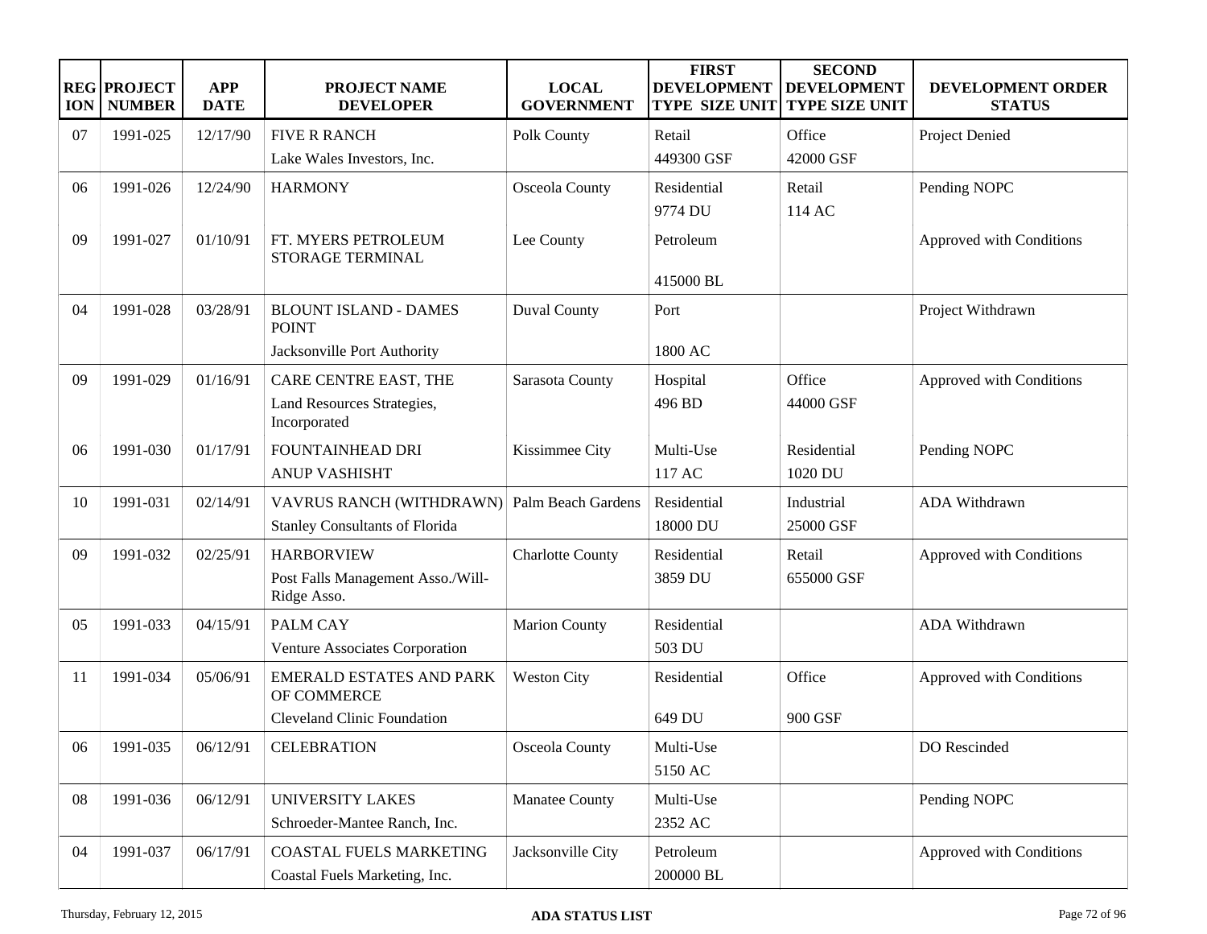| REGION | PROJECT NUMBER | APP DATE | PROJECT NAME DEVELOPER | LOCAL GOVERNMENT | FIRST DEVELOPMENT TYPE SIZE UNIT | SECOND DEVELOPMENT TYPE SIZE UNIT | DEVELOPMENT ORDER STATUS |
|---|---|---|---|---|---|---|---|
| 07 | 1991-025 | 12/17/90 | FIVE R RANCH<br>Lake Wales Investors, Inc. | Polk County | Retail<br>449300 GSF | Office<br>42000 GSF | Project Denied |
| 06 | 1991-026 | 12/24/90 | HARMONY | Osceola County | Residential<br>9774 DU | Retail<br>114 AC | Pending NOPC |
| 09 | 1991-027 | 01/10/91 | FT. MYERS PETROLEUM STORAGE TERMINAL | Lee County | Petroleum<br>415000 BL | | Approved with Conditions |
| 04 | 1991-028 | 03/28/91 | BLOUNT ISLAND - DAMES POINT<br>Jacksonville Port Authority | Duval County | Port<br>1800 AC | | Project Withdrawn |
| 09 | 1991-029 | 01/16/91 | CARE CENTRE EAST, THE<br>Land Resources Strategies, Incorporated | Sarasota County | Hospital<br>496 BD | Office<br>44000 GSF | Approved with Conditions |
| 06 | 1991-030 | 01/17/91 | FOUNTAINHEAD DRI<br>ANUP VASHISHT | Kissimmee City | Multi-Use<br>117 AC | Residential<br>1020 DU | Pending NOPC |
| 10 | 1991-031 | 02/14/91 | VAVRUS RANCH (WITHDRAWN)<br>Stanley Consultants of Florida | Palm Beach Gardens | Residential<br>18000 DU | Industrial<br>25000 GSF | ADA Withdrawn |
| 09 | 1991-032 | 02/25/91 | HARBORVIEW<br>Post Falls Management Asso./Will-Ridge Asso. | Charlotte County | Residential<br>3859 DU | Retail<br>655000 GSF | Approved with Conditions |
| 05 | 1991-033 | 04/15/91 | PALM CAY<br>Venture Associates Corporation | Marion County | Residential<br>503 DU | | ADA Withdrawn |
| 11 | 1991-034 | 05/06/91 | EMERALD ESTATES AND PARK OF COMMERCE<br>Cleveland Clinic Foundation | Weston City | Residential<br>649 DU | Office<br>900 GSF | Approved with Conditions |
| 06 | 1991-035 | 06/12/91 | CELEBRATION | Osceola County | Multi-Use<br>5150 AC | | DO Rescinded |
| 08 | 1991-036 | 06/12/91 | UNIVERSITY LAKES<br>Schroeder-Mantee Ranch, Inc. | Manatee County | Multi-Use<br>2352 AC | | Pending NOPC |
| 04 | 1991-037 | 06/17/91 | COASTAL FUELS MARKETING<br>Coastal Fuels Marketing, Inc. | Jacksonville City | Petroleum<br>200000 BL | | Approved with Conditions |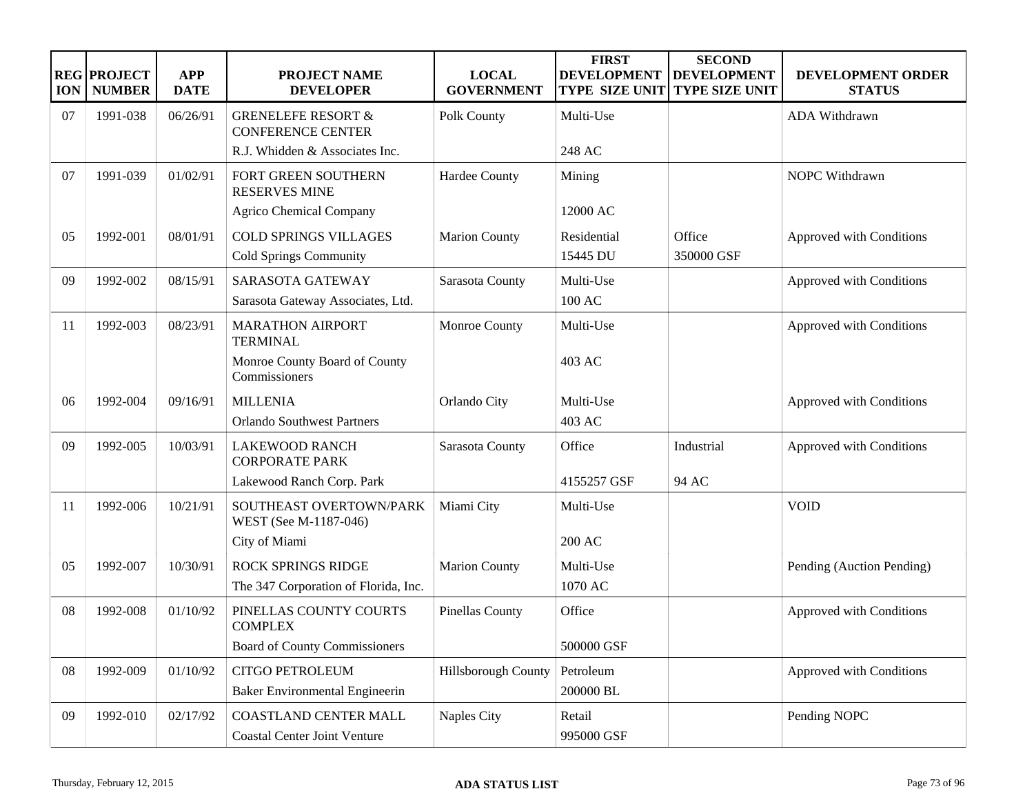| REGION | PROJECT NUMBER | APP DATE | PROJECT NAME DEVELOPER | LOCAL GOVERNMENT | FIRST DEVELOPMENT TYPE SIZE UNIT | SECOND DEVELOPMENT TYPE SIZE UNIT | DEVELOPMENT ORDER STATUS |
|---|---|---|---|---|---|---|---|
| 07 | 1991-038 | 06/26/91 | GRENELEFE RESORT & CONFERENCE CENTER<br>R.J. Whidden & Associates Inc. | Polk County | Multi-Use<br>248 AC | | ADA Withdrawn |
| 07 | 1991-039 | 01/02/91 | FORT GREEN SOUTHERN RESERVES MINE<br>Agrico Chemical Company | Hardee County | Mining<br>12000 AC | | NOPC Withdrawn |
| 05 | 1992-001 | 08/01/91 | COLD SPRINGS VILLAGES<br>Cold Springs Community | Marion County | Residential<br>15445 DU | Office<br>350000 GSF | Approved with Conditions |
| 09 | 1992-002 | 08/15/91 | SARASOTA GATEWAY<br>Sarasota Gateway Associates, Ltd. | Sarasota County | Multi-Use<br>100 AC | | Approved with Conditions |
| 11 | 1992-003 | 08/23/91 | MARATHON AIRPORT TERMINAL<br>Monroe County Board of County Commissioners | Monroe County | Multi-Use<br>403 AC | | Approved with Conditions |
| 06 | 1992-004 | 09/16/91 | MILLENIA<br>Orlando Southwest Partners | Orlando City | Multi-Use<br>403 AC | | Approved with Conditions |
| 09 | 1992-005 | 10/03/91 | LAKEWOOD RANCH CORPORATE PARK<br>Lakewood Ranch Corp. Park | Sarasota County | Office<br>4155257 GSF | Industrial<br>94 AC | Approved with Conditions |
| 11 | 1992-006 | 10/21/91 | SOUTHEAST OVERTOWN/PARK WEST (See M-1187-046)<br>City of Miami | Miami City | Multi-Use<br>200 AC | | VOID |
| 05 | 1992-007 | 10/30/91 | ROCK SPRINGS RIDGE<br>The 347 Corporation of Florida, Inc. | Marion County | Multi-Use<br>1070 AC | | Pending (Auction Pending) |
| 08 | 1992-008 | 01/10/92 | PINELLAS COUNTY COURTS COMPLEX<br>Board of County Commissioners | Pinellas County | Office<br>500000 GSF | | Approved with Conditions |
| 08 | 1992-009 | 01/10/92 | CITGO PETROLEUM<br>Baker Environmental Engineerin | Hillsborough County | Petroleum<br>200000 BL | | Approved with Conditions |
| 09 | 1992-010 | 02/17/92 | COASTLAND CENTER MALL<br>Coastal Center Joint Venture | Naples City | Retail<br>995000 GSF | | Pending NOPC |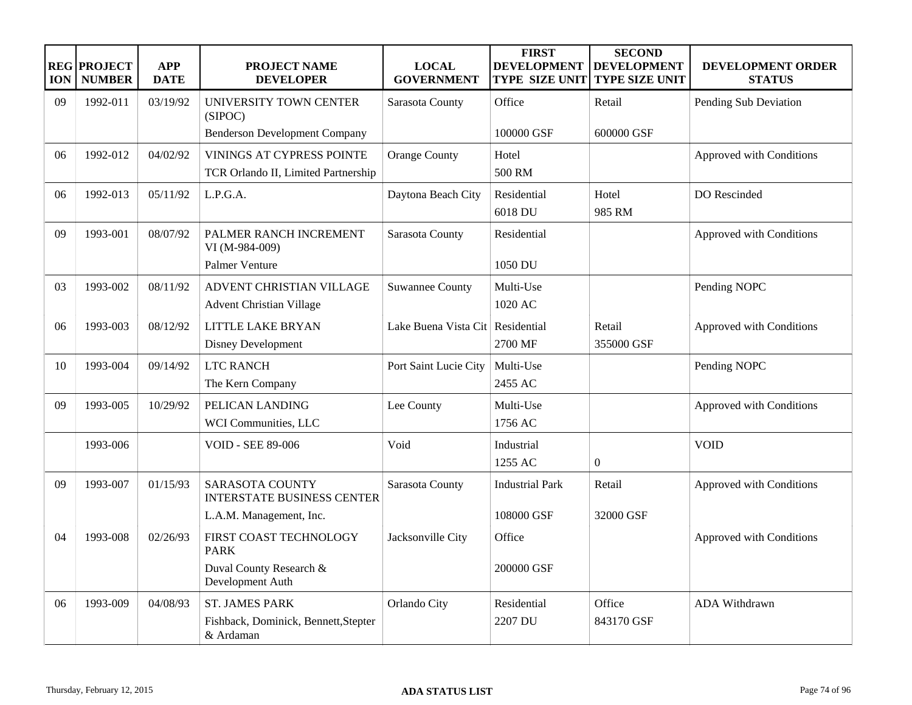| REGION | PROJECT NUMBER | APP DATE | PROJECT NAME DEVELOPER | LOCAL GOVERNMENT | FIRST DEVELOPMENT TYPE SIZE UNIT | SECOND DEVELOPMENT TYPE SIZE UNIT | DEVELOPMENT ORDER STATUS |
|---|---|---|---|---|---|---|---|
| 09 | 1992-011 | 03/19/92 | UNIVERSITY TOWN CENTER (SIPOC) Benderson Development Company | Sarasota County | Office 100000 GSF | Retail 600000 GSF | Pending Sub Deviation |
| 06 | 1992-012 | 04/02/92 | VININGS AT CYPRESS POINTE TCR Orlando II, Limited Partnership | Orange County | Hotel 500 RM | | Approved with Conditions |
| 06 | 1992-013 | 05/11/92 | L.P.G.A. | Daytona Beach City | Residential 6018 DU | Hotel 985 RM | DO Rescinded |
| 09 | 1993-001 | 08/07/92 | PALMER RANCH INCREMENT VI (M-984-009) Palmer Venture | Sarasota County | Residential 1050 DU | | Approved with Conditions |
| 03 | 1993-002 | 08/11/92 | ADVENT CHRISTIAN VILLAGE Advent Christian Village | Suwannee County | Multi-Use 1020 AC | | Pending NOPC |
| 06 | 1993-003 | 08/12/92 | LITTLE LAKE BRYAN Disney Development | Lake Buena Vista Cit | Residential 2700 MF | Retail 355000 GSF | Approved with Conditions |
| 10 | 1993-004 | 09/14/92 | LTC RANCH The Kern Company | Port Saint Lucie City | Multi-Use 2455 AC | | Pending NOPC |
| 09 | 1993-005 | 10/29/92 | PELICAN LANDING WCI Communities, LLC | Lee County | Multi-Use 1756 AC | | Approved with Conditions |
| | 1993-006 | | VOID - SEE 89-006 | Void | Industrial 1255 AC | 0 | VOID |
| 09 | 1993-007 | 01/15/93 | SARASOTA COUNTY INTERSTATE BUSINESS CENTER L.A.M. Management, Inc. | Sarasota County | Industrial Park 108000 GSF | Retail 32000 GSF | Approved with Conditions |
| 04 | 1993-008 | 02/26/93 | FIRST COAST TECHNOLOGY PARK Duval County Research & Development Auth | Jacksonville City | Office 200000 GSF | | Approved with Conditions |
| 06 | 1993-009 | 04/08/93 | ST. JAMES PARK Fishback, Dominick, Bennett,Stepter & Ardaman | Orlando City | Residential 2207 DU | Office 843170 GSF | ADA Withdrawn |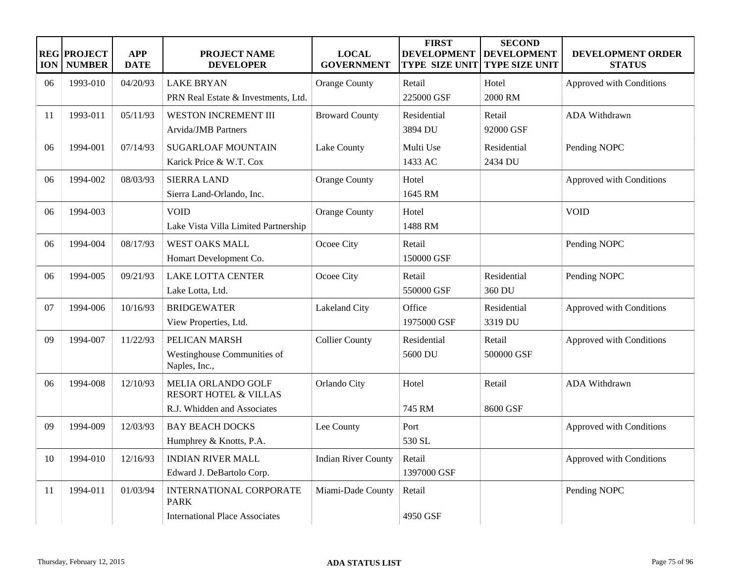| REGION | PROJECT NUMBER | APP DATE | PROJECT NAME DEVELOPER | LOCAL GOVERNMENT | FIRST DEVELOPMENT TYPE SIZE UNIT | SECOND DEVELOPMENT TYPE SIZE UNIT | DEVELOPMENT ORDER STATUS |
|---|---|---|---|---|---|---|---|
| 06 | 1993-010 | 04/20/93 | LAKE BRYAN<br>PRN Real Estate & Investments, Ltd. | Orange County | Retail<br>225000 GSF | Hotel<br>2000 RM | Approved with Conditions |
| 11 | 1993-011 | 05/11/93 | WESTON INCREMENT III<br>Arvida/JMB Partners | Broward County | Residential<br>3894 DU | Retail<br>92000 GSF | ADA Withdrawn |
| 06 | 1994-001 | 07/14/93 | SUGARLOAF MOUNTAIN<br>Karick Price & W.T. Cox | Lake County | Multi Use<br>1433 AC | Residential<br>2434 DU | Pending NOPC |
| 06 | 1994-002 | 08/03/93 | SIERRA LAND<br>Sierra Land-Orlando, Inc. | Orange County | Hotel<br>1645 RM | | Approved with Conditions |
| 06 | 1994-003 | | VOID<br>Lake Vista Villa Limited Partnership | Orange County | Hotel<br>1488 RM | | VOID |
| 06 | 1994-004 | 08/17/93 | WEST OAKS MALL<br>Homart Development Co. | Ocoee City | Retail<br>150000 GSF | | Pending NOPC |
| 06 | 1994-005 | 09/21/93 | LAKE LOTTA CENTER<br>Lake Lotta, Ltd. | Ocoee City | Retail<br>550000 GSF | Residential<br>360 DU | Pending NOPC |
| 07 | 1994-006 | 10/16/93 | BRIDGEWATER<br>View Properties, Ltd. | Lakeland City | Office<br>1975000 GSF | Residential<br>3319 DU | Approved with Conditions |
| 09 | 1994-007 | 11/22/93 | PELICAN MARSH<br>Westinghouse Communities of Naples, Inc., | Collier County | Residential<br>5600 DU | Retail<br>500000 GSF | Approved with Conditions |
| 06 | 1994-008 | 12/10/93 | MELIA ORLANDO GOLF RESORT HOTEL & VILLAS<br>R.J. Whidden and Associates | Orlando City | Hotel<br>745 RM | Retail<br>8600 GSF | ADA Withdrawn |
| 09 | 1994-009 | 12/03/93 | BAY BEACH DOCKS<br>Humphrey & Knotts, P.A. | Lee County | Port<br>530 SL | | Approved with Conditions |
| 10 | 1994-010 | 12/16/93 | INDIAN RIVER MALL<br>Edward J. DeBartolo Corp. | Indian River County | Retail<br>1397000 GSF | | Approved with Conditions |
| 11 | 1994-011 | 01/03/94 | INTERNATIONAL CORPORATE PARK<br>International Place Associates | Miami-Dade County | Retail<br>4950 GSF | | Pending NOPC |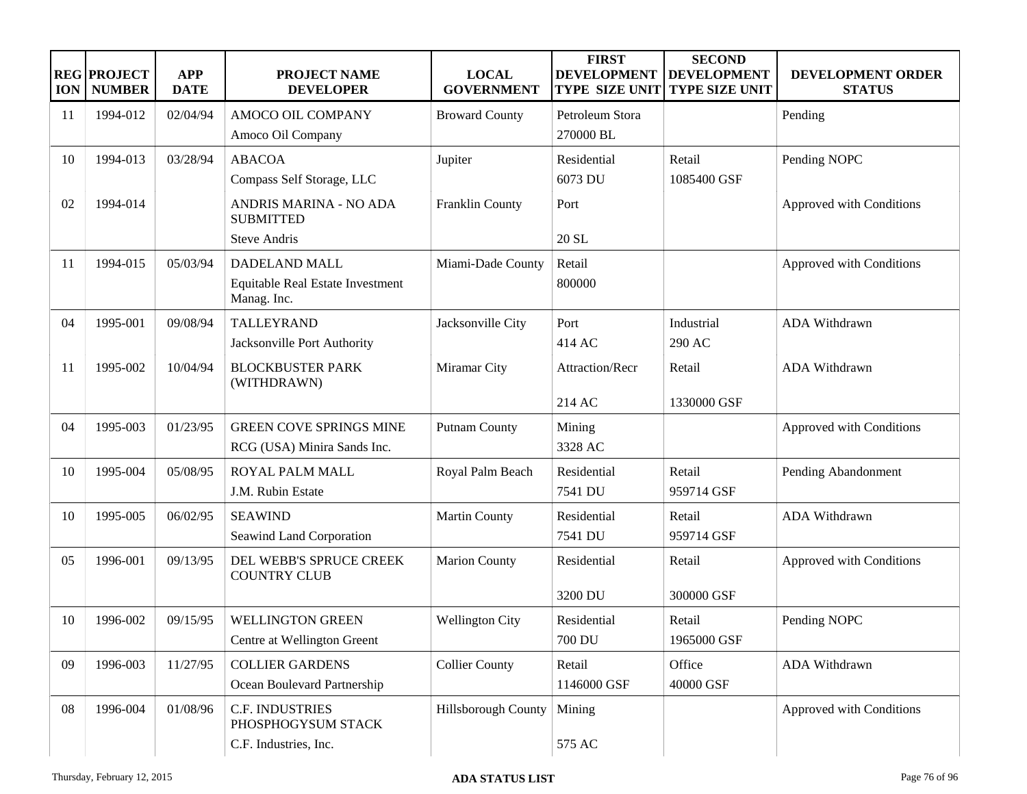| REGION | PROJECT NUMBER | APP DATE | PROJECT NAME DEVELOPER | LOCAL GOVERNMENT | FIRST DEVELOPMENT TYPE SIZE UNIT | SECOND DEVELOPMENT TYPE SIZE UNIT | DEVELOPMENT ORDER STATUS |
|---|---|---|---|---|---|---|---|
| 11 | 1994-012 | 02/04/94 | AMOCO OIL COMPANY<br>Amoco Oil Company | Broward County | Petroleum Stora<br>270000 BL | | Pending |
| 10 | 1994-013 | 03/28/94 | ABACOA<br>Compass Self Storage, LLC | Jupiter | Residential<br>6073 DU | Retail<br>1085400 GSF | Pending NOPC |
| 02 | 1994-014 | | ANDRIS MARINA - NO ADA SUBMITTED<br>Steve Andris | Franklin County | Port<br>20 SL | | Approved with Conditions |
| 11 | 1994-015 | 05/03/94 | DADELAND MALL<br>Equitable Real Estate Investment Manag. Inc. | Miami-Dade County | Retail<br>800000 | | Approved with Conditions |
| 04 | 1995-001 | 09/08/94 | TALLEYRAND<br>Jacksonville Port Authority | Jacksonville City | Port<br>414 AC | Industrial<br>290 AC | ADA Withdrawn |
| 11 | 1995-002 | 10/04/94 | BLOCKBUSTER PARK (WITHDRAWN) | Miramar City | Attraction/Recr<br>214 AC | Retail<br>1330000 GSF | ADA Withdrawn |
| 04 | 1995-003 | 01/23/95 | GREEN COVE SPRINGS MINE<br>RCG (USA) Minira Sands Inc. | Putnam County | Mining<br>3328 AC | | Approved with Conditions |
| 10 | 1995-004 | 05/08/95 | ROYAL PALM MALL<br>J.M. Rubin Estate | Royal Palm Beach | Residential<br>7541 DU | Retail<br>959714 GSF | Pending Abandonment |
| 10 | 1995-005 | 06/02/95 | SEAWIND<br>Seawind Land Corporation | Martin County | Residential<br>7541 DU | Retail<br>959714 GSF | ADA Withdrawn |
| 05 | 1996-001 | 09/13/95 | DEL WEBB'S SPRUCE CREEK COUNTRY CLUB | Marion County | Residential<br>3200 DU | Retail<br>300000 GSF | Approved with Conditions |
| 10 | 1996-002 | 09/15/95 | WELLINGTON GREEN<br>Centre at Wellington Greent | Wellington City | Residential<br>700 DU | Retail<br>1965000 GSF | Pending NOPC |
| 09 | 1996-003 | 11/27/95 | COLLIER GARDENS<br>Ocean Boulevard Partnership | Collier County | Retail<br>1146000 GSF | Office<br>40000 GSF | ADA Withdrawn |
| 08 | 1996-004 | 01/08/96 | C.F. INDUSTRIES PHOSPHOGYSUM STACK<br>C.F. Industries, Inc. | Hillsborough County | Mining<br>575 AC | | Approved with Conditions |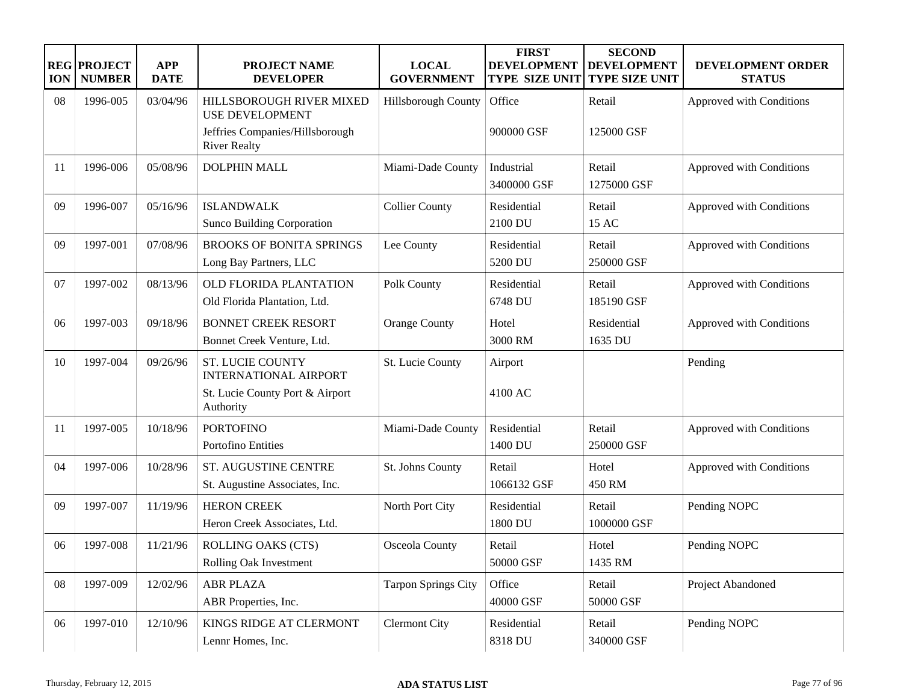| REGION | PROJECT NUMBER | APP DATE | PROJECT NAME DEVELOPER | LOCAL GOVERNMENT | FIRST DEVELOPMENT TYPE SIZE UNIT | SECOND DEVELOPMENT TYPE SIZE UNIT | DEVELOPMENT ORDER STATUS |
|---|---|---|---|---|---|---|---|
| 08 | 1996-005 | 03/04/96 | HILLSBOROUGH RIVER MIXED USE DEVELOPMENT<br>Jeffries Companies/Hillsborough River Realty | Hillsborough County | Office<br>900000 GSF | Retail<br>125000 GSF | Approved with Conditions |
| 11 | 1996-006 | 05/08/96 | DOLPHIN MALL | Miami-Dade County | Industrial<br>3400000 GSF | Retail<br>1275000 GSF | Approved with Conditions |
| 09 | 1996-007 | 05/16/96 | ISLANDWALK<br>Sunco Building Corporation | Collier County | Residential<br>2100 DU | Retail<br>15 AC | Approved with Conditions |
| 09 | 1997-001 | 07/08/96 | BROOKS OF BONITA SPRINGS<br>Long Bay Partners, LLC | Lee County | Residential<br>5200 DU | Retail<br>250000 GSF | Approved with Conditions |
| 07 | 1997-002 | 08/13/96 | OLD FLORIDA PLANTATION<br>Old Florida Plantation, Ltd. | Polk County | Residential<br>6748 DU | Retail<br>185190 GSF | Approved with Conditions |
| 06 | 1997-003 | 09/18/96 | BONNET CREEK RESORT<br>Bonnet Creek Venture, Ltd. | Orange County | Hotel<br>3000 RM | Residential<br>1635 DU | Approved with Conditions |
| 10 | 1997-004 | 09/26/96 | ST. LUCIE COUNTY INTERNATIONAL AIRPORT<br>St. Lucie County Port & Airport Authority | St. Lucie County | Airport<br>4100 AC | | Pending |
| 11 | 1997-005 | 10/18/96 | PORTOFINO<br>Portofino Entities | Miami-Dade County | Residential<br>1400 DU | Retail<br>250000 GSF | Approved with Conditions |
| 04 | 1997-006 | 10/28/96 | ST. AUGUSTINE CENTRE<br>St. Augustine Associates, Inc. | St. Johns County | Retail<br>1066132 GSF | Hotel<br>450 RM | Approved with Conditions |
| 09 | 1997-007 | 11/19/96 | HERON CREEK<br>Heron Creek Associates, Ltd. | North Port City | Residential<br>1800 DU | Retail<br>1000000 GSF | Pending NOPC |
| 06 | 1997-008 | 11/21/96 | ROLLING OAKS (CTS)<br>Rolling Oak Investment | Osceola County | Retail<br>50000 GSF | Hotel<br>1435 RM | Pending NOPC |
| 08 | 1997-009 | 12/02/96 | ABR PLAZA<br>ABR Properties, Inc. | Tarpon Springs City | Office<br>40000 GSF | Retail<br>50000 GSF | Project Abandoned |
| 06 | 1997-010 | 12/10/96 | KINGS RIDGE AT CLERMONT<br>Lennr Homes, Inc. | Clermont City | Residential<br>8318 DU | Retail<br>340000 GSF | Pending NOPC |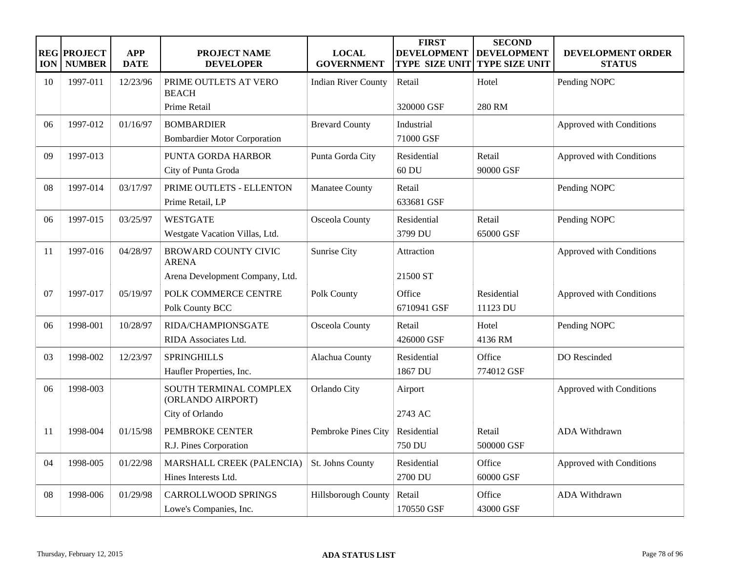| REGION | PROJECT NUMBER | APP DATE | PROJECT NAME DEVELOPER | LOCAL GOVERNMENT | FIRST DEVELOPMENT TYPE SIZE UNIT | SECOND DEVELOPMENT TYPE SIZE UNIT | DEVELOPMENT ORDER STATUS |
|---|---|---|---|---|---|---|---|
| 10 | 1997-011 | 12/23/96 | PRIME OUTLETS AT VERO BEACH<br>Prime Retail | Indian River County | Retail<br>320000 GSF | Hotel<br>280 RM | Pending NOPC |
| 06 | 1997-012 | 01/16/97 | BOMBARDIER<br>Bombardier Motor Corporation | Brevard County | Industrial<br>71000 GSF | | Approved with Conditions |
| 09 | 1997-013 | | PUNTA GORDA HARBOR<br>City of Punta Groda | Punta Gorda City | Residential<br>60 DU | Retail<br>90000 GSF | Approved with Conditions |
| 08 | 1997-014 | 03/17/97 | PRIME OUTLETS - ELLENTON<br>Prime Retail, LP | Manatee County | Retail<br>633681 GSF | | Pending NOPC |
| 06 | 1997-015 | 03/25/97 | WESTGATE<br>Westgate Vacation Villas, Ltd. | Osceola County | Residential<br>3799 DU | Retail<br>65000 GSF | Pending NOPC |
| 11 | 1997-016 | 04/28/97 | BROWARD COUNTY CIVIC ARENA<br>Arena Development Company, Ltd. | Sunrise City | Attraction<br>21500 ST | | Approved with Conditions |
| 07 | 1997-017 | 05/19/97 | POLK COMMERCE CENTRE<br>Polk County BCC | Polk County | Office<br>6710941 GSF | Residential<br>11123 DU | Approved with Conditions |
| 06 | 1998-001 | 10/28/97 | RIDA/CHAMPIONSGATE<br>RIDA Associates Ltd. | Osceola County | Retail<br>426000 GSF | Hotel<br>4136 RM | Pending NOPC |
| 03 | 1998-002 | 12/23/97 | SPRINGHILLS<br>Haufler Properties, Inc. | Alachua County | Residential<br>1867 DU | Office<br>774012 GSF | DO Rescinded |
| 06 | 1998-003 | | SOUTH TERMINAL COMPLEX (ORLANDO AIRPORT)<br>City of Orlando | Orlando City | Airport<br>2743 AC | | Approved with Conditions |
| 11 | 1998-004 | 01/15/98 | PEMBROKE CENTER<br>R.J. Pines Corporation | Pembroke Pines City | Residential<br>750 DU | Retail<br>500000 GSF | ADA Withdrawn |
| 04 | 1998-005 | 01/22/98 | MARSHALL CREEK (PALENCIA)<br>Hines Interests Ltd. | St. Johns County | Residential<br>2700 DU | Office<br>60000 GSF | Approved with Conditions |
| 08 | 1998-006 | 01/29/98 | CARROLLWOOD SPRINGS<br>Lowe's Companies, Inc. | Hillsborough County | Retail<br>170550 GSF | Office<br>43000 GSF | ADA Withdrawn |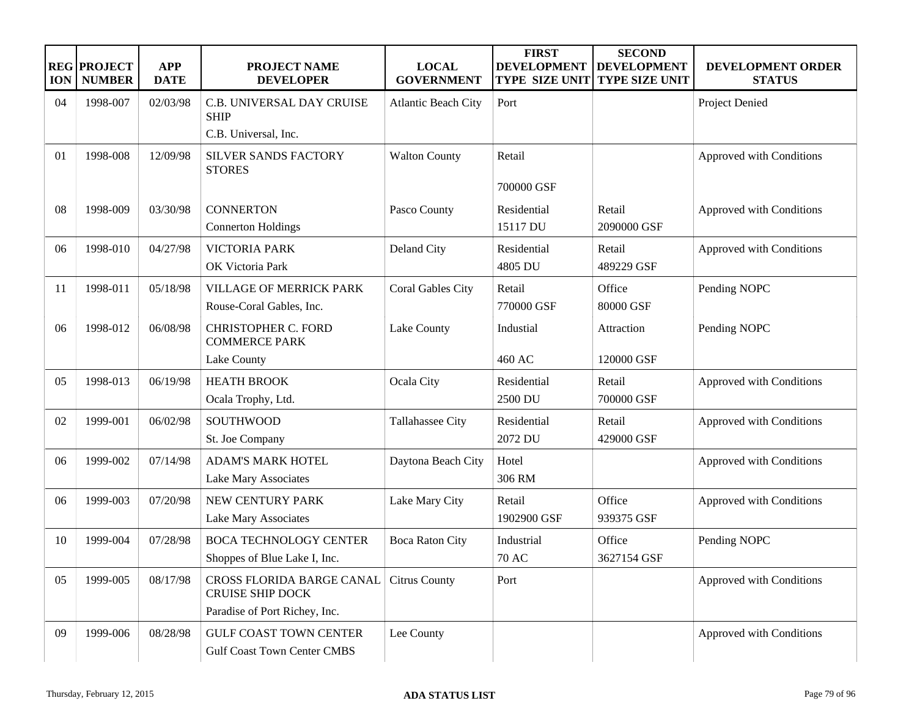| REGION | PROJECT NUMBER | APP DATE | PROJECT NAME DEVELOPER | LOCAL GOVERNMENT | FIRST DEVELOPMENT TYPE SIZE UNIT | SECOND DEVELOPMENT TYPE SIZE UNIT | DEVELOPMENT ORDER STATUS |
|---|---|---|---|---|---|---|---|
| 04 | 1998-007 | 02/03/98 | C.B. UNIVERSAL DAY CRUISE SHIP<br>C.B. Universal, Inc. | Atlantic Beach City | Port | | Project Denied |
| 01 | 1998-008 | 12/09/98 | SILVER SANDS FACTORY STORES | Walton County | Retail<br>700000 GSF | | Approved with Conditions |
| 08 | 1998-009 | 03/30/98 | CONNERTON<br>Connerton Holdings | Pasco County | Residential<br>15117 DU | Retail<br>2090000 GSF | Approved with Conditions |
| 06 | 1998-010 | 04/27/98 | VICTORIA PARK<br>OK Victoria Park | Deland City | Residential<br>4805 DU | Retail<br>489229 GSF | Approved with Conditions |
| 11 | 1998-011 | 05/18/98 | VILLAGE OF MERRICK PARK<br>Rouse-Coral Gables, Inc. | Coral Gables City | Retail<br>770000 GSF | Office<br>80000 GSF | Pending NOPC |
| 06 | 1998-012 | 06/08/98 | CHRISTOPHER C. FORD COMMERCE PARK<br>Lake County | Lake County | Industial<br>460 AC | Attraction<br>120000 GSF | Pending NOPC |
| 05 | 1998-013 | 06/19/98 | HEATH BROOK<br>Ocala Trophy, Ltd. | Ocala City | Residential<br>2500 DU | Retail<br>700000 GSF | Approved with Conditions |
| 02 | 1999-001 | 06/02/98 | SOUTHWOOD<br>St. Joe Company | Tallahassee City | Residential<br>2072 DU | Retail<br>429000 GSF | Approved with Conditions |
| 06 | 1999-002 | 07/14/98 | ADAM'S MARK HOTEL<br>Lake Mary Associates | Daytona Beach City | Hotel<br>306 RM | | Approved with Conditions |
| 06 | 1999-003 | 07/20/98 | NEW CENTURY PARK<br>Lake Mary Associates | Lake Mary City | Retail<br>1902900 GSF | Office<br>939375 GSF | Approved with Conditions |
| 10 | 1999-004 | 07/28/98 | BOCA TECHNOLOGY CENTER<br>Shoppes of Blue Lake I, Inc. | Boca Raton City | Industrial<br>70 AC | Office<br>3627154 GSF | Pending NOPC |
| 05 | 1999-005 | 08/17/98 | CROSS FLORIDA BARGE CANAL CRUISE SHIP DOCK<br>Paradise of Port Richey, Inc. | Citrus County | Port | | Approved with Conditions |
| 09 | 1999-006 | 08/28/98 | GULF COAST TOWN CENTER<br>Gulf Coast Town Center CMBS | Lee County | | | Approved with Conditions |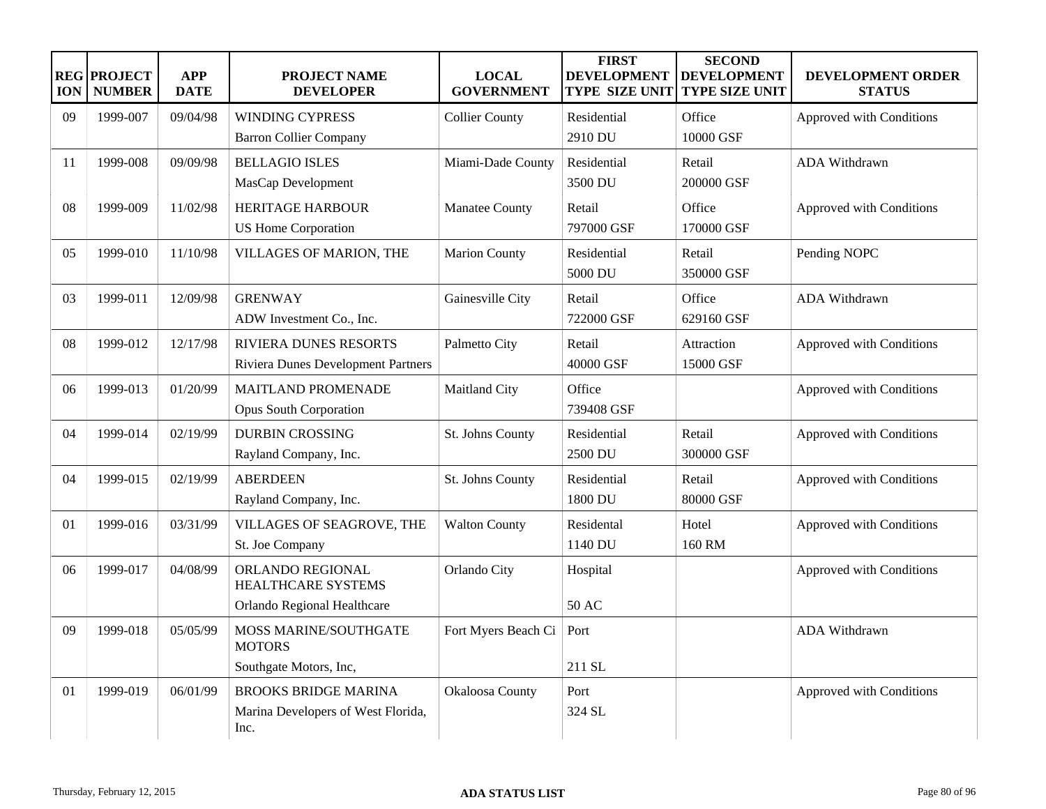| REGION | PROJECT NUMBER | APP DATE | PROJECT NAME DEVELOPER | LOCAL GOVERNMENT | FIRST DEVELOPMENT TYPE SIZE UNIT | SECOND DEVELOPMENT TYPE SIZE UNIT | DEVELOPMENT ORDER STATUS |
|---|---|---|---|---|---|---|---|
| 09 | 1999-007 | 09/04/98 | WINDING CYPRESS<br>Barron Collier Company | Collier County | Residential<br>2910 DU | Office<br>10000 GSF | Approved with Conditions |
| 11 | 1999-008 | 09/09/98 | BELLAGIO ISLES<br>MasCap Development | Miami-Dade County | Residential<br>3500 DU | Retail<br>200000 GSF | ADA Withdrawn |
| 08 | 1999-009 | 11/02/98 | HERITAGE HARBOUR<br>US Home Corporation | Manatee County | Retail<br>797000 GSF | Office<br>170000 GSF | Approved with Conditions |
| 05 | 1999-010 | 11/10/98 | VILLAGES OF MARION, THE | Marion County | Residential<br>5000 DU | Retail<br>350000 GSF | Pending NOPC |
| 03 | 1999-011 | 12/09/98 | GRENWAY<br>ADW Investment Co., Inc. | Gainesville City | Retail<br>722000 GSF | Office<br>629160 GSF | ADA Withdrawn |
| 08 | 1999-012 | 12/17/98 | RIVIERA DUNES RESORTS<br>Riviera Dunes Development Partners | Palmetto City | Retail<br>40000 GSF | Attraction<br>15000 GSF | Approved with Conditions |
| 06 | 1999-013 | 01/20/99 | MAITLAND PROMENADE<br>Opus South Corporation | Maitland City | Office<br>739408 GSF | | Approved with Conditions |
| 04 | 1999-014 | 02/19/99 | DURBIN CROSSING<br>Rayland Company, Inc. | St. Johns County | Residential<br>2500 DU | Retail<br>300000 GSF | Approved with Conditions |
| 04 | 1999-015 | 02/19/99 | ABERDEEN<br>Rayland Company, Inc. | St. Johns County | Residential<br>1800 DU | Retail<br>80000 GSF | Approved with Conditions |
| 01 | 1999-016 | 03/31/99 | VILLAGES OF SEAGROVE, THE<br>St. Joe Company | Walton County | Residental<br>1140 DU | Hotel<br>160 RM | Approved with Conditions |
| 06 | 1999-017 | 04/08/99 | ORLANDO REGIONAL HEALTHCARE SYSTEMS<br>Orlando Regional Healthcare | Orlando City | Hospital<br>50 AC | | Approved with Conditions |
| 09 | 1999-018 | 05/05/99 | MOSS MARINE/SOUTHGATE MOTORS<br>Southgate Motors, Inc, | Fort Myers Beach Ci | Port<br>211 SL | | ADA Withdrawn |
| 01 | 1999-019 | 06/01/99 | BROOKS BRIDGE MARINA<br>Marina Developers of West Florida, Inc. | Okaloosa County | Port<br>324 SL | | Approved with Conditions |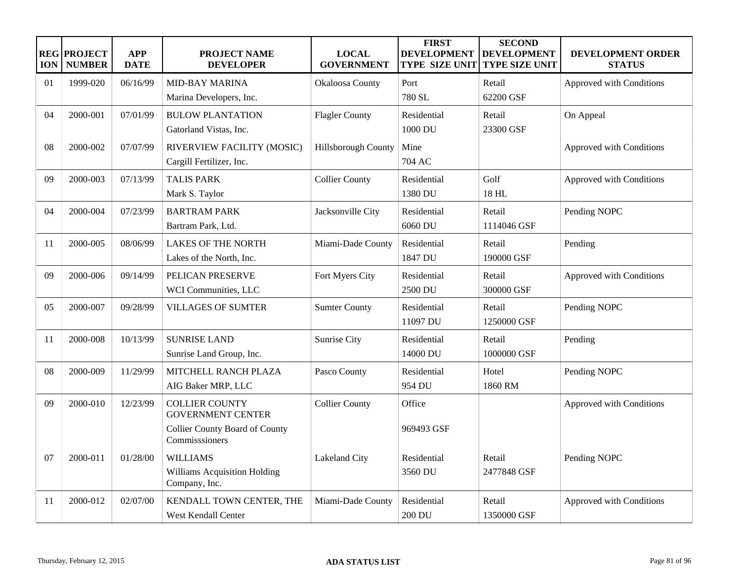| REGION | PROJECT NUMBER | APP DATE | PROJECT NAME DEVELOPER | LOCAL GOVERNMENT | FIRST DEVELOPMENT TYPE SIZE UNIT | SECOND DEVELOPMENT TYPE SIZE UNIT | DEVELOPMENT ORDER STATUS |
|---|---|---|---|---|---|---|---|
| 01 | 1999-020 | 06/16/99 | MID-BAY MARINA<br>Marina Developers, Inc. | Okaloosa County | Port<br>780 SL | Retail<br>62200 GSF | Approved with Conditions |
| 04 | 2000-001 | 07/01/99 | BULOW PLANTATION<br>Gatorland Vistas, Inc. | Flagler County | Residential<br>1000 DU | Retail<br>23300 GSF | On Appeal |
| 08 | 2000-002 | 07/07/99 | RIVERVIEW FACILITY (MOSIC)<br>Cargill Fertilizer, Inc. | Hillsborough County | Mine<br>704 AC | | Approved with Conditions |
| 09 | 2000-003 | 07/13/99 | TALIS PARK<br>Mark S. Taylor | Collier County | Residential<br>1380 DU | Golf<br>18 HL | Approved with Conditions |
| 04 | 2000-004 | 07/23/99 | BARTRAM PARK<br>Bartram Park, Ltd. | Jacksonville City | Residential<br>6060 DU | Retail<br>1114046 GSF | Pending NOPC |
| 11 | 2000-005 | 08/06/99 | LAKES OF THE NORTH<br>Lakes of the North, Inc. | Miami-Dade County | Residential<br>1847 DU | Retail<br>190000 GSF | Pending |
| 09 | 2000-006 | 09/14/99 | PELICAN PRESERVE<br>WCI Communities, LLC | Fort Myers City | Residential<br>2500 DU | Retail<br>300000 GSF | Approved with Conditions |
| 05 | 2000-007 | 09/28/99 | VILLAGES OF SUMTER | Sumter County | Residential<br>11097 DU | Retail<br>1250000 GSF | Pending NOPC |
| 11 | 2000-008 | 10/13/99 | SUNRISE LAND<br>Sunrise Land Group, Inc. | Sunrise City | Residential<br>14000 DU | Retail<br>1000000 GSF | Pending |
| 08 | 2000-009 | 11/29/99 | MITCHELL RANCH PLAZA<br>AIG Baker MRP, LLC | Pasco County | Residential<br>954 DU | Hotel<br>1860 RM | Pending NOPC |
| 09 | 2000-010 | 12/23/99 | COLLIER COUNTY GOVERNMENT CENTER<br>Collier County Board of County Commisssioners | Collier County | Office<br>969493 GSF | | Approved with Conditions |
| 07 | 2000-011 | 01/28/00 | WILLIAMS<br>Williams Acquisition Holding Company, Inc. | Lakeland City | Residential<br>3560 DU | Retail<br>2477848 GSF | Pending NOPC |
| 11 | 2000-012 | 02/07/00 | KENDALL TOWN CENTER, THE<br>West Kendall Center | Miami-Dade County | Residential<br>200 DU | Retail<br>1350000 GSF | Approved with Conditions |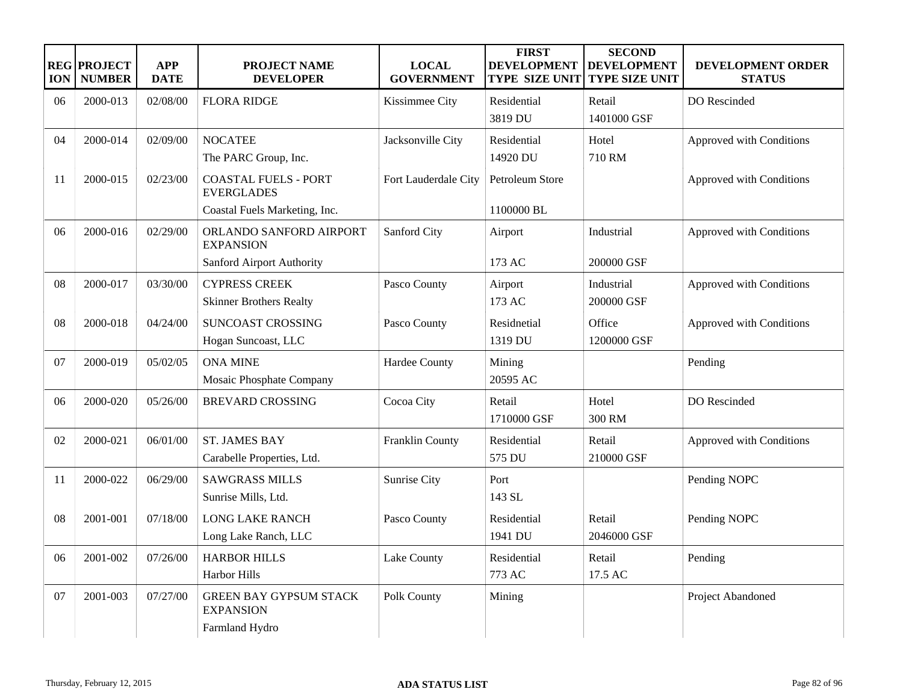| REGION | PROJECT NUMBER | APP DATE | PROJECT NAME DEVELOPER | LOCAL GOVERNMENT | FIRST DEVELOPMENT TYPE SIZE UNIT | SECOND DEVELOPMENT TYPE SIZE UNIT | DEVELOPMENT ORDER STATUS |
|---|---|---|---|---|---|---|---|
| 06 | 2000-013 | 02/08/00 | FLORA RIDGE | Kissimmee City | Residential 3819 DU | Retail 1401000 GSF | DO Rescinded |
| 04 | 2000-014 | 02/09/00 | NOCATEE The PARC Group, Inc. | Jacksonville City | Residential 14920 DU | Hotel 710 RM | Approved with Conditions |
| 11 | 2000-015 | 02/23/00 | COASTAL FUELS - PORT EVERGLADES Coastal Fuels Marketing, Inc. | Fort Lauderdale City | Petroleum Store 1100000 BL | | Approved with Conditions |
| 06 | 2000-016 | 02/29/00 | ORLANDO SANFORD AIRPORT EXPANSION Sanford Airport Authority | Sanford City | Airport 173 AC | Industrial 200000 GSF | Approved with Conditions |
| 08 | 2000-017 | 03/30/00 | CYPRESS CREEK Skinner Brothers Realty | Pasco County | Airport 173 AC | Industrial 200000 GSF | Approved with Conditions |
| 08 | 2000-018 | 04/24/00 | SUNCOAST CROSSING Hogan Suncoast, LLC | Pasco County | Residnetial 1319 DU | Office 1200000 GSF | Approved with Conditions |
| 07 | 2000-019 | 05/02/05 | ONA MINE Mosaic Phosphate Company | Hardee County | Mining 20595 AC | | Pending |
| 06 | 2000-020 | 05/26/00 | BREVARD CROSSING | Cocoa City | Retail 1710000 GSF | Hotel 300 RM | DO Rescinded |
| 02 | 2000-021 | 06/01/00 | ST. JAMES BAY Carabelle Properties, Ltd. | Franklin County | Residential 575 DU | Retail 210000 GSF | Approved with Conditions |
| 11 | 2000-022 | 06/29/00 | SAWGRASS MILLS Sunrise Mills, Ltd. | Sunrise City | Port 143 SL | | Pending NOPC |
| 08 | 2001-001 | 07/18/00 | LONG LAKE RANCH Long Lake Ranch, LLC | Pasco County | Residential 1941 DU | Retail 2046000 GSF | Pending NOPC |
| 06 | 2001-002 | 07/26/00 | HARBOR HILLS Harbor Hills | Lake County | Residential 773 AC | Retail 17.5 AC | Pending |
| 07 | 2001-003 | 07/27/00 | GREEN BAY GYPSUM STACK EXPANSION Farmland Hydro | Polk County | Mining | | Project Abandoned |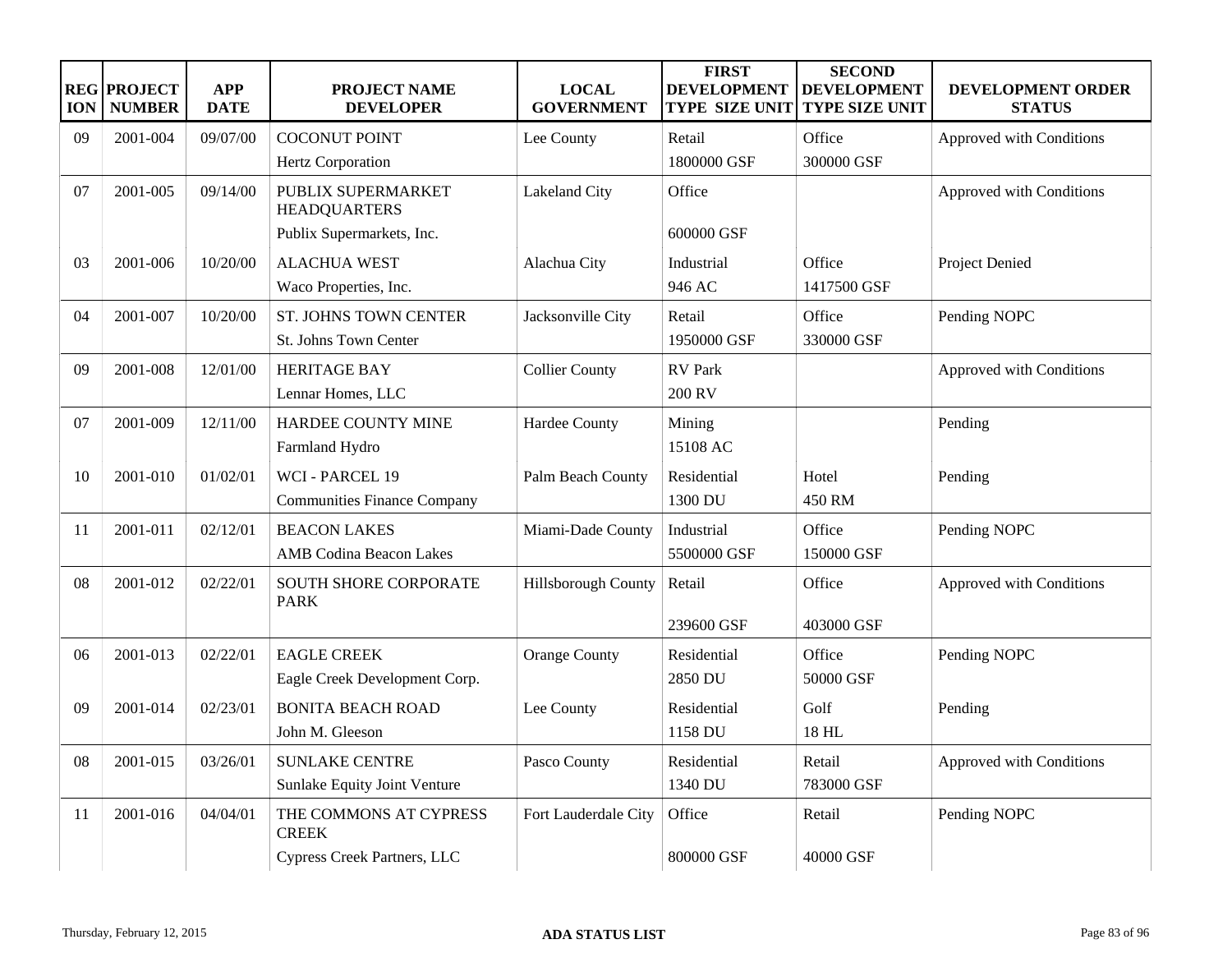| REGION | PROJECT NUMBER | APP DATE | PROJECT NAME DEVELOPER | LOCAL GOVERNMENT | FIRST DEVELOPMENT TYPE SIZE UNIT | SECOND DEVELOPMENT TYPE SIZE UNIT | DEVELOPMENT ORDER STATUS |
|---|---|---|---|---|---|---|---|
| 09 | 2001-004 | 09/07/00 | COCONUT POINT<br>Hertz Corporation | Lee County | Retail<br>1800000 GSF | Office<br>300000 GSF | Approved with Conditions |
| 07 | 2001-005 | 09/14/00 | PUBLIX SUPERMARKET HEADQUARTERS<br>Publix Supermarkets, Inc. | Lakeland City | Office<br>600000 GSF | | Approved with Conditions |
| 03 | 2001-006 | 10/20/00 | ALACHUA WEST<br>Waco Properties, Inc. | Alachua City | Industrial<br>946 AC | Office<br>1417500 GSF | Project Denied |
| 04 | 2001-007 | 10/20/00 | ST. JOHNS TOWN CENTER<br>St. Johns Town Center | Jacksonville City | Retail<br>1950000 GSF | Office<br>330000 GSF | Pending NOPC |
| 09 | 2001-008 | 12/01/00 | HERITAGE BAY<br>Lennar Homes, LLC | Collier County | RV Park<br>200 RV | | Approved with Conditions |
| 07 | 2001-009 | 12/11/00 | HARDEE COUNTY MINE<br>Farmland Hydro | Hardee County | Mining<br>15108 AC | | Pending |
| 10 | 2001-010 | 01/02/01 | WCI - PARCEL 19<br>Communities Finance Company | Palm Beach County | Residential<br>1300 DU | Hotel<br>450 RM | Pending |
| 11 | 2001-011 | 02/12/01 | BEACON LAKES<br>AMB Codina Beacon Lakes | Miami-Dade County | Industrial<br>5500000 GSF | Office<br>150000 GSF | Pending NOPC |
| 08 | 2001-012 | 02/22/01 | SOUTH SHORE CORPORATE PARK | Hillsborough County | Retail<br>239600 GSF | Office<br>403000 GSF | Approved with Conditions |
| 06 | 2001-013 | 02/22/01 | EAGLE CREEK<br>Eagle Creek Development Corp. | Orange County | Residential<br>2850 DU | Office<br>50000 GSF | Pending NOPC |
| 09 | 2001-014 | 02/23/01 | BONITA BEACH ROAD<br>John M. Gleeson | Lee County | Residential<br>1158 DU | Golf<br>18 HL | Pending |
| 08 | 2001-015 | 03/26/01 | SUNLAKE CENTRE<br>Sunlake Equity Joint Venture | Pasco County | Residential<br>1340 DU | Retail<br>783000 GSF | Approved with Conditions |
| 11 | 2001-016 | 04/04/01 | THE COMMONS AT CYPRESS CREEK<br>Cypress Creek Partners, LLC | Fort Lauderdale City | Office<br>800000 GSF | Retail<br>40000 GSF | Pending NOPC |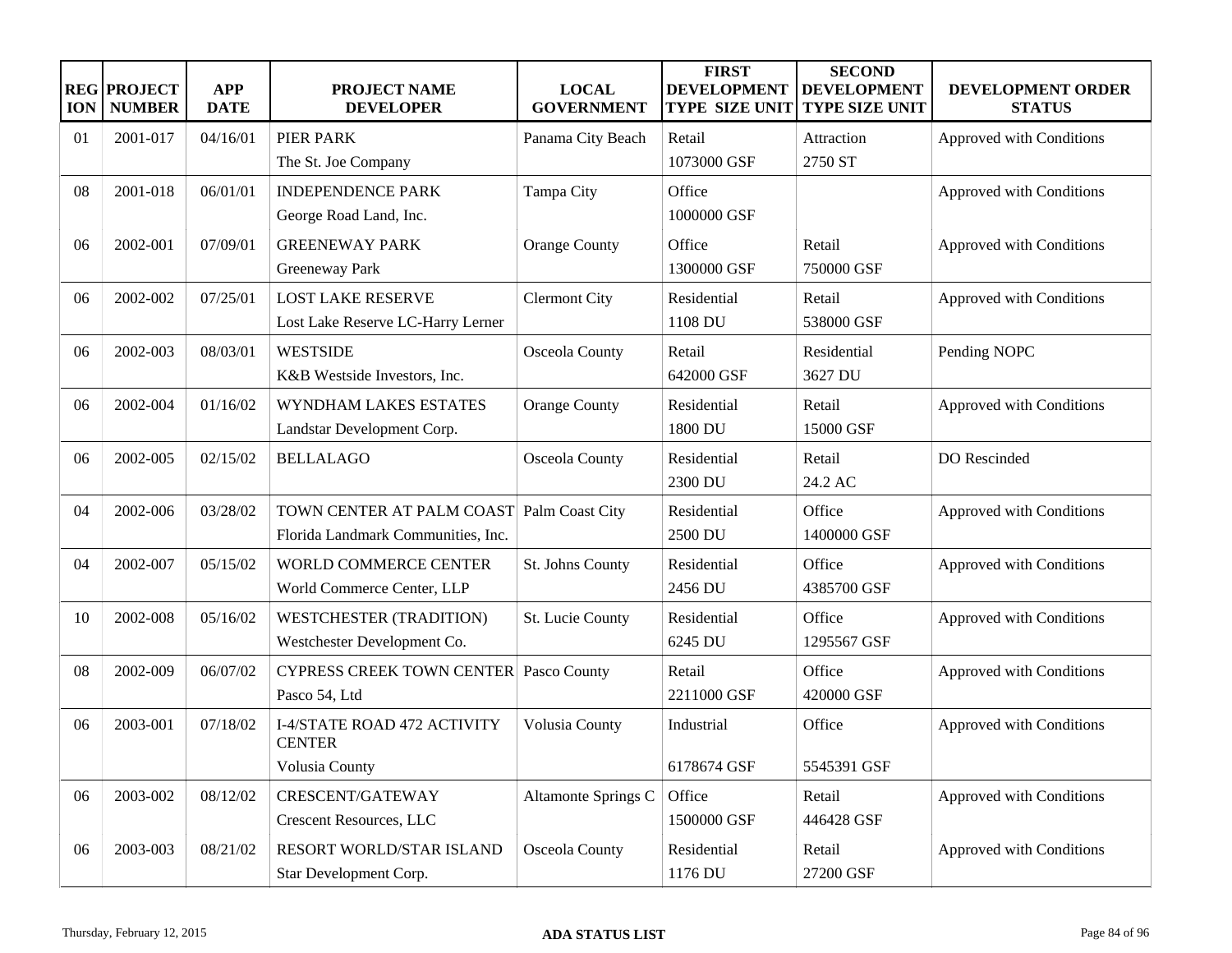| REGION | PROJECT NUMBER | APP DATE | PROJECT NAME DEVELOPER | LOCAL GOVERNMENT | FIRST DEVELOPMENT TYPE SIZE UNIT | SECOND DEVELOPMENT TYPE SIZE UNIT | DEVELOPMENT ORDER STATUS |
|---|---|---|---|---|---|---|---|
| 01 | 2001-017 | 04/16/01 | PIER PARK<br>The St. Joe Company | Panama City Beach | Retail<br>1073000 GSF | Attraction<br>2750 ST | Approved with Conditions |
| 08 | 2001-018 | 06/01/01 | INDEPENDENCE PARK<br>George Road Land, Inc. | Tampa City | Office<br>1000000 GSF | | Approved with Conditions |
| 06 | 2002-001 | 07/09/01 | GREENEWAY PARK<br>Greeneway Park | Orange County | Office<br>1300000 GSF | Retail<br>750000 GSF | Approved with Conditions |
| 06 | 2002-002 | 07/25/01 | LOST LAKE RESERVE<br>Lost Lake Reserve LC-Harry Lerner | Clermont City | Residential<br>1108 DU | Retail<br>538000 GSF | Approved with Conditions |
| 06 | 2002-003 | 08/03/01 | WESTSIDE<br>K&B Westside Investors, Inc. | Osceola County | Retail<br>642000 GSF | Residential<br>3627 DU | Pending NOPC |
| 06 | 2002-004 | 01/16/02 | WYNDHAM LAKES ESTATES<br>Landstar Development Corp. | Orange County | Residential<br>1800 DU | Retail<br>15000 GSF | Approved with Conditions |
| 06 | 2002-005 | 02/15/02 | BELLALAGO | Osceola County | Residential<br>2300 DU | Retail<br>24.2 AC | DO Rescinded |
| 04 | 2002-006 | 03/28/02 | TOWN CENTER AT PALM COAST<br>Florida Landmark Communities, Inc. | Palm Coast City | Residential<br>2500 DU | Office<br>1400000 GSF | Approved with Conditions |
| 04 | 2002-007 | 05/15/02 | WORLD COMMERCE CENTER<br>World Commerce Center, LLP | St. Johns County | Residential<br>2456 DU | Office<br>4385700 GSF | Approved with Conditions |
| 10 | 2002-008 | 05/16/02 | WESTCHESTER (TRADITION)<br>Westchester Development Co. | St. Lucie County | Residential<br>6245 DU | Office<br>1295567 GSF | Approved with Conditions |
| 08 | 2002-009 | 06/07/02 | CYPRESS CREEK TOWN CENTER<br>Pasco 54, Ltd | Pasco County | Retail<br>2211000 GSF | Office<br>420000 GSF | Approved with Conditions |
| 06 | 2003-001 | 07/18/02 | I-4/STATE ROAD 472 ACTIVITY CENTER<br>Volusia County | Volusia County | Industrial<br>6178674 GSF | Office<br>5545391 GSF | Approved with Conditions |
| 06 | 2003-002 | 08/12/02 | CRESCENT/GATEWAY<br>Crescent Resources, LLC | Altamonte Springs C | Office<br>1500000 GSF | Retail<br>446428 GSF | Approved with Conditions |
| 06 | 2003-003 | 08/21/02 | RESORT WORLD/STAR ISLAND<br>Star Development Corp. | Osceola County | Residential<br>1176 DU | Retail<br>27200 GSF | Approved with Conditions |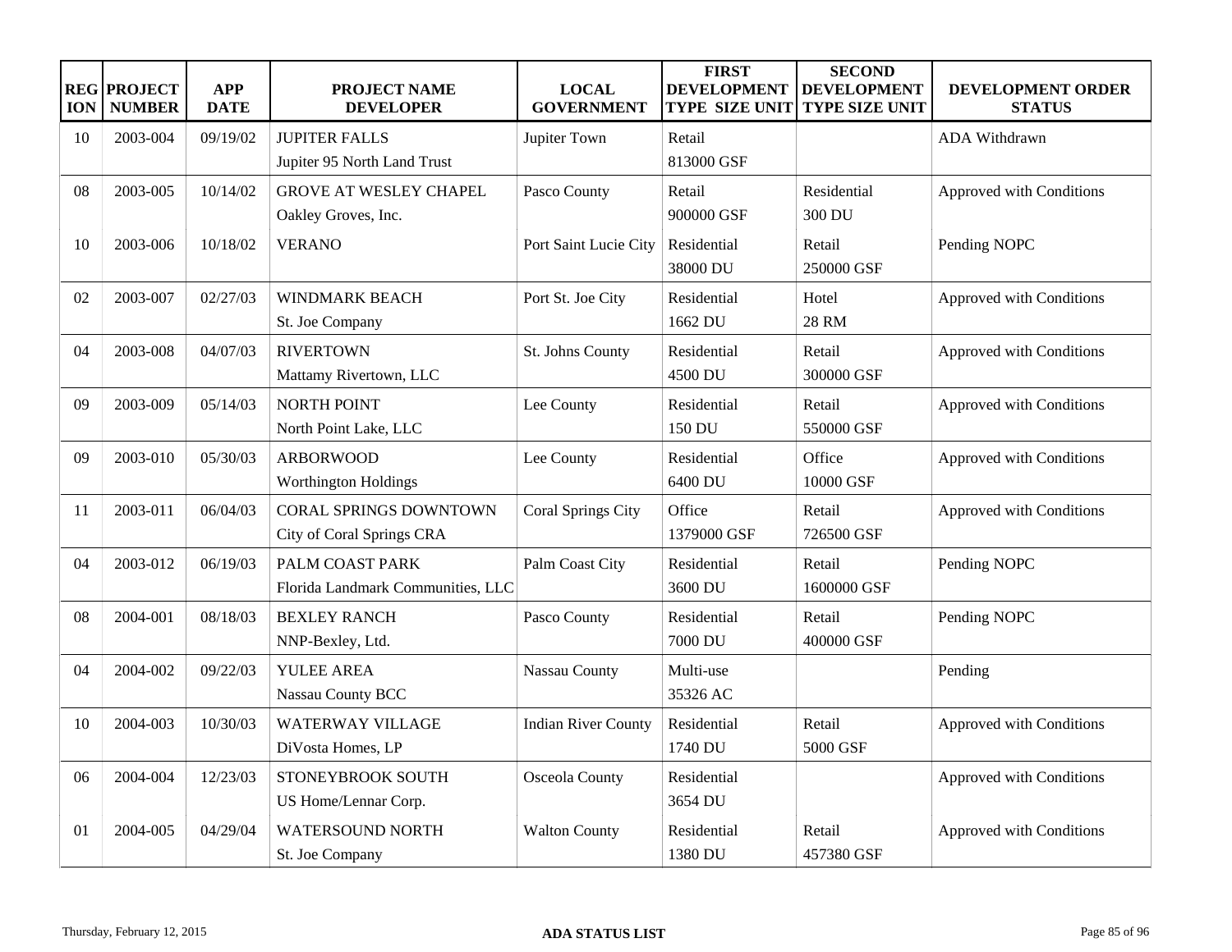| REGION | PROJECT NUMBER | APP DATE | PROJECT NAME DEVELOPER | LOCAL GOVERNMENT | FIRST DEVELOPMENT TYPE SIZE UNIT | SECOND DEVELOPMENT TYPE SIZE UNIT | DEVELOPMENT ORDER STATUS |
|---|---|---|---|---|---|---|---|
| 10 | 2003-004 | 09/19/02 | JUPITER FALLS<br>Jupiter 95 North Land Trust | Jupiter Town | Retail<br>813000 GSF | | ADA Withdrawn |
| 08 | 2003-005 | 10/14/02 | GROVE AT WESLEY CHAPEL<br>Oakley Groves, Inc. | Pasco County | Retail<br>900000 GSF | Residential<br>300 DU | Approved with Conditions |
| 10 | 2003-006 | 10/18/02 | VERANO | Port Saint Lucie City | Residential<br>38000 DU | Retail<br>250000 GSF | Pending NOPC |
| 02 | 2003-007 | 02/27/03 | WINDMARK BEACH<br>St. Joe Company | Port St. Joe City | Residential<br>1662 DU | Hotel<br>28 RM | Approved with Conditions |
| 04 | 2003-008 | 04/07/03 | RIVERTOWN<br>Mattamy Rivertown, LLC | St. Johns County | Residential<br>4500 DU | Retail<br>300000 GSF | Approved with Conditions |
| 09 | 2003-009 | 05/14/03 | NORTH POINT<br>North Point Lake, LLC | Lee County | Residential<br>150 DU | Retail<br>550000 GSF | Approved with Conditions |
| 09 | 2003-010 | 05/30/03 | ARBORWOOD<br>Worthington Holdings | Lee County | Residential<br>6400 DU | Office<br>10000 GSF | Approved with Conditions |
| 11 | 2003-011 | 06/04/03 | CORAL SPRINGS DOWNTOWN<br>City of Coral Springs CRA | Coral Springs City | Office<br>1379000 GSF | Retail<br>726500 GSF | Approved with Conditions |
| 04 | 2003-012 | 06/19/03 | PALM COAST PARK<br>Florida Landmark Communities, LLC | Palm Coast City | Residential<br>3600 DU | Retail<br>1600000 GSF | Pending NOPC |
| 08 | 2004-001 | 08/18/03 | BEXLEY RANCH<br>NNP-Bexley, Ltd. | Pasco County | Residential<br>7000 DU | Retail<br>400000 GSF | Pending NOPC |
| 04 | 2004-002 | 09/22/03 | YULEE AREA<br>Nassau County BCC | Nassau County | Multi-use<br>35326 AC | | Pending |
| 10 | 2004-003 | 10/30/03 | WATERWAY VILLAGE<br>DiVosta Homes, LP | Indian River County | Residential<br>1740 DU | Retail<br>5000 GSF | Approved with Conditions |
| 06 | 2004-004 | 12/23/03 | STONEYBROOK SOUTH<br>US Home/Lennar Corp. | Osceola County | Residential<br>3654 DU | | Approved with Conditions |
| 01 | 2004-005 | 04/29/04 | WATERSOUND NORTH<br>St. Joe Company | Walton County | Residential<br>1380 DU | Retail<br>457380 GSF | Approved with Conditions |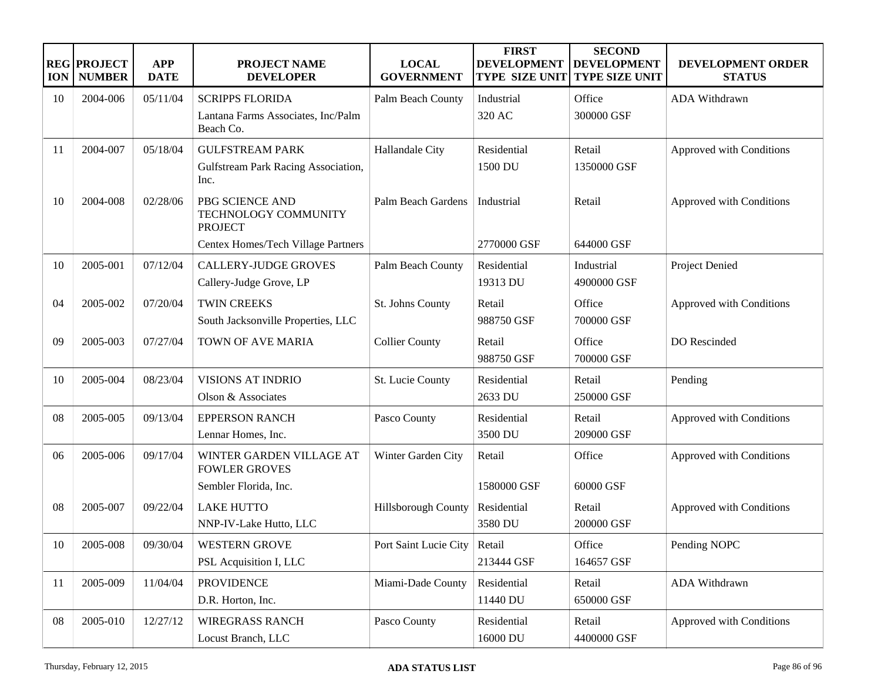| REGION | PROJECT NUMBER | APP DATE | PROJECT NAME DEVELOPER | LOCAL GOVERNMENT | FIRST DEVELOPMENT TYPE SIZE UNIT | SECOND DEVELOPMENT TYPE SIZE UNIT | DEVELOPMENT ORDER STATUS |
|---|---|---|---|---|---|---|---|
| 10 | 2004-006 | 05/11/04 | SCRIPPS FLORIDA<br>Lantana Farms Associates, Inc/Palm Beach Co. | Palm Beach County | Industrial<br>320 AC | Office<br>300000 GSF | ADA Withdrawn |
| 11 | 2004-007 | 05/18/04 | GULFSTREAM PARK<br>Gulfstream Park Racing Association, Inc. | Hallandale City | Residential<br>1500 DU | Retail<br>1350000 GSF | Approved with Conditions |
| 10 | 2004-008 | 02/28/06 | PBG SCIENCE AND TECHNOLOGY COMMUNITY PROJECT<br>Centex Homes/Tech Village Partners | Palm Beach Gardens | Industrial<br>2770000 GSF | Retail<br>644000 GSF | Approved with Conditions |
| 10 | 2005-001 | 07/12/04 | CALLERY-JUDGE GROVES<br>Callery-Judge Grove, LP | Palm Beach County | Residential<br>19313 DU | Industrial<br>4900000 GSF | Project Denied |
| 04 | 2005-002 | 07/20/04 | TWIN CREEKS<br>South Jacksonville Properties, LLC | St. Johns County | Retail<br>988750 GSF | Office<br>700000 GSF | Approved with Conditions |
| 09 | 2005-003 | 07/27/04 | TOWN OF AVE MARIA | Collier County | Retail<br>988750 GSF | Office<br>700000 GSF | DO Rescinded |
| 10 | 2005-004 | 08/23/04 | VISIONS AT INDRIO<br>Olson & Associates | St. Lucie County | Residential<br>2633 DU | Retail<br>250000 GSF | Pending |
| 08 | 2005-005 | 09/13/04 | EPPERSON RANCH<br>Lennar Homes, Inc. | Pasco County | Residential<br>3500 DU | Retail<br>209000 GSF | Approved with Conditions |
| 06 | 2005-006 | 09/17/04 | WINTER GARDEN VILLAGE AT FOWLER GROVES<br>Sembler Florida, Inc. | Winter Garden City | Retail<br>1580000 GSF | Office<br>60000 GSF | Approved with Conditions |
| 08 | 2005-007 | 09/22/04 | LAKE HUTTO<br>NNP-IV-Lake Hutto, LLC | Hillsborough County | Residential<br>3580 DU | Retail<br>200000 GSF | Approved with Conditions |
| 10 | 2005-008 | 09/30/04 | WESTERN GROVE<br>PSL Acquisition I, LLC | Port Saint Lucie City | Retail<br>213444 GSF | Office<br>164657 GSF | Pending NOPC |
| 11 | 2005-009 | 11/04/04 | PROVIDENCE<br>D.R. Horton, Inc. | Miami-Dade County | Residential<br>11440 DU | Retail<br>650000 GSF | ADA Withdrawn |
| 08 | 2005-010 | 12/27/12 | WIREGRASS RANCH<br>Locust Branch, LLC | Pasco County | Residential<br>16000 DU | Retail<br>4400000 GSF | Approved with Conditions |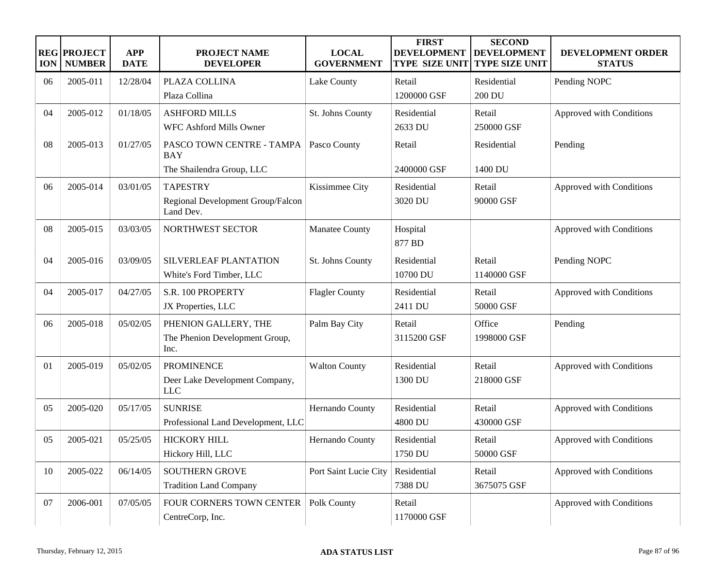| REGION | PROJECT NUMBER | APP DATE | PROJECT NAME DEVELOPER | LOCAL GOVERNMENT | FIRST DEVELOPMENT TYPE SIZE UNIT | SECOND DEVELOPMENT TYPE SIZE UNIT | DEVELOPMENT ORDER STATUS |
|---|---|---|---|---|---|---|---|
| 06 | 2005-011 | 12/28/04 | PLAZA COLLINA<br>Plaza Collina | Lake County | Retail<br>1200000 GSF | Residential<br>200 DU | Pending NOPC |
| 04 | 2005-012 | 01/18/05 | ASHFORD MILLS<br>WFC Ashford Mills Owner | St. Johns County | Residential<br>2633 DU | Retail<br>250000 GSF | Approved with Conditions |
| 08 | 2005-013 | 01/27/05 | PASCO TOWN CENTRE - TAMPA BAY<br>The Shailendra Group, LLC | Pasco County | Retail<br>2400000 GSF | Residential<br>1400 DU | Pending |
| 06 | 2005-014 | 03/01/05 | TAPESTRY<br>Regional Development Group/Falcon Land Dev. | Kissimmee City | Residential<br>3020 DU | Retail<br>90000 GSF | Approved with Conditions |
| 08 | 2005-015 | 03/03/05 | NORTHWEST SECTOR | Manatee County | Hospital<br>877 BD | | Approved with Conditions |
| 04 | 2005-016 | 03/09/05 | SILVERLEAF PLANTATION<br>White's Ford Timber, LLC | St. Johns County | Residential<br>10700 DU | Retail<br>1140000 GSF | Pending NOPC |
| 04 | 2005-017 | 04/27/05 | S.R. 100 PROPERTY<br>JX Properties, LLC | Flagler County | Residential<br>2411 DU | Retail<br>50000 GSF | Approved with Conditions |
| 06 | 2005-018 | 05/02/05 | PHENION GALLERY, THE<br>The Phenion Development Group, Inc. | Palm Bay City | Retail<br>3115200 GSF | Office<br>1998000 GSF | Pending |
| 01 | 2005-019 | 05/02/05 | PROMINENCE<br>Deer Lake Development Company, LLC | Walton County | Residential<br>1300 DU | Retail<br>218000 GSF | Approved with Conditions |
| 05 | 2005-020 | 05/17/05 | SUNRISE<br>Professional Land Development, LLC | Hernando County | Residential<br>4800 DU | Retail<br>430000 GSF | Approved with Conditions |
| 05 | 2005-021 | 05/25/05 | HICKORY HILL<br>Hickory Hill, LLC | Hernando County | Residential<br>1750 DU | Retail<br>50000 GSF | Approved with Conditions |
| 10 | 2005-022 | 06/14/05 | SOUTHERN GROVE<br>Tradition Land Company | Port Saint Lucie City | Residential<br>7388 DU | Retail<br>3675075 GSF | Approved with Conditions |
| 07 | 2006-001 | 07/05/05 | FOUR CORNERS TOWN CENTER<br>CentreCorp, Inc. | Polk County | Retail<br>1170000 GSF | | Approved with Conditions |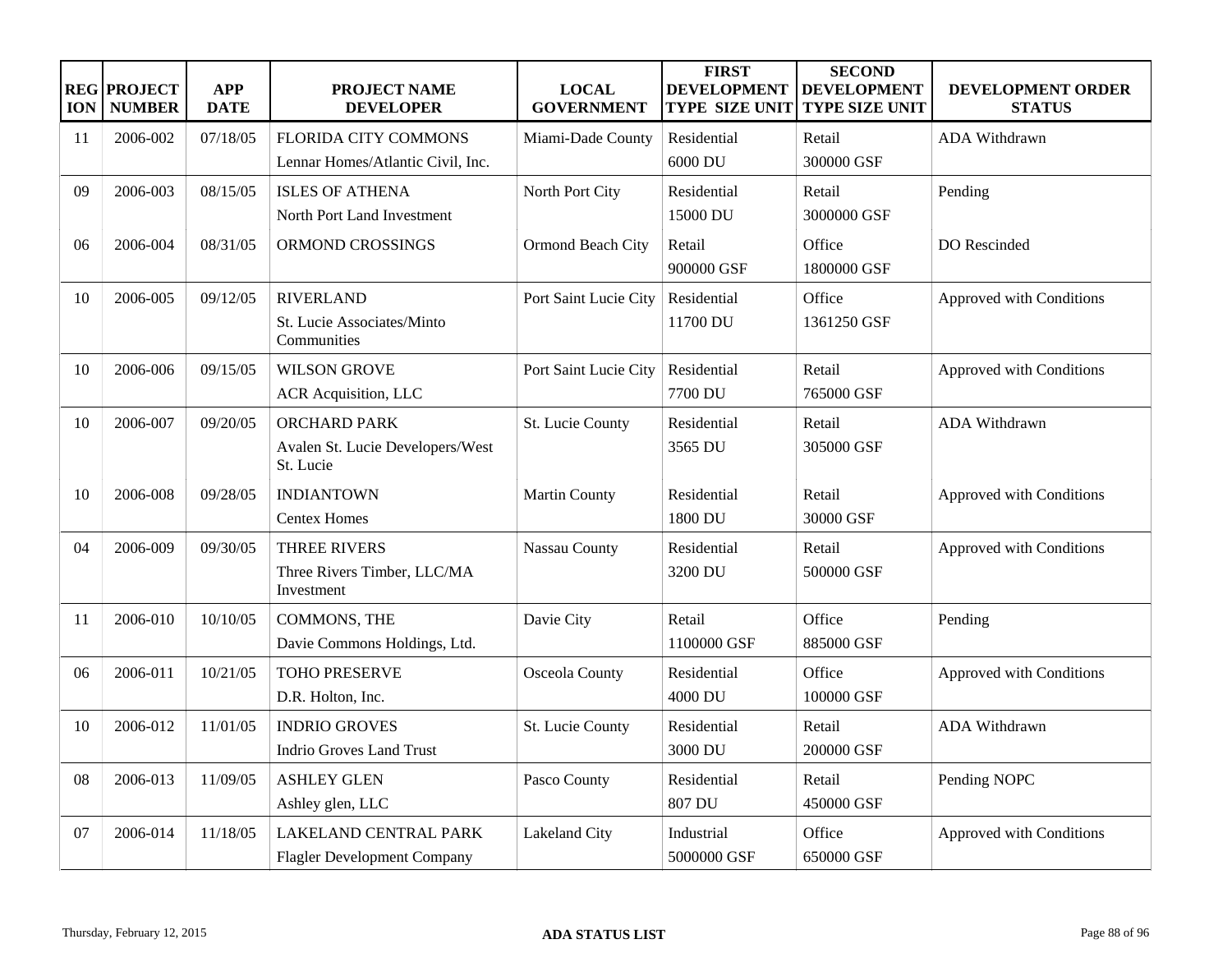| REGION | PROJECT NUMBER | APP DATE | PROJECT NAME DEVELOPER | LOCAL GOVERNMENT | FIRST DEVELOPMENT TYPE SIZE UNIT | SECOND DEVELOPMENT TYPE SIZE UNIT | DEVELOPMENT ORDER STATUS |
|---|---|---|---|---|---|---|---|
| 11 | 2006-002 | 07/18/05 | FLORIDA CITY COMMONS<br>Lennar Homes/Atlantic Civil, Inc. | Miami-Dade County | Residential<br>6000 DU | Retail<br>300000 GSF | ADA Withdrawn |
| 09 | 2006-003 | 08/15/05 | ISLES OF ATHENA<br>North Port Land Investment | North Port City | Residential<br>15000 DU | Retail<br>3000000 GSF | Pending |
| 06 | 2006-004 | 08/31/05 | ORMOND CROSSINGS | Ormond Beach City | Retail<br>900000 GSF | Office<br>1800000 GSF | DO Rescinded |
| 10 | 2006-005 | 09/12/05 | RIVERLAND<br>St. Lucie Associates/Minto Communities | Port Saint Lucie City | Residential<br>11700 DU | Office<br>1361250 GSF | Approved with Conditions |
| 10 | 2006-006 | 09/15/05 | WILSON GROVE<br>ACR Acquisition, LLC | Port Saint Lucie City | Residential<br>7700 DU | Retail<br>765000 GSF | Approved with Conditions |
| 10 | 2006-007 | 09/20/05 | ORCHARD PARK<br>Avalen St. Lucie Developers/West St. Lucie | St. Lucie County | Residential<br>3565 DU | Retail<br>305000 GSF | ADA Withdrawn |
| 10 | 2006-008 | 09/28/05 | INDIANTOWN<br>Centex Homes | Martin County | Residential<br>1800 DU | Retail<br>30000 GSF | Approved with Conditions |
| 04 | 2006-009 | 09/30/05 | THREE RIVERS<br>Three Rivers Timber, LLC/MA Investment | Nassau County | Residential<br>3200 DU | Retail<br>500000 GSF | Approved with Conditions |
| 11 | 2006-010 | 10/10/05 | COMMONS, THE<br>Davie Commons Holdings, Ltd. | Davie City | Retail<br>1100000 GSF | Office<br>885000 GSF | Pending |
| 06 | 2006-011 | 10/21/05 | TOHO PRESERVE<br>D.R. Holton, Inc. | Osceola County | Residential<br>4000 DU | Office<br>100000 GSF | Approved with Conditions |
| 10 | 2006-012 | 11/01/05 | INDRIO GROVES<br>Indrio Groves Land Trust | St. Lucie County | Residential<br>3000 DU | Retail<br>200000 GSF | ADA Withdrawn |
| 08 | 2006-013 | 11/09/05 | ASHLEY GLEN<br>Ashley glen, LLC | Pasco County | Residential<br>807 DU | Retail<br>450000 GSF | Pending NOPC |
| 07 | 2006-014 | 11/18/05 | LAKELAND CENTRAL PARK<br>Flagler Development Company | Lakeland City | Industrial<br>5000000 GSF | Office<br>650000 GSF | Approved with Conditions |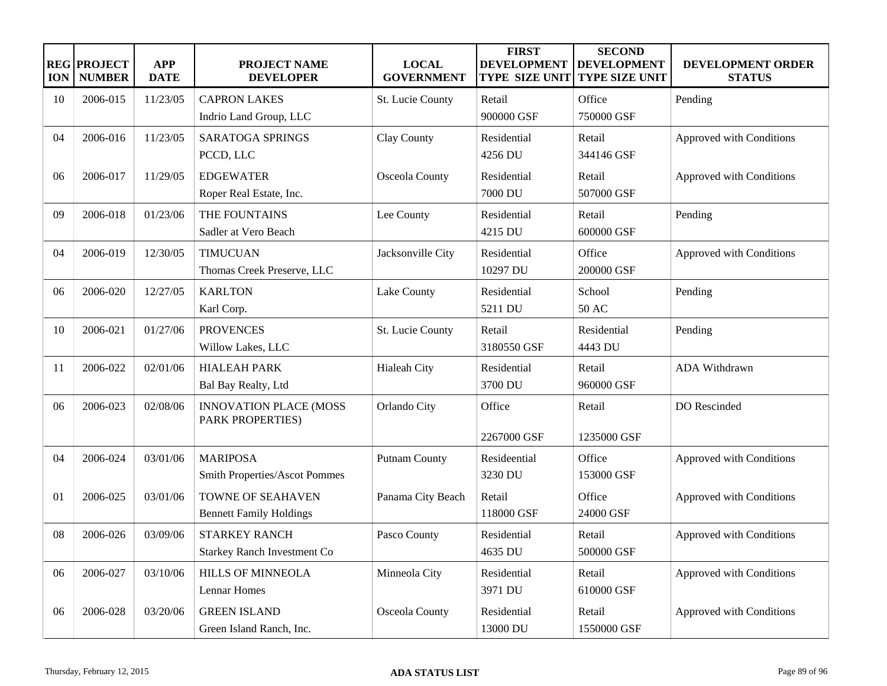| REGION | PROJECT NUMBER | APP DATE | PROJECT NAME DEVELOPER | LOCAL GOVERNMENT | FIRST DEVELOPMENT TYPE SIZE UNIT | SECOND DEVELOPMENT TYPE SIZE UNIT | DEVELOPMENT ORDER STATUS |
|---|---|---|---|---|---|---|---|
| 10 | 2006-015 | 11/23/05 | CAPRON LAKES<br>Indrio Land Group, LLC | St. Lucie County | Retail<br>900000 GSF | Office<br>750000 GSF | Pending |
| 04 | 2006-016 | 11/23/05 | SARATOGA SPRINGS<br>PCCD, LLC | Clay County | Residential<br>4256 DU | Retail<br>344146 GSF | Approved with Conditions |
| 06 | 2006-017 | 11/29/05 | EDGEWATER<br>Roper Real Estate, Inc. | Osceola County | Residential<br>7000 DU | Retail<br>507000 GSF | Approved with Conditions |
| 09 | 2006-018 | 01/23/06 | THE FOUNTAINS<br>Sadler at Vero Beach | Lee County | Residential<br>4215 DU | Retail<br>600000 GSF | Pending |
| 04 | 2006-019 | 12/30/05 | TIMUCUAN<br>Thomas Creek Preserve, LLC | Jacksonville City | Residential<br>10297 DU | Office<br>200000 GSF | Approved with Conditions |
| 06 | 2006-020 | 12/27/05 | KARLTON<br>Karl Corp. | Lake County | Residential<br>5211 DU | School<br>50 AC | Pending |
| 10 | 2006-021 | 01/27/06 | PROVENCES<br>Willow Lakes, LLC | St. Lucie County | Retail<br>3180550 GSF | Residential<br>4443 DU | Pending |
| 11 | 2006-022 | 02/01/06 | HIALEAH PARK<br>Bal Bay Realty, Ltd | Hialeah City | Residential<br>3700 DU | Retail<br>960000 GSF | ADA Withdrawn |
| 06 | 2006-023 | 02/08/06 | INNOVATION PLACE (MOSS PARK PROPERTIES) | Orlando City | Office<br>2267000 GSF | Retail<br>1235000 GSF | DO Rescinded |
| 04 | 2006-024 | 03/01/06 | MARIPOSA<br>Smith Properties/Ascot Pommes | Putnam County | Resideential<br>3230 DU | Office<br>153000 GSF | Approved with Conditions |
| 01 | 2006-025 | 03/01/06 | TOWNE OF SEAHAVEN<br>Bennett Family Holdings | Panama City Beach | Retail<br>118000 GSF | Office<br>24000 GSF | Approved with Conditions |
| 08 | 2006-026 | 03/09/06 | STARKEY RANCH<br>Starkey Ranch Investment Co | Pasco County | Residential<br>4635 DU | Retail<br>500000 GSF | Approved with Conditions |
| 06 | 2006-027 | 03/10/06 | HILLS OF MINNEOLA<br>Lennar Homes | Minneola City | Residential<br>3971 DU | Retail<br>610000 GSF | Approved with Conditions |
| 06 | 2006-028 | 03/20/06 | GREEN ISLAND<br>Green Island Ranch, Inc. | Osceola County | Residential<br>13000 DU | Retail<br>1550000 GSF | Approved with Conditions |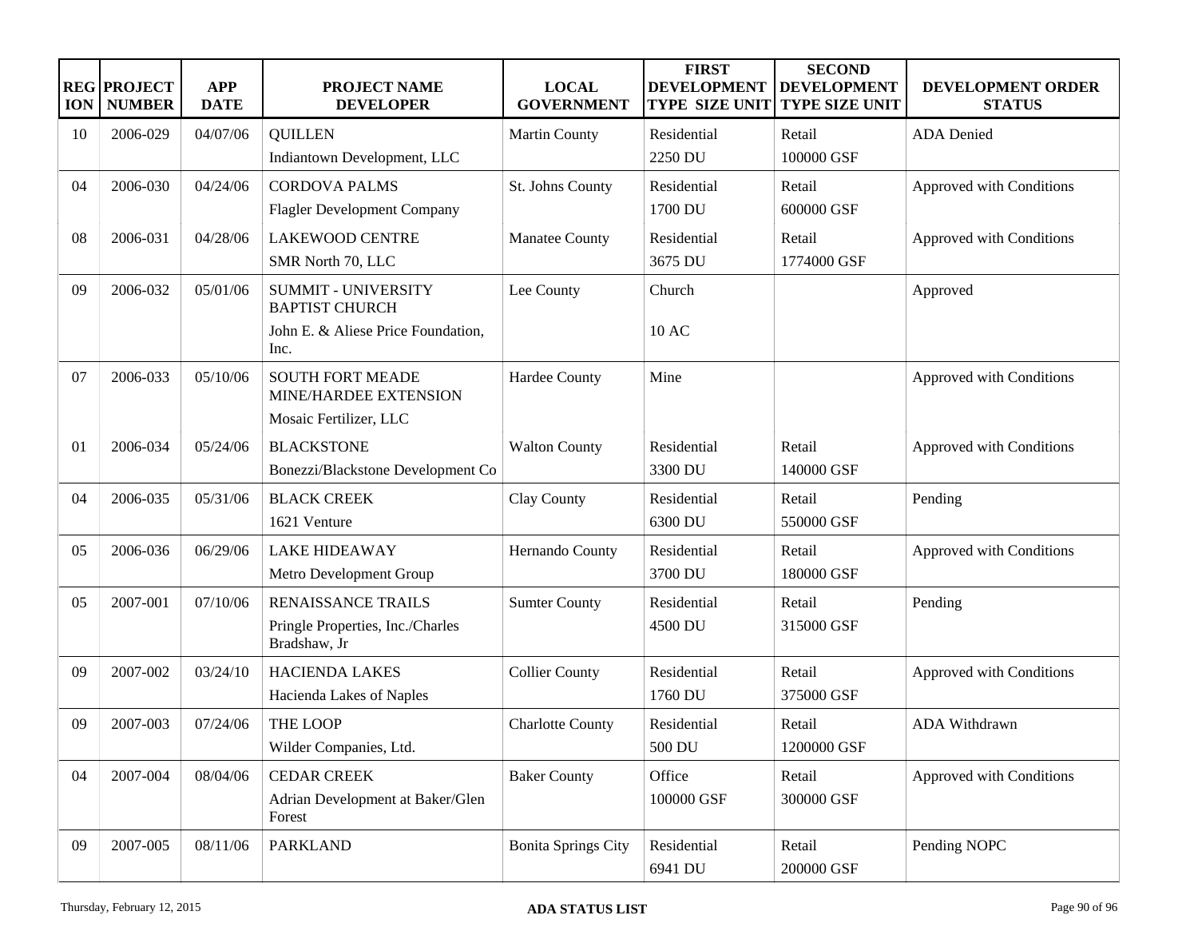| REGION | PROJECT NUMBER | APP DATE | PROJECT NAME DEVELOPER | LOCAL GOVERNMENT | FIRST DEVELOPMENT TYPE SIZE UNIT | SECOND DEVELOPMENT TYPE SIZE UNIT | DEVELOPMENT ORDER STATUS |
|---|---|---|---|---|---|---|---|
| 10 | 2006-029 | 04/07/06 | QUILLEN<br>Indiantown Development, LLC | Martin County | Residential<br>2250 DU | Retail<br>100000 GSF | ADA Denied |
| 04 | 2006-030 | 04/24/06 | CORDOVA PALMS<br>Flagler Development Company | St. Johns County | Residential<br>1700 DU | Retail<br>600000 GSF | Approved with Conditions |
| 08 | 2006-031 | 04/28/06 | LAKEWOOD CENTRE<br>SMR North 70, LLC | Manatee County | Residential<br>3675 DU | Retail<br>1774000 GSF | Approved with Conditions |
| 09 | 2006-032 | 05/01/06 | SUMMIT - UNIVERSITY BAPTIST CHURCH<br>John E. & Aliese Price Foundation, Inc. | Lee County | Church<br>10 AC | | Approved |
| 07 | 2006-033 | 05/10/06 | SOUTH FORT MEADE MINE/HARDEE EXTENSION<br>Mosaic Fertilizer, LLC | Hardee County | Mine | | Approved with Conditions |
| 01 | 2006-034 | 05/24/06 | BLACKSTONE<br>Bonezzi/Blackstone Development Co | Walton County | Residential<br>3300 DU | Retail<br>140000 GSF | Approved with Conditions |
| 04 | 2006-035 | 05/31/06 | BLACK CREEK<br>1621 Venture | Clay County | Residential<br>6300 DU | Retail<br>550000 GSF | Pending |
| 05 | 2006-036 | 06/29/06 | LAKE HIDEAWAY<br>Metro Development Group | Hernando County | Residential<br>3700 DU | Retail<br>180000 GSF | Approved with Conditions |
| 05 | 2007-001 | 07/10/06 | RENAISSANCE TRAILS<br>Pringle Properties, Inc./Charles Bradshaw, Jr | Sumter County | Residential<br>4500 DU | Retail<br>315000 GSF | Pending |
| 09 | 2007-002 | 03/24/10 | HACIENDA LAKES<br>Hacienda Lakes of Naples | Collier County | Residential<br>1760 DU | Retail<br>375000 GSF | Approved with Conditions |
| 09 | 2007-003 | 07/24/06 | THE LOOP<br>Wilder Companies, Ltd. | Charlotte County | Residential<br>500 DU | Retail<br>1200000 GSF | ADA Withdrawn |
| 04 | 2007-004 | 08/04/06 | CEDAR CREEK<br>Adrian Development at Baker/Glen Forest | Baker County | Office<br>100000 GSF | Retail<br>300000 GSF | Approved with Conditions |
| 09 | 2007-005 | 08/11/06 | PARKLAND | Bonita Springs City | Residential<br>6941 DU | Retail<br>200000 GSF | Pending NOPC |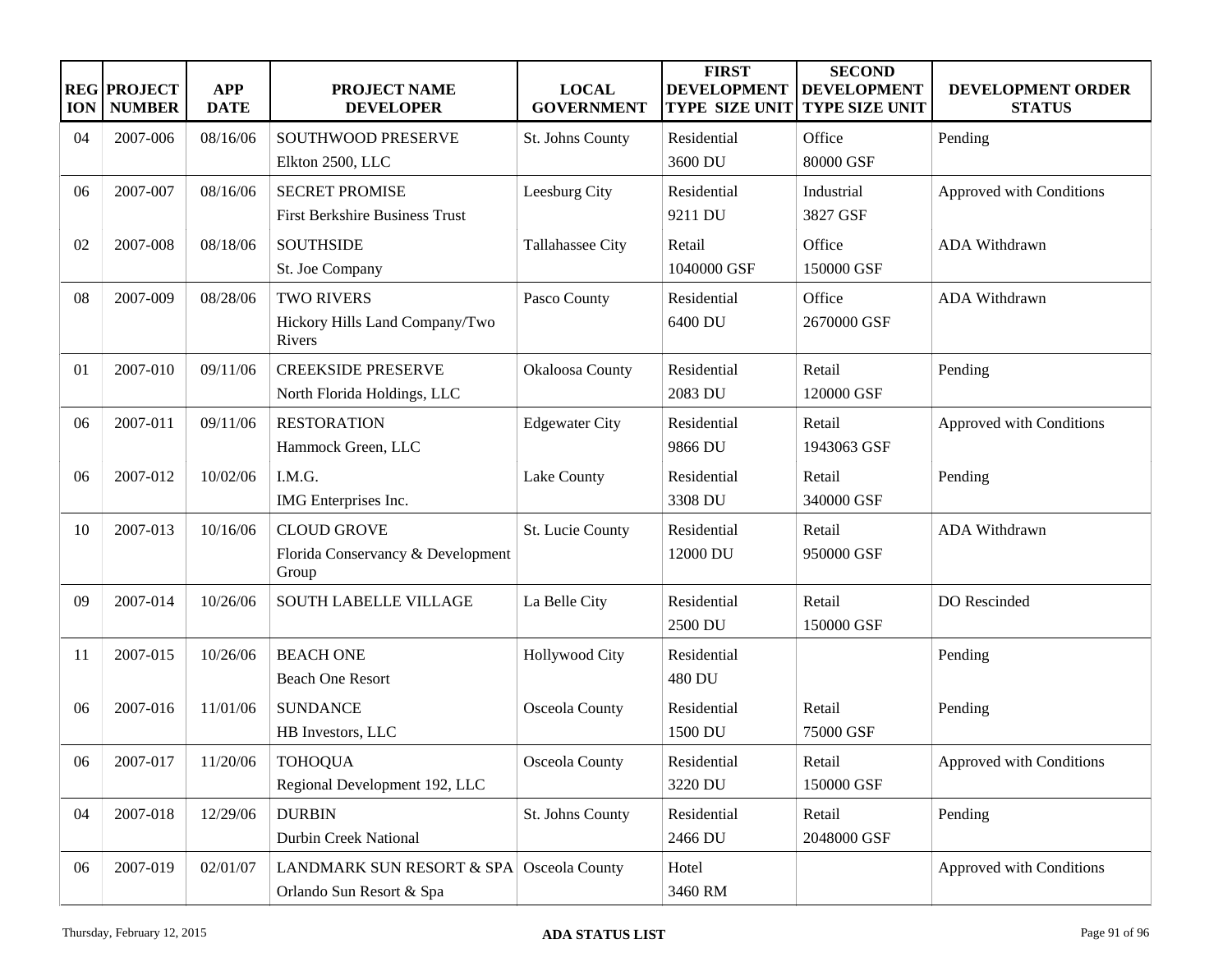| REGION | PROJECT NUMBER | APP DATE | PROJECT NAME DEVELOPER | LOCAL GOVERNMENT | FIRST DEVELOPMENT TYPE SIZE UNIT | SECOND DEVELOPMENT TYPE SIZE UNIT | DEVELOPMENT ORDER STATUS |
|---|---|---|---|---|---|---|---|
| 04 | 2007-006 | 08/16/06 | SOUTHWOOD PRESERVE<br>Elkton 2500, LLC | St. Johns County | Residential<br>3600 DU | Office<br>80000 GSF | Pending |
| 06 | 2007-007 | 08/16/06 | SECRET PROMISE<br>First Berkshire Business Trust | Leesburg City | Residential<br>9211 DU | Industrial<br>3827 GSF | Approved with Conditions |
| 02 | 2007-008 | 08/18/06 | SOUTHSIDE<br>St. Joe Company | Tallahassee City | Retail<br>1040000 GSF | Office<br>150000 GSF | ADA Withdrawn |
| 08 | 2007-009 | 08/28/06 | TWO RIVERS<br>Hickory Hills Land Company/Two Rivers | Pasco County | Residential<br>6400 DU | Office<br>2670000 GSF | ADA Withdrawn |
| 01 | 2007-010 | 09/11/06 | CREEKSIDE PRESERVE<br>North Florida Holdings, LLC | Okaloosa County | Residential<br>2083 DU | Retail<br>120000 GSF | Pending |
| 06 | 2007-011 | 09/11/06 | RESTORATION<br>Hammock Green, LLC | Edgewater City | Residential<br>9866 DU | Retail<br>1943063 GSF | Approved with Conditions |
| 06 | 2007-012 | 10/02/06 | I.M.G.<br>IMG Enterprises Inc. | Lake County | Residential<br>3308 DU | Retail<br>340000 GSF | Pending |
| 10 | 2007-013 | 10/16/06 | CLOUD GROVE<br>Florida Conservancy & Development Group | St. Lucie County | Residential<br>12000 DU | Retail<br>950000 GSF | ADA Withdrawn |
| 09 | 2007-014 | 10/26/06 | SOUTH LABELLE VILLAGE | La Belle City | Residential<br>2500 DU | Retail<br>150000 GSF | DO Rescinded |
| 11 | 2007-015 | 10/26/06 | BEACH ONE<br>Beach One Resort | Hollywood City | Residential<br>480 DU | | Pending |
| 06 | 2007-016 | 11/01/06 | SUNDANCE<br>HB Investors, LLC | Osceola County | Residential<br>1500 DU | Retail<br>75000 GSF | Pending |
| 06 | 2007-017 | 11/20/06 | TOHOQUA<br>Regional Development 192, LLC | Osceola County | Residential<br>3220 DU | Retail<br>150000 GSF | Approved with Conditions |
| 04 | 2007-018 | 12/29/06 | DURBIN<br>Durbin Creek National | St. Johns County | Residential<br>2466 DU | Retail<br>2048000 GSF | Pending |
| 06 | 2007-019 | 02/01/07 | LANDMARK SUN RESORT & SPA<br>Orlando Sun Resort & Spa | Osceola County | Hotel<br>3460 RM | | Approved with Conditions |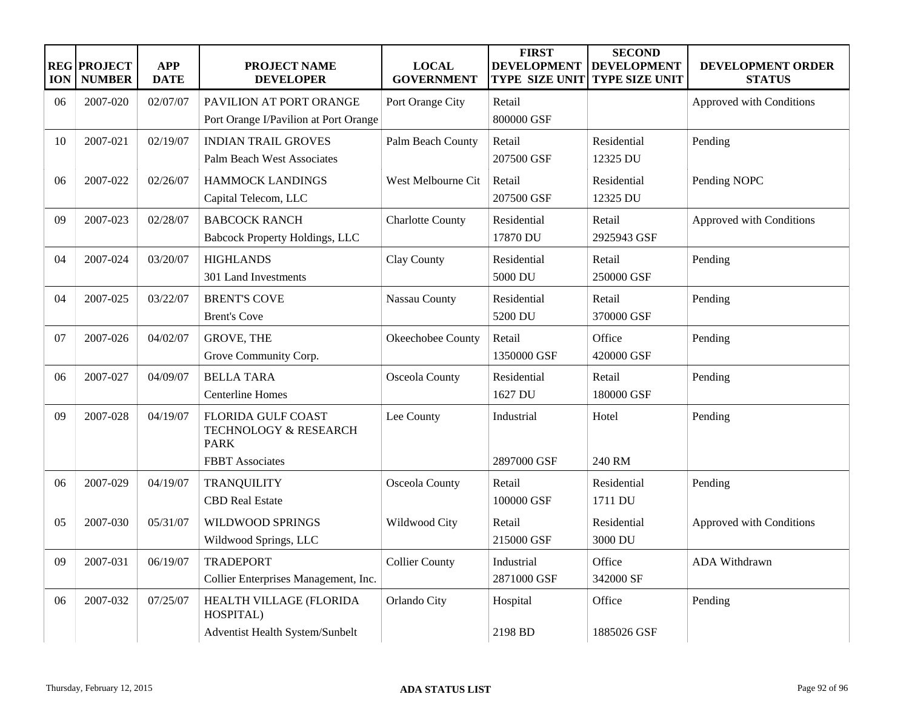| REGION | PROJECT NUMBER | APP DATE | PROJECT NAME<br>DEVELOPER | LOCAL GOVERNMENT | FIRST DEVELOPMENT TYPE SIZE UNIT | SECOND DEVELOPMENT TYPE SIZE UNIT | DEVELOPMENT ORDER STATUS |
|---|---|---|---|---|---|---|---|
| 06 | 2007-020 | 02/07/07 | PAVILION AT PORT ORANGE<br>Port Orange I/Pavilion at Port Orange | Port Orange City | Retail<br>800000 GSF | | Approved with Conditions |
| 10 | 2007-021 | 02/19/07 | INDIAN TRAIL GROVES<br>Palm Beach West Associates | Palm Beach County | Retail<br>207500 GSF | Residential<br>12325 DU | Pending |
| 06 | 2007-022 | 02/26/07 | HAMMOCK LANDINGS<br>Capital Telecom, LLC | West Melbourne Cit | Retail<br>207500 GSF | Residential<br>12325 DU | Pending NOPC |
| 09 | 2007-023 | 02/28/07 | BABCOCK RANCH<br>Babcock Property Holdings, LLC | Charlotte County | Residential<br>17870 DU | Retail<br>2925943 GSF | Approved with Conditions |
| 04 | 2007-024 | 03/20/07 | HIGHLANDS<br>301 Land Investments | Clay County | Residential<br>5000 DU | Retail<br>250000 GSF | Pending |
| 04 | 2007-025 | 03/22/07 | BRENT'S COVE<br>Brent's Cove | Nassau County | Residential<br>5200 DU | Retail<br>370000 GSF | Pending |
| 07 | 2007-026 | 04/02/07 | GROVE, THE<br>Grove Community Corp. | Okeechobee County | Retail<br>1350000 GSF | Office<br>420000 GSF | Pending |
| 06 | 2007-027 | 04/09/07 | BELLA TARA<br>Centerline Homes | Osceola County | Residential<br>1627 DU | Retail<br>180000 GSF | Pending |
| 09 | 2007-028 | 04/19/07 | FLORIDA GULF COAST TECHNOLOGY & RESEARCH PARK<br>FBBT Associates | Lee County | Industrial<br>2897000 GSF | Hotel<br>240 RM | Pending |
| 06 | 2007-029 | 04/19/07 | TRANQUILITY<br>CBD Real Estate | Osceola County | Retail<br>100000 GSF | Residential<br>1711 DU | Pending |
| 05 | 2007-030 | 05/31/07 | WILDWOOD SPRINGS<br>Wildwood Springs, LLC | Wildwood City | Retail<br>215000 GSF | Residential<br>3000 DU | Approved with Conditions |
| 09 | 2007-031 | 06/19/07 | TRADEPORT<br>Collier Enterprises Management, Inc. | Collier County | Industrial<br>2871000 GSF | Office<br>342000 SF | ADA Withdrawn |
| 06 | 2007-032 | 07/25/07 | HEALTH VILLAGE (FLORIDA HOSPITAL)<br>Adventist Health System/Sunbelt | Orlando City | Hospital<br>2198 BD | Office<br>1885026 GSF | Pending |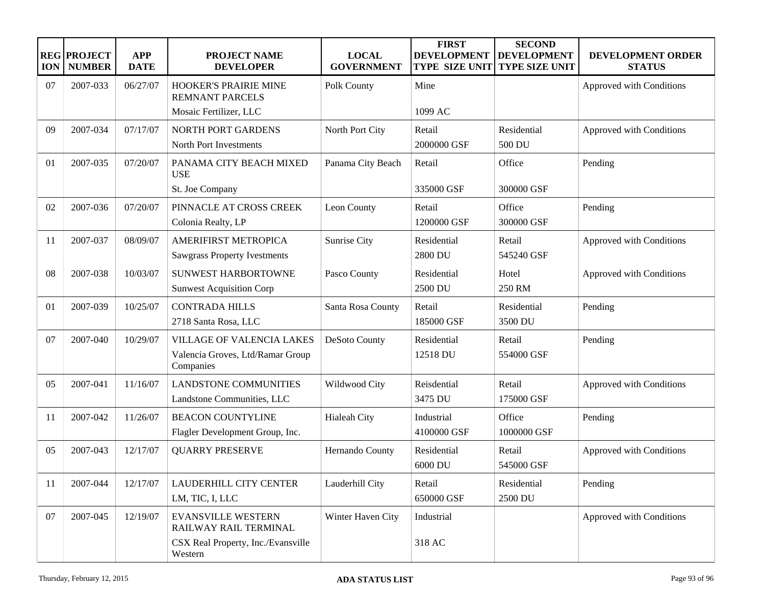| REGION | PROJECT NUMBER | APP DATE | PROJECT NAME DEVELOPER | LOCAL GOVERNMENT | FIRST DEVELOPMENT TYPE SIZE UNIT | SECOND DEVELOPMENT TYPE SIZE UNIT | DEVELOPMENT ORDER STATUS |
|---|---|---|---|---|---|---|---|
| 07 | 2007-033 | 06/27/07 | HOOKER'S PRAIRIE MINE REMNANT PARCELS<br>Mosaic Fertilizer, LLC | Polk County | Mine<br>1099 AC | | Approved with Conditions |
| 09 | 2007-034 | 07/17/07 | NORTH PORT GARDENS<br>North Port Investments | North Port City | Retail<br>2000000 GSF | Residential<br>500 DU | Approved with Conditions |
| 01 | 2007-035 | 07/20/07 | PANAMA CITY BEACH MIXED USE<br>St. Joe Company | Panama City Beach | Retail<br>335000 GSF | Office<br>300000 GSF | Pending |
| 02 | 2007-036 | 07/20/07 | PINNACLE AT CROSS CREEK<br>Colonia Realty, LP | Leon County | Retail<br>1200000 GSF | Office<br>300000 GSF | Pending |
| 11 | 2007-037 | 08/09/07 | AMERIFIRST METROPICA<br>Sawgrass Property Ivestments | Sunrise City | Residential<br>2800 DU | Retail<br>545240 GSF | Approved with Conditions |
| 08 | 2007-038 | 10/03/07 | SUNWEST HARBORTOWNE<br>Sunwest Acquisition Corp | Pasco County | Residential<br>2500 DU | Hotel<br>250 RM | Approved with Conditions |
| 01 | 2007-039 | 10/25/07 | CONTRADA HILLS<br>2718 Santa Rosa, LLC | Santa Rosa County | Retail<br>185000 GSF | Residential<br>3500 DU | Pending |
| 07 | 2007-040 | 10/29/07 | VILLAGE OF VALENCIA LAKES<br>Valencia Groves, Ltd/Ramar Group Companies | DeSoto County | Residential<br>12518 DU | Retail<br>554000 GSF | Pending |
| 05 | 2007-041 | 11/16/07 | LANDSTONE COMMUNITIES<br>Landstone Communities, LLC | Wildwood City | Reisdential<br>3475 DU | Retail<br>175000 GSF | Approved with Conditions |
| 11 | 2007-042 | 11/26/07 | BEACON COUNTYLINE<br>Flagler Development Group, Inc. | Hialeah City | Industrial<br>4100000 GSF | Office<br>1000000 GSF | Pending |
| 05 | 2007-043 | 12/17/07 | QUARRY PRESERVE | Hernando County | Residential<br>6000 DU | Retail<br>545000 GSF | Approved with Conditions |
| 11 | 2007-044 | 12/17/07 | LAUDERHILL CITY CENTER<br>LM, TIC, I, LLC | Lauderhill City | Retail<br>650000 GSF | Residential<br>2500 DU | Pending |
| 07 | 2007-045 | 12/19/07 | EVANSVILLE WESTERN RAILWAY RAIL TERMINAL<br>CSX Real Property, Inc./Evansville Western | Winter Haven City | Industrial<br>318 AC | | Approved with Conditions |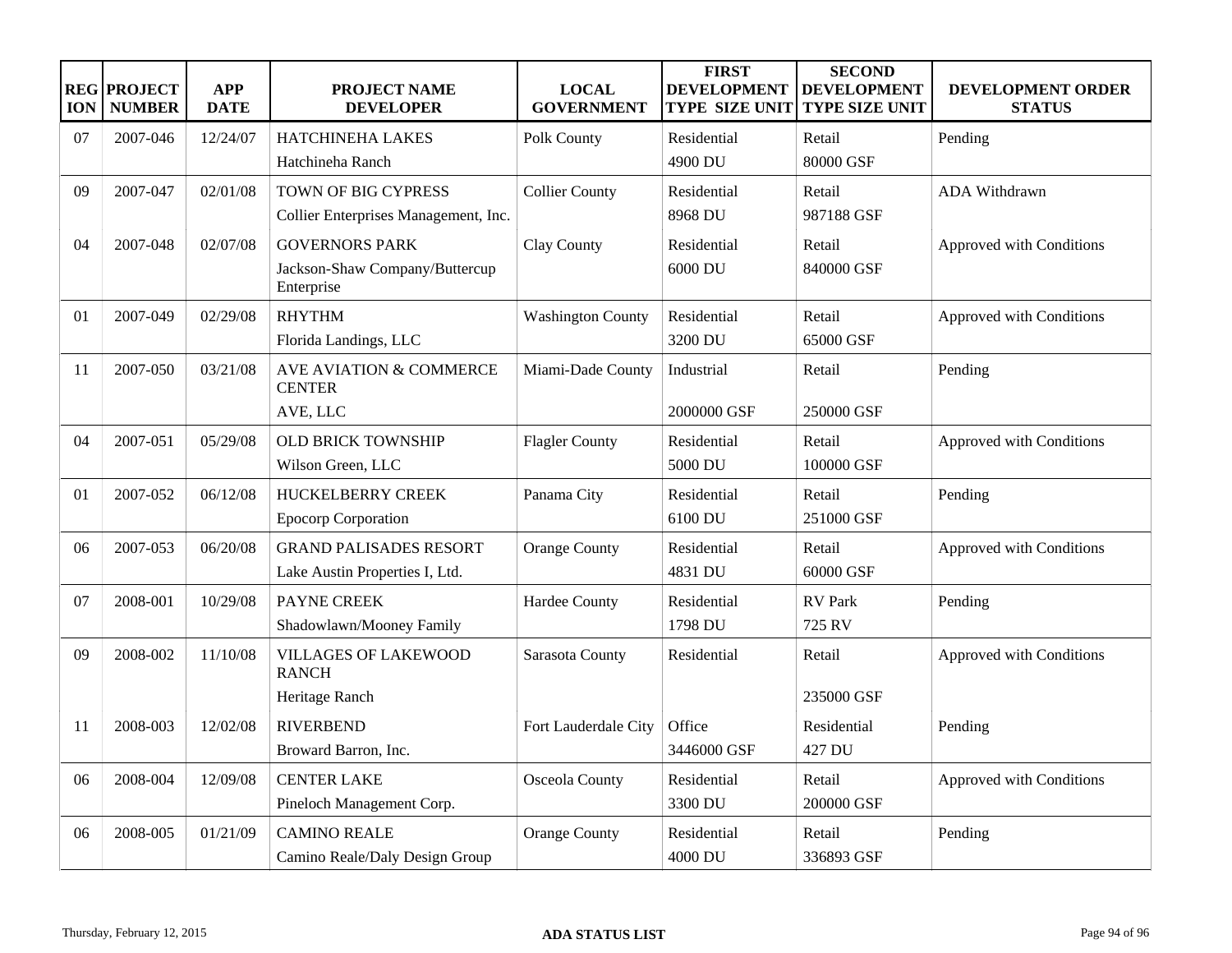| REGION | PROJECT NUMBER | APP DATE | PROJECT NAME DEVELOPER | LOCAL GOVERNMENT | FIRST DEVELOPMENT TYPE SIZE UNIT | SECOND DEVELOPMENT TYPE SIZE UNIT | DEVELOPMENT ORDER STATUS |
|---|---|---|---|---|---|---|---|
| 07 | 2007-046 | 12/24/07 | HATCHINEHA LAKES<br>Hatchineha Ranch | Polk County | Residential<br>4900 DU | Retail<br>80000 GSF | Pending |
| 09 | 2007-047 | 02/01/08 | TOWN OF BIG CYPRESS<br>Collier Enterprises Management, Inc. | Collier County | Residential<br>8968 DU | Retail<br>987188 GSF | ADA Withdrawn |
| 04 | 2007-048 | 02/07/08 | GOVERNORS PARK<br>Jackson-Shaw Company/Buttercup Enterprise | Clay County | Residential<br>6000 DU | Retail<br>840000 GSF | Approved with Conditions |
| 01 | 2007-049 | 02/29/08 | RHYTHM<br>Florida Landings, LLC | Washington County | Residential<br>3200 DU | Retail<br>65000 GSF | Approved with Conditions |
| 11 | 2007-050 | 03/21/08 | AVE AVIATION & COMMERCE CENTER<br>AVE, LLC | Miami-Dade County | Industrial<br>2000000 GSF | Retail<br>250000 GSF | Pending |
| 04 | 2007-051 | 05/29/08 | OLD BRICK TOWNSHIP<br>Wilson Green, LLC | Flagler County | Residential<br>5000 DU | Retail<br>100000 GSF | Approved with Conditions |
| 01 | 2007-052 | 06/12/08 | HUCKELBERRY CREEK<br>Epocorp Corporation | Panama City | Residential<br>6100 DU | Retail<br>251000 GSF | Pending |
| 06 | 2007-053 | 06/20/08 | GRAND PALISADES RESORT<br>Lake Austin Properties I, Ltd. | Orange County | Residential<br>4831 DU | Retail<br>60000 GSF | Approved with Conditions |
| 07 | 2008-001 | 10/29/08 | PAYNE CREEK<br>Shadowlawn/Mooney Family | Hardee County | Residential<br>1798 DU | RV Park<br>725 RV | Pending |
| 09 | 2008-002 | 11/10/08 | VILLAGES OF LAKEWOOD RANCH<br>Heritage Ranch | Sarasota County | Residential | Retail<br>235000 GSF | Approved with Conditions |
| 11 | 2008-003 | 12/02/08 | RIVERBEND<br>Broward Barron, Inc. | Fort Lauderdale City | Office<br>3446000 GSF | Residential<br>427 DU | Pending |
| 06 | 2008-004 | 12/09/08 | CENTER LAKE<br>Pineloch Management Corp. | Osceola County | Residential<br>3300 DU | Retail<br>200000 GSF | Approved with Conditions |
| 06 | 2008-005 | 01/21/09 | CAMINO REALE<br>Camino Reale/Daly Design Group | Orange County | Residential<br>4000 DU | Retail<br>336893 GSF | Pending |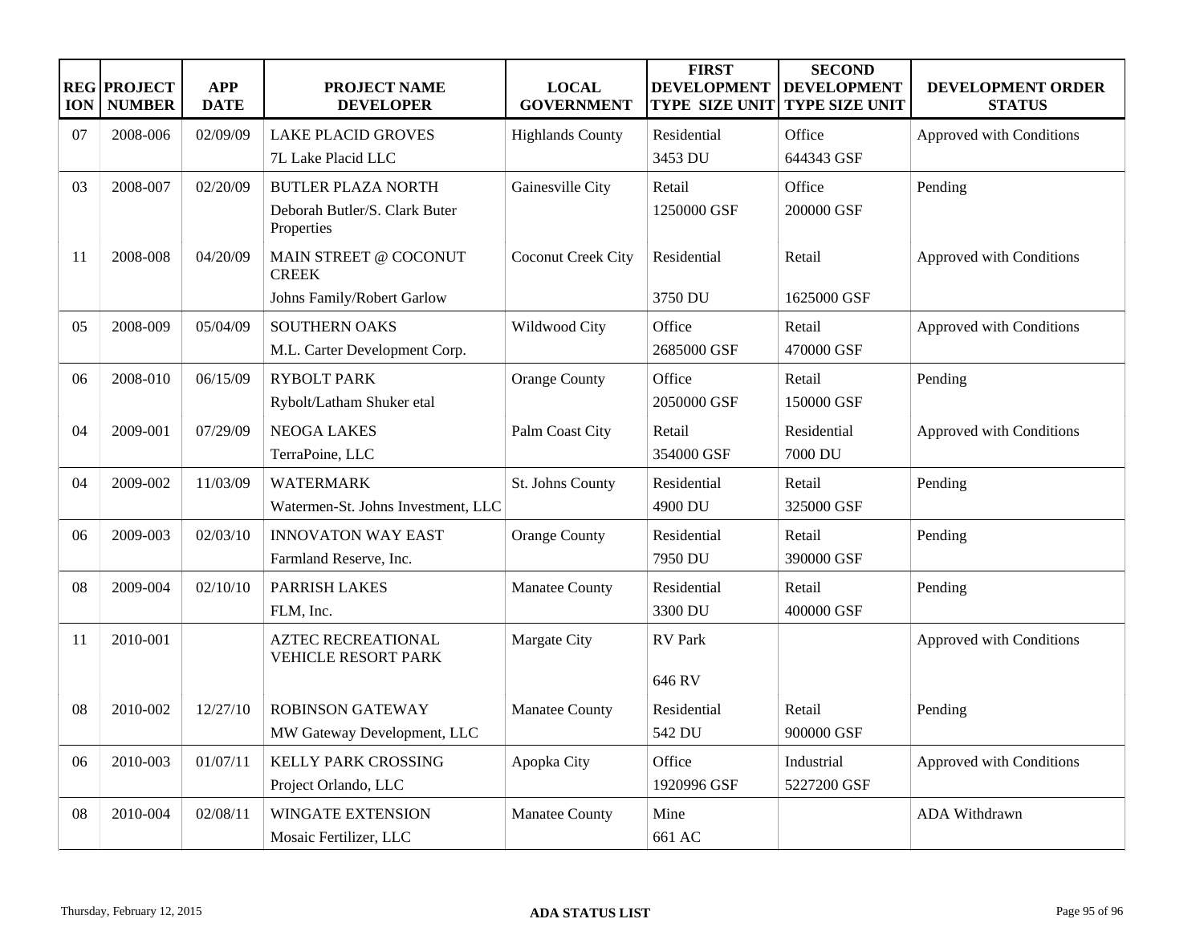| REGION | PROJECT NUMBER | APP DATE | PROJECT NAME DEVELOPER | LOCAL GOVERNMENT | FIRST DEVELOPMENT TYPE SIZE UNIT | SECOND DEVELOPMENT TYPE SIZE UNIT | DEVELOPMENT ORDER STATUS |
|---|---|---|---|---|---|---|---|
| 07 | 2008-006 | 02/09/09 | LAKE PLACID GROVES<br>7L Lake Placid LLC | Highlands County | Residential<br>3453 DU | Office<br>644343 GSF | Approved with Conditions |
| 03 | 2008-007 | 02/20/09 | BUTLER PLAZA NORTH<br>Deborah Butler/S. Clark Buter Properties | Gainesville City | Retail<br>1250000 GSF | Office<br>200000 GSF | Pending |
| 11 | 2008-008 | 04/20/09 | MAIN STREET @ COCONUT CREEK<br>Johns Family/Robert Garlow | Coconut Creek City | Residential<br>3750 DU | Retail<br>1625000 GSF | Approved with Conditions |
| 05 | 2008-009 | 05/04/09 | SOUTHERN OAKS<br>M.L. Carter Development Corp. | Wildwood City | Office<br>2685000 GSF | Retail<br>470000 GSF | Approved with Conditions |
| 06 | 2008-010 | 06/15/09 | RYBOLT PARK<br>Rybolt/Latham Shuker etal | Orange County | Office<br>2050000 GSF | Retail<br>150000 GSF | Pending |
| 04 | 2009-001 | 07/29/09 | NEOGA LAKES<br>TerraPoine, LLC | Palm Coast City | Retail<br>354000 GSF | Residential<br>7000 DU | Approved with Conditions |
| 04 | 2009-002 | 11/03/09 | WATERMARK<br>Watermen-St. Johns Investment, LLC | St. Johns County | Residential<br>4900 DU | Retail<br>325000 GSF | Pending |
| 06 | 2009-003 | 02/03/10 | INNOVATON WAY EAST<br>Farmland Reserve, Inc. | Orange County | Residential<br>7950 DU | Retail<br>390000 GSF | Pending |
| 08 | 2009-004 | 02/10/10 | PARRISH LAKES<br>FLM, Inc. | Manatee County | Residential<br>3300 DU | Retail<br>400000 GSF | Pending |
| 11 | 2010-001 | | AZTEC RECREATIONAL VEHICLE RESORT PARK | Margate City | RV Park<br>646 RV | | Approved with Conditions |
| 08 | 2010-002 | 12/27/10 | ROBINSON GATEWAY<br>MW Gateway Development, LLC | Manatee County | Residential<br>542 DU | Retail<br>900000 GSF | Pending |
| 06 | 2010-003 | 01/07/11 | KELLY PARK CROSSING<br>Project Orlando, LLC | Apopka City | Office<br>1920996 GSF | Industrial<br>5227200 GSF | Approved with Conditions |
| 08 | 2010-004 | 02/08/11 | WINGATE EXTENSION<br>Mosaic Fertilizer, LLC | Manatee County | Mine<br>661 AC | | ADA Withdrawn |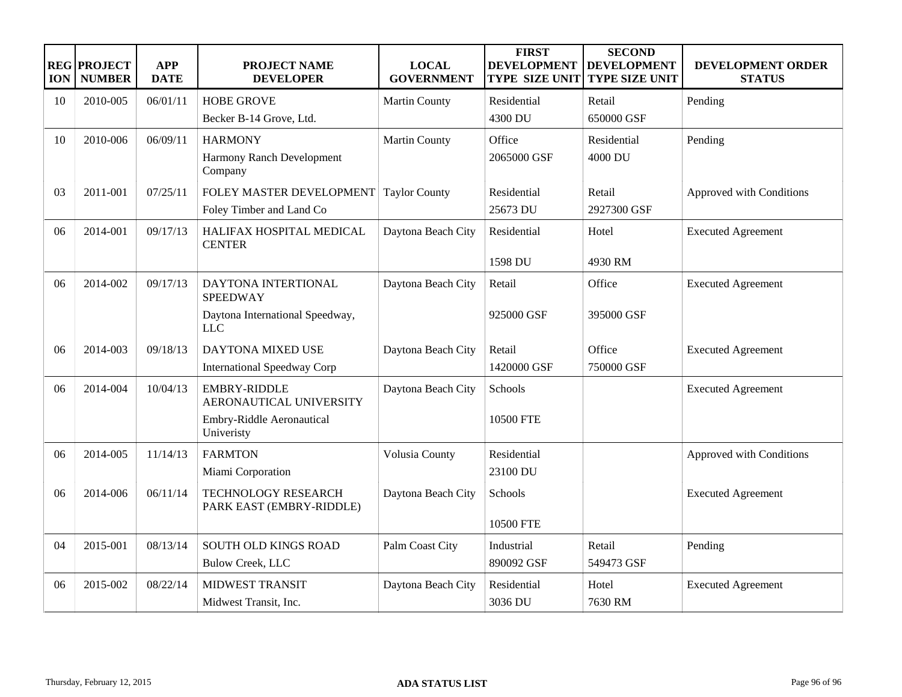| REGION | PROJECT NUMBER | APP DATE | PROJECT NAME DEVELOPER | LOCAL GOVERNMENT | FIRST DEVELOPMENT TYPE SIZE UNIT | SECOND DEVELOPMENT TYPE SIZE UNIT | DEVELOPMENT ORDER STATUS |
|---|---|---|---|---|---|---|---|
| 10 | 2010-005 | 06/01/11 | HOBE GROVE<br>Becker B-14 Grove, Ltd. | Martin County | Residential<br>4300 DU | Retail<br>650000 GSF | Pending |
| 10 | 2010-006 | 06/09/11 | HARMONY<br>Harmony Ranch Development Company | Martin County | Office<br>2065000 GSF | Residential<br>4000 DU | Pending |
| 03 | 2011-001 | 07/25/11 | FOLEY MASTER DEVELOPMENT<br>Foley Timber and Land Co | Taylor County | Residential<br>25673 DU | Retail<br>2927300 GSF | Approved with Conditions |
| 06 | 2014-001 | 09/17/13 | HALIFAX HOSPITAL MEDICAL CENTER | Daytona Beach City | Residential<br>1598 DU | Hotel<br>4930 RM | Executed Agreement |
| 06 | 2014-002 | 09/17/13 | DAYTONA INTERTIONAL SPEEDWAY<br>Daytona International Speedway, LLC | Daytona Beach City | Retail<br>925000 GSF | Office<br>395000 GSF | Executed Agreement |
| 06 | 2014-003 | 09/18/13 | DAYTONA MIXED USE<br>International Speedway Corp | Daytona Beach City | Retail<br>1420000 GSF | Office<br>750000 GSF | Executed Agreement |
| 06 | 2014-004 | 10/04/13 | EMBRY-RIDDLE AERONAUTICAL UNIVERSITY<br>Embry-Riddle Aeronautical Univeristy | Daytona Beach City | Schools<br>10500 FTE | | Executed Agreement |
| 06 | 2014-005 | 11/14/13 | FARMTON<br>Miami Corporation | Volusia County | Residential<br>23100 DU | | Approved with Conditions |
| 06 | 2014-006 | 06/11/14 | TECHNOLOGY RESEARCH PARK EAST (EMBRY-RIDDLE) | Daytona Beach City | Schools<br>10500 FTE | | Executed Agreement |
| 04 | 2015-001 | 08/13/14 | SOUTH OLD KINGS ROAD<br>Bulow Creek, LLC | Palm Coast City | Industrial<br>890092 GSF | Retail<br>549473 GSF | Pending |
| 06 | 2015-002 | 08/22/14 | MIDWEST TRANSIT<br>Midwest Transit, Inc. | Daytona Beach City | Residential<br>3036 DU | Hotel<br>7630 RM | Executed Agreement |